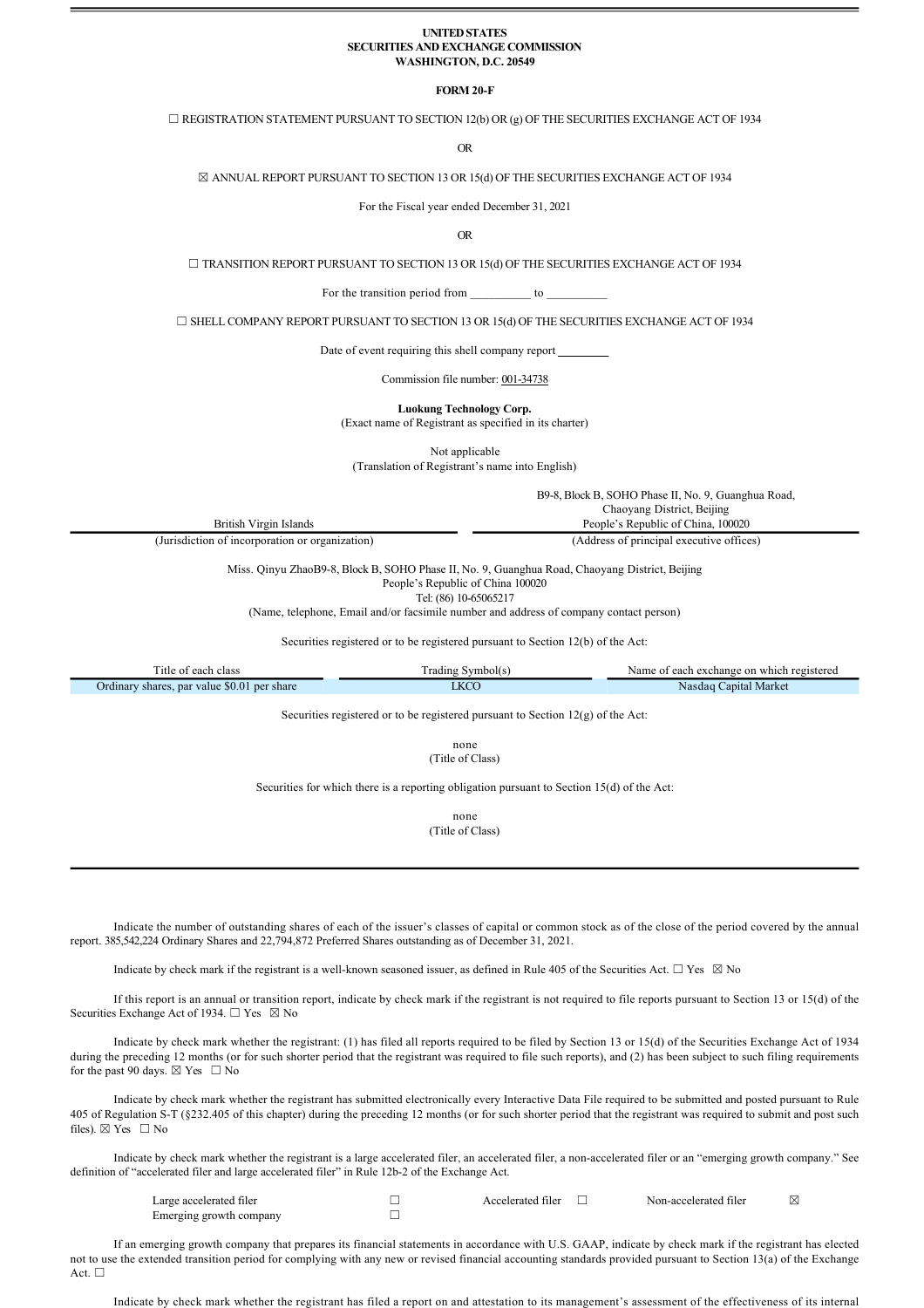**UNITED STATES**
**SECURITIES AND EXCHANGE COMMISSION**
**WASHINGTON, D.C. 20549**

**FORM 20-F**

☐ REGISTRATION STATEMENT PURSUANT TO SECTION 12(b) OR (g) OF THE SECURITIES EXCHANGE ACT OF 1934

OR

☒ ANNUAL REPORT PURSUANT TO SECTION 13 OR 15(d) OF THE SECURITIES EXCHANGE ACT OF 1934

For the Fiscal year ended December 31, 2021

OR

☐ TRANSITION REPORT PURSUANT TO SECTION 13 OR 15(d) OF THE SECURITIES EXCHANGE ACT OF 1934

For the transition period from __________ to __________

☐ SHELL COMPANY REPORT PURSUANT TO SECTION 13 OR 15(d) OF THE SECURITIES EXCHANGE ACT OF 1934

Date of event requiring this shell company report ________

Commission file number: 001-34738

**Luokung Technology Corp.**
(Exact name of Registrant as specified in its charter)

Not applicable
(Translation of Registrant's name into English)

| British Virgin Islands | B9-8, Block B, SOHO Phase II, No. 9, Guanghua Road, Chaoyang District, Beijing People's Republic of China, 100020 |
|---|---|
| (Jurisdiction of incorporation or organization) | (Address of principal executive offices) |

Miss. Qinyu ZhaoB9-8, Block B, SOHO Phase II, No. 9, Guanghua Road, Chaoyang District, Beijing
People's Republic of China 100020
Tel: (86) 10-65065217
(Name, telephone, Email and/or facsimile number and address of company contact person)

Securities registered or to be registered pursuant to Section 12(b) of the Act:

| Title of each class | Trading Symbol(s) | Name of each exchange on which registered |
|---|---|---|
| Ordinary shares, par value $0.01 per share | LKCO | Nasdaq Capital Market |

Securities registered or to be registered pursuant to Section 12(g) of the Act:

none
(Title of Class)

Securities for which there is a reporting obligation pursuant to Section 15(d) of the Act:

none
(Title of Class)

Indicate the number of outstanding shares of each of the issuer's classes of capital or common stock as of the close of the period covered by the annual report. 385,542,224 Ordinary Shares and 22,794,872 Preferred Shares outstanding as of December 31, 2021.

Indicate by check mark if the registrant is a well-known seasoned issuer, as defined in Rule 405 of the Securities Act. ☐ Yes ☒ No

If this report is an annual or transition report, indicate by check mark if the registrant is not required to file reports pursuant to Section 13 or 15(d) of the Securities Exchange Act of 1934. ☐ Yes ☒ No

Indicate by check mark whether the registrant: (1) has filed all reports required to be filed by Section 13 or 15(d) of the Securities Exchange Act of 1934 during the preceding 12 months (or for such shorter period that the registrant was required to file such reports), and (2) has been subject to such filing requirements for the past 90 days. ☒ Yes ☐ No

Indicate by check mark whether the registrant has submitted electronically every Interactive Data File required to be submitted and posted pursuant to Rule 405 of Regulation S-T (§232.405 of this chapter) during the preceding 12 months (or for such shorter period that the registrant was required to submit and post such files). ☒ Yes ☐ No

Indicate by check mark whether the registrant is a large accelerated filer, an accelerated filer, a non-accelerated filer or an "emerging growth company." See definition of "accelerated filer and large accelerated filer" in Rule 12b-2 of the Exchange Act.

| Large accelerated filer | ☐ | Accelerated filer | ☐ | Non-accelerated filer | ☒ |
|---|---|---|---|---|---|
| Emerging growth company | ☐ | | | | |

If an emerging growth company that prepares its financial statements in accordance with U.S. GAAP, indicate by check mark if the registrant has elected not to use the extended transition period for complying with any new or revised financial accounting standards provided pursuant to Section 13(a) of the Exchange Act. ☐

Indicate by check mark whether the registrant has filed a report on and attestation to its management's assessment of the effectiveness of its internal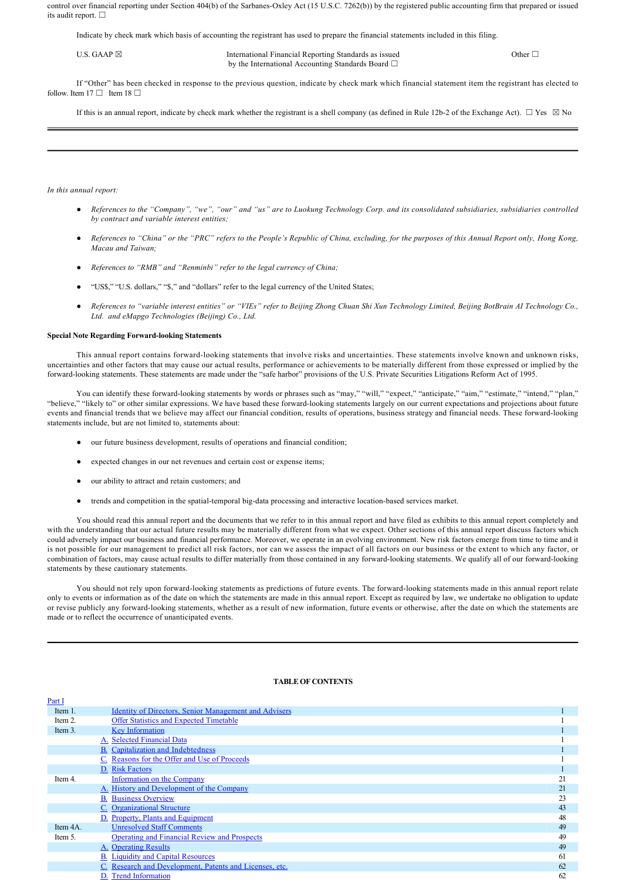control over financial reporting under Section 404(b) of the Sarbanes-Oxley Act (15 U.S.C. 7262(b)) by the registered public accounting firm that prepared or issued its audit report. ☐

Indicate by check mark which basis of accounting the registrant has used to prepare the financial statements included in this filing.

U.S. GAAP ☒ International Financial Reporting Standards as issued by the International Accounting Standards Board ☐ Other ☐

If "Other" has been checked in response to the previous question, indicate by check mark which financial statement item the registrant has elected to follow. Item 17 ☐ Item 18 ☐

If this is an annual report, indicate by check mark whether the registrant is a shell company (as defined in Rule 12b-2 of the Exchange Act). ☐ Yes ☒ No

*In this annual report:*

- *References to the "Company", "we", "our" and "us" are to Luokung Technology Corp. and its consolidated subsidiaries, subsidiaries controlled by contract and variable interest entities;*
- *References to "China" or the "PRC" refers to the People's Republic of China, excluding, for the purposes of this Annual Report only, Hong Kong, Macau and Taiwan;*
- *References to "RMB" and "Renminbi" refer to the legal currency of China;*
- "US$," "U.S. dollars," "$," and "dollars" refer to the legal currency of the United States;
- *References to "variable interest entities" or "VIEs" refer to Beijing Zhong Chuan Shi Xun Technology Limited, Beijing BotBrain AI Technology Co., Ltd. and eMapgo Technologies (Beijing) Co., Ltd.*

**Special Note Regarding Forward-looking Statements**

This annual report contains forward-looking statements that involve risks and uncertainties. These statements involve known and unknown risks, uncertainties and other factors that may cause our actual results, performance or achievements to be materially different from those expressed or implied by the forward-looking statements. These statements are made under the "safe harbor" provisions of the U.S. Private Securities Litigations Reform Act of 1995.

You can identify these forward-looking statements by words or phrases such as "may," "will," "expect," "anticipate," "aim," "estimate," "intend," "plan," "believe," "likely to" or other similar expressions. We have based these forward-looking statements largely on our current expectations and projections about future events and financial trends that we believe may affect our financial condition, results of operations, business strategy and financial needs. These forward-looking statements include, but are not limited to, statements about:

- our future business development, results of operations and financial condition;
- expected changes in our net revenues and certain cost or expense items;
- our ability to attract and retain customers; and
- trends and competition in the spatial-temporal big-data processing and interactive location-based services market.

You should read this annual report and the documents that we refer to in this annual report and have filed as exhibits to this annual report completely and with the understanding that our actual future results may be materially different from what we expect. Other sections of this annual report discuss factors which could adversely impact our business and financial performance. Moreover, we operate in an evolving environment. New risk factors emerge from time to time and it is not possible for our management to predict all risk factors, nor can we assess the impact of all factors on our business or the extent to which any factor, or combination of factors, may cause actual results to differ materially from those contained in any forward-looking statements. We qualify all of our forward-looking statements by these cautionary statements.

You should not rely upon forward-looking statements as predictions of future events. The forward-looking statements made in this annual report relate only to events or information as of the date on which the statements are made in this annual report. Except as required by law, we undertake no obligation to update or revise publicly any forward-looking statements, whether as a result of new information, future events or otherwise, after the date on which the statements are made or to reflect the occurrence of unanticipated events.

**TABLE OF CONTENTS**

| Part I | | |
|---|---|---|
| Item 1. | Identity of Directors, Senior Management and Advisers | 1 |
| Item 2. | Offer Statistics and Expected Timetable | 1 |
| Item 3. | Key Information | 1 |
| | A. Selected Financial Data | 1 |
| | B. Capitalization and Indebtedness | 1 |
| | C. Reasons for the Offer and Use of Proceeds | 1 |
| | D. Risk Factors | 1 |
| Item 4. | Information on the Company | 21 |
| | A. History and Development of the Company | 21 |
| | B. Business Overview | 23 |
| | C. Organizational Structure | 43 |
| | D. Property, Plants and Equipment | 48 |
| Item 4A. | Unresolved Staff Comments | 49 |
| Item 5. | Operating and Financial Review and Prospects | 49 |
| | A. Operating Results | 49 |
| | B. Liquidity and Capital Resources | 61 |
| | C. Research and Development, Patents and Licenses, etc. | 62 |
| | D. Trend Information | 62 |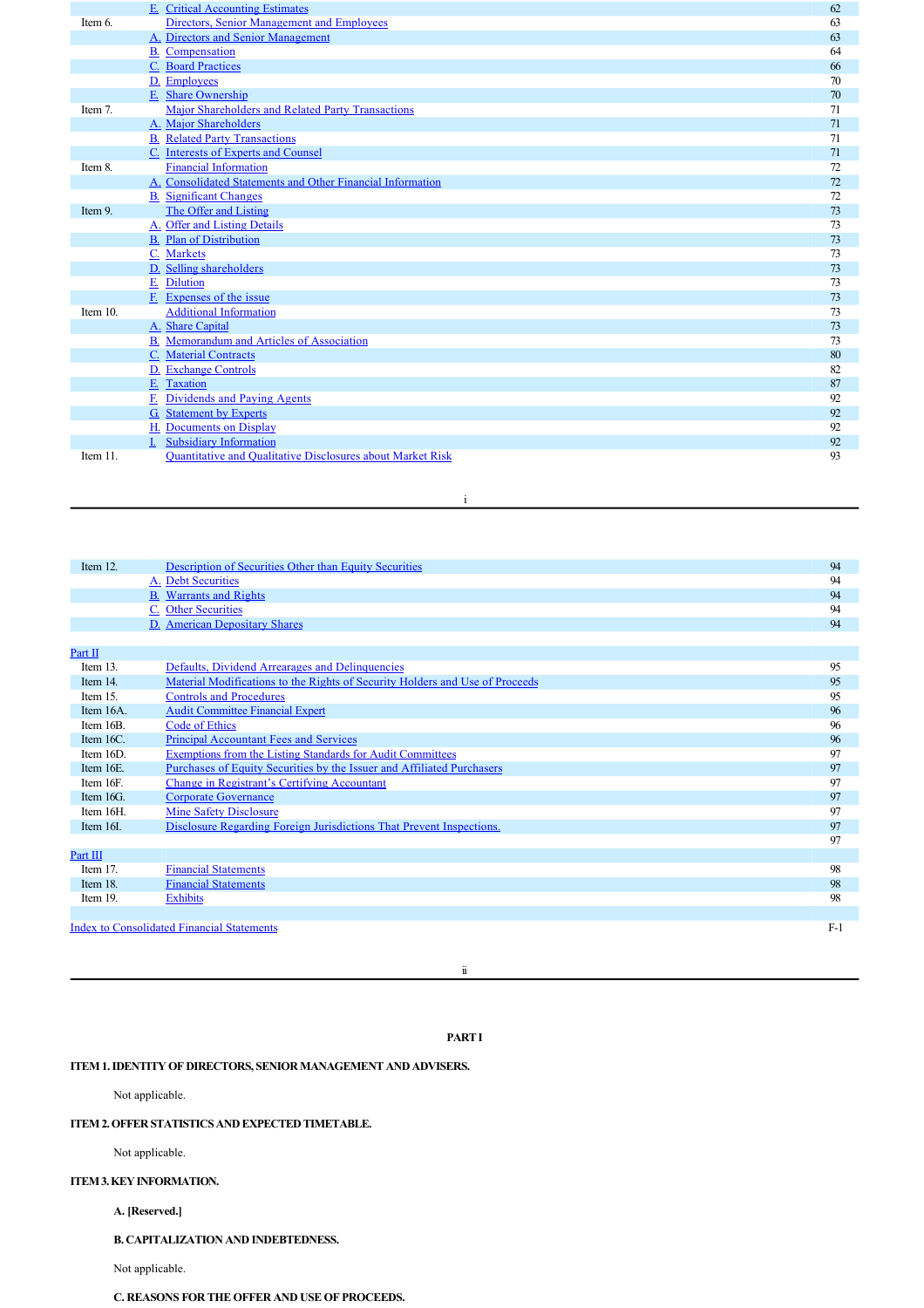| | | |
|---|---|---|
| | E. Critical Accounting Estimates | 62 |
| Item 6. | Directors, Senior Management and Employees | 63 |
| | A. Directors and Senior Management | 63 |
| | B. Compensation | 64 |
| | C. Board Practices | 66 |
| | D. Employees | 70 |
| | E. Share Ownership | 70 |
| Item 7. | Major Shareholders and Related Party Transactions | 71 |
| | A. Major Shareholders | 71 |
| | B. Related Party Transactions | 71 |
| | C. Interests of Experts and Counsel | 71 |
| Item 8. | Financial Information | 72 |
| | A. Consolidated Statements and Other Financial Information | 72 |
| | B. Significant Changes | 72 |
| Item 9. | The Offer and Listing | 73 |
| | A. Offer and Listing Details | 73 |
| | B. Plan of Distribution | 73 |
| | C. Markets | 73 |
| | D. Selling shareholders | 73 |
| | E. Dilution | 73 |
| | F. Expenses of the issue | 73 |
| Item 10. | Additional Information | 73 |
| | A. Share Capital | 73 |
| | B. Memorandum and Articles of Association | 73 |
| | C. Material Contracts | 80 |
| | D. Exchange Controls | 82 |
| | E. Taxation | 87 |
| | F. Dividends and Paying Agents | 92 |
| | G. Statement by Experts | 92 |
| | H. Documents on Display | 92 |
| | I. Subsidiary Information | 92 |
| Item 11. | Quantitative and Qualitative Disclosures about Market Risk | 93 |
| Item 12. | Description of Securities Other than Equity Securities | 94 |
| | A. Debt Securities | 94 |
| | B. Warrants and Rights | 94 |
| | C. Other Securities | 94 |
| | D. American Depositary Shares | 94 |
| Part II | | |
| Item 13. | Defaults, Dividend Arrearages and Delinquencies | 95 |
| Item 14. | Material Modifications to the Rights of Security Holders and Use of Proceeds | 95 |
| Item 15. | Controls and Procedures | 95 |
| Item 16A. | Audit Committee Financial Expert | 96 |
| Item 16B. | Code of Ethics | 96 |
| Item 16C. | Principal Accountant Fees and Services | 96 |
| Item 16D. | Exemptions from the Listing Standards for Audit Committees | 97 |
| Item 16E. | Purchases of Equity Securities by the Issuer and Affiliated Purchasers | 97 |
| Item 16F. | Change in Registrant's Certifying Accountant | 97 |
| Item 16G. | Corporate Governance | 97 |
| Item 16H. | Mine Safety Disclosure | 97 |
| Item 16I. | Disclosure Regarding Foreign Jurisdictions That Prevent Inspections. | 97 |
| | | 97 |
| Part III | | |
| Item 17. | Financial Statements | 98 |
| Item 18. | Financial Statements | 98 |
| Item 19. | Exhibits | 98 |
| | | |
| Index to Consolidated Financial Statements | | F-1 |

# PART I

## ITEM 1. IDENTITY OF DIRECTORS, SENIOR MANAGEMENT AND ADVISERS.

Not applicable.

## ITEM 2. OFFER STATISTICS AND EXPECTED TIMETABLE.

Not applicable.

## ITEM 3. KEY INFORMATION.

### A. [Reserved.]

### B. CAPITALIZATION AND INDEBTEDNESS.

Not applicable.

### C. REASONS FOR THE OFFER AND USE OF PROCEEDS.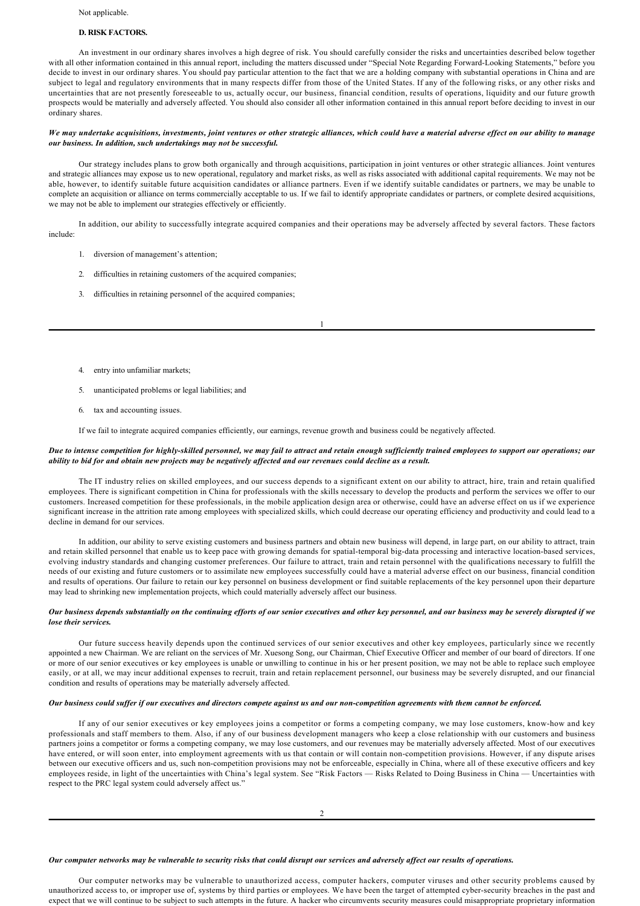Not applicable.

### D. RISK FACTORS.

An investment in our ordinary shares involves a high degree of risk. You should carefully consider the risks and uncertainties described below together with all other information contained in this annual report, including the matters discussed under "Special Note Regarding Forward-Looking Statements," before you decide to invest in our ordinary shares. You should pay particular attention to the fact that we are a holding company with substantial operations in China and are subject to legal and regulatory environments that in many respects differ from those of the United States. If any of the following risks, or any other risks and uncertainties that are not presently foreseeable to us, actually occur, our business, financial condition, results of operations, liquidity and our future growth prospects would be materially and adversely affected. You should also consider all other information contained in this annual report before deciding to invest in our ordinary shares.

***We may undertake acquisitions, investments, joint ventures or other strategic alliances, which could have a material adverse effect on our ability to manage our business. In addition, such undertakings may not be successful.***

Our strategy includes plans to grow both organically and through acquisitions, participation in joint ventures or other strategic alliances. Joint ventures and strategic alliances may expose us to new operational, regulatory and market risks, as well as risks associated with additional capital requirements. We may not be able, however, to identify suitable future acquisition candidates or alliance partners. Even if we identify suitable candidates or partners, we may be unable to complete an acquisition or alliance on terms commercially acceptable to us. If we fail to identify appropriate candidates or partners, or complete desired acquisitions, we may not be able to implement our strategies effectively or efficiently.

In addition, our ability to successfully integrate acquired companies and their operations may be adversely affected by several factors. These factors include:

1. diversion of management's attention;
2. difficulties in retaining customers of the acquired companies;
3. difficulties in retaining personnel of the acquired companies;
4. entry into unfamiliar markets;
5. unanticipated problems or legal liabilities; and
6. tax and accounting issues.

If we fail to integrate acquired companies efficiently, our earnings, revenue growth and business could be negatively affected.

***Due to intense competition for highly-skilled personnel, we may fail to attract and retain enough sufficiently trained employees to support our operations; our ability to bid for and obtain new projects may be negatively affected and our revenues could decline as a result.***

The IT industry relies on skilled employees, and our success depends to a significant extent on our ability to attract, hire, train and retain qualified employees. There is significant competition in China for professionals with the skills necessary to develop the products and perform the services we offer to our customers. Increased competition for these professionals, in the mobile application design area or otherwise, could have an adverse effect on us if we experience significant increase in the attrition rate among employees with specialized skills, which could decrease our operating efficiency and productivity and could lead to a decline in demand for our services.

In addition, our ability to serve existing customers and business partners and obtain new business will depend, in large part, on our ability to attract, train and retain skilled personnel that enable us to keep pace with growing demands for spatial-temporal big-data processing and interactive location-based services, evolving industry standards and changing customer preferences. Our failure to attract, train and retain personnel with the qualifications necessary to fulfill the needs of our existing and future customers or to assimilate new employees successfully could have a material adverse effect on our business, financial condition and results of operations. Our failure to retain our key personnel on business development or find suitable replacements of the key personnel upon their departure may lead to shrinking new implementation projects, which could materially adversely affect our business.

***Our business depends substantially on the continuing efforts of our senior executives and other key personnel, and our business may be severely disrupted if we lose their services.***

Our future success heavily depends upon the continued services of our senior executives and other key employees, particularly since we recently appointed a new Chairman. We are reliant on the services of Mr. Xuesong Song, our Chairman, Chief Executive Officer and member of our board of directors. If one or more of our senior executives or key employees is unable or unwilling to continue in his or her present position, we may not be able to replace such employee easily, or at all, we may incur additional expenses to recruit, train and retain replacement personnel, our business may be severely disrupted, and our financial condition and results of operations may be materially adversely affected.

***Our business could suffer if our executives and directors compete against us and our non-competition agreements with them cannot be enforced.***

If any of our senior executives or key employees joins a competitor or forms a competing company, we may lose customers, know-how and key professionals and staff members to them. Also, if any of our business development managers who keep a close relationship with our customers and business partners joins a competitor or forms a competing company, we may lose customers, and our revenues may be materially adversely affected. Most of our executives have entered, or will soon enter, into employment agreements with us that contain or will contain non-competition provisions. However, if any dispute arises between our executive officers and us, such non-competition provisions may not be enforceable, especially in China, where all of these executive officers and key employees reside, in light of the uncertainties with China's legal system. See "Risk Factors — Risks Related to Doing Business in China — Uncertainties with respect to the PRC legal system could adversely affect us."

***Our computer networks may be vulnerable to security risks that could disrupt our services and adversely affect our results of operations.***

Our computer networks may be vulnerable to unauthorized access, computer hackers, computer viruses and other security problems caused by unauthorized access to, or improper use of, systems by third parties or employees. We have been the target of attempted cyber-security breaches in the past and expect that we will continue to be subject to such attempts in the future. A hacker who circumvents security measures could misappropriate proprietary information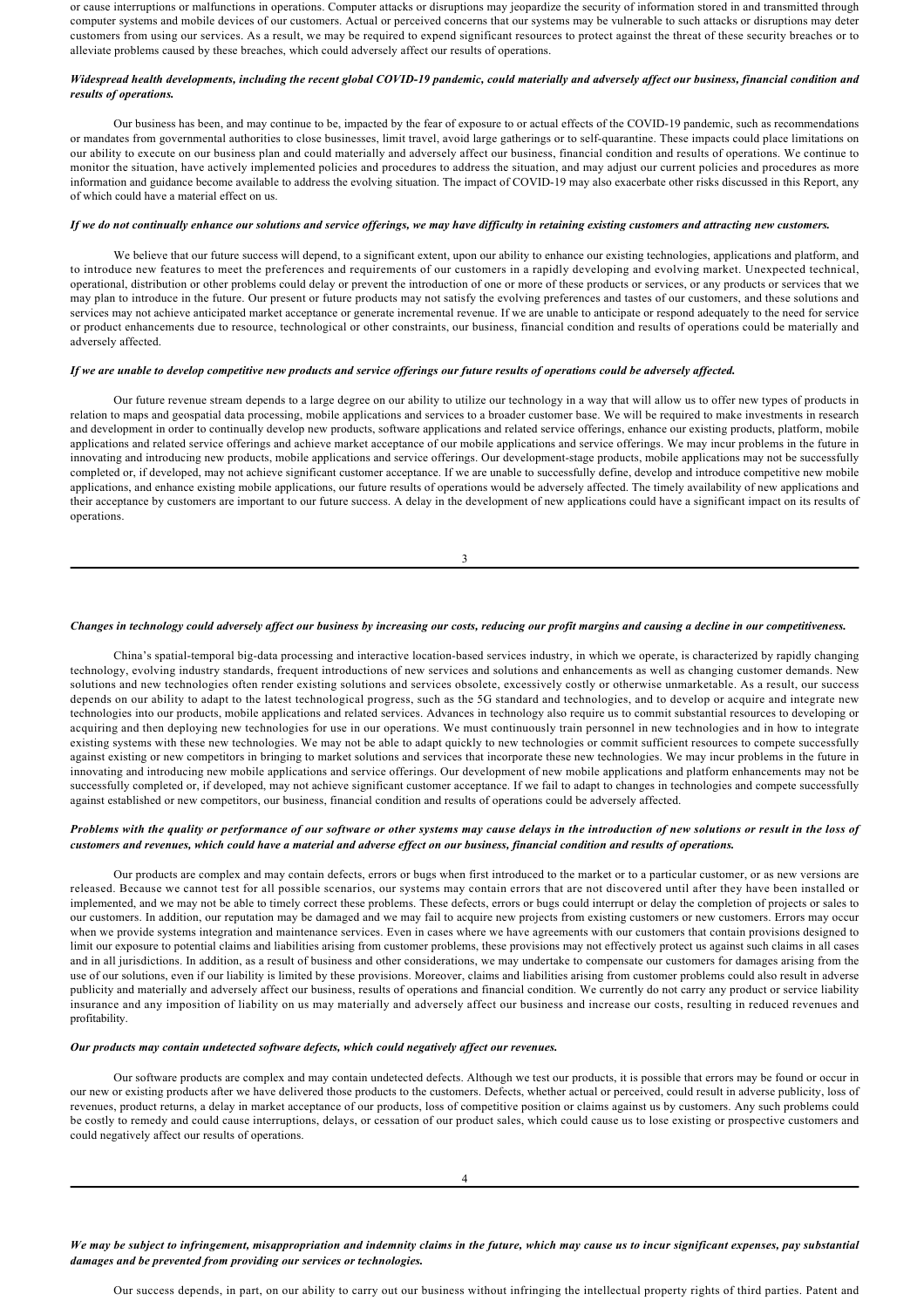or cause interruptions or malfunctions in operations. Computer attacks or disruptions may jeopardize the security of information stored in and transmitted through computer systems and mobile devices of our customers. Actual or perceived concerns that our systems may be vulnerable to such attacks or disruptions may deter customers from using our services. As a result, we may be required to expend significant resources to protect against the threat of these security breaches or to alleviate problems caused by these breaches, which could adversely affect our results of operations.

***Widespread health developments, including the recent global COVID-19 pandemic, could materially and adversely affect our business, financial condition and results of operations.***

Our business has been, and may continue to be, impacted by the fear of exposure to or actual effects of the COVID-19 pandemic, such as recommendations or mandates from governmental authorities to close businesses, limit travel, avoid large gatherings or to self-quarantine. These impacts could place limitations on our ability to execute on our business plan and could materially and adversely affect our business, financial condition and results of operations. We continue to monitor the situation, have actively implemented policies and procedures to address the situation, and may adjust our current policies and procedures as more information and guidance become available to address the evolving situation. The impact of COVID-19 may also exacerbate other risks discussed in this Report, any of which could have a material effect on us.

***If we do not continually enhance our solutions and service offerings, we may have difficulty in retaining existing customers and attracting new customers.***

We believe that our future success will depend, to a significant extent, upon our ability to enhance our existing technologies, applications and platform, and to introduce new features to meet the preferences and requirements of our customers in a rapidly developing and evolving market. Unexpected technical, operational, distribution or other problems could delay or prevent the introduction of one or more of these products or services, or any products or services that we may plan to introduce in the future. Our present or future products may not satisfy the evolving preferences and tastes of our customers, and these solutions and services may not achieve anticipated market acceptance or generate incremental revenue. If we are unable to anticipate or respond adequately to the need for service or product enhancements due to resource, technological or other constraints, our business, financial condition and results of operations could be materially and adversely affected.

***If we are unable to develop competitive new products and service offerings our future results of operations could be adversely affected.***

Our future revenue stream depends to a large degree on our ability to utilize our technology in a way that will allow us to offer new types of products in relation to maps and geospatial data processing, mobile applications and services to a broader customer base. We will be required to make investments in research and development in order to continually develop new products, software applications and related service offerings, enhance our existing products, platform, mobile applications and related service offerings and achieve market acceptance of our mobile applications and service offerings. We may incur problems in the future in innovating and introducing new products, mobile applications and service offerings. Our development-stage products, mobile applications may not be successfully completed or, if developed, may not achieve significant customer acceptance. If we are unable to successfully define, develop and introduce competitive new mobile applications, and enhance existing mobile applications, our future results of operations would be adversely affected. The timely availability of new applications and their acceptance by customers are important to our future success. A delay in the development of new applications could have a significant impact on its results of operations.

***Changes in technology could adversely affect our business by increasing our costs, reducing our profit margins and causing a decline in our competitiveness.***

China's spatial-temporal big-data processing and interactive location-based services industry, in which we operate, is characterized by rapidly changing technology, evolving industry standards, frequent introductions of new services and solutions and enhancements as well as changing customer demands. New solutions and new technologies often render existing solutions and services obsolete, excessively costly or otherwise unmarketable. As a result, our success depends on our ability to adapt to the latest technological progress, such as the 5G standard and technologies, and to develop or acquire and integrate new technologies into our products, mobile applications and related services. Advances in technology also require us to commit substantial resources to developing or acquiring and then deploying new technologies for use in our operations. We must continuously train personnel in new technologies and in how to integrate existing systems with these new technologies. We may not be able to adapt quickly to new technologies or commit sufficient resources to compete successfully against existing or new competitors in bringing to market solutions and services that incorporate these new technologies. We may incur problems in the future in innovating and introducing new mobile applications and service offerings. Our development of new mobile applications and platform enhancements may not be successfully completed or, if developed, may not achieve significant customer acceptance. If we fail to adapt to changes in technologies and compete successfully against established or new competitors, our business, financial condition and results of operations could be adversely affected.

***Problems with the quality or performance of our software or other systems may cause delays in the introduction of new solutions or result in the loss of customers and revenues, which could have a material and adverse effect on our business, financial condition and results of operations.***

Our products are complex and may contain defects, errors or bugs when first introduced to the market or to a particular customer, or as new versions are released. Because we cannot test for all possible scenarios, our systems may contain errors that are not discovered until after they have been installed or implemented, and we may not be able to timely correct these problems. These defects, errors or bugs could interrupt or delay the completion of projects or sales to our customers. In addition, our reputation may be damaged and we may fail to acquire new projects from existing customers or new customers. Errors may occur when we provide systems integration and maintenance services. Even in cases where we have agreements with our customers that contain provisions designed to limit our exposure to potential claims and liabilities arising from customer problems, these provisions may not effectively protect us against such claims in all cases and in all jurisdictions. In addition, as a result of business and other considerations, we may undertake to compensate our customers for damages arising from the use of our solutions, even if our liability is limited by these provisions. Moreover, claims and liabilities arising from customer problems could also result in adverse publicity and materially and adversely affect our business, results of operations and financial condition. We currently do not carry any product or service liability insurance and any imposition of liability on us may materially and adversely affect our business and increase our costs, resulting in reduced revenues and profitability.

***Our products may contain undetected software defects, which could negatively affect our revenues.***

Our software products are complex and may contain undetected defects. Although we test our products, it is possible that errors may be found or occur in our new or existing products after we have delivered those products to the customers. Defects, whether actual or perceived, could result in adverse publicity, loss of revenues, product returns, a delay in market acceptance of our products, loss of competitive position or claims against us by customers. Any such problems could be costly to remedy and could cause interruptions, delays, or cessation of our product sales, which could cause us to lose existing or prospective customers and could negatively affect our results of operations.

***We may be subject to infringement, misappropriation and indemnity claims in the future, which may cause us to incur significant expenses, pay substantial damages and be prevented from providing our services or technologies.***

Our success depends, in part, on our ability to carry out our business without infringing the intellectual property rights of third parties. Patent and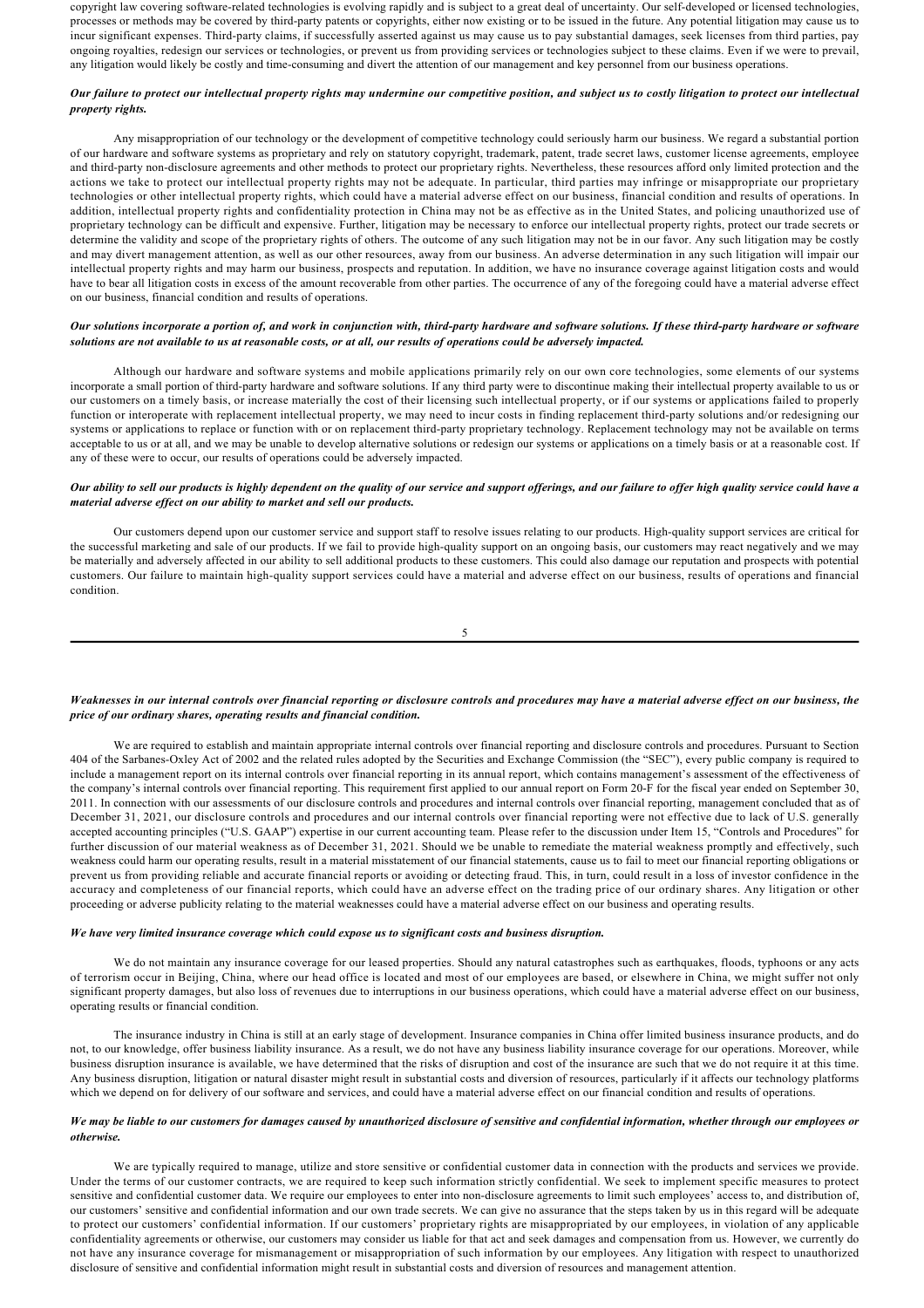copyright law covering software-related technologies is evolving rapidly and is subject to a great deal of uncertainty. Our self-developed or licensed technologies, processes or methods may be covered by third-party patents or copyrights, either now existing or to be issued in the future. Any potential litigation may cause us to incur significant expenses. Third-party claims, if successfully asserted against us may cause us to pay substantial damages, seek licenses from third parties, pay ongoing royalties, redesign our services or technologies, or prevent us from providing services or technologies subject to these claims. Even if we were to prevail, any litigation would likely be costly and time-consuming and divert the attention of our management and key personnel from our business operations.

***Our failure to protect our intellectual property rights may undermine our competitive position, and subject us to costly litigation to protect our intellectual property rights.***

Any misappropriation of our technology or the development of competitive technology could seriously harm our business. We regard a substantial portion of our hardware and software systems as proprietary and rely on statutory copyright, trademark, patent, trade secret laws, customer license agreements, employee and third-party non-disclosure agreements and other methods to protect our proprietary rights. Nevertheless, these resources afford only limited protection and the actions we take to protect our intellectual property rights may not be adequate. In particular, third parties may infringe or misappropriate our proprietary technologies or other intellectual property rights, which could have a material adverse effect on our business, financial condition and results of operations. In addition, intellectual property rights and confidentiality protection in China may not be as effective as in the United States, and policing unauthorized use of proprietary technology can be difficult and expensive. Further, litigation may be necessary to enforce our intellectual property rights, protect our trade secrets or determine the validity and scope of the proprietary rights of others. The outcome of any such litigation may not be in our favor. Any such litigation may be costly and may divert management attention, as well as our other resources, away from our business. An adverse determination in any such litigation will impair our intellectual property rights and may harm our business, prospects and reputation. In addition, we have no insurance coverage against litigation costs and would have to bear all litigation costs in excess of the amount recoverable from other parties. The occurrence of any of the foregoing could have a material adverse effect on our business, financial condition and results of operations.

***Our solutions incorporate a portion of, and work in conjunction with, third-party hardware and software solutions. If these third-party hardware or software solutions are not available to us at reasonable costs, or at all, our results of operations could be adversely impacted.***

Although our hardware and software systems and mobile applications primarily rely on our own core technologies, some elements of our systems incorporate a small portion of third-party hardware and software solutions. If any third party were to discontinue making their intellectual property available to us or our customers on a timely basis, or increase materially the cost of their licensing such intellectual property, or if our systems or applications failed to properly function or interoperate with replacement intellectual property, we may need to incur costs in finding replacement third-party solutions and/or redesigning our systems or applications to replace or function with or on replacement third-party proprietary technology. Replacement technology may not be available on terms acceptable to us or at all, and we may be unable to develop alternative solutions or redesign our systems or applications on a timely basis or at a reasonable cost. If any of these were to occur, our results of operations could be adversely impacted.

***Our ability to sell our products is highly dependent on the quality of our service and support offerings, and our failure to offer high quality service could have a material adverse effect on our ability to market and sell our products.***

Our customers depend upon our customer service and support staff to resolve issues relating to our products. High-quality support services are critical for the successful marketing and sale of our products. If we fail to provide high-quality support on an ongoing basis, our customers may react negatively and we may be materially and adversely affected in our ability to sell additional products to these customers. This could also damage our reputation and prospects with potential customers. Our failure to maintain high-quality support services could have a material and adverse effect on our business, results of operations and financial condition.

***Weaknesses in our internal controls over financial reporting or disclosure controls and procedures may have a material adverse effect on our business, the price of our ordinary shares, operating results and financial condition.***

We are required to establish and maintain appropriate internal controls over financial reporting and disclosure controls and procedures. Pursuant to Section 404 of the Sarbanes-Oxley Act of 2002 and the related rules adopted by the Securities and Exchange Commission (the "SEC"), every public company is required to include a management report on its internal controls over financial reporting in its annual report, which contains management's assessment of the effectiveness of the company's internal controls over financial reporting. This requirement first applied to our annual report on Form 20-F for the fiscal year ended on September 30, 2011. In connection with our assessments of our disclosure controls and procedures and internal controls over financial reporting, management concluded that as of December 31, 2021, our disclosure controls and procedures and our internal controls over financial reporting were not effective due to lack of U.S. generally accepted accounting principles ("U.S. GAAP") expertise in our current accounting team. Please refer to the discussion under Item 15, "Controls and Procedures" for further discussion of our material weakness as of December 31, 2021. Should we be unable to remediate the material weakness promptly and effectively, such weakness could harm our operating results, result in a material misstatement of our financial statements, cause us to fail to meet our financial reporting obligations or prevent us from providing reliable and accurate financial reports or avoiding or detecting fraud. This, in turn, could result in a loss of investor confidence in the accuracy and completeness of our financial reports, which could have an adverse effect on the trading price of our ordinary shares. Any litigation or other proceeding or adverse publicity relating to the material weaknesses could have a material adverse effect on our business and operating results.

***We have very limited insurance coverage which could expose us to significant costs and business disruption.***

We do not maintain any insurance coverage for our leased properties. Should any natural catastrophes such as earthquakes, floods, typhoons or any acts of terrorism occur in Beijing, China, where our head office is located and most of our employees are based, or elsewhere in China, we might suffer not only significant property damages, but also loss of revenues due to interruptions in our business operations, which could have a material adverse effect on our business, operating results or financial condition.

The insurance industry in China is still at an early stage of development. Insurance companies in China offer limited business insurance products, and do not, to our knowledge, offer business liability insurance. As a result, we do not have any business liability insurance coverage for our operations. Moreover, while business disruption insurance is available, we have determined that the risks of disruption and cost of the insurance are such that we do not require it at this time. Any business disruption, litigation or natural disaster might result in substantial costs and diversion of resources, particularly if it affects our technology platforms which we depend on for delivery of our software and services, and could have a material adverse effect on our financial condition and results of operations.

***We may be liable to our customers for damages caused by unauthorized disclosure of sensitive and confidential information, whether through our employees or otherwise.***

We are typically required to manage, utilize and store sensitive or confidential customer data in connection with the products and services we provide. Under the terms of our customer contracts, we are required to keep such information strictly confidential. We seek to implement specific measures to protect sensitive and confidential customer data. We require our employees to enter into non-disclosure agreements to limit such employees' access to, and distribution of, our customers' sensitive and confidential information and our own trade secrets. We can give no assurance that the steps taken by us in this regard will be adequate to protect our customers' confidential information. If our customers' proprietary rights are misappropriated by our employees, in violation of any applicable confidentiality agreements or otherwise, our customers may consider us liable for that act and seek damages and compensation from us. However, we currently do not have any insurance coverage for mismanagement or misappropriation of such information by our employees. Any litigation with respect to unauthorized disclosure of sensitive and confidential information might result in substantial costs and diversion of resources and management attention.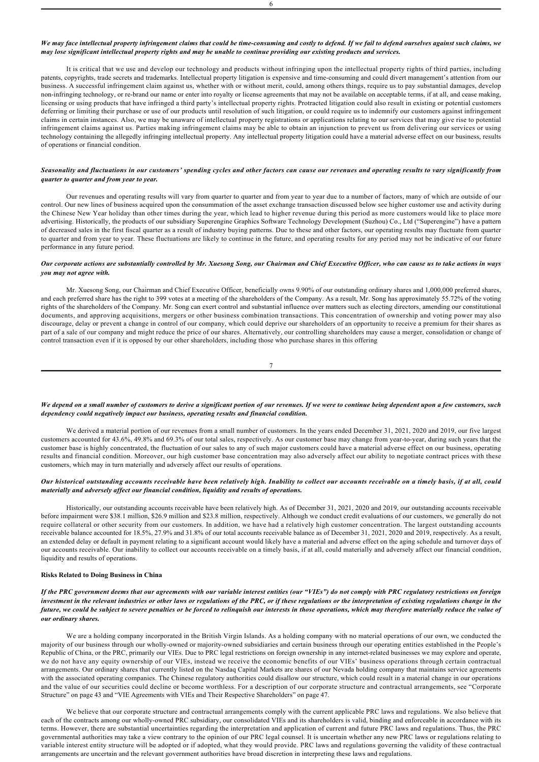***We may face intellectual property infringement claims that could be time-consuming and costly to defend. If we fail to defend ourselves against such claims, we may lose significant intellectual property rights and may be unable to continue providing our existing products and services.***

It is critical that we use and develop our technology and products without infringing upon the intellectual property rights of third parties, including patents, copyrights, trade secrets and trademarks. Intellectual property litigation is expensive and time-consuming and could divert management's attention from our business. A successful infringement claim against us, whether with or without merit, could, among others things, require us to pay substantial damages, develop non-infringing technology, or re-brand our name or enter into royalty or license agreements that may not be available on acceptable terms, if at all, and cease making, licensing or using products that have infringed a third party's intellectual property rights. Protracted litigation could also result in existing or potential customers deferring or limiting their purchase or use of our products until resolution of such litigation, or could require us to indemnify our customers against infringement claims in certain instances. Also, we may be unaware of intellectual property registrations or applications relating to our services that may give rise to potential infringement claims against us. Parties making infringement claims may be able to obtain an injunction to prevent us from delivering our services or using technology containing the allegedly infringing intellectual property. Any intellectual property litigation could have a material adverse effect on our business, results of operations or financial condition.

***Seasonality and fluctuations in our customers' spending cycles and other factors can cause our revenues and operating results to vary significantly from quarter to quarter and from year to year.***

Our revenues and operating results will vary from quarter to quarter and from year to year due to a number of factors, many of which are outside of our control. Our new lines of business acquired upon the consummation of the asset exchange transaction discussed below see higher customer use and activity during the Chinese New Year holiday than other times during the year, which lead to higher revenue during this period as more customers would like to place more advertising. Historically, the products of our subsidiary Superengine Graphics Software Technology Development (Suzhou) Co., Ltd ("Superengine") have a pattern of decreased sales in the first fiscal quarter as a result of industry buying patterns. Due to these and other factors, our operating results may fluctuate from quarter to quarter and from year to year. These fluctuations are likely to continue in the future, and operating results for any period may not be indicative of our future performance in any future period.

***Our corporate actions are substantially controlled by Mr. Xuesong Song, our Chairman and Chief Executive Officer, who can cause us to take actions in ways you may not agree with.***

Mr. Xuesong Song, our Chairman and Chief Executive Officer, beneficially owns 9.90% of our outstanding ordinary shares and 1,000,000 preferred shares, and each preferred share has the right to 399 votes at a meeting of the shareholders of the Company. As a result, Mr. Song has approximately 55.72% of the voting rights of the shareholders of the Company. Mr. Song can exert control and substantial influence over matters such as electing directors, amending our constitutional documents, and approving acquisitions, mergers or other business combination transactions. This concentration of ownership and voting power may also discourage, delay or prevent a change in control of our company, which could deprive our shareholders of an opportunity to receive a premium for their shares as part of a sale of our company and might reduce the price of our shares. Alternatively, our controlling shareholders may cause a merger, consolidation or change of control transaction even if it is opposed by our other shareholders, including those who purchase shares in this offering

***We depend on a small number of customers to derive a significant portion of our revenues. If we were to continue being dependent upon a few customers, such dependency could negatively impact our business, operating results and financial condition.***

We derived a material portion of our revenues from a small number of customers. In the years ended December 31, 2021, 2020 and 2019, our five largest customers accounted for 43.6%, 49.8% and 69.3% of our total sales, respectively. As our customer base may change from year-to-year, during such years that the customer base is highly concentrated, the fluctuation of our sales to any of such major customers could have a material adverse effect on our business, operating results and financial condition. Moreover, our high customer base concentration may also adversely affect our ability to negotiate contract prices with these customers, which may in turn materially and adversely affect our results of operations.

***Our historical outstanding accounts receivable have been relatively high. Inability to collect our accounts receivable on a timely basis, if at all, could materially and adversely affect our financial condition, liquidity and results of operations.***

Historically, our outstanding accounts receivable have been relatively high. As of December 31, 2021, 2020 and 2019, our outstanding accounts receivable before impairment were $38.1 million, $26.9 million and $23.8 million, respectively. Although we conduct credit evaluations of our customers, we generally do not require collateral or other security from our customers. In addition, we have had a relatively high customer concentration. The largest outstanding accounts receivable balance accounted for 18.5%, 27.9% and 31.8% of our total accounts receivable balance as of December 31, 2021, 2020 and 2019, respectively. As a result, an extended delay or default in payment relating to a significant account would likely have a material and adverse effect on the aging schedule and turnover days of our accounts receivable. Our inability to collect our accounts receivable on a timely basis, if at all, could materially and adversely affect our financial condition, liquidity and results of operations.

**Risks Related to Doing Business in China**

***If the PRC government deems that our agreements with our variable interest entities (our "VIEs") do not comply with PRC regulatory restrictions on foreign investment in the relevant industries or other laws or regulations of the PRC, or if these regulations or the interpretation of existing regulations change in the future, we could be subject to severe penalties or be forced to relinquish our interests in those operations, which may therefore materially reduce the value of our ordinary shares.***

We are a holding company incorporated in the British Virgin Islands. As a holding company with no material operations of our own, we conducted the majority of our business through our wholly-owned or majority-owned subsidiaries and certain business through our operating entities established in the People's Republic of China, or the PRC, primarily our VIEs. Due to PRC legal restrictions on foreign ownership in any internet-related businesses we may explore and operate, we do not have any equity ownership of our VIEs, instead we receive the economic benefits of our VIEs' business operations through certain contractual arrangements. Our ordinary shares that currently listed on the Nasdaq Capital Markets are shares of our Nevada holding company that maintains service agreements with the associated operating companies. The Chinese regulatory authorities could disallow our structure, which could result in a material change in our operations and the value of our securities could decline or become worthless. For a description of our corporate structure and contractual arrangements, see "Corporate Structure" on page 43 and "VIE Agreements with VIEs and Their Respective Shareholders" on page 47.

We believe that our corporate structure and contractual arrangements comply with the current applicable PRC laws and regulations. We also believe that each of the contracts among our wholly-owned PRC subsidiary, our consolidated VIEs and its shareholders is valid, binding and enforceable in accordance with its terms. However, there are substantial uncertainties regarding the interpretation and application of current and future PRC laws and regulations. Thus, the PRC governmental authorities may take a view contrary to the opinion of our PRC legal counsel. It is uncertain whether any new PRC laws or regulations relating to variable interest entity structure will be adopted or if adopted, what they would provide. PRC laws and regulations governing the validity of these contractual arrangements are uncertain and the relevant government authorities have broad discretion in interpreting these laws and regulations.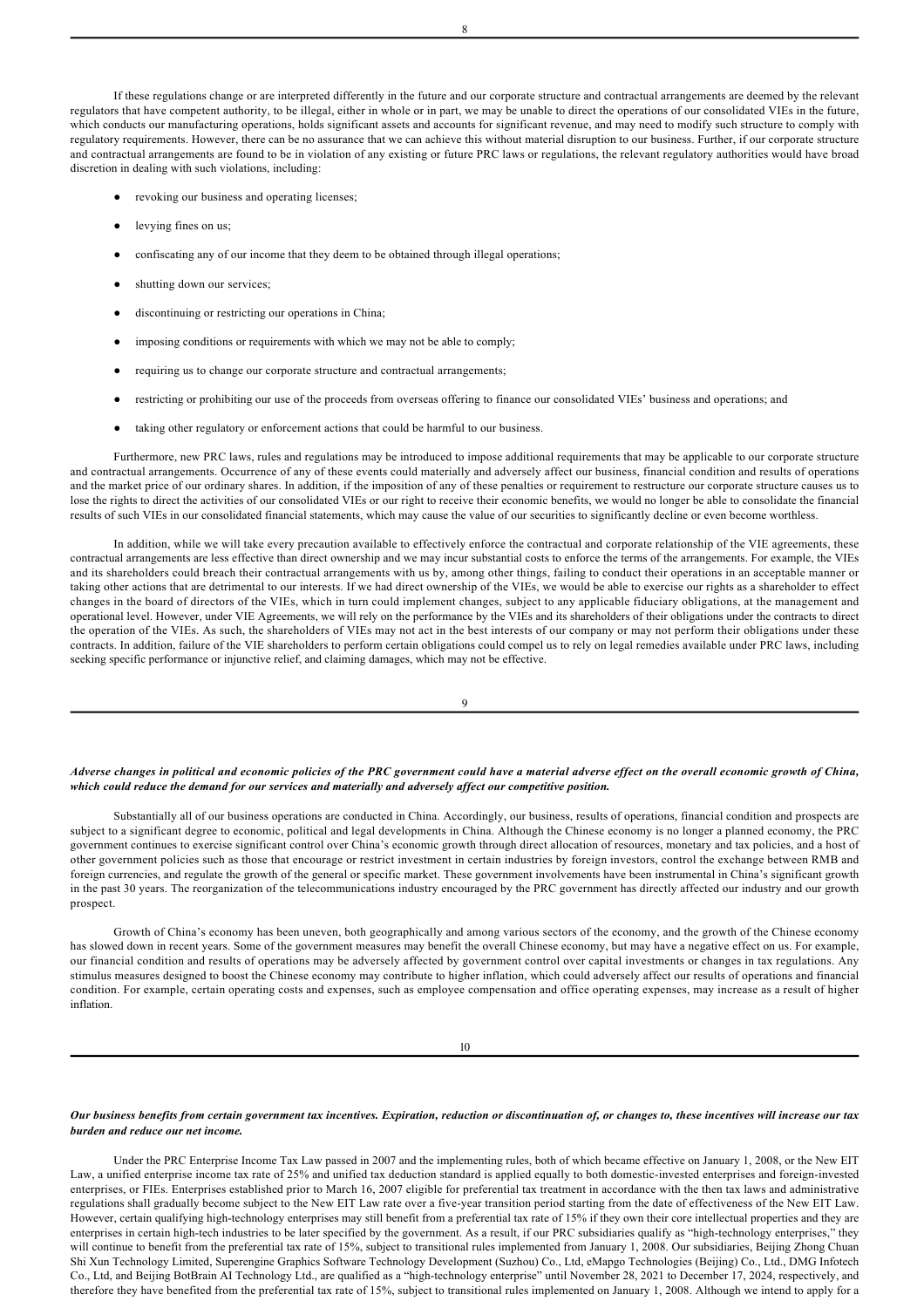If these regulations change or are interpreted differently in the future and our corporate structure and contractual arrangements are deemed by the relevant regulators that have competent authority, to be illegal, either in whole or in part, we may be unable to direct the operations of our consolidated VIEs in the future, which conducts our manufacturing operations, holds significant assets and accounts for significant revenue, and may need to modify such structure to comply with regulatory requirements. However, there can be no assurance that we can achieve this without material disruption to our business. Further, if our corporate structure and contractual arrangements are found to be in violation of any existing or future PRC laws or regulations, the relevant regulatory authorities would have broad discretion in dealing with such violations, including:

- revoking our business and operating licenses;
- levying fines on us;
- confiscating any of our income that they deem to be obtained through illegal operations;
- shutting down our services;
- discontinuing or restricting our operations in China;
- imposing conditions or requirements with which we may not be able to comply;
- requiring us to change our corporate structure and contractual arrangements;
- restricting or prohibiting our use of the proceeds from overseas offering to finance our consolidated VIEs' business and operations; and
- taking other regulatory or enforcement actions that could be harmful to our business.

Furthermore, new PRC laws, rules and regulations may be introduced to impose additional requirements that may be applicable to our corporate structure and contractual arrangements. Occurrence of any of these events could materially and adversely affect our business, financial condition and results of operations and the market price of our ordinary shares. In addition, if the imposition of any of these penalties or requirement to restructure our corporate structure causes us to lose the rights to direct the activities of our consolidated VIEs or our right to receive their economic benefits, we would no longer be able to consolidate the financial results of such VIEs in our consolidated financial statements, which may cause the value of our securities to significantly decline or even become worthless.

In addition, while we will take every precaution available to effectively enforce the contractual and corporate relationship of the VIE agreements, these contractual arrangements are less effective than direct ownership and we may incur substantial costs to enforce the terms of the arrangements. For example, the VIEs and its shareholders could breach their contractual arrangements with us by, among other things, failing to conduct their operations in an acceptable manner or taking other actions that are detrimental to our interests. If we had direct ownership of the VIEs, we would be able to exercise our rights as a shareholder to effect changes in the board of directors of the VIEs, which in turn could implement changes, subject to any applicable fiduciary obligations, at the management and operational level. However, under VIE Agreements, we will rely on the performance by the VIEs and its shareholders of their obligations under the contracts to direct the operation of the VIEs. As such, the shareholders of VIEs may not act in the best interests of our company or may not perform their obligations under these contracts. In addition, failure of the VIE shareholders to perform certain obligations could compel us to rely on legal remedies available under PRC laws, including seeking specific performance or injunctive relief, and claiming damages, which may not be effective.

***Adverse changes in political and economic policies of the PRC government could have a material adverse effect on the overall economic growth of China, which could reduce the demand for our services and materially and adversely affect our competitive position.***

Substantially all of our business operations are conducted in China. Accordingly, our business, results of operations, financial condition and prospects are subject to a significant degree to economic, political and legal developments in China. Although the Chinese economy is no longer a planned economy, the PRC government continues to exercise significant control over China's economic growth through direct allocation of resources, monetary and tax policies, and a host of other government policies such as those that encourage or restrict investment in certain industries by foreign investors, control the exchange between RMB and foreign currencies, and regulate the growth of the general or specific market. These government involvements have been instrumental in China's significant growth in the past 30 years. The reorganization of the telecommunications industry encouraged by the PRC government has directly affected our industry and our growth prospect.

Growth of China's economy has been uneven, both geographically and among various sectors of the economy, and the growth of the Chinese economy has slowed down in recent years. Some of the government measures may benefit the overall Chinese economy, but may have a negative effect on us. For example, our financial condition and results of operations may be adversely affected by government control over capital investments or changes in tax regulations. Any stimulus measures designed to boost the Chinese economy may contribute to higher inflation, which could adversely affect our results of operations and financial condition. For example, certain operating costs and expenses, such as employee compensation and office operating expenses, may increase as a result of higher inflation.

***Our business benefits from certain government tax incentives. Expiration, reduction or discontinuation of, or changes to, these incentives will increase our tax burden and reduce our net income.***

Under the PRC Enterprise Income Tax Law passed in 2007 and the implementing rules, both of which became effective on January 1, 2008, or the New EIT Law, a unified enterprise income tax rate of 25% and unified tax deduction standard is applied equally to both domestic-invested enterprises and foreign-invested enterprises, or FIEs. Enterprises established prior to March 16, 2007 eligible for preferential tax treatment in accordance with the then tax laws and administrative regulations shall gradually become subject to the New EIT Law rate over a five-year transition period starting from the date of effectiveness of the New EIT Law. However, certain qualifying high-technology enterprises may still benefit from a preferential tax rate of 15% if they own their core intellectual properties and they are enterprises in certain high-tech industries to be later specified by the government. As a result, if our PRC subsidiaries qualify as "high-technology enterprises," they will continue to benefit from the preferential tax rate of 15%, subject to transitional rules implemented from January 1, 2008. Our subsidiaries, Beijing Zhong Chuan Shi Xun Technology Limited, Superengine Graphics Software Technology Development (Suzhou) Co., Ltd, eMapgo Technologies (Beijing) Co., Ltd., DMG Infotech Co., Ltd, and Beijing BotBrain AI Technology Ltd., are qualified as a "high-technology enterprise" until November 28, 2021 to December 17, 2024, respectively, and therefore they have benefited from the preferential tax rate of 15%, subject to transitional rules implemented on January 1, 2008. Although we intend to apply for a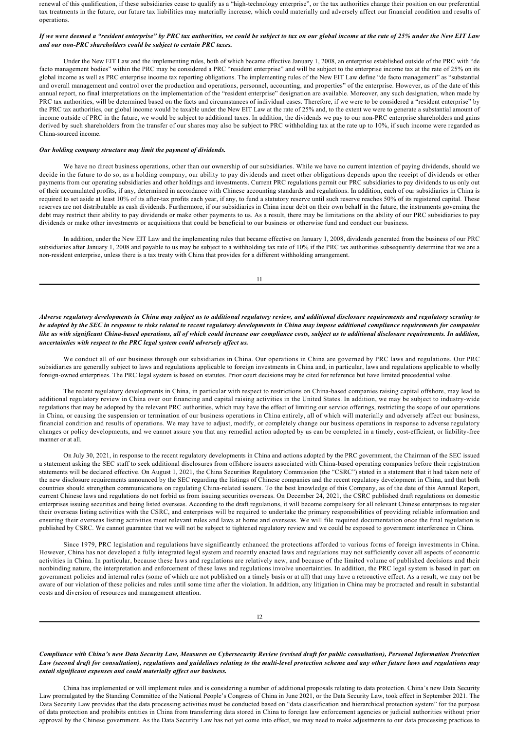renewal of this qualification, if these subsidiaries cease to qualify as a "high-technology enterprise", or the tax authorities change their position on our preferential tax treatments in the future, our future tax liabilities may materially increase, which could materially and adversely affect our financial condition and results of operations.

***If we were deemed a "resident enterprise" by PRC tax authorities, we could be subject to tax on our global income at the rate of 25% under the New EIT Law and our non-PRC shareholders could be subject to certain PRC taxes.***

Under the New EIT Law and the implementing rules, both of which became effective January 1, 2008, an enterprise established outside of the PRC with "de facto management bodies" within the PRC may be considered a PRC "resident enterprise" and will be subject to the enterprise income tax at the rate of 25% on its global income as well as PRC enterprise income tax reporting obligations. The implementing rules of the New EIT Law define "de facto management" as "substantial and overall management and control over the production and operations, personnel, accounting, and properties" of the enterprise. However, as of the date of this annual report, no final interpretations on the implementation of the "resident enterprise" designation are available. Moreover, any such designation, when made by PRC tax authorities, will be determined based on the facts and circumstances of individual cases. Therefore, if we were to be considered a "resident enterprise" by the PRC tax authorities, our global income would be taxable under the New EIT Law at the rate of 25% and, to the extent we were to generate a substantial amount of income outside of PRC in the future, we would be subject to additional taxes. In addition, the dividends we pay to our non-PRC enterprise shareholders and gains derived by such shareholders from the transfer of our shares may also be subject to PRC withholding tax at the rate up to 10%, if such income were regarded as China-sourced income.

***Our holding company structure may limit the payment of dividends.***

We have no direct business operations, other than our ownership of our subsidiaries. While we have no current intention of paying dividends, should we decide in the future to do so, as a holding company, our ability to pay dividends and meet other obligations depends upon the receipt of dividends or other payments from our operating subsidiaries and other holdings and investments. Current PRC regulations permit our PRC subsidiaries to pay dividends to us only out of their accumulated profits, if any, determined in accordance with Chinese accounting standards and regulations. In addition, each of our subsidiaries in China is required to set aside at least 10% of its after-tax profits each year, if any, to fund a statutory reserve until such reserve reaches 50% of its registered capital. These reserves are not distributable as cash dividends. Furthermore, if our subsidiaries in China incur debt on their own behalf in the future, the instruments governing the debt may restrict their ability to pay dividends or make other payments to us. As a result, there may be limitations on the ability of our PRC subsidiaries to pay dividends or make other investments or acquisitions that could be beneficial to our business or otherwise fund and conduct our business.

In addition, under the New EIT Law and the implementing rules that became effective on January 1, 2008, dividends generated from the business of our PRC subsidiaries after January 1, 2008 and payable to us may be subject to a withholding tax rate of 10% if the PRC tax authorities subsequently determine that we are a non-resident enterprise, unless there is a tax treaty with China that provides for a different withholding arrangement.

***Adverse regulatory developments in China may subject us to additional regulatory review, and additional disclosure requirements and regulatory scrutiny to be adopted by the SEC in response to risks related to recent regulatory developments in China may impose additional compliance requirements for companies like us with significant China-based operations, all of which could increase our compliance costs, subject us to additional disclosure requirements. In addition, uncertainties with respect to the PRC legal system could adversely affect us.***

We conduct all of our business through our subsidiaries in China. Our operations in China are governed by PRC laws and regulations. Our PRC subsidiaries are generally subject to laws and regulations applicable to foreign investments in China and, in particular, laws and regulations applicable to wholly foreign-owned enterprises. The PRC legal system is based on statutes. Prior court decisions may be cited for reference but have limited precedential value.

The recent regulatory developments in China, in particular with respect to restrictions on China-based companies raising capital offshore, may lead to additional regulatory review in China over our financing and capital raising activities in the United States. In addition, we may be subject to industry-wide regulations that may be adopted by the relevant PRC authorities, which may have the effect of limiting our service offerings, restricting the scope of our operations in China, or causing the suspension or termination of our business operations in China entirely, all of which will materially and adversely affect our business, financial condition and results of operations. We may have to adjust, modify, or completely change our business operations in response to adverse regulatory changes or policy developments, and we cannot assure you that any remedial action adopted by us can be completed in a timely, cost-efficient, or liability-free manner or at all.

On July 30, 2021, in response to the recent regulatory developments in China and actions adopted by the PRC government, the Chairman of the SEC issued a statement asking the SEC staff to seek additional disclosures from offshore issuers associated with China-based operating companies before their registration statements will be declared effective. On August 1, 2021, the China Securities Regulatory Commission (the "CSRC") stated in a statement that it had taken note of the new disclosure requirements announced by the SEC regarding the listings of Chinese companies and the recent regulatory development in China, and that both countries should strengthen communications on regulating China-related issuers. To the best knowledge of this Company, as of the date of this Annual Report, current Chinese laws and regulations do not forbid us from issuing securities overseas. On December 24, 2021, the CSRC published draft regulations on domestic enterprises issuing securities and being listed overseas. According to the draft regulations, it will become compulsory for all relevant Chinese enterprises to register their overseas listing activities with the CSRC, and enterprises will be required to undertake the primary responsibilities of providing reliable information and ensuring their overseas listing activities meet relevant rules and laws at home and overseas. We will file required documentation once the final regulation is published by CSRC. We cannot guarantee that we will not be subject to tightened regulatory review and we could be exposed to government interference in China.

Since 1979, PRC legislation and regulations have significantly enhanced the protections afforded to various forms of foreign investments in China. However, China has not developed a fully integrated legal system and recently enacted laws and regulations may not sufficiently cover all aspects of economic activities in China. In particular, because these laws and regulations are relatively new, and because of the limited volume of published decisions and their nonbinding nature, the interpretation and enforcement of these laws and regulations involve uncertainties. In addition, the PRC legal system is based in part on government policies and internal rules (some of which are not published on a timely basis or at all) that may have a retroactive effect. As a result, we may not be aware of our violation of these policies and rules until some time after the violation. In addition, any litigation in China may be protracted and result in substantial costs and diversion of resources and management attention.

***Compliance with China's new Data Security Law, Measures on Cybersecurity Review (revised draft for public consultation), Personal Information Protection Law (second draft for consultation), regulations and guidelines relating to the multi-level protection scheme and any other future laws and regulations may entail significant expenses and could materially affect our business.***

China has implemented or will implement rules and is considering a number of additional proposals relating to data protection. China's new Data Security Law promulgated by the Standing Committee of the National People's Congress of China in June 2021, or the Data Security Law, took effect in September 2021. The Data Security Law provides that the data processing activities must be conducted based on "data classification and hierarchical protection system" for the purpose of data protection and prohibits entities in China from transferring data stored in China to foreign law enforcement agencies or judicial authorities without prior approval by the Chinese government. As the Data Security Law has not yet come into effect, we may need to make adjustments to our data processing practices to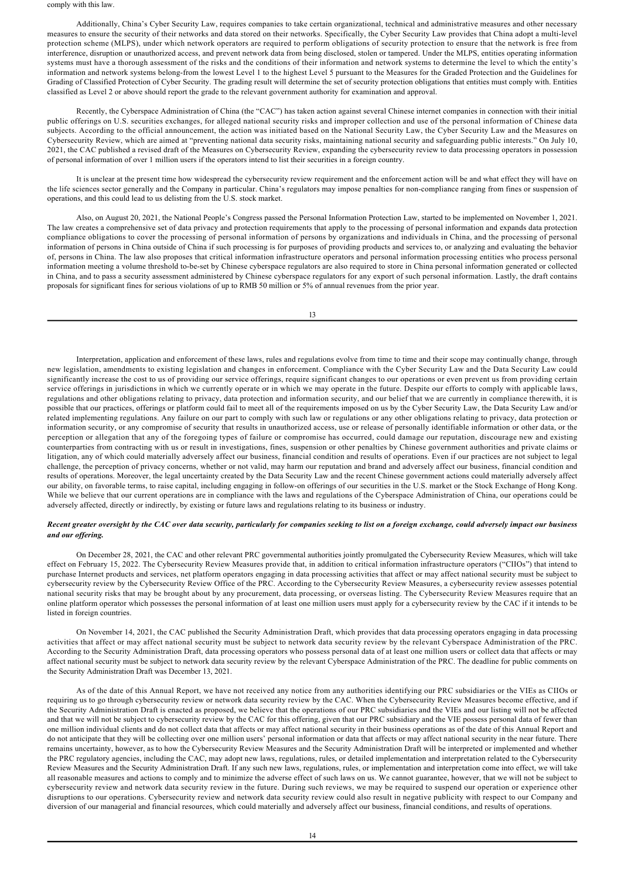comply with this law.

Additionally, China's Cyber Security Law, requires companies to take certain organizational, technical and administrative measures and other necessary measures to ensure the security of their networks and data stored on their networks. Specifically, the Cyber Security Law provides that China adopt a multi-level protection scheme (MLPS), under which network operators are required to perform obligations of security protection to ensure that the network is free from interference, disruption or unauthorized access, and prevent network data from being disclosed, stolen or tampered. Under the MLPS, entities operating information systems must have a thorough assessment of the risks and the conditions of their information and network systems to determine the level to which the entity's information and network systems belong-from the lowest Level 1 to the highest Level 5 pursuant to the Measures for the Graded Protection and the Guidelines for Grading of Classified Protection of Cyber Security. The grading result will determine the set of security protection obligations that entities must comply with. Entities classified as Level 2 or above should report the grade to the relevant government authority for examination and approval.

Recently, the Cyberspace Administration of China (the "CAC") has taken action against several Chinese internet companies in connection with their initial public offerings on U.S. securities exchanges, for alleged national security risks and improper collection and use of the personal information of Chinese data subjects. According to the official announcement, the action was initiated based on the National Security Law, the Cyber Security Law and the Measures on Cybersecurity Review, which are aimed at "preventing national data security risks, maintaining national security and safeguarding public interests." On July 10, 2021, the CAC published a revised draft of the Measures on Cybersecurity Review, expanding the cybersecurity review to data processing operators in possession of personal information of over 1 million users if the operators intend to list their securities in a foreign country.

It is unclear at the present time how widespread the cybersecurity review requirement and the enforcement action will be and what effect they will have on the life sciences sector generally and the Company in particular. China's regulators may impose penalties for non-compliance ranging from fines or suspension of operations, and this could lead to us delisting from the U.S. stock market.

Also, on August 20, 2021, the National People's Congress passed the Personal Information Protection Law, started to be implemented on November 1, 2021. The law creates a comprehensive set of data privacy and protection requirements that apply to the processing of personal information and expands data protection compliance obligations to cover the processing of personal information of persons by organizations and individuals in China, and the processing of personal information of persons in China outside of China if such processing is for purposes of providing products and services to, or analyzing and evaluating the behavior of, persons in China. The law also proposes that critical information infrastructure operators and personal information processing entities who process personal information meeting a volume threshold to-be-set by Chinese cyberspace regulators are also required to store in China personal information generated or collected in China, and to pass a security assessment administered by Chinese cyberspace regulators for any export of such personal information. Lastly, the draft contains proposals for significant fines for serious violations of up to RMB 50 million or 5% of annual revenues from the prior year.

Interpretation, application and enforcement of these laws, rules and regulations evolve from time to time and their scope may continually change, through new legislation, amendments to existing legislation and changes in enforcement. Compliance with the Cyber Security Law and the Data Security Law could significantly increase the cost to us of providing our service offerings, require significant changes to our operations or even prevent us from providing certain service offerings in jurisdictions in which we currently operate or in which we may operate in the future. Despite our efforts to comply with applicable laws, regulations and other obligations relating to privacy, data protection and information security, and our belief that we are currently in compliance therewith, it is possible that our practices, offerings or platform could fail to meet all of the requirements imposed on us by the Cyber Security Law, the Data Security Law and/or related implementing regulations. Any failure on our part to comply with such law or regulations or any other obligations relating to privacy, data protection or information security, or any compromise of security that results in unauthorized access, use or release of personally identifiable information or other data, or the perception or allegation that any of the foregoing types of failure or compromise has occurred, could damage our reputation, discourage new and existing counterparties from contracting with us or result in investigations, fines, suspension or other penalties by Chinese government authorities and private claims or litigation, any of which could materially adversely affect our business, financial condition and results of operations. Even if our practices are not subject to legal challenge, the perception of privacy concerns, whether or not valid, may harm our reputation and brand and adversely affect our business, financial condition and results of operations. Moreover, the legal uncertainty created by the Data Security Law and the recent Chinese government actions could materially adversely affect our ability, on favorable terms, to raise capital, including engaging in follow-on offerings of our securities in the U.S. market or the Stock Exchange of Hong Kong. While we believe that our current operations are in compliance with the laws and regulations of the Cyberspace Administration of China, our operations could be adversely affected, directly or indirectly, by existing or future laws and regulations relating to its business or industry.

***Recent greater oversight by the CAC over data security, particularly for companies seeking to list on a foreign exchange, could adversely impact our business and our offering.***

On December 28, 2021, the CAC and other relevant PRC governmental authorities jointly promulgated the Cybersecurity Review Measures, which will take effect on February 15, 2022. The Cybersecurity Review Measures provide that, in addition to critical information infrastructure operators ("CIIOs") that intend to purchase Internet products and services, net platform operators engaging in data processing activities that affect or may affect national security must be subject to cybersecurity review by the Cybersecurity Review Office of the PRC. According to the Cybersecurity Review Measures, a cybersecurity review assesses potential national security risks that may be brought about by any procurement, data processing, or overseas listing. The Cybersecurity Review Measures require that an online platform operator which possesses the personal information of at least one million users must apply for a cybersecurity review by the CAC if it intends to be listed in foreign countries.

On November 14, 2021, the CAC published the Security Administration Draft, which provides that data processing operators engaging in data processing activities that affect or may affect national security must be subject to network data security review by the relevant Cyberspace Administration of the PRC. According to the Security Administration Draft, data processing operators who possess personal data of at least one million users or collect data that affects or may affect national security must be subject to network data security review by the relevant Cyberspace Administration of the PRC. The deadline for public comments on the Security Administration Draft was December 13, 2021.

As of the date of this Annual Report, we have not received any notice from any authorities identifying our PRC subsidiaries or the VIEs as CIIOs or requiring us to go through cybersecurity review or network data security review by the CAC. When the Cybersecurity Review Measures become effective, and if the Security Administration Draft is enacted as proposed, we believe that the operations of our PRC subsidiaries and the VIEs and our listing will not be affected and that we will not be subject to cybersecurity review by the CAC for this offering, given that our PRC subsidiary and the VIE possess personal data of fewer than one million individual clients and do not collect data that affects or may affect national security in their business operations as of the date of this Annual Report and do not anticipate that they will be collecting over one million users' personal information or data that affects or may affect national security in the near future. There remains uncertainty, however, as to how the Cybersecurity Review Measures and the Security Administration Draft will be interpreted or implemented and whether the PRC regulatory agencies, including the CAC, may adopt new laws, regulations, rules, or detailed implementation and interpretation related to the Cybersecurity Review Measures and the Security Administration Draft. If any such new laws, regulations, rules, or implementation and interpretation come into effect, we will take all reasonable measures and actions to comply and to minimize the adverse effect of such laws on us. We cannot guarantee, however, that we will not be subject to cybersecurity review and network data security review in the future. During such reviews, we may be required to suspend our operation or experience other disruptions to our operations. Cybersecurity review and network data security review could also result in negative publicity with respect to our Company and diversion of our managerial and financial resources, which could materially and adversely affect our business, financial conditions, and results of operations.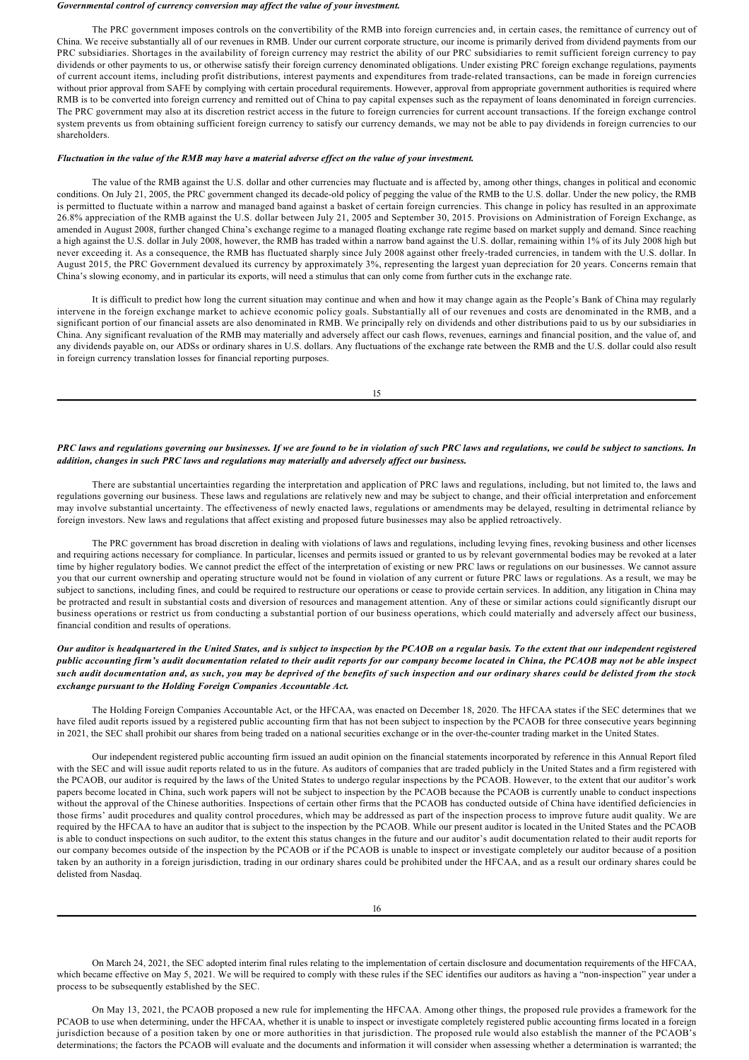***Governmental control of currency conversion may affect the value of your investment.***

The PRC government imposes controls on the convertibility of the RMB into foreign currencies and, in certain cases, the remittance of currency out of China. We receive substantially all of our revenues in RMB. Under our current corporate structure, our income is primarily derived from dividend payments from our PRC subsidiaries. Shortages in the availability of foreign currency may restrict the ability of our PRC subsidiaries to remit sufficient foreign currency to pay dividends or other payments to us, or otherwise satisfy their foreign currency denominated obligations. Under existing PRC foreign exchange regulations, payments of current account items, including profit distributions, interest payments and expenditures from trade-related transactions, can be made in foreign currencies without prior approval from SAFE by complying with certain procedural requirements. However, approval from appropriate government authorities is required where RMB is to be converted into foreign currency and remitted out of China to pay capital expenses such as the repayment of loans denominated in foreign currencies. The PRC government may also at its discretion restrict access in the future to foreign currencies for current account transactions. If the foreign exchange control system prevents us from obtaining sufficient foreign currency to satisfy our currency demands, we may not be able to pay dividends in foreign currencies to our shareholders.

***Fluctuation in the value of the RMB may have a material adverse effect on the value of your investment.***

The value of the RMB against the U.S. dollar and other currencies may fluctuate and is affected by, among other things, changes in political and economic conditions. On July 21, 2005, the PRC government changed its decade-old policy of pegging the value of the RMB to the U.S. dollar. Under the new policy, the RMB is permitted to fluctuate within a narrow and managed band against a basket of certain foreign currencies. This change in policy has resulted in an approximate 26.8% appreciation of the RMB against the U.S. dollar between July 21, 2005 and September 30, 2015. Provisions on Administration of Foreign Exchange, as amended in August 2008, further changed China's exchange regime to a managed floating exchange rate regime based on market supply and demand. Since reaching a high against the U.S. dollar in July 2008, however, the RMB has traded within a narrow band against the U.S. dollar, remaining within 1% of its July 2008 high but never exceeding it. As a consequence, the RMB has fluctuated sharply since July 2008 against other freely-traded currencies, in tandem with the U.S. dollar. In August 2015, the PRC Government devalued its currency by approximately 3%, representing the largest yuan depreciation for 20 years. Concerns remain that China's slowing economy, and in particular its exports, will need a stimulus that can only come from further cuts in the exchange rate.

It is difficult to predict how long the current situation may continue and when and how it may change again as the People's Bank of China may regularly intervene in the foreign exchange market to achieve economic policy goals. Substantially all of our revenues and costs are denominated in the RMB, and a significant portion of our financial assets are also denominated in RMB. We principally rely on dividends and other distributions paid to us by our subsidiaries in China. Any significant revaluation of the RMB may materially and adversely affect our cash flows, revenues, earnings and financial position, and the value of, and any dividends payable on, our ADSs or ordinary shares in U.S. dollars. Any fluctuations of the exchange rate between the RMB and the U.S. dollar could also result in foreign currency translation losses for financial reporting purposes.

***PRC laws and regulations governing our businesses. If we are found to be in violation of such PRC laws and regulations, we could be subject to sanctions. In addition, changes in such PRC laws and regulations may materially and adversely affect our business.***

There are substantial uncertainties regarding the interpretation and application of PRC laws and regulations, including, but not limited to, the laws and regulations governing our business. These laws and regulations are relatively new and may be subject to change, and their official interpretation and enforcement may involve substantial uncertainty. The effectiveness of newly enacted laws, regulations or amendments may be delayed, resulting in detrimental reliance by foreign investors. New laws and regulations that affect existing and proposed future businesses may also be applied retroactively.

The PRC government has broad discretion in dealing with violations of laws and regulations, including levying fines, revoking business and other licenses and requiring actions necessary for compliance. In particular, licenses and permits issued or granted to us by relevant governmental bodies may be revoked at a later time by higher regulatory bodies. We cannot predict the effect of the interpretation of existing or new PRC laws or regulations on our businesses. We cannot assure you that our current ownership and operating structure would not be found in violation of any current or future PRC laws or regulations. As a result, we may be subject to sanctions, including fines, and could be required to restructure our operations or cease to provide certain services. In addition, any litigation in China may be protracted and result in substantial costs and diversion of resources and management attention. Any of these or similar actions could significantly disrupt our business operations or restrict us from conducting a substantial portion of our business operations, which could materially and adversely affect our business, financial condition and results of operations.

***Our auditor is headquartered in the United States, and is subject to inspection by the PCAOB on a regular basis. To the extent that our independent registered public accounting firm's audit documentation related to their audit reports for our company become located in China, the PCAOB may not be able inspect such audit documentation and, as such, you may be deprived of the benefits of such inspection and our ordinary shares could be delisted from the stock exchange pursuant to the Holding Foreign Companies Accountable Act.***

The Holding Foreign Companies Accountable Act, or the HFCAA, was enacted on December 18, 2020. The HFCAA states if the SEC determines that we have filed audit reports issued by a registered public accounting firm that has not been subject to inspection by the PCAOB for three consecutive years beginning in 2021, the SEC shall prohibit our shares from being traded on a national securities exchange or in the over-the-counter trading market in the United States.

Our independent registered public accounting firm issued an audit opinion on the financial statements incorporated by reference in this Annual Report filed with the SEC and will issue audit reports related to us in the future. As auditors of companies that are traded publicly in the United States and a firm registered with the PCAOB, our auditor is required by the laws of the United States to undergo regular inspections by the PCAOB. However, to the extent that our auditor's work papers become located in China, such work papers will not be subject to inspection by the PCAOB because the PCAOB is currently unable to conduct inspections without the approval of the Chinese authorities. Inspections of certain other firms that the PCAOB has conducted outside of China have identified deficiencies in those firms' audit procedures and quality control procedures, which may be addressed as part of the inspection process to improve future audit quality. We are required by the HFCAA to have an auditor that is subject to the inspection by the PCAOB. While our present auditor is located in the United States and the PCAOB is able to conduct inspections on such auditor, to the extent this status changes in the future and our auditor's audit documentation related to their audit reports for our company becomes outside of the inspection by the PCAOB or if the PCAOB is unable to inspect or investigate completely our auditor because of a position taken by an authority in a foreign jurisdiction, trading in our ordinary shares could be prohibited under the HFCAA, and as a result our ordinary shares could be delisted from Nasdaq.

On March 24, 2021, the SEC adopted interim final rules relating to the implementation of certain disclosure and documentation requirements of the HFCAA, which became effective on May 5, 2021. We will be required to comply with these rules if the SEC identifies our auditors as having a "non-inspection" year under a process to be subsequently established by the SEC.

On May 13, 2021, the PCAOB proposed a new rule for implementing the HFCAA. Among other things, the proposed rule provides a framework for the PCAOB to use when determining, under the HFCAA, whether it is unable to inspect or investigate completely registered public accounting firms located in a foreign jurisdiction because of a position taken by one or more authorities in that jurisdiction. The proposed rule would also establish the manner of the PCAOB's determinations; the factors the PCAOB will evaluate and the documents and information it will consider when assessing whether a determination is warranted; the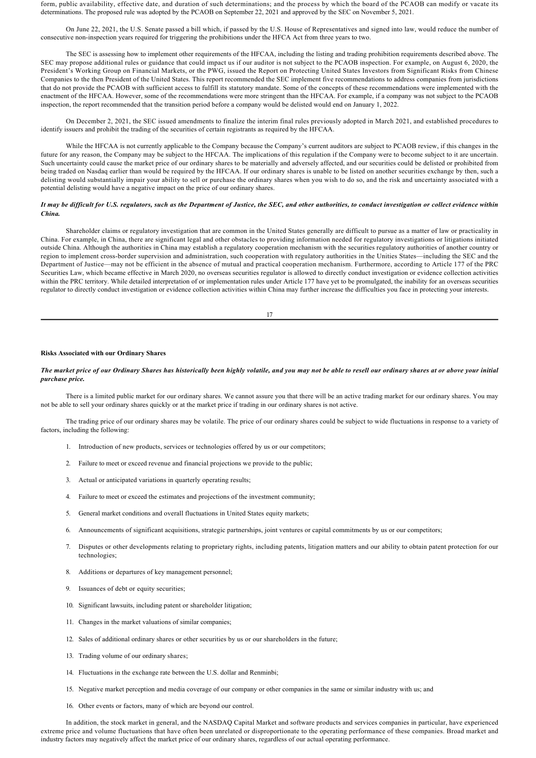form, public availability, effective date, and duration of such determinations; and the process by which the board of the PCAOB can modify or vacate its determinations. The proposed rule was adopted by the PCAOB on September 22, 2021 and approved by the SEC on November 5, 2021.

On June 22, 2021, the U.S. Senate passed a bill which, if passed by the U.S. House of Representatives and signed into law, would reduce the number of consecutive non-inspection years required for triggering the prohibitions under the HFCA Act from three years to two.

The SEC is assessing how to implement other requirements of the HFCAA, including the listing and trading prohibition requirements described above. The SEC may propose additional rules or guidance that could impact us if our auditor is not subject to the PCAOB inspection. For example, on August 6, 2020, the President's Working Group on Financial Markets, or the PWG, issued the Report on Protecting United States Investors from Significant Risks from Chinese Companies to the then President of the United States. This report recommended the SEC implement five recommendations to address companies from jurisdictions that do not provide the PCAOB with sufficient access to fulfill its statutory mandate. Some of the concepts of these recommendations were implemented with the enactment of the HFCAA. However, some of the recommendations were more stringent than the HFCAA. For example, if a company was not subject to the PCAOB inspection, the report recommended that the transition period before a company would be delisted would end on January 1, 2022.

On December 2, 2021, the SEC issued amendments to finalize the interim final rules previously adopted in March 2021, and established procedures to identify issuers and prohibit the trading of the securities of certain registrants as required by the HFCAA.

While the HFCAA is not currently applicable to the Company because the Company's current auditors are subject to PCAOB review, if this changes in the future for any reason, the Company may be subject to the HFCAA. The implications of this regulation if the Company were to become subject to it are uncertain. Such uncertainty could cause the market price of our ordinary shares to be materially and adversely affected, and our securities could be delisted or prohibited from being traded on Nasdaq earlier than would be required by the HFCAA. If our ordinary shares is unable to be listed on another securities exchange by then, such a delisting would substantially impair your ability to sell or purchase the ordinary shares when you wish to do so, and the risk and uncertainty associated with a potential delisting would have a negative impact on the price of our ordinary shares.

***It may be difficult for U.S. regulators, such as the Department of Justice, the SEC, and other authorities, to conduct investigation or collect evidence within China.***

Shareholder claims or regulatory investigation that are common in the United States generally are difficult to pursue as a matter of law or practicality in China. For example, in China, there are significant legal and other obstacles to providing information needed for regulatory investigations or litigations initiated outside China. Although the authorities in China may establish a regulatory cooperation mechanism with the securities regulatory authorities of another country or region to implement cross-border supervision and administration, such cooperation with regulatory authorities in the Unities States—including the SEC and the Department of Justice—may not be efficient in the absence of mutual and practical cooperation mechanism. Furthermore, according to Article 177 of the PRC Securities Law, which became effective in March 2020, no overseas securities regulator is allowed to directly conduct investigation or evidence collection activities within the PRC territory. While detailed interpretation of or implementation rules under Article 177 have yet to be promulgated, the inability for an overseas securities regulator to directly conduct investigation or evidence collection activities within China may further increase the difficulties you face in protecting your interests.

**Risks Associated with our Ordinary Shares**

***The market price of our Ordinary Shares has historically been highly volatile, and you may not be able to resell our ordinary shares at or above your initial purchase price.***

There is a limited public market for our ordinary shares. We cannot assure you that there will be an active trading market for our ordinary shares. You may not be able to sell your ordinary shares quickly or at the market price if trading in our ordinary shares is not active.

The trading price of our ordinary shares may be volatile. The price of our ordinary shares could be subject to wide fluctuations in response to a variety of factors, including the following:

1. Introduction of new products, services or technologies offered by us or our competitors;
2. Failure to meet or exceed revenue and financial projections we provide to the public;
3. Actual or anticipated variations in quarterly operating results;
4. Failure to meet or exceed the estimates and projections of the investment community;
5. General market conditions and overall fluctuations in United States equity markets;
6. Announcements of significant acquisitions, strategic partnerships, joint ventures or capital commitments by us or our competitors;
7. Disputes or other developments relating to proprietary rights, including patents, litigation matters and our ability to obtain patent protection for our technologies;
8. Additions or departures of key management personnel;
9. Issuances of debt or equity securities;
10. Significant lawsuits, including patent or shareholder litigation;
11. Changes in the market valuations of similar companies;
12. Sales of additional ordinary shares or other securities by us or our shareholders in the future;
13. Trading volume of our ordinary shares;
14. Fluctuations in the exchange rate between the U.S. dollar and Renminbi;
15. Negative market perception and media coverage of our company or other companies in the same or similar industry with us; and
16. Other events or factors, many of which are beyond our control.

In addition, the stock market in general, and the NASDAQ Capital Market and software products and services companies in particular, have experienced extreme price and volume fluctuations that have often been unrelated or disproportionate to the operating performance of these companies. Broad market and industry factors may negatively affect the market price of our ordinary shares, regardless of our actual operating performance.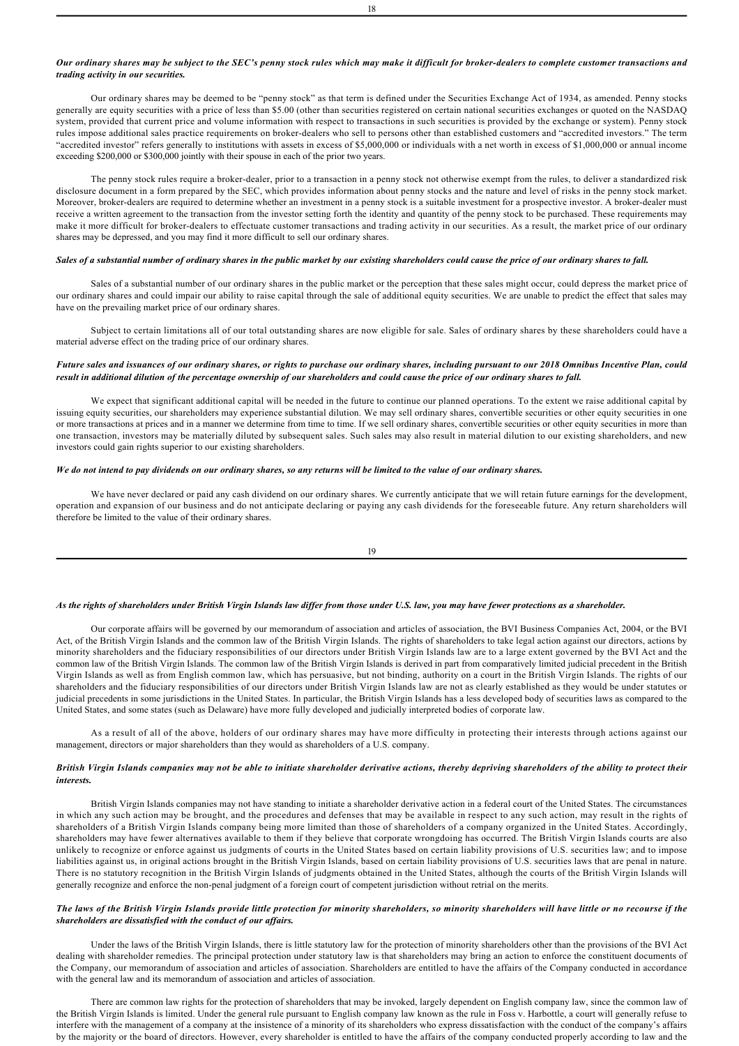***Our ordinary shares may be subject to the SEC's penny stock rules which may make it difficult for broker-dealers to complete customer transactions and trading activity in our securities.***

Our ordinary shares may be deemed to be "penny stock" as that term is defined under the Securities Exchange Act of 1934, as amended. Penny stocks generally are equity securities with a price of less than $5.00 (other than securities registered on certain national securities exchanges or quoted on the NASDAQ system, provided that current price and volume information with respect to transactions in such securities is provided by the exchange or system). Penny stock rules impose additional sales practice requirements on broker-dealers who sell to persons other than established customers and "accredited investors." The term "accredited investor" refers generally to institutions with assets in excess of $5,000,000 or individuals with a net worth in excess of $1,000,000 or annual income exceeding $200,000 or $300,000 jointly with their spouse in each of the prior two years.

The penny stock rules require a broker-dealer, prior to a transaction in a penny stock not otherwise exempt from the rules, to deliver a standardized risk disclosure document in a form prepared by the SEC, which provides information about penny stocks and the nature and level of risks in the penny stock market. Moreover, broker-dealers are required to determine whether an investment in a penny stock is a suitable investment for a prospective investor. A broker-dealer must receive a written agreement to the transaction from the investor setting forth the identity and quantity of the penny stock to be purchased. These requirements may make it more difficult for broker-dealers to effectuate customer transactions and trading activity in our securities. As a result, the market price of our ordinary shares may be depressed, and you may find it more difficult to sell our ordinary shares.

***Sales of a substantial number of ordinary shares in the public market by our existing shareholders could cause the price of our ordinary shares to fall.***

Sales of a substantial number of our ordinary shares in the public market or the perception that these sales might occur, could depress the market price of our ordinary shares and could impair our ability to raise capital through the sale of additional equity securities. We are unable to predict the effect that sales may have on the prevailing market price of our ordinary shares.

Subject to certain limitations all of our total outstanding shares are now eligible for sale. Sales of ordinary shares by these shareholders could have a material adverse effect on the trading price of our ordinary shares.

***Future sales and issuances of our ordinary shares, or rights to purchase our ordinary shares, including pursuant to our 2018 Omnibus Incentive Plan, could result in additional dilution of the percentage ownership of our shareholders and could cause the price of our ordinary shares to fall.***

We expect that significant additional capital will be needed in the future to continue our planned operations. To the extent we raise additional capital by issuing equity securities, our shareholders may experience substantial dilution. We may sell ordinary shares, convertible securities or other equity securities in one or more transactions at prices and in a manner we determine from time to time. If we sell ordinary shares, convertible securities or other equity securities in more than one transaction, investors may be materially diluted by subsequent sales. Such sales may also result in material dilution to our existing shareholders, and new investors could gain rights superior to our existing shareholders.

***We do not intend to pay dividends on our ordinary shares, so any returns will be limited to the value of our ordinary shares.***

We have never declared or paid any cash dividend on our ordinary shares. We currently anticipate that we will retain future earnings for the development, operation and expansion of our business and do not anticipate declaring or paying any cash dividends for the foreseeable future. Any return shareholders will therefore be limited to the value of their ordinary shares.

***As the rights of shareholders under British Virgin Islands law differ from those under U.S. law, you may have fewer protections as a shareholder.***

Our corporate affairs will be governed by our memorandum of association and articles of association, the BVI Business Companies Act, 2004, or the BVI Act, of the British Virgin Islands and the common law of the British Virgin Islands. The rights of shareholders to take legal action against our directors, actions by minority shareholders and the fiduciary responsibilities of our directors under British Virgin Islands law are to a large extent governed by the BVI Act and the common law of the British Virgin Islands. The common law of the British Virgin Islands is derived in part from comparatively limited judicial precedent in the British Virgin Islands as well as from English common law, which has persuasive, but not binding, authority on a court in the British Virgin Islands. The rights of our shareholders and the fiduciary responsibilities of our directors under British Virgin Islands law are not as clearly established as they would be under statutes or judicial precedents in some jurisdictions in the United States. In particular, the British Virgin Islands has a less developed body of securities laws as compared to the United States, and some states (such as Delaware) have more fully developed and judicially interpreted bodies of corporate law.

As a result of all of the above, holders of our ordinary shares may have more difficulty in protecting their interests through actions against our management, directors or major shareholders than they would as shareholders of a U.S. company.

***British Virgin Islands companies may not be able to initiate shareholder derivative actions, thereby depriving shareholders of the ability to protect their interests.***

British Virgin Islands companies may not have standing to initiate a shareholder derivative action in a federal court of the United States. The circumstances in which any such action may be brought, and the procedures and defenses that may be available in respect to any such action, may result in the rights of shareholders of a British Virgin Islands company being more limited than those of shareholders of a company organized in the United States. Accordingly, shareholders may have fewer alternatives available to them if they believe that corporate wrongdoing has occurred. The British Virgin Islands courts are also unlikely to recognize or enforce against us judgments of courts in the United States based on certain liability provisions of U.S. securities law; and to impose liabilities against us, in original actions brought in the British Virgin Islands, based on certain liability provisions of U.S. securities laws that are penal in nature. There is no statutory recognition in the British Virgin Islands of judgments obtained in the United States, although the courts of the British Virgin Islands will generally recognize and enforce the non-penal judgment of a foreign court of competent jurisdiction without retrial on the merits.

***The laws of the British Virgin Islands provide little protection for minority shareholders, so minority shareholders will have little or no recourse if the shareholders are dissatisfied with the conduct of our affairs.***

Under the laws of the British Virgin Islands, there is little statutory law for the protection of minority shareholders other than the provisions of the BVI Act dealing with shareholder remedies. The principal protection under statutory law is that shareholders may bring an action to enforce the constituent documents of the Company, our memorandum of association and articles of association. Shareholders are entitled to have the affairs of the Company conducted in accordance with the general law and its memorandum of association and articles of association.

There are common law rights for the protection of shareholders that may be invoked, largely dependent on English company law, since the common law of the British Virgin Islands is limited. Under the general rule pursuant to English company law known as the rule in Foss v. Harbottle, a court will generally refuse to interfere with the management of a company at the insistence of a minority of its shareholders who express dissatisfaction with the conduct of the company's affairs by the majority or the board of directors. However, every shareholder is entitled to have the affairs of the company conducted properly according to law and the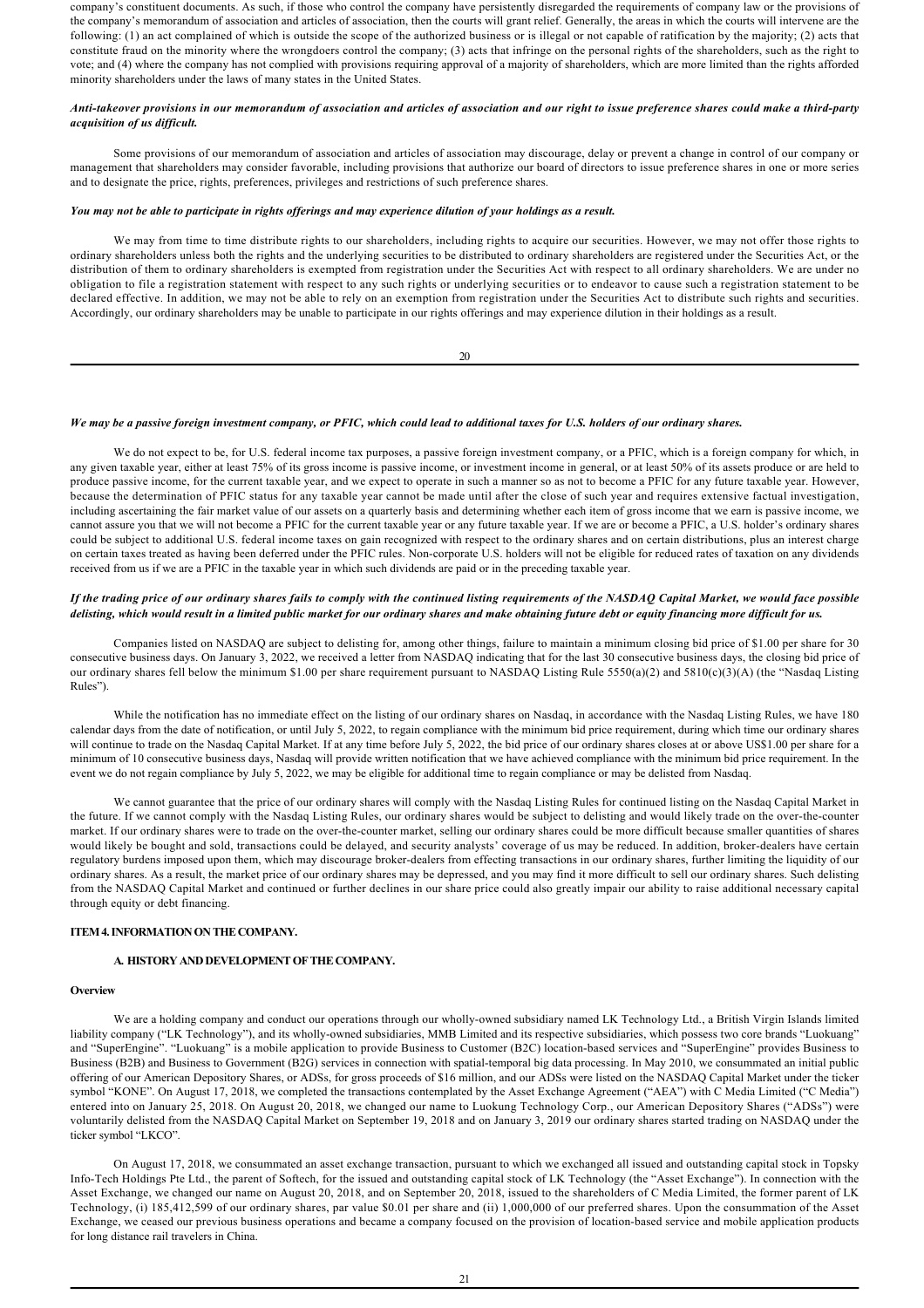company's constituent documents. As such, if those who control the company have persistently disregarded the requirements of company law or the provisions of the company's memorandum of association and articles of association, then the courts will grant relief. Generally, the areas in which the courts will intervene are the following: (1) an act complained of which is outside the scope of the authorized business or is illegal or not capable of ratification by the majority; (2) acts that constitute fraud on the minority where the wrongdoers control the company; (3) acts that infringe on the personal rights of the shareholders, such as the right to vote; and (4) where the company has not complied with provisions requiring approval of a majority of shareholders, which are more limited than the rights afforded minority shareholders under the laws of many states in the United States.

***Anti-takeover provisions in our memorandum of association and articles of association and our right to issue preference shares could make a third-party acquisition of us difficult.***

Some provisions of our memorandum of association and articles of association may discourage, delay or prevent a change in control of our company or management that shareholders may consider favorable, including provisions that authorize our board of directors to issue preference shares in one or more series and to designate the price, rights, preferences, privileges and restrictions of such preference shares.

***You may not be able to participate in rights offerings and may experience dilution of your holdings as a result.***

We may from time to time distribute rights to our shareholders, including rights to acquire our securities. However, we may not offer those rights to ordinary shareholders unless both the rights and the underlying securities to be distributed to ordinary shareholders are registered under the Securities Act, or the distribution of them to ordinary shareholders is exempted from registration under the Securities Act with respect to all ordinary shareholders. We are under no obligation to file a registration statement with respect to any such rights or underlying securities or to endeavor to cause such a registration statement to be declared effective. In addition, we may not be able to rely on an exemption from registration under the Securities Act to distribute such rights and securities. Accordingly, our ordinary shareholders may be unable to participate in our rights offerings and may experience dilution in their holdings as a result.

***We may be a passive foreign investment company, or PFIC, which could lead to additional taxes for U.S. holders of our ordinary shares.***

We do not expect to be, for U.S. federal income tax purposes, a passive foreign investment company, or a PFIC, which is a foreign company for which, in any given taxable year, either at least 75% of its gross income is passive income, or investment income in general, or at least 50% of its assets produce or are held to produce passive income, for the current taxable year, and we expect to operate in such a manner so as not to become a PFIC for any future taxable year. However, because the determination of PFIC status for any taxable year cannot be made until after the close of such year and requires extensive factual investigation, including ascertaining the fair market value of our assets on a quarterly basis and determining whether each item of gross income that we earn is passive income, we cannot assure you that we will not become a PFIC for the current taxable year or any future taxable year. If we are or become a PFIC, a U.S. holder's ordinary shares could be subject to additional U.S. federal income taxes on gain recognized with respect to the ordinary shares and on certain distributions, plus an interest charge on certain taxes treated as having been deferred under the PFIC rules. Non-corporate U.S. holders will not be eligible for reduced rates of taxation on any dividends received from us if we are a PFIC in the taxable year in which such dividends are paid or in the preceding taxable year.

***If the trading price of our ordinary shares fails to comply with the continued listing requirements of the NASDAQ Capital Market, we would face possible delisting, which would result in a limited public market for our ordinary shares and make obtaining future debt or equity financing more difficult for us.***

Companies listed on NASDAQ are subject to delisting for, among other things, failure to maintain a minimum closing bid price of $1.00 per share for 30 consecutive business days. On January 3, 2022, we received a letter from NASDAQ indicating that for the last 30 consecutive business days, the closing bid price of our ordinary shares fell below the minimum $1.00 per share requirement pursuant to NASDAQ Listing Rule 5550(a)(2) and 5810(c)(3)(A) (the "Nasdaq Listing Rules").

While the notification has no immediate effect on the listing of our ordinary shares on Nasdaq, in accordance with the Nasdaq Listing Rules, we have 180 calendar days from the date of notification, or until July 5, 2022, to regain compliance with the minimum bid price requirement, during which time our ordinary shares will continue to trade on the Nasdaq Capital Market. If at any time before July 5, 2022, the bid price of our ordinary shares closes at or above US$1.00 per share for a minimum of 10 consecutive business days, Nasdaq will provide written notification that we have achieved compliance with the minimum bid price requirement. In the event we do not regain compliance by July 5, 2022, we may be eligible for additional time to regain compliance or may be delisted from Nasdaq.

We cannot guarantee that the price of our ordinary shares will comply with the Nasdaq Listing Rules for continued listing on the Nasdaq Capital Market in the future. If we cannot comply with the Nasdaq Listing Rules, our ordinary shares would be subject to delisting and would likely trade on the over-the-counter market. If our ordinary shares were to trade on the over-the-counter market, selling our ordinary shares could be more difficult because smaller quantities of shares would likely be bought and sold, transactions could be delayed, and security analysts' coverage of us may be reduced. In addition, broker-dealers have certain regulatory burdens imposed upon them, which may discourage broker-dealers from effecting transactions in our ordinary shares, further limiting the liquidity of our ordinary shares. As a result, the market price of our ordinary shares may be depressed, and you may find it more difficult to sell our ordinary shares. Such delisting from the NASDAQ Capital Market and continued or further declines in our share price could also greatly impair our ability to raise additional necessary capital through equity or debt financing.

## ITEM 4. INFORMATION ON THE COMPANY.

### A. HISTORY AND DEVELOPMENT OF THE COMPANY.

**Overview**

We are a holding company and conduct our operations through our wholly-owned subsidiary named LK Technology Ltd., a British Virgin Islands limited liability company ("LK Technology"), and its wholly-owned subsidiaries, MMB Limited and its respective subsidiaries, which possess two core brands "Luokuang" and "SuperEngine". "Luokuang" is a mobile application to provide Business to Customer (B2C) location-based services and "SuperEngine" provides Business to Business (B2B) and Business to Government (B2G) services in connection with spatial-temporal big data processing. In May 2010, we consummated an initial public offering of our American Depository Shares, or ADSs, for gross proceeds of $16 million, and our ADSs were listed on the NASDAQ Capital Market under the ticker symbol "KONE". On August 17, 2018, we completed the transactions contemplated by the Asset Exchange Agreement ("AEA") with C Media Limited ("C Media") entered into on January 25, 2018. On August 20, 2018, we changed our name to Luokung Technology Corp., our American Depository Shares ("ADSs") were voluntarily delisted from the NASDAQ Capital Market on September 19, 2018 and on January 3, 2019 our ordinary shares started trading on NASDAQ under the ticker symbol "LKCO".

On August 17, 2018, we consummated an asset exchange transaction, pursuant to which we exchanged all issued and outstanding capital stock in Topsky Info-Tech Holdings Pte Ltd., the parent of Softech, for the issued and outstanding capital stock of LK Technology (the "Asset Exchange"). In connection with the Asset Exchange, we changed our name on August 20, 2018, and on September 20, 2018, issued to the shareholders of C Media Limited, the former parent of LK Technology, (i) 185,412,599 of our ordinary shares, par value $0.01 per share and (ii) 1,000,000 of our preferred shares. Upon the consummation of the Asset Exchange, we ceased our previous business operations and became a company focused on the provision of location-based service and mobile application products for long distance rail travelers in China.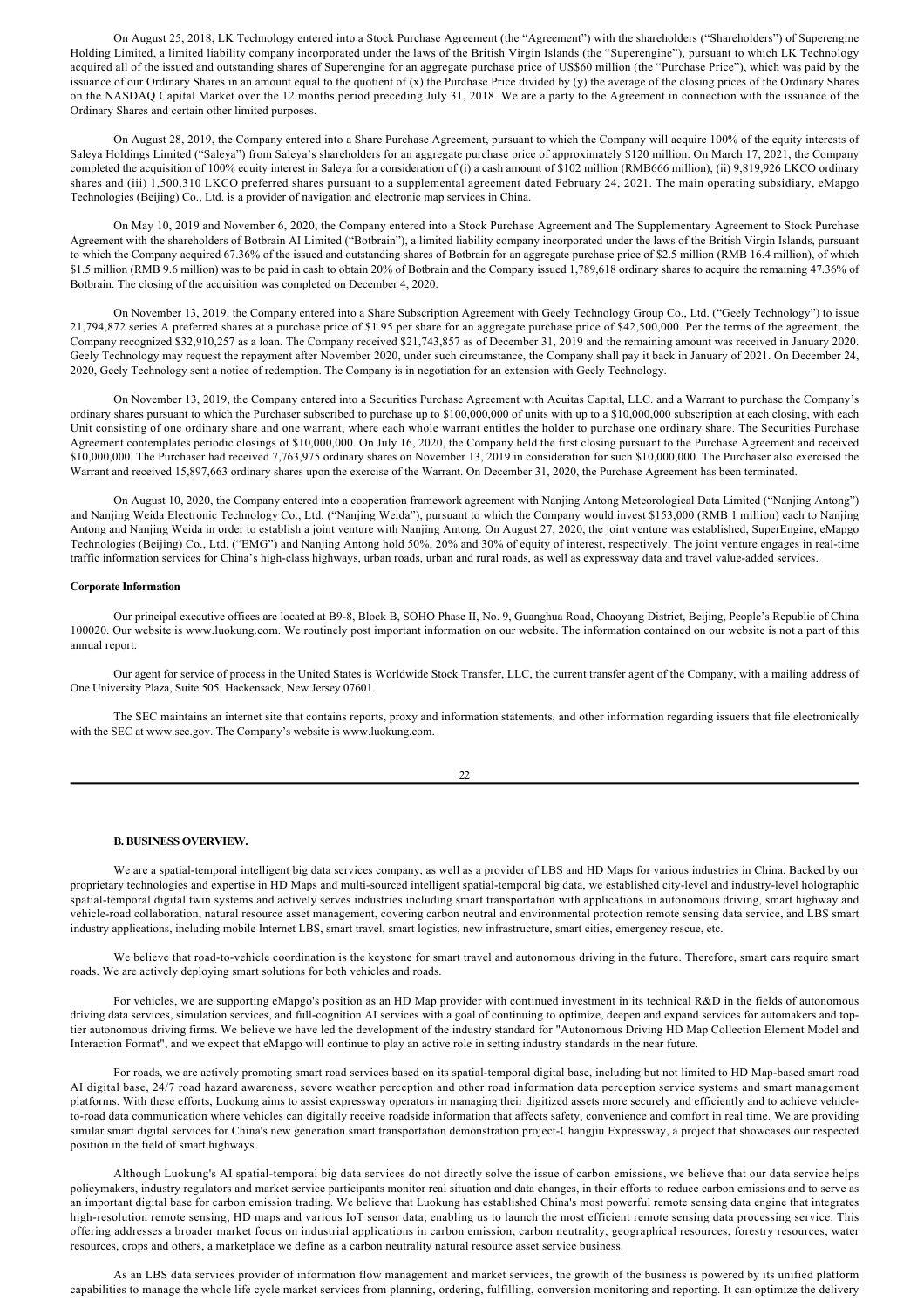On August 25, 2018, LK Technology entered into a Stock Purchase Agreement (the "Agreement") with the shareholders ("Shareholders") of Superengine Holding Limited, a limited liability company incorporated under the laws of the British Virgin Islands (the "Superengine"), pursuant to which LK Technology acquired all of the issued and outstanding shares of Superengine for an aggregate purchase price of US$60 million (the "Purchase Price"), which was paid by the issuance of our Ordinary Shares in an amount equal to the quotient of (x) the Purchase Price divided by (y) the average of the closing prices of the Ordinary Shares on the NASDAQ Capital Market over the 12 months period preceding July 31, 2018. We are a party to the Agreement in connection with the issuance of the Ordinary Shares and certain other limited purposes.

On August 28, 2019, the Company entered into a Share Purchase Agreement, pursuant to which the Company will acquire 100% of the equity interests of Saleya Holdings Limited ("Saleya") from Saleya's shareholders for an aggregate purchase price of approximately $120 million. On March 17, 2021, the Company completed the acquisition of 100% equity interest in Saleya for a consideration of (i) a cash amount of $102 million (RMB666 million), (ii) 9,819,926 LKCO ordinary shares and (iii) 1,500,310 LKCO preferred shares pursuant to a supplemental agreement dated February 24, 2021. The main operating subsidiary, eMapgo Technologies (Beijing) Co., Ltd. is a provider of navigation and electronic map services in China.

On May 10, 2019 and November 6, 2020, the Company entered into a Stock Purchase Agreement and The Supplementary Agreement to Stock Purchase Agreement with the shareholders of Botbrain AI Limited ("Botbrain"), a limited liability company incorporated under the laws of the British Virgin Islands, pursuant to which the Company acquired 67.36% of the issued and outstanding shares of Botbrain for an aggregate purchase price of $2.5 million (RMB 16.4 million), of which $1.5 million (RMB 9.6 million) was to be paid in cash to obtain 20% of Botbrain and the Company issued 1,789,618 ordinary shares to acquire the remaining 47.36% of Botbrain. The closing of the acquisition was completed on December 4, 2020.

On November 13, 2019, the Company entered into a Share Subscription Agreement with Geely Technology Group Co., Ltd. ("Geely Technology") to issue 21,794,872 series A preferred shares at a purchase price of $1.95 per share for an aggregate purchase price of $42,500,000. Per the terms of the agreement, the Company recognized $32,910,257 as a loan. The Company received $21,743,857 as of December 31, 2019 and the remaining amount was received in January 2020. Geely Technology may request the repayment after November 2020, under such circumstance, the Company shall pay it back in January of 2021. On December 24, 2020, Geely Technology sent a notice of redemption. The Company is in negotiation for an extension with Geely Technology.

On November 13, 2019, the Company entered into a Securities Purchase Agreement with Acuitas Capital, LLC. and a Warrant to purchase the Company's ordinary shares pursuant to which the Purchaser subscribed to purchase up to $100,000,000 of units with up to a $10,000,000 subscription at each closing, with each Unit consisting of one ordinary share and one warrant, where each whole warrant entitles the holder to purchase one ordinary share. The Securities Purchase Agreement contemplates periodic closings of $10,000,000. On July 16, 2020, the Company held the first closing pursuant to the Purchase Agreement and received $10,000,000. The Purchaser had received 7,763,975 ordinary shares on November 13, 2019 in consideration for such $10,000,000. The Purchaser also exercised the Warrant and received 15,897,663 ordinary shares upon the exercise of the Warrant. On December 31, 2020, the Purchase Agreement has been terminated.

On August 10, 2020, the Company entered into a cooperation framework agreement with Nanjing Antong Meteorological Data Limited ("Nanjing Antong") and Nanjing Weida Electronic Technology Co., Ltd. ("Nanjing Weida"), pursuant to which the Company would invest $153,000 (RMB 1 million) each to Nanjing Antong and Nanjing Weida in order to establish a joint venture with Nanjing Antong. On August 27, 2020, the joint venture was established, SuperEngine, eMapgo Technologies (Beijing) Co., Ltd. ("EMG") and Nanjing Antong hold 50%, 20% and 30% of equity of interest, respectively. The joint venture engages in real-time traffic information services for China's high-class highways, urban roads, urban and rural roads, as well as expressway data and travel value-added services.

**Corporate Information**

Our principal executive offices are located at B9-8, Block B, SOHO Phase II, No. 9, Guanghua Road, Chaoyang District, Beijing, People's Republic of China 100020. Our website is www.luokung.com. We routinely post important information on our website. The information contained on our website is not a part of this annual report.

Our agent for service of process in the United States is Worldwide Stock Transfer, LLC, the current transfer agent of the Company, with a mailing address of One University Plaza, Suite 505, Hackensack, New Jersey 07601.

The SEC maintains an internet site that contains reports, proxy and information statements, and other information regarding issuers that file electronically with the SEC at www.sec.gov. The Company's website is www.luokung.com.

### B. BUSINESS OVERVIEW.

We are a spatial-temporal intelligent big data services company, as well as a provider of LBS and HD Maps for various industries in China. Backed by our proprietary technologies and expertise in HD Maps and multi-sourced intelligent spatial-temporal big data, we established city-level and industry-level holographic spatial-temporal digital twin systems and actively serves industries including smart transportation with applications in autonomous driving, smart highway and vehicle-road collaboration, natural resource asset management, covering carbon neutral and environmental protection remote sensing data service, and LBS smart industry applications, including mobile Internet LBS, smart travel, smart logistics, new infrastructure, smart cities, emergency rescue, etc.

We believe that road-to-vehicle coordination is the keystone for smart travel and autonomous driving in the future. Therefore, smart cars require smart roads. We are actively deploying smart solutions for both vehicles and roads.

For vehicles, we are supporting eMapgo's position as an HD Map provider with continued investment in its technical R&D in the fields of autonomous driving data services, simulation services, and full-cognition AI services with a goal of continuing to optimize, deepen and expand services for automakers and top-tier autonomous driving firms. We believe we have led the development of the industry standard for "Autonomous Driving HD Map Collection Element Model and Interaction Format", and we expect that eMapgo will continue to play an active role in setting industry standards in the near future.

For roads, we are actively promoting smart road services based on its spatial-temporal digital base, including but not limited to HD Map-based smart road AI digital base, 24/7 road hazard awareness, severe weather perception and other road information data perception service systems and smart management platforms. With these efforts, Luokung aims to assist expressway operators in managing their digitized assets more securely and efficiently and to achieve vehicle-to-road data communication where vehicles can digitally receive roadside information that affects safety, convenience and comfort in real time. We are providing similar smart digital services for China's new generation smart transportation demonstration project-Changjiu Expressway, a project that showcases our respected position in the field of smart highways.

Although Luokung's AI spatial-temporal big data services do not directly solve the issue of carbon emissions, we believe that our data service helps policymakers, industry regulators and market service participants monitor real situation and data changes, in their efforts to reduce carbon emissions and to serve as an important digital base for carbon emission trading. We believe that Luokung has established China's most powerful remote sensing data engine that integrates high-resolution remote sensing, HD maps and various IoT sensor data, enabling us to launch the most efficient remote sensing data processing service. This offering addresses a broader market focus on industrial applications in carbon emission, carbon neutrality, geographical resources, forestry resources, water resources, crops and others, a marketplace we define as a carbon neutrality natural resource asset service business.

As an LBS data services provider of information flow management and market services, the growth of the business is powered by its unified platform capabilities to manage the whole life cycle market services from planning, ordering, fulfilling, conversion monitoring and reporting. It can optimize the delivery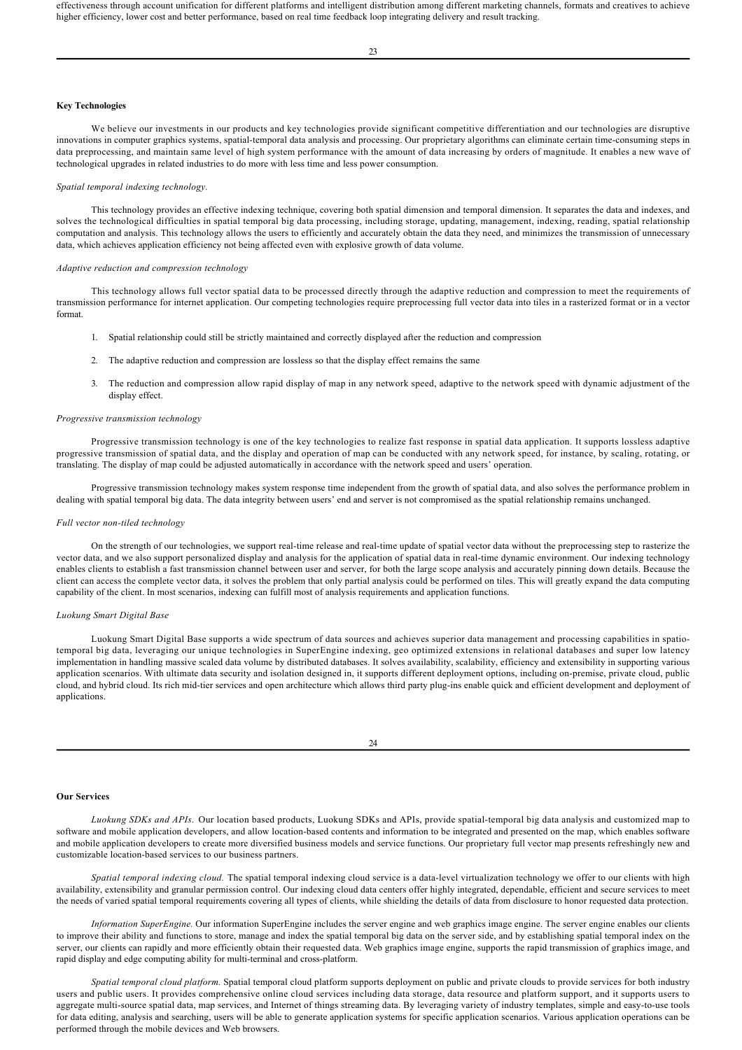effectiveness through account unification for different platforms and intelligent distribution among different marketing channels, formats and creatives to achieve higher efficiency, lower cost and better performance, based on real time feedback loop integrating delivery and result tracking.

**Key Technologies**

We believe our investments in our products and key technologies provide significant competitive differentiation and our technologies are disruptive innovations in computer graphics systems, spatial-temporal data analysis and processing. Our proprietary algorithms can eliminate certain time-consuming steps in data preprocessing, and maintain same level of high system performance with the amount of data increasing by orders of magnitude. It enables a new wave of technological upgrades in related industries to do more with less time and less power consumption.

*Spatial temporal indexing technology.*

This technology provides an effective indexing technique, covering both spatial dimension and temporal dimension. It separates the data and indexes, and solves the technological difficulties in spatial temporal big data processing, including storage, updating, management, indexing, reading, spatial relationship computation and analysis. This technology allows the users to efficiently and accurately obtain the data they need, and minimizes the transmission of unnecessary data, which achieves application efficiency not being affected even with explosive growth of data volume.

*Adaptive reduction and compression technology*

This technology allows full vector spatial data to be processed directly through the adaptive reduction and compression to meet the requirements of transmission performance for internet application. Our competing technologies require preprocessing full vector data into tiles in a rasterized format or in a vector format.

1. Spatial relationship could still be strictly maintained and correctly displayed after the reduction and compression
2. The adaptive reduction and compression are lossless so that the display effect remains the same
3. The reduction and compression allow rapid display of map in any network speed, adaptive to the network speed with dynamic adjustment of the display effect.

*Progressive transmission technology*

Progressive transmission technology is one of the key technologies to realize fast response in spatial data application. It supports lossless adaptive progressive transmission of spatial data, and the display and operation of map can be conducted with any network speed, for instance, by scaling, rotating, or translating. The display of map could be adjusted automatically in accordance with the network speed and users' operation.

Progressive transmission technology makes system response time independent from the growth of spatial data, and also solves the performance problem in dealing with spatial temporal big data. The data integrity between users' end and server is not compromised as the spatial relationship remains unchanged.

*Full vector non-tiled technology*

On the strength of our technologies, we support real-time release and real-time update of spatial vector data without the preprocessing step to rasterize the vector data, and we also support personalized display and analysis for the application of spatial data in real-time dynamic environment. Our indexing technology enables clients to establish a fast transmission channel between user and server, for both the large scope analysis and accurately pinning down details. Because the client can access the complete vector data, it solves the problem that only partial analysis could be performed on tiles. This will greatly expand the data computing capability of the client. In most scenarios, indexing can fulfill most of analysis requirements and application functions.

*Luokung Smart Digital Base*

Luokung Smart Digital Base supports a wide spectrum of data sources and achieves superior data management and processing capabilities in spatio-temporal big data, leveraging our unique technologies in SuperEngine indexing, geo optimized extensions in relational databases and super low latency implementation in handling massive scaled data volume by distributed databases. It solves availability, scalability, efficiency and extensibility in supporting various application scenarios. With ultimate data security and isolation designed in, it supports different deployment options, including on-premise, private cloud, public cloud, and hybrid cloud. Its rich mid-tier services and open architecture which allows third party plug-ins enable quick and efficient development and deployment of applications.

**Our Services**

*Luokung SDKs and APIs.* Our location based products, Luokung SDKs and APIs, provide spatial-temporal big data analysis and customized map to software and mobile application developers, and allow location-based contents and information to be integrated and presented on the map, which enables software and mobile application developers to create more diversified business models and service functions. Our proprietary full vector map presents refreshingly new and customizable location-based services to our business partners.

*Spatial temporal indexing cloud.* The spatial temporal indexing cloud service is a data-level virtualization technology we offer to our clients with high availability, extensibility and granular permission control. Our indexing cloud data centers offer highly integrated, dependable, efficient and secure services to meet the needs of varied spatial temporal requirements covering all types of clients, while shielding the details of data from disclosure to honor requested data protection.

*Information SuperEngine.* Our information SuperEngine includes the server engine and web graphics image engine. The server engine enables our clients to improve their ability and functions to store, manage and index the spatial temporal big data on the server side, and by establishing spatial temporal index on the server, our clients can rapidly and more efficiently obtain their requested data. Web graphics image engine, supports the rapid transmission of graphics image, and rapid display and edge computing ability for multi-terminal and cross-platform.

*Spatial temporal cloud platform.* Spatial temporal cloud platform supports deployment on public and private clouds to provide services for both industry users and public users. It provides comprehensive online cloud services including data storage, data resource and platform support, and it supports users to aggregate multi-source spatial data, map services, and Internet of things streaming data. By leveraging variety of industry templates, simple and easy-to-use tools for data editing, analysis and searching, users will be able to generate application systems for specific application scenarios. Various application operations can be performed through the mobile devices and Web browsers.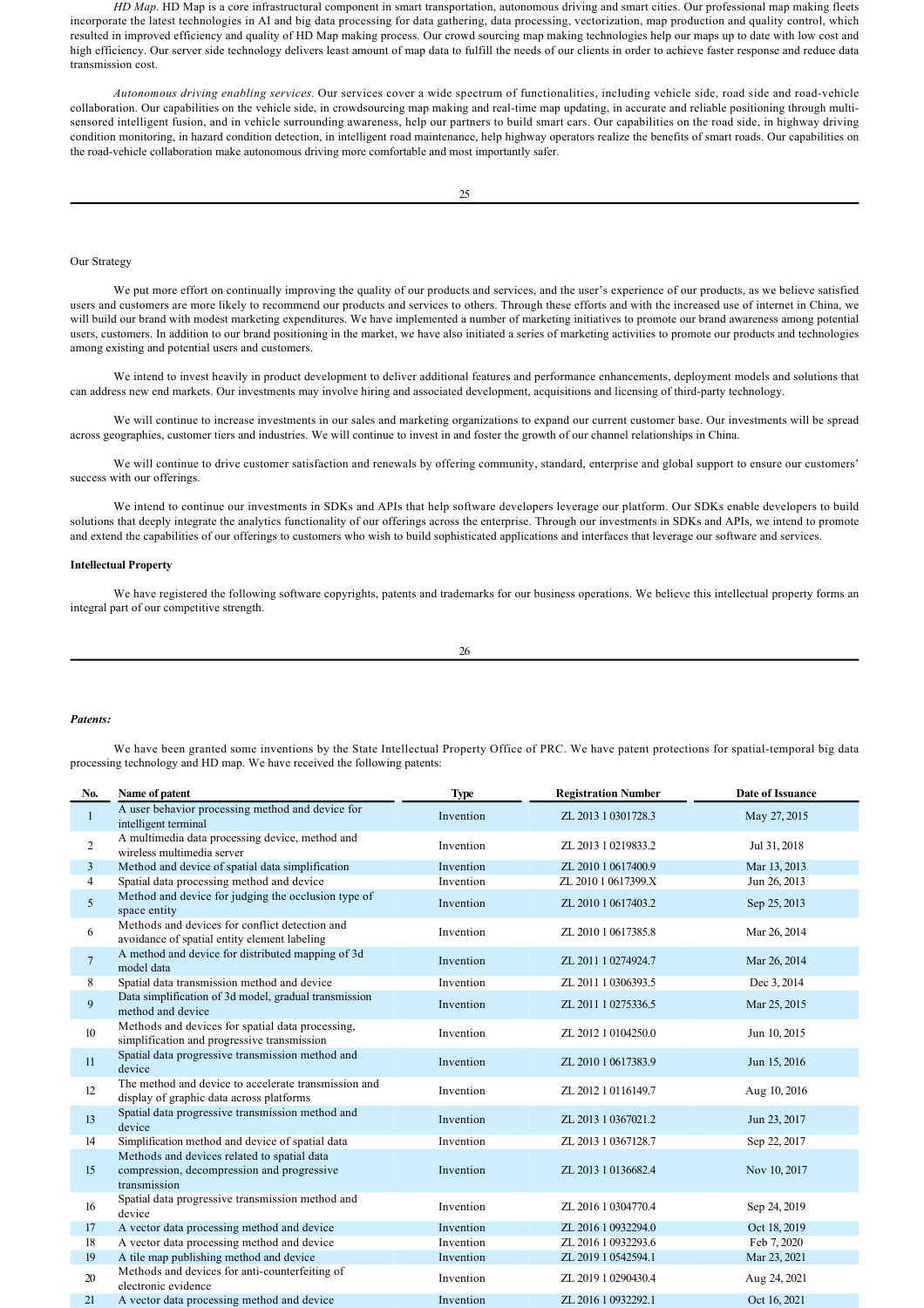*HD Map*. HD Map is a core infrastructural component in smart transportation, autonomous driving and smart cities. Our professional map making fleets incorporate the latest technologies in AI and big data processing for data gathering, data processing, vectorization, map production and quality control, which resulted in improved efficiency and quality of HD Map making process. Our crowd sourcing map making technologies help our maps up to date with low cost and high efficiency. Our server side technology delivers least amount of map data to fulfill the needs of our clients in order to achieve faster response and reduce data transmission cost.

*Autonomous driving enabling services*. Our services cover a wide spectrum of functionalities, including vehicle side, road side and road-vehicle collaboration. Our capabilities on the vehicle side, in crowdsourcing map making and real-time map updating, in accurate and reliable positioning through multi-sensored intelligent fusion, and in vehicle surrounding awareness, help our partners to build smart cars. Our capabilities on the road side, in highway driving condition monitoring, in hazard condition detection, in intelligent road maintenance, help highway operators realize the benefits of smart roads. Our capabilities on the road-vehicle collaboration make autonomous driving more comfortable and most importantly safer.

Our Strategy

We put more effort on continually improving the quality of our products and services, and the user's experience of our products, as we believe satisfied users and customers are more likely to recommend our products and services to others. Through these efforts and with the increased use of internet in China, we will build our brand with modest marketing expenditures. We have implemented a number of marketing initiatives to promote our brand awareness among potential users, customers. In addition to our brand positioning in the market, we have also initiated a series of marketing activities to promote our products and technologies among existing and potential users and customers.

We intend to invest heavily in product development to deliver additional features and performance enhancements, deployment models and solutions that can address new end markets. Our investments may involve hiring and associated development, acquisitions and licensing of third-party technology.

We will continue to increase investments in our sales and marketing organizations to expand our current customer base. Our investments will be spread across geographies, customer tiers and industries. We will continue to invest in and foster the growth of our channel relationships in China.

We will continue to drive customer satisfaction and renewals by offering community, standard, enterprise and global support to ensure our customers' success with our offerings.

We intend to continue our investments in SDKs and APIs that help software developers leverage our platform. Our SDKs enable developers to build solutions that deeply integrate the analytics functionality of our offerings across the enterprise. Through our investments in SDKs and APIs, we intend to promote and extend the capabilities of our offerings to customers who wish to build sophisticated applications and interfaces that leverage our software and services.

**Intellectual Property**

We have registered the following software copyrights, patents and trademarks for our business operations. We believe this intellectual property forms an integral part of our competitive strength.

***Patents:***

We have been granted some inventions by the State Intellectual Property Office of PRC. We have patent protections for spatial-temporal big data processing technology and HD map. We have received the following patents:

| No. | Name of patent | Type | Registration Number | Date of Issuance |
|---|---|---|---|---|
| 1 | A user behavior processing method and device for intelligent terminal | Invention | ZL 2013 1 0301728.3 | May 27, 2015 |
| 2 | A multimedia data processing device, method and wireless multimedia server | Invention | ZL 2013 1 0219833.2 | Jul 31, 2018 |
| 3 | Method and device of spatial data simplification | Invention | ZL 2010 1 0617400.9 | Mar 13, 2013 |
| 4 | Spatial data processing method and device | Invention | ZL 2010 1 0617399.X | Jun 26, 2013 |
| 5 | Method and device for judging the occlusion type of space entity | Invention | ZL 2010 1 0617403.2 | Sep 25, 2013 |
| 6 | Methods and devices for conflict detection and avoidance of spatial entity element labeling | Invention | ZL 2010 1 0617385.8 | Mar 26, 2014 |
| 7 | A method and device for distributed mapping of 3d model data | Invention | ZL 2011 1 0274924.7 | Mar 26, 2014 |
| 8 | Spatial data transmission method and device | Invention | ZL 2011 1 0306393.5 | Dec 3, 2014 |
| 9 | Data simplification of 3d model, gradual transmission method and device | Invention | ZL 2011 1 0275336.5 | Mar 25, 2015 |
| 10 | Methods and devices for spatial data processing, simplification and progressive transmission | Invention | ZL 2012 1 0104250.0 | Jun 10, 2015 |
| 11 | Spatial data progressive transmission method and device | Invention | ZL 2010 1 0617383.9 | Jun 15, 2016 |
| 12 | The method and device to accelerate transmission and display of graphic data across platforms | Invention | ZL 2012 1 0116149.7 | Aug 10, 2016 |
| 13 | Spatial data progressive transmission method and device | Invention | ZL 2013 1 0367021.2 | Jun 23, 2017 |
| 14 | Simplification method and device of spatial data | Invention | ZL 2013 1 0367128.7 | Sep 22, 2017 |
| 15 | Methods and devices related to spatial data compression, decompression and progressive transmission | Invention | ZL 2013 1 0136682.4 | Nov 10, 2017 |
| 16 | Spatial data progressive transmission method and device | Invention | ZL 2016 1 0304770.4 | Sep 24, 2019 |
| 17 | A vector data processing method and device | Invention | ZL 2016 1 0932294.0 | Oct 18, 2019 |
| 18 | A vector data processing method and device | Invention | ZL 2016 1 0932293.6 | Feb 7, 2020 |
| 19 | A tile map publishing method and device | Invention | ZL 2019 1 0542594.1 | Mar 23, 2021 |
| 20 | Methods and devices for anti-counterfeiting of electronic evidence | Invention | ZL 2019 1 0290430.4 | Aug 24, 2021 |
| 21 | A vector data processing method and device | Invention | ZL 2016 1 0932292.1 | Oct 16, 2021 |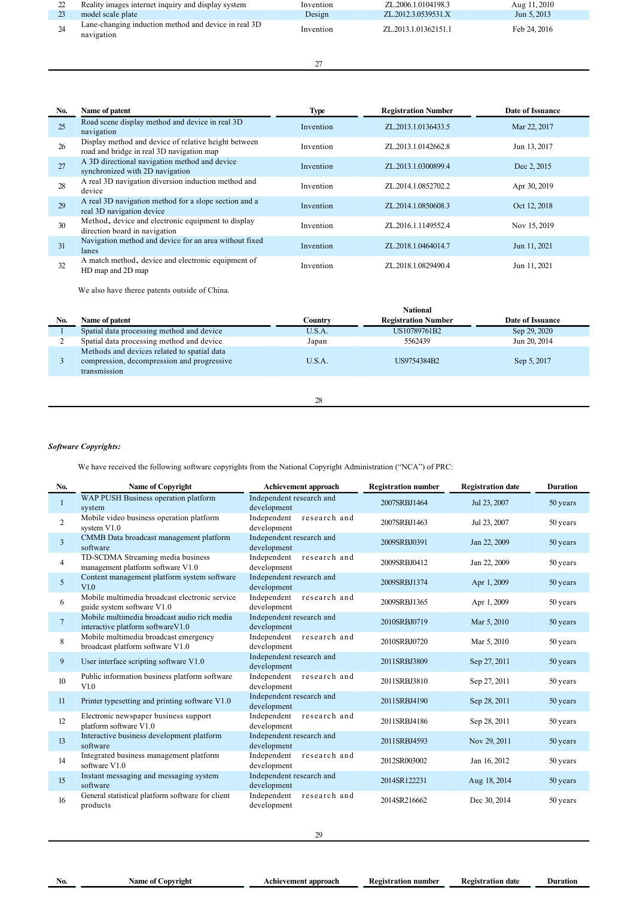| No. | Name of patent | Type | Registration Number | Date of Issuance |
|---|---|---|---|---|
| 22 | Reality images internet inquiry and display system | Invention | ZL.2006.1.0104198.3 | Aug 11, 2010 |
| 23 | model scale plate | Design | ZL.2012.3.0539531.X | Jun 5, 2013 |
| 24 | Lane-changing induction method and device in real 3D navigation | Invention | ZL.2013.1.01362151.1 | Feb 24, 2016 |

| No. | Name of patent | Type | Registration Number | Date of Issuance |
|---|---|---|---|---|
| 25 | Road scene display method and device in real 3D navigation | Invention | ZL.2013.1.0136433.5 | Mar 22, 2017 |
| 26 | Display method and device of relative height between road and bridge in real 3D navigation map | Invention | ZL.2013.1.0142662.8 | Jun 13, 2017 |
| 27 | A 3D directional navigation method and device synchronized with 2D navigation | Invention | ZL.2013.1.0300899.4 | Dec 2, 2015 |
| 28 | A real 3D navigation diversion induction method and device | Invention | ZL.2014.1.0852702.2 | Apr 30, 2019 |
| 29 | A real 3D navigation method for a slope section and a real 3D navigation device | Invention | ZL.2014.1.0850608.3 | Oct 12, 2018 |
| 30 | Method、device and electronic equipment to display direction board in navigation | Invention | ZL.2016.1.1149552.4 | Nov 15, 2019 |
| 31 | Navigation method and device for an area without fixed lanes | Invention | ZL.2018.1.0464014.7 | Jun 11, 2021 |
| 32 | A match method、device and electronic equipment of HD map and 2D map | Invention | ZL.2018.1.0829490.4 | Jun 11, 2021 |

We also have theree patents outside of China.

| No. | Name of patent | Country | National Registration Number | Date of Issuance |
|---|---|---|---|---|
| 1 | Spatial data processing method and device | U.S.A. | US10789761B2 | Sep 29, 2020 |
| 2 | Spatial data processing method and device | Japan | 5562439 | Jun 20, 2014 |
| 3 | Methods and devices related to spatial data compression, decompression and progressive transmission | U.S.A. | US9754384B2 | Sep 5, 2017 |

*Software Copyrights:*

We have received the following software copyrights from the National Copyright Administration ("NCA") of PRC:

| No. | Name of Copyright | Achievement approach | Registration number | Registration date | Duration |
|---|---|---|---|---|---|
| 1 | WAP PUSH Business operation platform system | Independent research and development | 2007SRBJ1464 | Jul 23, 2007 | 50 years |
| 2 | Mobile video business operation platform system V1.0 | Independent research and development | 2007SRBJ1463 | Jul 23, 2007 | 50 years |
| 3 | CMMB Data broadcast management platform software | Independent research and development | 2009SRBJ0391 | Jan 22, 2009 | 50 years |
| 4 | TD-SCDMA Streaming media business management platform software V1.0 | Independent research and development | 2009SRBJ0412 | Jan 22, 2009 | 50 years |
| 5 | Content management platform system software V1.0 | Independent research and development | 2009SRBJ1374 | Apr 1, 2009 | 50 years |
| 6 | Mobile multimedia broadcast electronic service guide system software V1.0 | Independent research and development | 2009SRBJ1365 | Apr 1, 2009 | 50 years |
| 7 | Mobile multimedia broadcast audio rich media interactive platform softwareV1.0 | Independent research and development | 2010SRBJ0719 | Mar 5, 2010 | 50 years |
| 8 | Mobile multimedia broadcast emergency broadcast platform software V1.0 | Independent research and development | 2010SRBJ0720 | Mar 5, 2010 | 50 years |
| 9 | User interface scripting software V1.0 | Independent research and development | 2011SRBJ3809 | Sep 27, 2011 | 50 years |
| 10 | Public information business platform software V1.0 | Independent research and development | 2011SRBJ3810 | Sep 27, 2011 | 50 years |
| 11 | Printer typesetting and printing software V1.0 | Independent research and development | 2011SRBJ4190 | Sep 28, 2011 | 50 years |
| 12 | Electronic newspaper business support platform software V1.0 | Independent research and development | 2011SRBJ4186 | Sep 28, 2011 | 50 years |
| 13 | Interactive business development platform software | Independent research and development | 2011SRBJ4593 | Nov 29, 2011 | 50 years |
| 14 | Integrated business management platform software V1.0 | Independent research and development | 2012SR003002 | Jan 16, 2012 | 50 years |
| 15 | Instant messaging and messaging system software | Independent research and development | 2014SR122231 | Aug 18, 2014 | 50 years |
| 16 | General statistical platform software for client products | Independent research and development | 2014SR216662 | Dec 30, 2014 | 50 years |

| No. | Name of Copyright | Achievement approach | Registration number | Registration date | Duration |
|---|---|---|---|---|---|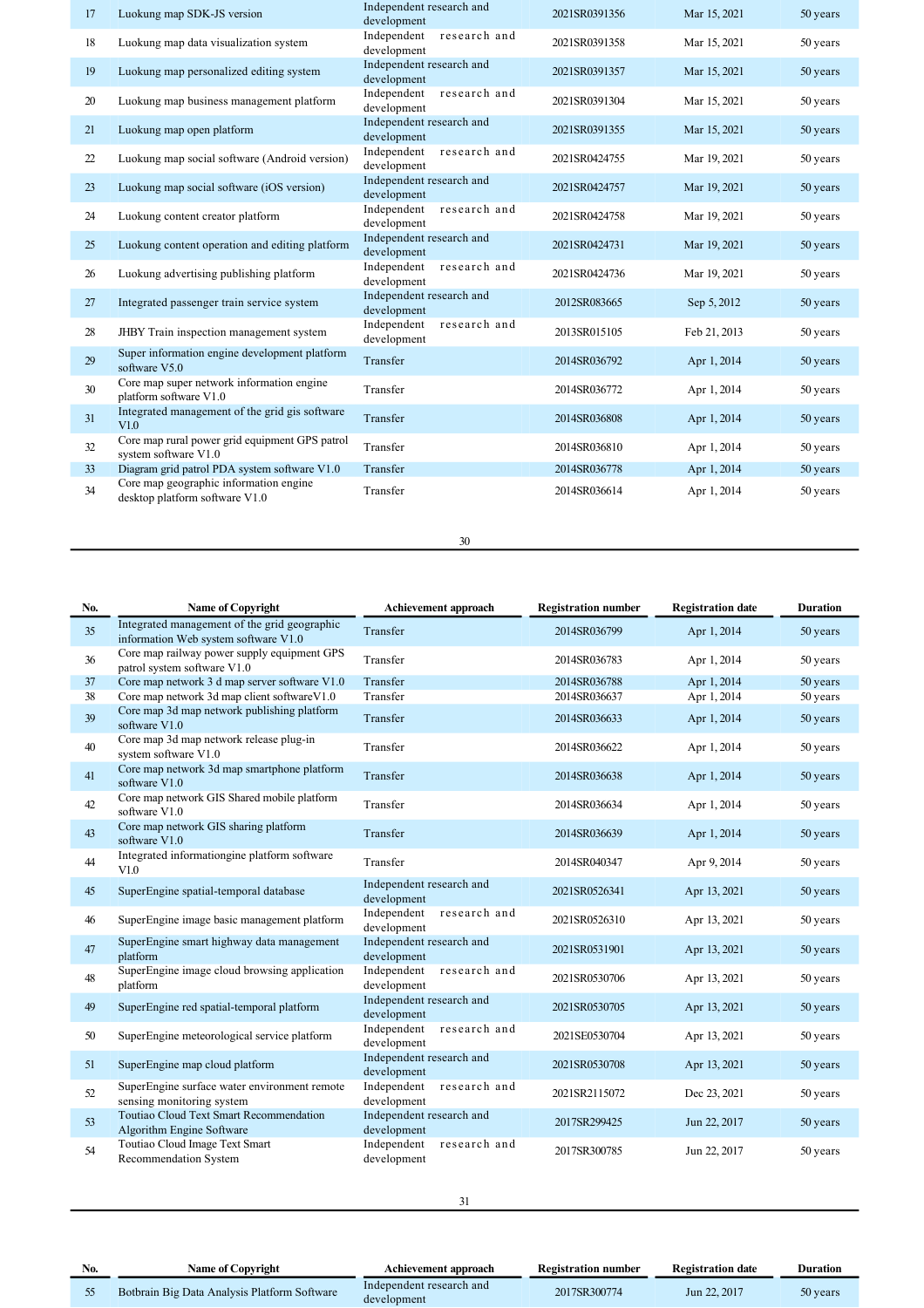| No. | Name of Copyright | Achievement approach | Registration number | Registration date | Duration |
|---|---|---|---|---|---|
| 17 | Luokung map SDK-JS version | Independent research and development | 2021SR0391356 | Mar 15, 2021 | 50 years |
| 18 | Luokung map data visualization system | Independent research and development | 2021SR0391358 | Mar 15, 2021 | 50 years |
| 19 | Luokung map personalized editing system | Independent research and development | 2021SR0391357 | Mar 15, 2021 | 50 years |
| 20 | Luokung map business management platform | Independent research and development | 2021SR0391304 | Mar 15, 2021 | 50 years |
| 21 | Luokung map open platform | Independent research and development | 2021SR0391355 | Mar 15, 2021 | 50 years |
| 22 | Luokung map social software (Android version) | Independent research and development | 2021SR0424755 | Mar 19, 2021 | 50 years |
| 23 | Luokung map social software (iOS version) | Independent research and development | 2021SR0424757 | Mar 19, 2021 | 50 years |
| 24 | Luokung content creator platform | Independent research and development | 2021SR0424758 | Mar 19, 2021 | 50 years |
| 25 | Luokung content operation and editing platform | Independent research and development | 2021SR0424731 | Mar 19, 2021 | 50 years |
| 26 | Luokung advertising publishing platform | Independent research and development | 2021SR0424736 | Mar 19, 2021 | 50 years |
| 27 | Integrated passenger train service system | Independent research and development | 2012SR083665 | Sep 5, 2012 | 50 years |
| 28 | JHBY Train inspection management system | Independent research and development | 2013SR015105 | Feb 21, 2013 | 50 years |
| 29 | Super information engine development platform software V5.0 | Transfer | 2014SR036792 | Apr 1, 2014 | 50 years |
| 30 | Core map super network information engine platform software V1.0 | Transfer | 2014SR036772 | Apr 1, 2014 | 50 years |
| 31 | Integrated management of the grid gis software V1.0 | Transfer | 2014SR036808 | Apr 1, 2014 | 50 years |
| 32 | Core map rural power grid equipment GPS patrol system software V1.0 | Transfer | 2014SR036810 | Apr 1, 2014 | 50 years |
| 33 | Diagram grid patrol PDA system software V1.0 | Transfer | 2014SR036778 | Apr 1, 2014 | 50 years |
| 34 | Core map geographic information engine desktop platform software V1.0 | Transfer | 2014SR036614 | Apr 1, 2014 | 50 years |
| 35 | Integrated management of the grid geographic information Web system software V1.0 | Transfer | 2014SR036799 | Apr 1, 2014 | 50 years |
| 36 | Core map railway power supply equipment GPS patrol system software V1.0 | Transfer | 2014SR036783 | Apr 1, 2014 | 50 years |
| 37 | Core map network 3 d map server software V1.0 | Transfer | 2014SR036788 | Apr 1, 2014 | 50 years |
| 38 | Core map network 3d map client softwareV1.0 | Transfer | 2014SR036637 | Apr 1, 2014 | 50 years |
| 39 | Core map 3d map network publishing platform software V1.0 | Transfer | 2014SR036633 | Apr 1, 2014 | 50 years |
| 40 | Core map 3d map network release plug-in system software V1.0 | Transfer | 2014SR036622 | Apr 1, 2014 | 50 years |
| 41 | Core map network 3d map smartphone platform software V1.0 | Transfer | 2014SR036638 | Apr 1, 2014 | 50 years |
| 42 | Core map network GIS Shared mobile platform software V1.0 | Transfer | 2014SR036634 | Apr 1, 2014 | 50 years |
| 43 | Core map network GIS sharing platform software V1.0 | Transfer | 2014SR036639 | Apr 1, 2014 | 50 years |
| 44 | Integrated informationgine platform software V1.0 | Transfer | 2014SR040347 | Apr 9, 2014 | 50 years |
| 45 | SuperEngine spatial-temporal database | Independent research and development | 2021SR0526341 | Apr 13, 2021 | 50 years |
| 46 | SuperEngine image basic management platform | Independent research and development | 2021SR0526310 | Apr 13, 2021 | 50 years |
| 47 | SuperEngine smart highway data management platform | Independent research and development | 2021SR0531901 | Apr 13, 2021 | 50 years |
| 48 | SuperEngine image cloud browsing application platform | Independent research and development | 2021SR0530706 | Apr 13, 2021 | 50 years |
| 49 | SuperEngine red spatial-temporal platform | Independent research and development | 2021SR0530705 | Apr 13, 2021 | 50 years |
| 50 | SuperEngine meteorological service platform | Independent research and development | 2021SE0530704 | Apr 13, 2021 | 50 years |
| 51 | SuperEngine map cloud platform | Independent research and development | 2021SR0530708 | Apr 13, 2021 | 50 years |
| 52 | SuperEngine surface water environment remote sensing monitoring system | Independent research and development | 2021SR2115072 | Dec 23, 2021 | 50 years |
| 53 | Toutiao Cloud Text Smart Recommendation Algorithm Engine Software | Independent research and development | 2017SR299425 | Jun 22, 2017 | 50 years |
| 54 | Toutiao Cloud Image Text Smart Recommendation System | Independent research and development | 2017SR300785 | Jun 22, 2017 | 50 years |
| 55 | Botbrain Big Data Analysis Platform Software | Independent research and development | 2017SR300774 | Jun 22, 2017 | 50 years |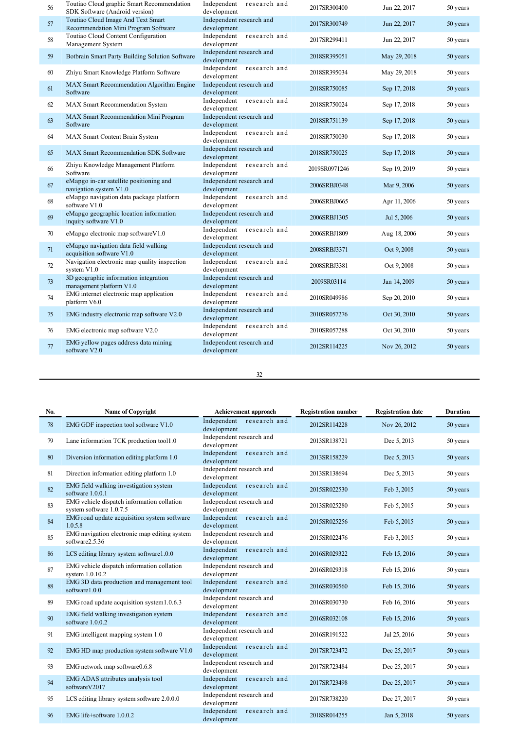| No. | Name of Copyright | Achievement approach | Registration number | Registration date | Duration |
|---|---|---|---|---|---|
| 56 | Toutiao Cloud graphic Smart Recommendation SDK Software (Android version) | Independent research and development | 2017SR300400 | Jun 22, 2017 | 50 years |
| 57 | Toutiao Cloud Image And Text Smart Recommendation Mini Program Software | Independent research and development | 2017SR300749 | Jun 22, 2017 | 50 years |
| 58 | Toutiao Cloud Content Configuration Management System | Independent research and development | 2017SR299411 | Jun 22, 2017 | 50 years |
| 59 | Botbrain Smart Party Building Solution Software | Independent research and development | 2018SR395051 | May 29, 2018 | 50 years |
| 60 | Zhiyu Smart Knowledge Platform Software | Independent research and development | 2018SR395034 | May 29, 2018 | 50 years |
| 61 | MAX Smart Recommendation Algorithm Engine Software | Independent research and development | 2018SR750085 | Sep 17, 2018 | 50 years |
| 62 | MAX Smart Recommendation System | Independent research and development | 2018SR750024 | Sep 17, 2018 | 50 years |
| 63 | MAX Smart Recommendation Mini Program Software | Independent research and development | 2018SR751139 | Sep 17, 2018 | 50 years |
| 64 | MAX Smart Content Brain System | Independent research and development | 2018SR750030 | Sep 17, 2018 | 50 years |
| 65 | MAX Smart Recommendation SDK Software | Independent research and development | 2018SR750025 | Sep 17, 2018 | 50 years |
| 66 | Zhiyu Knowledge Management Platform Software | Independent research and development | 2019SR0971246 | Sep 19, 2019 | 50 years |
| 67 | eMapgo in-car satellite positioning and navigation system V1.0 | Independent research and development | 2006SRBJ0348 | Mar 9, 2006 | 50 years |
| 68 | eMapgo navigation data package platform software V1.0 | Independent research and development | 2006SRBJ0665 | Apr 11, 2006 | 50 years |
| 69 | eMapgo geographic location information inquiry software V1.0 | Independent research and development | 2006SRBJ1305 | Jul 5, 2006 | 50 years |
| 70 | eMapgo electronic map softwareV1.0 | Independent research and development | 2006SRBJ1809 | Aug 18, 2006 | 50 years |
| 71 | eMapgo navigation data field walking acquisition software V1.0 | Independent research and development | 2008SRBJ3371 | Oct 9, 2008 | 50 years |
| 72 | Navigation electronic map quality inspection system V1.0 | Independent research and development | 2008SRBJ3381 | Oct 9, 2008 | 50 years |
| 73 | 3D geographic information integration management platform V1.0 | Independent research and development | 2009SR03114 | Jan 14, 2009 | 50 years |
| 74 | EMG internet electronic map application platform V6.0 | Independent research and development | 2010SR049986 | Sep 20, 2010 | 50 years |
| 75 | EMG industry electronic map software V2.0 | Independent research and development | 2010SR057276 | Oct 30, 2010 | 50 years |
| 76 | EMG electronic map software V2.0 | Independent research and development | 2010SR057288 | Oct 30, 2010 | 50 years |
| 77 | EMG yellow pages address data mining software V2.0 | Independent research and development | 2012SR114225 | Nov 26, 2012 | 50 years |
| 78 | EMG GDF inspection tool software V1.0 | Independent research and development | 2012SR114228 | Nov 26, 2012 | 50 years |
| 79 | Lane information TCK production tool1.0 | Independent research and development | 2013SR138721 | Dec 5, 2013 | 50 years |
| 80 | Diversion information editing platform 1.0 | Independent research and development | 2013SR158229 | Dec 5, 2013 | 50 years |
| 81 | Direction information editing platform 1.0 | Independent research and development | 2013SR138694 | Dec 5, 2013 | 50 years |
| 82 | EMG field walking investigation system software 1.0.0.1 | Independent research and development | 2015SR022530 | Feb 3, 2015 | 50 years |
| 83 | EMG vehicle dispatch information collation system software 1.0.7.5 | Independent research and development | 2013SR025280 | Feb 5, 2015 | 50 years |
| 84 | EMG road update acquisition system software 1.0.5.8 | Independent research and development | 2015SR025256 | Feb 5, 2015 | 50 years |
| 85 | EMG navigation electronic map editing system software2.5.36 | Independent research and development | 2015SR022476 | Feb 3, 2015 | 50 years |
| 86 | LCS editing library system software1.0.0 | Independent research and development | 2016SR029322 | Feb 15, 2016 | 50 years |
| 87 | EMG vehicle dispatch information collation system 1.0.10.2 | Independent research and development | 2016SR029318 | Feb 15, 2016 | 50 years |
| 88 | EMG 3D data production and management tool software1.0.0 | Independent research and development | 2016SR030560 | Feb 15, 2016 | 50 years |
| 89 | EMG road update acquisition system1.0.6.3 | Independent research and development | 2016SR030730 | Feb 16, 2016 | 50 years |
| 90 | EMG field walking investigation system software 1.0.0.2 | Independent research and development | 2016SR032108 | Feb 15, 2016 | 50 years |
| 91 | EMG intelligent mapping system 1.0 | Independent research and development | 2016SR191522 | Jul 25, 2016 | 50 years |
| 92 | EMG HD map production system software V1.0 | Independent research and development | 2017SR723472 | Dec 25, 2017 | 50 years |
| 93 | EMG network map software0.6.8 | Independent research and development | 2017SR723484 | Dec 25, 2017 | 50 years |
| 94 | EMG ADAS attributes analysis tool softwareV2017 | Independent research and development | 2017SR723498 | Dec 25, 2017 | 50 years |
| 95 | LCS editing library system software 2.0.0.0 | Independent research and development | 2017SR738220 | Dec 27, 2017 | 50 years |
| 96 | EMG life+software 1.0.0.2 | Independent research and development | 2018SR014255 | Jan 5, 2018 | 50 years |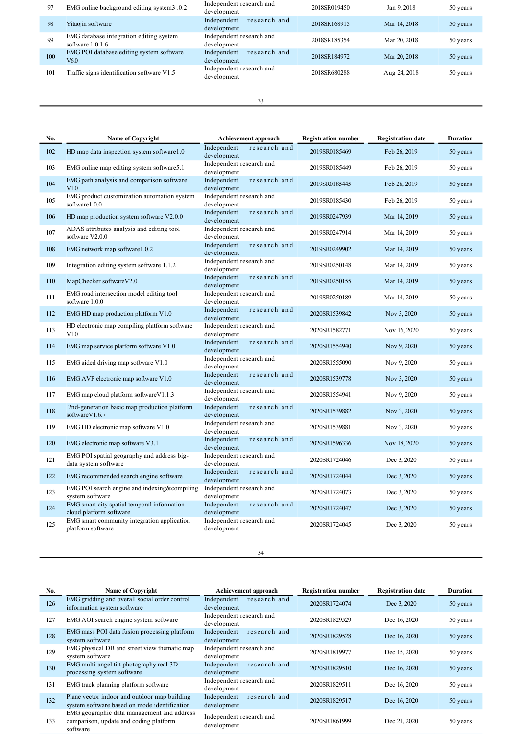| No. | Name of Copyright | Achievement approach | Registration number | Registration date | Duration |
|---|---|---|---|---|---|
| 97 | EMG online background editing system3 .0.2 | Independent research and development | 2018SR019450 | Jan 9, 2018 | 50 years |
| 98 | Yitaojin software | Independent research and development | 2018SR168915 | Mar 14, 2018 | 50 years |
| 99 | EMG database integration editing system software 1.0.1.6 | Independent research and development | 2018SR185354 | Mar 20, 2018 | 50 years |
| 100 | EMG POI database editing system software V6.0 | Independent research and development | 2018SR184972 | Mar 20, 2018 | 50 years |
| 101 | Traffic signs identification software V1.5 | Independent research and development | 2018SR680288 | Aug 24, 2018 | 50 years |
| 102 | HD map data inspection system software1.0 | Independent research and development | 2019SR0185469 | Feb 26, 2019 | 50 years |
| 103 | EMG online map editing system software5.1 | Independent research and development | 2019SR0185449 | Feb 26, 2019 | 50 years |
| 104 | EMG path analysis and comparison software V1.0 | Independent research and development | 2019SR0185445 | Feb 26, 2019 | 50 years |
| 105 | EMG product customization automation system software1.0.0 | Independent research and development | 2019SR0185430 | Feb 26, 2019 | 50 years |
| 106 | HD map production system software V2.0.0 | Independent research and development | 2019SR0247939 | Mar 14, 2019 | 50 years |
| 107 | ADAS attributes analysis and editing tool software V2.0.0 | Independent research and development | 2019SR0247914 | Mar 14, 2019 | 50 years |
| 108 | EMG network map software1.0.2 | Independent research and development | 2019SR0249902 | Mar 14, 2019 | 50 years |
| 109 | Integration editing system software 1.1.2 | Independent research and development | 2019SR0250148 | Mar 14, 2019 | 50 years |
| 110 | MapChecker softwareV2.0 | Independent research and development | 2019SR0250155 | Mar 14, 2019 | 50 years |
| 111 | EMG road intersection model editing tool software 1.0.0 | Independent research and development | 2019SR0250189 | Mar 14, 2019 | 50 years |
| 112 | EMG HD map production platform V1.0 | Independent research and development | 2020SR1539842 | Nov 3, 2020 | 50 years |
| 113 | HD electronic map compiling platform software V1.0 | Independent research and development | 2020SR1582771 | Nov 16, 2020 | 50 years |
| 114 | EMG map service platform software V1.0 | Independent research and development | 2020SR1554940 | Nov 9, 2020 | 50 years |
| 115 | EMG aided driving map software V1.0 | Independent research and development | 2020SR1555090 | Nov 9, 2020 | 50 years |
| 116 | EMG AVP electronic map software V1.0 | Independent research and development | 2020SR1539778 | Nov 3, 2020 | 50 years |
| 117 | EMG map cloud platform softwareV1.1.3 | Independent research and development | 2020SR1554941 | Nov 9, 2020 | 50 years |
| 118 | 2nd-generation basic map production platform softwareV1.6.7 | Independent research and development | 2020SR1539882 | Nov 3, 2020 | 50 years |
| 119 | EMG HD electronic map software V1.0 | Independent research and development | 2020SR1539881 | Nov 3, 2020 | 50 years |
| 120 | EMG electronic map software V3.1 | Independent research and development | 2020SR1596336 | Nov 18, 2020 | 50 years |
| 121 | EMG POI spatial geography and address big-data system software | Independent research and development | 2020SR1724046 | Dec 3, 2020 | 50 years |
| 122 | EMG recommended search engine software | Independent research and development | 2020SR1724044 | Dec 3, 2020 | 50 years |
| 123 | EMG POI search engine and indexing&compiling system software | Independent research and development | 2020SR1724073 | Dec 3, 2020 | 50 years |
| 124 | EMG smart city spatial temporal information cloud platform software | Independent research and development | 2020SR1724047 | Dec 3, 2020 | 50 years |
| 125 | EMG smart community integration application platform software | Independent research and development | 2020SR1724045 | Dec 3, 2020 | 50 years |
| 126 | EMG gridding and overall social order control information system software | Independent research and development | 2020SR1724074 | Dec 3, 2020 | 50 years |
| 127 | EMG AOI search engine system software | Independent research and development | 2020SR1829529 | Dec 16, 2020 | 50 years |
| 128 | EMG mass POI data fusion processing platform system software | Independent research and development | 2020SR1829528 | Dec 16, 2020 | 50 years |
| 129 | EMG physical DB and street view thematic map system software | Independent research and development | 2020SR1819977 | Dec 15, 2020 | 50 years |
| 130 | EMG multi-angel tilt photography real-3D processing system software | Independent research and development | 2020SR1829510 | Dec 16, 2020 | 50 years |
| 131 | EMG track planning platform software | Independent research and development | 2020SR1829511 | Dec 16, 2020 | 50 years |
| 132 | Plane vector indoor and outdoor map building system software based on mode identification | Independent research and development | 2020SR1829517 | Dec 16, 2020 | 50 years |
| 133 | EMG geographic data management and address comparison, update and coding platform software | Independent research and development | 2020SR1861999 | Dec 21, 2020 | 50 years |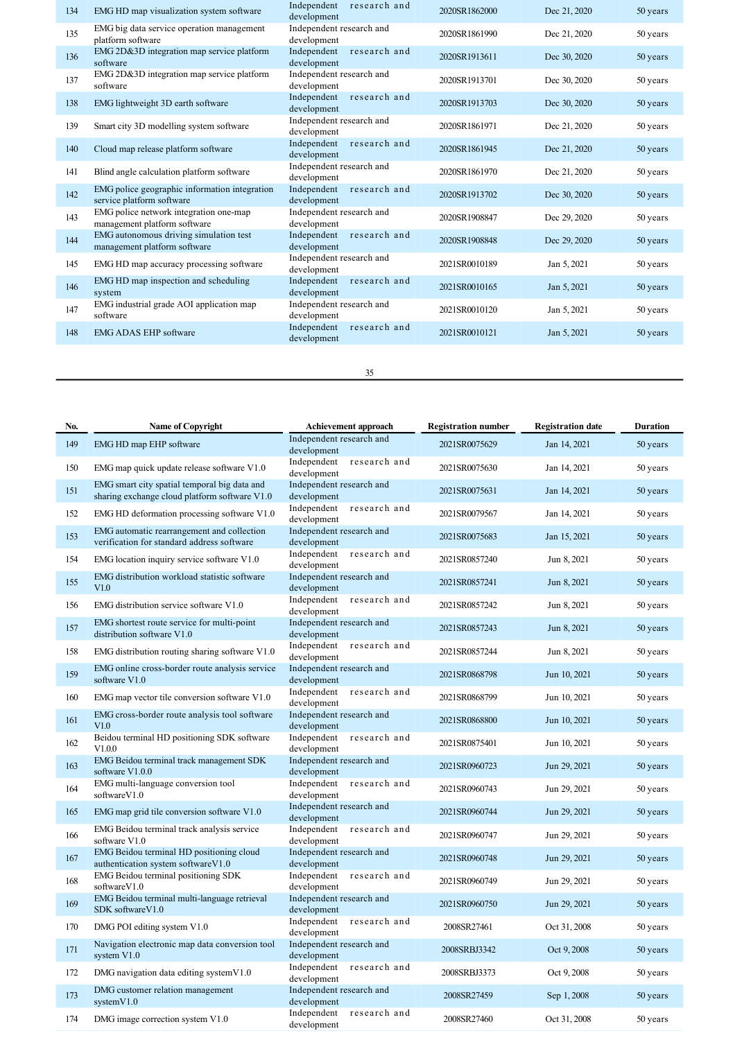| No. | Name of Copyright | Achievement approach | Registration number | Registration date | Duration |
|---|---|---|---|---|---|
| 134 | EMG HD map visualization system software | Independent research and development | 2020SR1862000 | Dec 21, 2020 | 50 years |
| 135 | EMG big data service operation management platform software | Independent research and development | 2020SR1861990 | Dec 21, 2020 | 50 years |
| 136 | EMG 2D&3D integration map service platform software | Independent research and development | 2020SR1913611 | Dec 30, 2020 | 50 years |
| 137 | EMG 2D&3D integration map service platform software | Independent research and development | 2020SR1913701 | Dec 30, 2020 | 50 years |
| 138 | EMG lightweight 3D earth software | Independent research and development | 2020SR1913703 | Dec 30, 2020 | 50 years |
| 139 | Smart city 3D modelling system software | Independent research and development | 2020SR1861971 | Dec 21, 2020 | 50 years |
| 140 | Cloud map release platform software | Independent research and development | 2020SR1861945 | Dec 21, 2020 | 50 years |
| 141 | Blind angle calculation platform software | Independent research and development | 2020SR1861970 | Dec 21, 2020 | 50 years |
| 142 | EMG police geographic information integration service platform software | Independent research and development | 2020SR1913702 | Dec 30, 2020 | 50 years |
| 143 | EMG police network integration one-map management platform software | Independent research and development | 2020SR1908847 | Dec 29, 2020 | 50 years |
| 144 | EMG autonomous driving simulation test management platform software | Independent research and development | 2020SR1908848 | Dec 29, 2020 | 50 years |
| 145 | EMG HD map accuracy processing software | Independent research and development | 2021SR0010189 | Jan 5, 2021 | 50 years |
| 146 | EMG HD map inspection and scheduling system | Independent research and development | 2021SR0010165 | Jan 5, 2021 | 50 years |
| 147 | EMG industrial grade AOI application map software | Independent research and development | 2021SR0010120 | Jan 5, 2021 | 50 years |
| 148 | EMG ADAS EHP software | Independent research and development | 2021SR0010121 | Jan 5, 2021 | 50 years |
| 149 | EMG HD map EHP software | Independent research and development | 2021SR0075629 | Jan 14, 2021 | 50 years |
| 150 | EMG map quick update release software V1.0 | Independent research and development | 2021SR0075630 | Jan 14, 2021 | 50 years |
| 151 | EMG smart city spatial temporal big data and sharing exchange cloud platform software V1.0 | Independent research and development | 2021SR0075631 | Jan 14, 2021 | 50 years |
| 152 | EMG HD deformation processing software V1.0 | Independent research and development | 2021SR0079567 | Jan 14, 2021 | 50 years |
| 153 | EMG automatic rearrangement and collection verification for standard address software | Independent research and development | 2021SR0075683 | Jan 15, 2021 | 50 years |
| 154 | EMG location inquiry service software V1.0 | Independent research and development | 2021SR0857240 | Jun 8, 2021 | 50 years |
| 155 | EMG distribution workload statistic software V1.0 | Independent research and development | 2021SR0857241 | Jun 8, 2021 | 50 years |
| 156 | EMG distribution service software V1.0 | Independent research and development | 2021SR0857242 | Jun 8, 2021 | 50 years |
| 157 | EMG shortest route service for multi-point distribution software V1.0 | Independent research and development | 2021SR0857243 | Jun 8, 2021 | 50 years |
| 158 | EMG distribution routing sharing software V1.0 | Independent research and development | 2021SR0857244 | Jun 8, 2021 | 50 years |
| 159 | EMG online cross-border route analysis service software V1.0 | Independent research and development | 2021SR0868798 | Jun 10, 2021 | 50 years |
| 160 | EMG map vector tile conversion software V1.0 | Independent research and development | 2021SR0868799 | Jun 10, 2021 | 50 years |
| 161 | EMG cross-border route analysis tool software V1.0 | Independent research and development | 2021SR0868800 | Jun 10, 2021 | 50 years |
| 162 | Beidou terminal HD positioning SDK software V1.0.0 | Independent research and development | 2021SR0875401 | Jun 10, 2021 | 50 years |
| 163 | EMG Beidou terminal track management SDK software V1.0.0 | Independent research and development | 2021SR0960723 | Jun 29, 2021 | 50 years |
| 164 | EMG multi-language conversion tool softwareV1.0 | Independent research and development | 2021SR0960743 | Jun 29, 2021 | 50 years |
| 165 | EMG map grid tile conversion software V1.0 | Independent research and development | 2021SR0960744 | Jun 29, 2021 | 50 years |
| 166 | EMG Beidou terminal track analysis service software V1.0 | Independent research and development | 2021SR0960747 | Jun 29, 2021 | 50 years |
| 167 | EMG Beidou terminal HD positioning cloud authentication system softwareV1.0 | Independent research and development | 2021SR0960748 | Jun 29, 2021 | 50 years |
| 168 | EMG Beidou terminal positioning SDK softwareV1.0 | Independent research and development | 2021SR0960749 | Jun 29, 2021 | 50 years |
| 169 | EMG Beidou terminal multi-language retrieval SDK softwareV1.0 | Independent research and development | 2021SR0960750 | Jun 29, 2021 | 50 years |
| 170 | DMG POI editing system V1.0 | Independent research and development | 2008SR27461 | Oct 31, 2008 | 50 years |
| 171 | Navigation electronic map data conversion tool system V1.0 | Independent research and development | 2008SRBJ3342 | Oct 9, 2008 | 50 years |
| 172 | DMG navigation data editing systemV1.0 | Independent research and development | 2008SRBJ3373 | Oct 9, 2008 | 50 years |
| 173 | DMG customer relation management systemV1.0 | Independent research and development | 2008SR27459 | Sep 1, 2008 | 50 years |
| 174 | DMG image correction system V1.0 | Independent research and development | 2008SR27460 | Oct 31, 2008 | 50 years |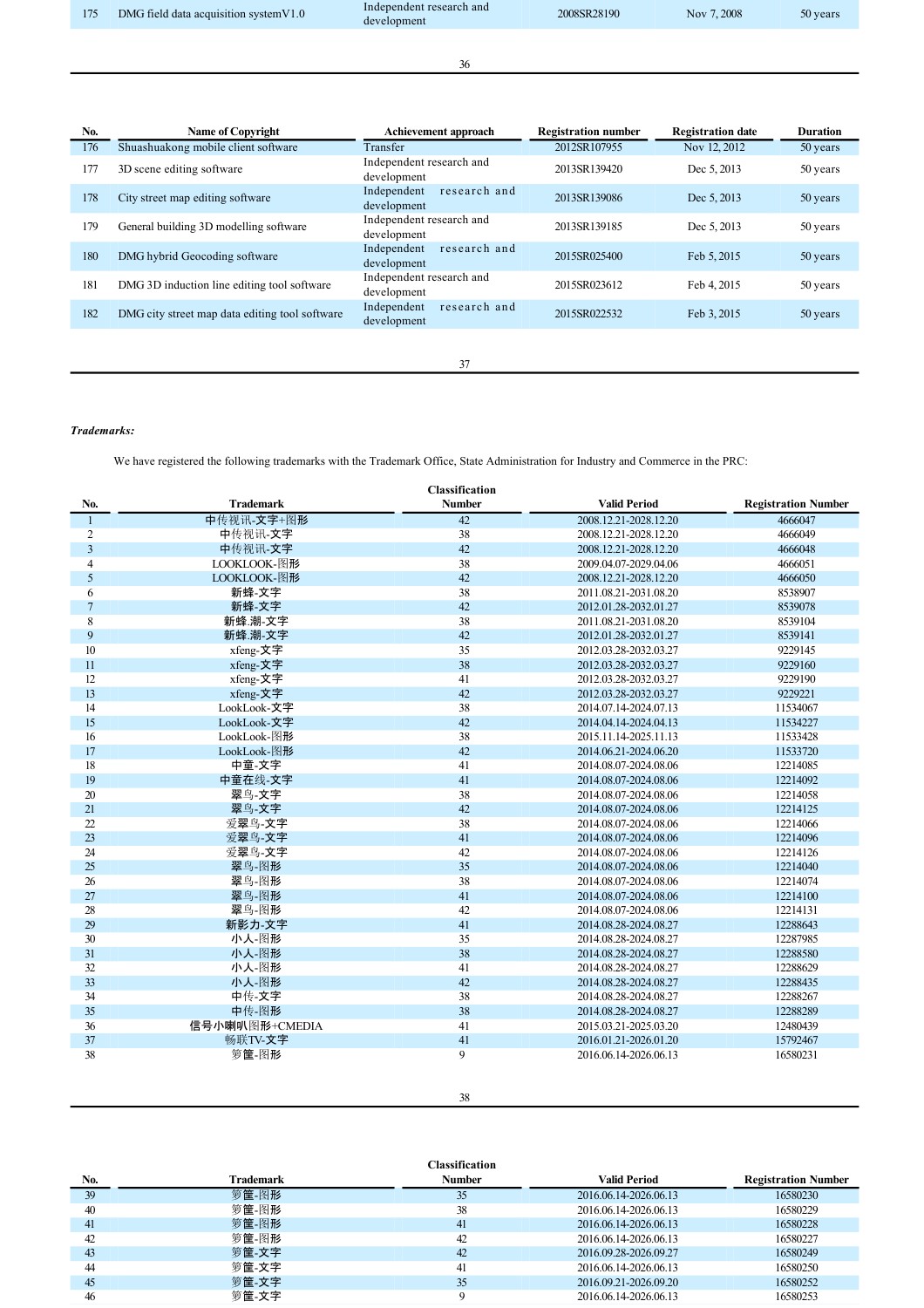| No. | Name of Copyright | Achievement approach | Registration number | Registration date | Duration |
|---|---|---|---|---|---|
| 175 | DMG field data acquisition systemV1.0 | Independent research and development | 2008SR28190 | Nov 7, 2008 | 50 years |

| No. | Name of Copyright | Achievement approach | Registration number | Registration date | Duration |
|---|---|---|---|---|---|
| 176 | Shuashuakong mobile client software | Transfer | 2012SR107955 | Nov 12, 2012 | 50 years |
| 177 | 3D scene editing software | Independent research and development | 2013SR139420 | Dec 5, 2013 | 50 years |
| 178 | City street map editing software | Independent research and development | 2013SR139086 | Dec 5, 2013 | 50 years |
| 179 | General building 3D modelling software | Independent research and development | 2013SR139185 | Dec 5, 2013 | 50 years |
| 180 | DMG hybrid Geocoding software | Independent research and development | 2015SR025400 | Feb 5, 2015 | 50 years |
| 181 | DMG 3D induction line editing tool software | Independent research and development | 2015SR023612 | Feb 4, 2015 | 50 years |
| 182 | DMG city street map data editing tool software | Independent research and development | 2015SR022532 | Feb 3, 2015 | 50 years |

***Trademarks:***

We have registered the following trademarks with the Trademark Office, State Administration for Industry and Commerce in the PRC:

| No. | Trademark | Classification Number | Valid Period | Registration Number |
|---|---|---|---|---|
| 1 | 中传视讯-文字+图形 | 42 | 2008.12.21-2028.12.20 | 4666047 |
| 2 | 中传视讯-文字 | 38 | 2008.12.21-2028.12.20 | 4666049 |
| 3 | 中传视讯-文字 | 42 | 2008.12.21-2028.12.20 | 4666048 |
| 4 | LOOKLOOK-图形 | 38 | 2009.04.07-2029.04.06 | 4666051 |
| 5 | LOOKLOOK-图形 | 42 | 2008.12.21-2028.12.20 | 4666050 |
| 6 | 新蜂-文字 | 38 | 2011.08.21-2031.08.20 | 8538907 |
| 7 | 新蜂-文字 | 42 | 2012.01.28-2032.01.27 | 8539078 |
| 8 | 新蜂.潮-文字 | 38 | 2011.08.21-2031.08.20 | 8539104 |
| 9 | 新蜂.潮-文字 | 42 | 2012.01.28-2032.01.27 | 8539141 |
| 10 | xfeng-文字 | 35 | 2012.03.28-2032.03.27 | 9229145 |
| 11 | xfeng-文字 | 38 | 2012.03.28-2032.03.27 | 9229160 |
| 12 | xfeng-文字 | 41 | 2012.03.28-2032.03.27 | 9229190 |
| 13 | xfeng-文字 | 42 | 2012.03.28-2032.03.27 | 9229221 |
| 14 | LookLook-文字 | 38 | 2014.07.14-2024.07.13 | 11534067 |
| 15 | LookLook-文字 | 42 | 2014.04.14-2024.04.13 | 11534227 |
| 16 | LookLook-图形 | 38 | 2015.11.14-2025.11.13 | 11533428 |
| 17 | LookLook-图形 | 42 | 2014.06.21-2024.06.20 | 11533720 |
| 18 | 中童-文字 | 41 | 2014.08.07-2024.08.06 | 12214085 |
| 19 | 中童在线-文字 | 41 | 2014.08.07-2024.08.06 | 12214092 |
| 20 | 翠鸟-文字 | 38 | 2014.08.07-2024.08.06 | 12214058 |
| 21 | 翠鸟-文字 | 42 | 2014.08.07-2024.08.06 | 12214125 |
| 22 | 爱翠鸟-文字 | 38 | 2014.08.07-2024.08.06 | 12214066 |
| 23 | 爱翠鸟-文字 | 41 | 2014.08.07-2024.08.06 | 12214096 |
| 24 | 爱翠鸟-文字 | 42 | 2014.08.07-2024.08.06 | 12214126 |
| 25 | 翠鸟-图形 | 35 | 2014.08.07-2024.08.06 | 12214040 |
| 26 | 翠鸟-图形 | 38 | 2014.08.07-2024.08.06 | 12214074 |
| 27 | 翠鸟-图形 | 41 | 2014.08.07-2024.08.06 | 12214100 |
| 28 | 翠鸟-图形 | 42 | 2014.08.07-2024.08.06 | 12214131 |
| 29 | 新影力-文字 | 41 | 2014.08.28-2024.08.27 | 12288643 |
| 30 | 小人-图形 | 35 | 2014.08.28-2024.08.27 | 12287985 |
| 31 | 小人-图形 | 38 | 2014.08.28-2024.08.27 | 12288580 |
| 32 | 小人-图形 | 41 | 2014.08.28-2024.08.27 | 12288629 |
| 33 | 小人-图形 | 42 | 2014.08.28-2024.08.27 | 12288435 |
| 34 | 中传-文字 | 38 | 2014.08.28-2024.08.27 | 12288267 |
| 35 | 中传-图形 | 38 | 2014.08.28-2024.08.27 | 12288289 |
| 36 | 信号小喇叭图形+CMEDIA | 41 | 2015.03.21-2025.03.20 | 12480439 |
| 37 | 畅联TV-文字 | 41 | 2016.01.21-2026.01.20 | 15792467 |
| 38 | 箩筐-图形 | 9 | 2016.06.14-2026.06.13 | 16580231 |
| 39 | 箩筐-图形 | 35 | 2016.06.14-2026.06.13 | 16580230 |
| 40 | 箩筐-图形 | 38 | 2016.06.14-2026.06.13 | 16580229 |
| 41 | 箩筐-图形 | 41 | 2016.06.14-2026.06.13 | 16580228 |
| 42 | 箩筐-图形 | 42 | 2016.06.14-2026.06.13 | 16580227 |
| 43 | 箩筐-文字 | 42 | 2016.09.28-2026.09.27 | 16580249 |
| 44 | 箩筐-文字 | 41 | 2016.06.14-2026.06.13 | 16580250 |
| 45 | 箩筐-文字 | 35 | 2016.09.21-2026.09.20 | 16580252 |
| 46 | 箩筐-文字 | 9 | 2016.06.14-2026.06.13 | 16580253 |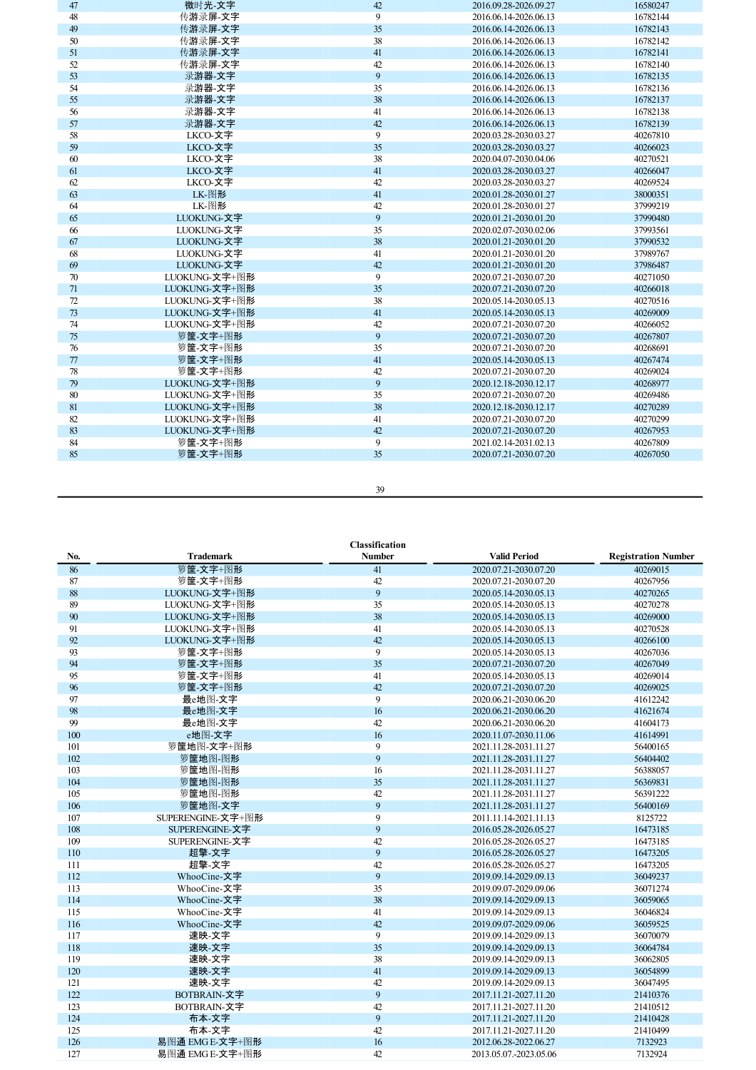| No. | Trademark | Classification Number | Valid Period | Registration Number |
|---|---|---|---|---|
| 47 | 微时光-文字 | 42 | 2016.09.28-2026.09.27 | 16580247 |
| 48 | 传游录屏-文字 | 9 | 2016.06.14-2026.06.13 | 16782144 |
| 49 | 传游录屏-文字 | 35 | 2016.06.14-2026.06.13 | 16782143 |
| 50 | 传游录屏-文字 | 38 | 2016.06.14-2026.06.13 | 16782142 |
| 51 | 传游录屏-文字 | 41 | 2016.06.14-2026.06.13 | 16782141 |
| 52 | 传游录屏-文字 | 42 | 2016.06.14-2026.06.13 | 16782140 |
| 53 | 录游器-文字 | 9 | 2016.06.14-2026.06.13 | 16782135 |
| 54 | 录游器-文字 | 35 | 2016.06.14-2026.06.13 | 16782136 |
| 55 | 录游器-文字 | 38 | 2016.06.14-2026.06.13 | 16782137 |
| 56 | 录游器-文字 | 41 | 2016.06.14-2026.06.13 | 16782138 |
| 57 | 录游器-文字 | 42 | 2016.06.14-2026.06.13 | 16782139 |
| 58 | LKCO-文字 | 9 | 2020.03.28-2030.03.27 | 40267810 |
| 59 | LKCO-文字 | 35 | 2020.03.28-2030.03.27 | 40266023 |
| 60 | LKCO-文字 | 38 | 2020.04.07-2030.04.06 | 40270521 |
| 61 | LKCO-文字 | 41 | 2020.03.28-2030.03.27 | 40266047 |
| 62 | LKCO-文字 | 42 | 2020.03.28-2030.03.27 | 40269524 |
| 63 | LK-图形 | 41 | 2020.01.28-2030.01.27 | 38000351 |
| 64 | LK-图形 | 42 | 2020.01.28-2030.01.27 | 37999219 |
| 65 | LUOKUNG-文字 | 9 | 2020.01.21-2030.01.20 | 37990480 |
| 66 | LUOKUNG-文字 | 35 | 2020.02.07-2030.02.06 | 37993561 |
| 67 | LUOKUNG-文字 | 38 | 2020.01.21-2030.01.20 | 37990532 |
| 68 | LUOKUNG-文字 | 41 | 2020.01.21-2030.01.20 | 37989767 |
| 69 | LUOKUNG-文字 | 42 | 2020.01.21-2030.01.20 | 37986487 |
| 70 | LUOKUNG-文字+图形 | 9 | 2020.07.21-2030.07.20 | 40271050 |
| 71 | LUOKUNG-文字+图形 | 35 | 2020.07.21-2030.07.20 | 40266018 |
| 72 | LUOKUNG-文字+图形 | 38 | 2020.05.14-2030.05.13 | 40270516 |
| 73 | LUOKUNG-文字+图形 | 41 | 2020.05.14-2030.05.13 | 40269009 |
| 74 | LUOKUNG-文字+图形 | 42 | 2020.07.21-2030.07.20 | 40266052 |
| 75 | 箩筐-文字+图形 | 9 | 2020.07.21-2030.07.20 | 40267807 |
| 76 | 箩筐-文字+图形 | 35 | 2020.07.21-2030.07.20 | 40268691 |
| 77 | 箩筐-文字+图形 | 41 | 2020.05.14-2030.05.13 | 40267474 |
| 78 | 箩筐-文字+图形 | 42 | 2020.07.21-2030.07.20 | 40269024 |
| 79 | LUOKUNG-文字+图形 | 9 | 2020.12.18-2030.12.17 | 40268977 |
| 80 | LUOKUNG-文字+图形 | 35 | 2020.07.21-2030.07.20 | 40269486 |
| 81 | LUOKUNG-文字+图形 | 38 | 2020.12.18-2030.12.17 | 40270289 |
| 82 | LUOKUNG-文字+图形 | 41 | 2020.07.21-2030.07.20 | 40270299 |
| 83 | LUOKUNG-文字+图形 | 42 | 2020.07.21-2030.07.20 | 40267953 |
| 84 | 箩筐-文字+图形 | 9 | 2021.02.14-2031.02.13 | 40267809 |
| 85 | 箩筐-文字+图形 | 35 | 2020.07.21-2030.07.20 | 40267050 |
| 86 | 箩筐-文字+图形 | 41 | 2020.07.21-2030.07.20 | 40269015 |
| 87 | 箩筐-文字+图形 | 42 | 2020.07.21-2030.07.20 | 40267956 |
| 88 | LUOKUNG-文字+图形 | 9 | 2020.05.14-2030.05.13 | 40270265 |
| 89 | LUOKUNG-文字+图形 | 35 | 2020.05.14-2030.05.13 | 40270278 |
| 90 | LUOKUNG-文字+图形 | 38 | 2020.05.14-2030.05.13 | 40269000 |
| 91 | LUOKUNG-文字+图形 | 41 | 2020.05.14-2030.05.13 | 40270528 |
| 92 | LUOKUNG-文字+图形 | 42 | 2020.05.14-2030.05.13 | 40266100 |
| 93 | 箩筐-文字+图形 | 9 | 2020.05.14-2030.05.13 | 40267036 |
| 94 | 箩筐-文字+图形 | 35 | 2020.07.21-2030.07.20 | 40267049 |
| 95 | 箩筐-文字+图形 | 41 | 2020.05.14-2030.05.13 | 40269014 |
| 96 | 箩筐-文字+图形 | 42 | 2020.07.21-2030.07.20 | 40269025 |
| 97 | 最e地图-文字 | 9 | 2020.06.21-2030.06.20 | 41612242 |
| 98 | 最e地图-文字 | 16 | 2020.06.21-2030.06.20 | 41621674 |
| 99 | 最e地图-文字 | 42 | 2020.06.21-2030.06.20 | 41604173 |
| 100 | e地图-文字 | 16 | 2020.11.07-2030.11.06 | 41614991 |
| 101 | 箩筐地图-文字+图形 | 9 | 2021.11.28-2031.11.27 | 56400165 |
| 102 | 箩筐地图-图形 | 9 | 2021.11.28-2031.11.27 | 56404402 |
| 103 | 箩筐地图-图形 | 16 | 2021.11.28-2031.11.27 | 56388057 |
| 104 | 箩筐地图-图形 | 35 | 2021.11.28-2031.11.27 | 56369831 |
| 105 | 箩筐地图-图形 | 42 | 2021.11.28-2031.11.27 | 56391222 |
| 106 | 箩筐地图-文字 | 9 | 2021.11.28-2031.11.27 | 56400169 |
| 107 | SUPERENGINE-文字+图形 | 9 | 2011.11.14-2021.11.13 | 8125722 |
| 108 | SUPERENGINE-文字 | 9 | 2016.05.28-2026.05.27 | 16473185 |
| 109 | SUPERENGINE-文字 | 42 | 2016.05.28-2026.05.27 | 16473185 |
| 110 | 超擎-文字 | 9 | 2016.05.28-2026.05.27 | 16473205 |
| 111 | 超擎-文字 | 42 | 2016.05.28-2026.05.27 | 16473205 |
| 112 | WhooCine-文字 | 9 | 2019.09.14-2029.09.13 | 36049237 |
| 113 | WhooCine-文字 | 35 | 2019.09.07-2029.09.06 | 36071274 |
| 114 | WhooCine-文字 | 38 | 2019.09.14-2029.09.13 | 36059065 |
| 115 | WhooCine-文字 | 41 | 2019.09.14-2029.09.13 | 36046824 |
| 116 | WhooCine-文字 | 42 | 2019.09.07-2029.09.06 | 36059525 |
| 117 | 速映-文字 | 9 | 2019.09.14-2029.09.13 | 36070079 |
| 118 | 速映-文字 | 35 | 2019.09.14-2029.09.13 | 36064784 |
| 119 | 速映-文字 | 38 | 2019.09.14-2029.09.13 | 36062805 |
| 120 | 速映-文字 | 41 | 2019.09.14-2029.09.13 | 36054899 |
| 121 | 速映-文字 | 42 | 2019.09.14-2029.09.13 | 36047495 |
| 122 | BOTBRAIN-文字 | 9 | 2017.11.21-2027.11.20 | 21410376 |
| 123 | BOTBRAIN-文字 | 42 | 2017.11.21-2027.11.20 | 21410512 |
| 124 | 布本-文字 | 9 | 2017.11.21-2027.11.20 | 21410428 |
| 125 | 布本-文字 | 42 | 2017.11.21-2027.11.20 | 21410499 |
| 126 | 易图通 EMG E-文字+图形 | 16 | 2012.06.28-2022.06.27 | 7132923 |
| 127 | 易图通 EMG E-文字+图形 | 42 | 2013.05.07.-2023.05.06 | 7132924 |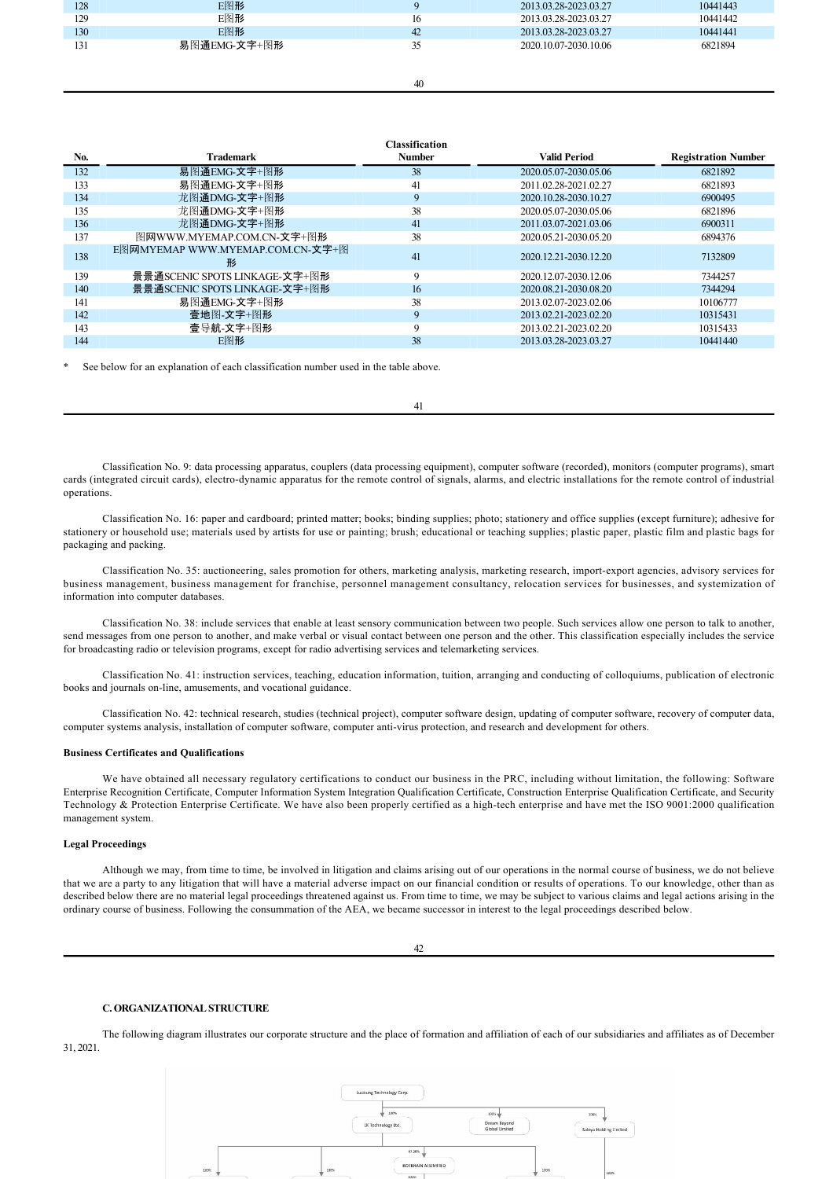| No. | Trademark | Classification Number | Valid Period | Registration Number |
|---|---|---|---|---|
| 128 | E图形 | 9 | 2013.03.28-2023.03.27 | 10441443 |
| 129 | E图形 | 16 | 2013.03.28-2023.03.27 | 10441442 |
| 130 | E图形 | 42 | 2013.03.28-2023.03.27 | 10441441 |
| 131 | 易图通EMG-文字+图形 | 35 | 2020.10.07-2030.10.06 | 6821894 |
| 132 | 易图通EMG-文字+图形 | 38 | 2020.05.07-2030.05.06 | 6821892 |
| 133 | 易图通EMG-文字+图形 | 41 | 2011.02.28-2021.02.27 | 6821893 |
| 134 | 龙图通DMG-文字+图形 | 9 | 2020.10.28-2030.10.27 | 6900495 |
| 135 | 龙图通DMG-文字+图形 | 38 | 2020.05.07-2030.05.06 | 6821896 |
| 136 | 龙图通DMG-文字+图形 | 41 | 2011.03.07-2021.03.06 | 6900311 |
| 137 | 图网WWW.MYEMAP.COM.CN-文字+图形 | 38 | 2020.05.21-2030.05.20 | 6894376 |
| 138 | E图网MYEMAP WWW.MYEMAP.COM.CN-文字+图形 | 41 | 2020.12.21-2030.12.20 | 7132809 |
| 139 | 景景通SCENIC SPOTS LINKAGE-文字+图形 | 9 | 2020.12.07-2030.12.06 | 7344257 |
| 140 | 景景通SCENIC SPOTS LINKAGE-文字+图形 | 16 | 2020.08.21-2030.08.20 | 7344294 |
| 141 | 易图通EMG-文字+图形 | 38 | 2013.02.07-2023.02.06 | 10106777 |
| 142 | 壹地图-文字+图形 | 9 | 2013.02.21-2023.02.20 | 10315431 |
| 143 | 壹导航-文字+图形 | 9 | 2013.02.21-2023.02.20 | 10315433 |
| 144 | E图形 | 38 | 2013.03.28-2023.03.27 | 10441440 |

* See below for an explanation of each classification number used in the table above.

Classification No. 9: data processing apparatus, couplers (data processing equipment), computer software (recorded), monitors (computer programs), smart cards (integrated circuit cards), electro-dynamic apparatus for the remote control of signals, alarms, and electric installations for the remote control of industrial operations.

Classification No. 16: paper and cardboard; printed matter; books; binding supplies; photo; stationery and office supplies (except furniture); adhesive for stationery or household use; materials used by artists for use or painting; brush; educational or teaching supplies; plastic paper, plastic film and plastic bags for packaging and packing.

Classification No. 35: auctioneering, sales promotion for others, marketing analysis, marketing research, import-export agencies, advisory services for business management, business management for franchise, personnel management consultancy, relocation services for businesses, and systemization of information into computer databases.

Classification No. 38: include services that enable at least sensory communication between two people. Such services allow one person to talk to another, send messages from one person to another, and make verbal or visual contact between one person and the other. This classification especially includes the service for broadcasting radio or television programs, except for radio advertising services and telemarketing services.

Classification No. 41: instruction services, teaching, education information, tuition, arranging and conducting of colloquiums, publication of electronic books and journals on-line, amusements, and vocational guidance.

Classification No. 42: technical research, studies (technical project), computer software design, updating of computer software, recovery of computer data, computer systems analysis, installation of computer software, computer anti-virus protection, and research and development for others.

**Business Certificates and Qualifications**

We have obtained all necessary regulatory certifications to conduct our business in the PRC, including without limitation, the following: Software Enterprise Recognition Certificate, Computer Information System Integration Qualification Certificate, Construction Enterprise Qualification Certificate, and Security Technology & Protection Enterprise Certificate. We have also been properly certified as a high-tech enterprise and have met the ISO 9001:2000 qualification management system.

**Legal Proceedings**

Although we may, from time to time, be involved in litigation and claims arising out of our operations in the normal course of business, we do not believe that we are a party to any litigation that will have a material adverse impact on our financial condition or results of operations. To our knowledge, other than as described below there are no material legal proceedings threatened against us. From time to time, we may be subject to various claims and legal actions arising in the ordinary course of business. Following the consummation of the AEA, we became successor in interest to the legal proceedings described below.

**C. ORGANIZATIONAL STRUCTURE**

The following diagram illustrates our corporate structure and the place of formation and affiliation of each of our subsidiaries and affiliates as of December 31, 2021.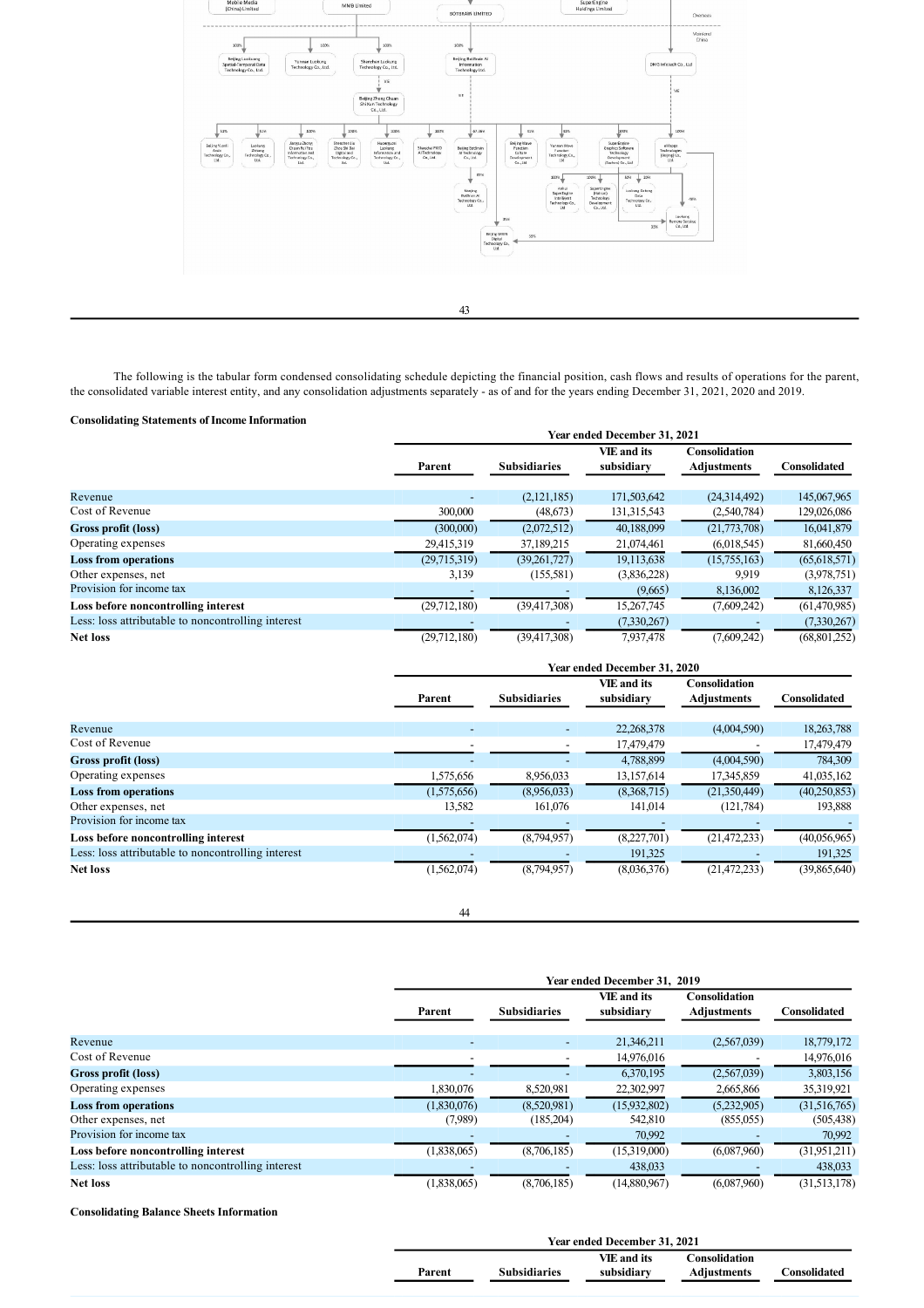The following is the tabular form condensed consolidating schedule depicting the financial position, cash flows and results of operations for the parent, the consolidated variable interest entity, and any consolidation adjustments separately - as of and for the years ending December 31, 2021, 2020 and 2019.

**Consolidating Statements of Income Information**

| | Year ended December 31, 2021 | | | | |
|---|---|---|---|---|---|
| | Parent | Subsidiaries | VIE and its subsidiary | Consolidation Adjustments | Consolidated |
| Revenue | - | (2,121,185) | 171,503,642 | (24,314,492) | 145,067,965 |
| Cost of Revenue | 300,000 | (48,673) | 131,315,543 | (2,540,784) | 129,026,086 |
| **Gross profit (loss)** | (300,000) | (2,072,512) | 40,188,099 | (21,773,708) | 16,041,879 |
| Operating expenses | 29,415,319 | 37,189,215 | 21,074,461 | (6,018,545) | 81,660,450 |
| **Loss from operations** | (29,715,319) | (39,261,727) | 19,113,638 | (15,755,163) | (65,618,571) |
| Other expenses, net | 3,139 | (155,581) | (3,836,228) | 9,919 | (3,978,751) |
| Provision for income tax | - | - | (9,665) | 8,136,002 | 8,126,337 |
| **Loss before noncontrolling interest** | (29,712,180) | (39,417,308) | 15,267,745 | (7,609,242) | (61,470,985) |
| Less: loss attributable to noncontrolling interest | - | - | (7,330,267) | - | (7,330,267) |
| **Net loss** | (29,712,180) | (39,417,308) | 7,937,478 | (7,609,242) | (68,801,252) |

| | Year ended December 31, 2020 | | | | |
|---|---|---|---|---|---|
| | Parent | Subsidiaries | VIE and its subsidiary | Consolidation Adjustments | Consolidated |
| Revenue | - | - | 22,268,378 | (4,004,590) | 18,263,788 |
| Cost of Revenue | - | - | 17,479,479 | - | 17,479,479 |
| **Gross profit (loss)** | - | - | 4,788,899 | (4,004,590) | 784,309 |
| Operating expenses | 1,575,656 | 8,956,033 | 13,157,614 | 17,345,859 | 41,035,162 |
| **Loss from operations** | (1,575,656) | (8,956,033) | (8,368,715) | (21,350,449) | (40,250,853) |
| Other expenses, net | 13,582 | 161,076 | 141,014 | (121,784) | 193,888 |
| Provision for income tax | - | - | - | - | - |
| **Loss before noncontrolling interest** | (1,562,074) | (8,794,957) | (8,227,701) | (21,472,233) | (40,056,965) |
| Less: loss attributable to noncontrolling interest | - | - | 191,325 | - | 191,325 |
| **Net loss** | (1,562,074) | (8,794,957) | (8,036,376) | (21,472,233) | (39,865,640) |

| | Year ended December 31, 2019 | | | | |
|---|---|---|---|---|---|
| | Parent | Subsidiaries | VIE and its subsidiary | Consolidation Adjustments | Consolidated |
| Revenue | - | - | 21,346,211 | (2,567,039) | 18,779,172 |
| Cost of Revenue | - | - | 14,976,016 | - | 14,976,016 |
| **Gross profit (loss)** | - | - | 6,370,195 | (2,567,039) | 3,803,156 |
| Operating expenses | 1,830,076 | 8,520,981 | 22,302,997 | 2,665,866 | 35,319,921 |
| **Loss from operations** | (1,830,076) | (8,520,981) | (15,932,802) | (5,232,905) | (31,516,765) |
| Other expenses, net | (7,989) | (185,204) | 542,810 | (855,055) | (505,438) |
| Provision for income tax | - | - | 70,992 | - | 70,992 |
| **Loss before noncontrolling interest** | (1,838,065) | (8,706,185) | (15,319,000) | (6,087,960) | (31,951,211) |
| Less: loss attributable to noncontrolling interest | - | - | 438,033 | - | 438,033 |
| **Net loss** | (1,838,065) | (8,706,185) | (14,880,967) | (6,087,960) | (31,513,178) |

**Consolidating Balance Sheets Information**

| | Year ended December 31, 2021 | | | | |
|---|---|---|---|---|---|
| | Parent | Subsidiaries | VIE and its subsidiary | Consolidation Adjustments | Consolidated |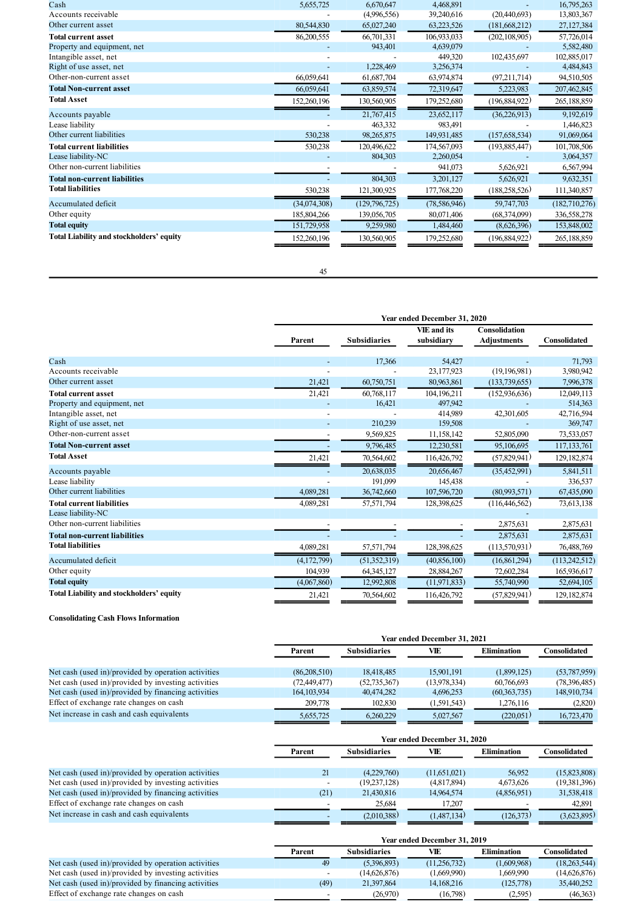| | Parent | Subsidiaries | VIE and its subsidiary | Consolidation Adjustments | Consolidated |
|---|---|---|---|---|---|
| Cash | 5,655,725 | 6,670,647 | 4,468,891 | - | 16,795,263 |
| Accounts receivable | - | (4,996,556) | 39,240,616 | (20,440,693) | 13,803,367 |
| Other current asset | 80,544,830 | 65,027,240 | 63,223,526 | (181,668,212) | 27,127,384 |
| **Total current asset** | 86,200,555 | 66,701,331 | 106,933,033 | (202,108,905) | 57,726,014 |
| Property and equipment, net | - | 943,401 | 4,639,079 | - | 5,582,480 |
| Intangible asset, net | - | - | 449,320 | 102,435,697 | 102,885,017 |
| Right of use asset, net | - | 1,228,469 | 3,256,374 | - | 4,484,843 |
| Other-non-current asset | 66,059,641 | 61,687,704 | 63,974,874 | (97,211,714) | 94,510,505 |
| **Total Non-current asset** | 66,059,641 | 63,859,574 | 72,319,647 | 5,223,983 | 207,462,845 |
| **Total Asset** | 152,260,196 | 130,560,905 | 179,252,680 | (196,884,922) | 265,188,859 |
| Accounts payable | - | 21,767,415 | 23,652,117 | (36,226,913) | 9,192,619 |
| Lease liability | - | 463,332 | 983,491 | - | 1,446,823 |
| Other current liabilities | 530,238 | 98,265,875 | 149,931,485 | (157,658,534) | 91,069,064 |
| **Total current liabilities** | 530,238 | 120,496,622 | 174,567,093 | (193,885,447) | 101,708,506 |
| Lease liability-NC | - | 804,303 | 2,260,054 | - | 3,064,357 |
| Other non-current liabilities | - | - | 941,073 | 5,626,921 | 6,567,994 |
| **Total non-current liabilities** | - | 804,303 | 3,201,127 | 5,626,921 | 9,632,351 |
| **Total liabilities** | 530,238 | 121,300,925 | 177,768,220 | (188,258,526) | 111,340,857 |
| Accumulated deficit | (34,074,308) | (129,796,725) | (78,586,946) | 59,747,703 | (182,710,276) |
| Other equity | 185,804,266 | 139,056,705 | 80,071,406 | (68,374,099) | 336,558,278 |
| **Total equity** | 151,729,958 | 9,259,980 | 1,484,460 | (8,626,396) | 153,848,002 |
| **Total Liability and stockholders' equity** | 152,260,196 | 130,560,905 | 179,252,680 | (196,884,922) | 265,188,859 |

| | Year ended December 31, 2020 | | | | |
|---|---|---|---|---|---|
| | Parent | Subsidiaries | VIE and its subsidiary | Consolidation Adjustments | Consolidated |
| Cash | - | 17,366 | 54,427 | - | 71,793 |
| Accounts receivable | - | - | 23,177,923 | (19,196,981) | 3,980,942 |
| Other current asset | 21,421 | 60,750,751 | 80,963,861 | (133,739,655) | 7,996,378 |
| **Total current asset** | 21,421 | 60,768,117 | 104,196,211 | (152,936,636) | 12,049,113 |
| Property and equipment, net | - | 16,421 | 497,942 | - | 514,363 |
| Intangible asset, net | - | - | 414,989 | 42,301,605 | 42,716,594 |
| Right of use asset, net | - | 210,239 | 159,508 | - | 369,747 |
| Other-non-current asset | - | 9,569,825 | 11,158,142 | 52,805,090 | 73,533,057 |
| **Total Non-current asset** | - | 9,796,485 | 12,230,581 | 95,106,695 | 117,133,761 |
| **Total Asset** | 21,421 | 70,564,602 | 116,426,792 | (57,829,941) | 129,182,874 |
| Accounts payable | - | 20,638,035 | 20,656,467 | (35,452,991) | 5,841,511 |
| Lease liability | - | 191,099 | 145,438 | | 336,537 |
| Other current liabilities | 4,089,281 | 36,742,660 | 107,596,720 | (80,993,571) | 67,435,090 |
| **Total current liabilities** | 4,089,281 | 57,571,794 | 128,398,625 | (116,446,562) | 73,613,138 |
| Lease liability-NC | | | | | |
| Other non-current liabilities | - | - | - | 2,875,631 | 2,875,631 |
| **Total non-current liabilities** | - | - | - | 2,875,631 | 2,875,631 |
| **Total liabilities** | 4,089,281 | 57,571,794 | 128,398,625 | (113,570,931) | 76,488,769 |
| Accumulated deficit | (4,172,799) | (51,352,319) | (40,856,100) | (16,861,294) | (113,242,512) |
| Other equity | 104,939 | 64,345,127 | 28,884,267 | 72,602,284 | 165,936,617 |
| **Total equity** | (4,067,860) | 12,992,808 | (11,971,833) | 55,740,990 | 52,694,105 |
| **Total Liability and stockholders' equity** | 21,421 | 70,564,602 | 116,426,792 | (57,829,941) | 129,182,874 |

**Consolidating Cash Flows Information**

| | Year ended December 31, 2021 | | | | |
|---|---|---|---|---|---|
| | Parent | Subsidiaries | VIE | Elimination | Consolidated |
| Net cash (used in)/provided by operation activities | (86,208,510) | 18,418,485 | 15,901,191 | (1,899,125) | (53,787,959) |
| Net cash (used in)/provided by investing activities | (72,449,477) | (52,735,367) | (13,978,334) | 60,766,693 | (78,396,485) |
| Net cash (used in)/provided by financing activities | 164,103,934 | 40,474,282 | 4,696,253 | (60,363,735) | 148,910,734 |
| Effect of exchange rate changes on cash | 209,778 | 102,830 | (1,591,543) | 1,276,116 | (2,820) |
| Net increase in cash and cash equivalents | 5,655,725 | 6,260,229 | 5,027,567 | (220,051) | 16,723,470 |

| | Year ended December 31, 2020 | | | | |
|---|---|---|---|---|---|
| | Parent | Subsidiaries | VIE | Elimination | Consolidated |
| Net cash (used in)/provided by operation activities | 21 | (4,229,760) | (11,651,021) | 56,952 | (15,823,808) |
| Net cash (used in)/provided by investing activities | - | (19,237,128) | (4,817,894) | 4,673,626 | (19,381,396) |
| Net cash (used in)/provided by financing activities | (21) | 21,430,816 | 14,964,574 | (4,856,951) | 31,538,418 |
| Effect of exchange rate changes on cash | - | 25,684 | 17,207 | - | 42,891 |
| Net increase in cash and cash equivalents | - | (2,010,388) | (1,487,134) | (126,373) | (3,623,895) |

| | Year ended December 31, 2019 | | | | |
|---|---|---|---|---|---|
| | Parent | Subsidiaries | VIE | Elimination | Consolidated |
| Net cash (used in)/provided by operation activities | 49 | (5,396,893) | (11,256,732) | (1,609,968) | (18,263,544) |
| Net cash (used in)/provided by investing activities | - | (14,626,876) | (1,669,990) | 1,669,990 | (14,626,876) |
| Net cash (used in)/provided by financing activities | (49) | 21,397,864 | 14,168,216 | (125,778) | 35,440,252 |
| Effect of exchange rate changes on cash | - | (26,970) | (16,798) | (2,595) | (46,363) |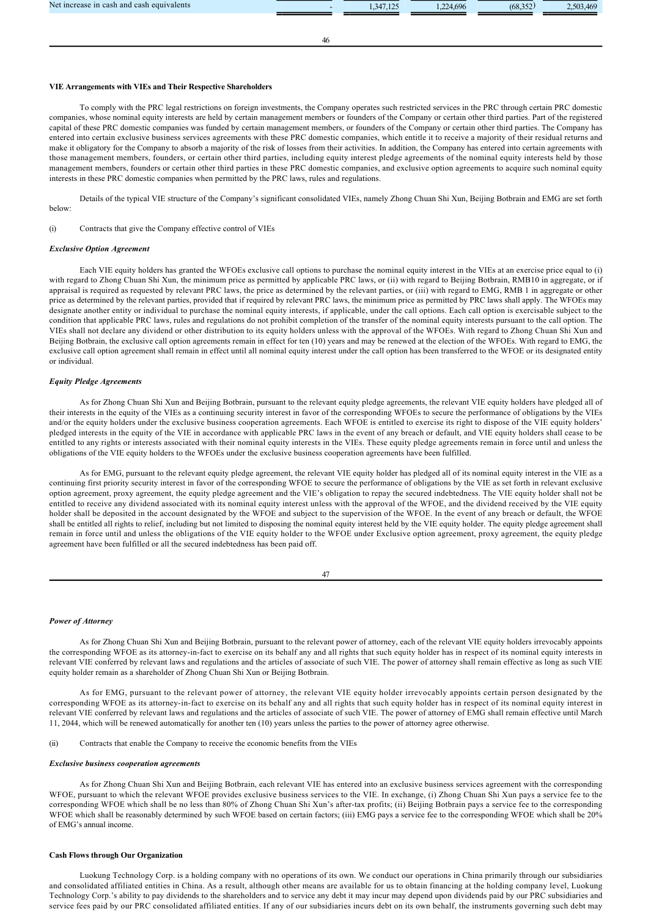| Net increase in cash and cash equivalents | - | 1,347,125 | 1,224,696 | (68,352) | 2,503,469 |
|---|---|---|---|---|---|

**VIE Arrangements with VIEs and Their Respective Shareholders**

To comply with the PRC legal restrictions on foreign investments, the Company operates such restricted services in the PRC through certain PRC domestic companies, whose nominal equity interests are held by certain management members or founders of the Company or certain other third parties. Part of the registered capital of these PRC domestic companies was funded by certain management members, or founders of the Company or certain other third parties. The Company has entered into certain exclusive business services agreements with these PRC domestic companies, which entitle it to receive a majority of their residual returns and make it obligatory for the Company to absorb a majority of the risk of losses from their activities. In addition, the Company has entered into certain agreements with those management members, founders, or certain other third parties, including equity interest pledge agreements of the nominal equity interests held by those management members, founders or certain other third parties in these PRC domestic companies, and exclusive option agreements to acquire such nominal equity interests in these PRC domestic companies when permitted by the PRC laws, rules and regulations.

Details of the typical VIE structure of the Company's significant consolidated VIEs, namely Zhong Chuan Shi Xun, Beijing Botbrain and EMG are set forth below:

(i) Contracts that give the Company effective control of VIEs

***Exclusive Option Agreement***

Each VIE equity holders has granted the WFOEs exclusive call options to purchase the nominal equity interest in the VIEs at an exercise price equal to (i) with regard to Zhong Chuan Shi Xun, the minimum price as permitted by applicable PRC laws, or (ii) with regard to Beijing Botbrain, RMB10 in aggregate, or if appraisal is required as requested by relevant PRC laws, the price as determined by the relevant parties, or (iii) with regard to EMG, RMB 1 in aggregate or other price as determined by the relevant parties, provided that if required by relevant PRC laws, the minimum price as permitted by PRC laws shall apply. The WFOEs may designate another entity or individual to purchase the nominal equity interests, if applicable, under the call options. Each call option is exercisable subject to the condition that applicable PRC laws, rules and regulations do not prohibit completion of the transfer of the nominal equity interests pursuant to the call option. The VIEs shall not declare any dividend or other distribution to its equity holders unless with the approval of the WFOEs. With regard to Zhong Chuan Shi Xun and Beijing Botbrain, the exclusive call option agreements remain in effect for ten (10) years and may be renewed at the election of the WFOEs. With regard to EMG, the exclusive call option agreement shall remain in effect until all nominal equity interest under the call option has been transferred to the WFOE or its designated entity or individual.

***Equity Pledge Agreements***

As for Zhong Chuan Shi Xun and Beijing Botbrain, pursuant to the relevant equity pledge agreements, the relevant VIE equity holders have pledged all of their interests in the equity of the VIEs as a continuing security interest in favor of the corresponding WFOEs to secure the performance of obligations by the VIEs and/or the equity holders under the exclusive business cooperation agreements. Each WFOE is entitled to exercise its right to dispose of the VIE equity holders' pledged interests in the equity of the VIE in accordance with applicable PRC laws in the event of any breach or default, and VIE equity holders shall cease to be entitled to any rights or interests associated with their nominal equity interests in the VIEs. These equity pledge agreements remain in force until and unless the obligations of the VIE equity holders to the WFOEs under the exclusive business cooperation agreements have been fulfilled.

As for EMG, pursuant to the relevant equity pledge agreement, the relevant VIE equity holder has pledged all of its nominal equity interest in the VIE as a continuing first priority security interest in favor of the corresponding WFOE to secure the performance of obligations by the VIE as set forth in relevant exclusive option agreement, proxy agreement, the equity pledge agreement and the VIE's obligation to repay the secured indebtedness. The VIE equity holder shall not be entitled to receive any dividend associated with its nominal equity interest unless with the approval of the WFOE, and the dividend received by the VIE equity holder shall be deposited in the account designated by the WFOE and subject to the supervision of the WFOE. In the event of any breach or default, the WFOE shall be entitled all rights to relief, including but not limited to disposing the nominal equity interest held by the VIE equity holder. The equity pledge agreement shall remain in force until and unless the obligations of the VIE equity holder to the WFOE under Exclusive option agreement, proxy agreement, the equity pledge agreement have been fulfilled or all the secured indebtedness has been paid off.

***Power of Attorney***

As for Zhong Chuan Shi Xun and Beijing Botbrain, pursuant to the relevant power of attorney, each of the relevant VIE equity holders irrevocably appoints the corresponding WFOE as its attorney-in-fact to exercise on its behalf any and all rights that such equity holder has in respect of its nominal equity interests in relevant VIE conferred by relevant laws and regulations and the articles of associate of such VIE. The power of attorney shall remain effective as long as such VIE equity holder remain as a shareholder of Zhong Chuan Shi Xun or Beijing Botbrain.

As for EMG, pursuant to the relevant power of attorney, the relevant VIE equity holder irrevocably appoints certain person designated by the corresponding WFOE as its attorney-in-fact to exercise on its behalf any and all rights that such equity holder has in respect of its nominal equity interest in relevant VIE conferred by relevant laws and regulations and the articles of associate of such VIE. The power of attorney of EMG shall remain effective until March 11, 2044, which will be renewed automatically for another ten (10) years unless the parties to the power of attorney agree otherwise.

(ii) Contracts that enable the Company to receive the economic benefits from the VIEs

***Exclusive business cooperation agreements***

As for Zhong Chuan Shi Xun and Beijing Botbrain, each relevant VIE has entered into an exclusive business services agreement with the corresponding WFOE, pursuant to which the relevant WFOE provides exclusive business services to the VIE. In exchange, (i) Zhong Chuan Shi Xun pays a service fee to the corresponding WFOE which shall be no less than 80% of Zhong Chuan Shi Xun's after-tax profits; (ii) Beijing Botbrain pays a service fee to the corresponding WFOE which shall be reasonably determined by such WFOE based on certain factors; (iii) EMG pays a service fee to the corresponding WFOE which shall be 20% of EMG's annual income.

**Cash Flows through Our Organization**

Luokung Technology Corp. is a holding company with no operations of its own. We conduct our operations in China primarily through our subsidiaries and consolidated affiliated entities in China. As a result, although other means are available for us to obtain financing at the holding company level, Luokung Technology Corp.'s ability to pay dividends to the shareholders and to service any debt it may incur may depend upon dividends paid by our PRC subsidiaries and service fees paid by our PRC consolidated affiliated entities. If any of our subsidiaries incurs debt on its own behalf, the instruments governing such debt may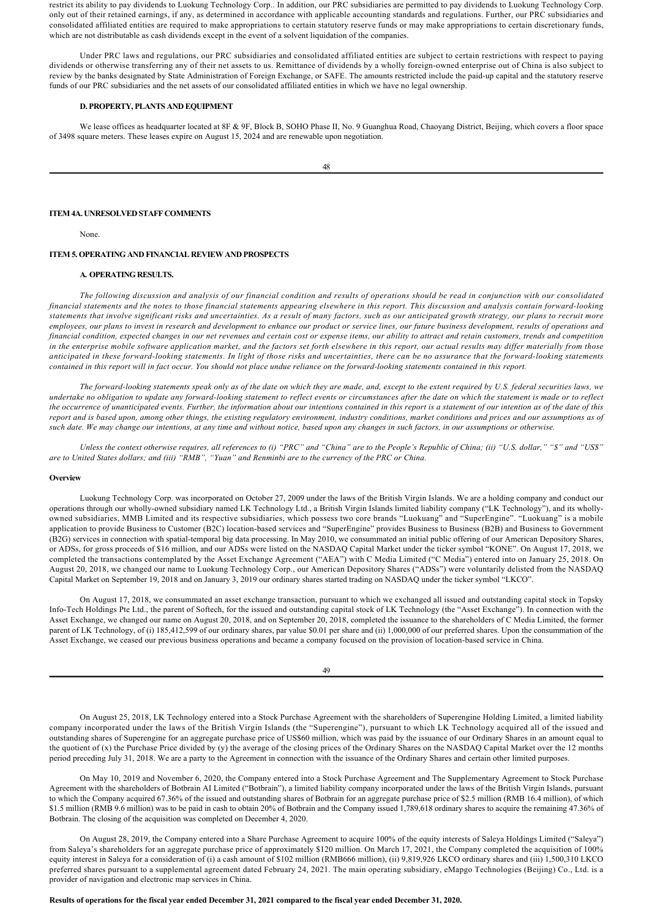restrict its ability to pay dividends to Luokung Technology Corp.. In addition, our PRC subsidiaries are permitted to pay dividends to Luokung Technology Corp. only out of their retained earnings, if any, as determined in accordance with applicable accounting standards and regulations. Further, our PRC subsidiaries and consolidated affiliated entities are required to make appropriations to certain statutory reserve funds or may make appropriations to certain discretionary funds, which are not distributable as cash dividends except in the event of a solvent liquidation of the companies.

Under PRC laws and regulations, our PRC subsidiaries and consolidated affiliated entities are subject to certain restrictions with respect to paying dividends or otherwise transferring any of their net assets to us. Remittance of dividends by a wholly foreign-owned enterprise out of China is also subject to review by the banks designated by State Administration of Foreign Exchange, or SAFE. The amounts restricted include the paid-up capital and the statutory reserve funds of our PRC subsidiaries and the net assets of our consolidated affiliated entities in which we have no legal ownership.

### D. PROPERTY, PLANTS AND EQUIPMENT

We lease offices as headquarter located at 8F & 9F, Block B, SOHO Phase II, No. 9 Guanghua Road, Chaoyang District, Beijing, which covers a floor space of 3498 square meters. These leases expire on August 15, 2024 and are renewable upon negotiation.

## ITEM 4A. UNRESOLVED STAFF COMMENTS

None.

## ITEM 5. OPERATING AND FINANCIAL REVIEW AND PROSPECTS

### A. OPERATING RESULTS.

*The following discussion and analysis of our financial condition and results of operations should be read in conjunction with our consolidated financial statements and the notes to those financial statements appearing elsewhere in this report. This discussion and analysis contain forward-looking statements that involve significant risks and uncertainties. As a result of many factors, such as our anticipated growth strategy, our plans to recruit more employees, our plans to invest in research and development to enhance our product or service lines, our future business development, results of operations and financial condition, expected changes in our net revenues and certain cost or expense items, our ability to attract and retain customers, trends and competition in the enterprise mobile software application market, and the factors set forth elsewhere in this report, our actual results may differ materially from those anticipated in these forward-looking statements. In light of those risks and uncertainties, there can be no assurance that the forward-looking statements contained in this report will in fact occur. You should not place undue reliance on the forward-looking statements contained in this report.*

*The forward-looking statements speak only as of the date on which they are made, and, except to the extent required by U.S. federal securities laws, we undertake no obligation to update any forward-looking statement to reflect events or circumstances after the date on which the statement is made or to reflect the occurrence of unanticipated events. Further, the information about our intentions contained in this report is a statement of our intention as of the date of this report and is based upon, among other things, the existing regulatory environment, industry conditions, market conditions and prices and our assumptions as of such date. We may change our intentions, at any time and without notice, based upon any changes in such factors, in our assumptions or otherwise.*

*Unless the context otherwise requires, all references to (i) "PRC" and "China" are to the People's Republic of China; (ii) "U.S. dollar," "$" and "US$" are to United States dollars; and (iii) "RMB", "Yuan" and Renminbi are to the currency of the PRC or China.*

**Overview**

Luokung Technology Corp. was incorporated on October 27, 2009 under the laws of the British Virgin Islands. We are a holding company and conduct our operations through our wholly-owned subsidiary named LK Technology Ltd., a British Virgin Islands limited liability company ("LK Technology"), and its wholly-owned subsidiaries, MMB Limited and its respective subsidiaries, which possess two core brands "Luokuang" and "SuperEngine". "Luokuang" is a mobile application to provide Business to Customer (B2C) location-based services and "SuperEngine" provides Business to Business (B2B) and Business to Government (B2G) services in connection with spatial-temporal big data processing. In May 2010, we consummated an initial public offering of our American Depository Shares, or ADSs, for gross proceeds of $16 million, and our ADSs were listed on the NASDAQ Capital Market under the ticker symbol "KONE". On August 17, 2018, we completed the transactions contemplated by the Asset Exchange Agreement ("AEA") with C Media Limited ("C Media") entered into on January 25, 2018. On August 20, 2018, we changed our name to Luokung Technology Corp., our American Depository Shares ("ADSs") were voluntarily delisted from the NASDAQ Capital Market on September 19, 2018 and on January 3, 2019 our ordinary shares started trading on NASDAQ under the ticker symbol "LKCO".

On August 17, 2018, we consummated an asset exchange transaction, pursuant to which we exchanged all issued and outstanding capital stock in Topsky Info-Tech Holdings Pte Ltd., the parent of Softech, for the issued and outstanding capital stock of LK Technology (the "Asset Exchange"). In connection with the Asset Exchange, we changed our name on August 20, 2018, and on September 20, 2018, completed the issuance to the shareholders of C Media Limited, the former parent of LK Technology, of (i) 185,412,599 of our ordinary shares, par value $0.01 per share and (ii) 1,000,000 of our preferred shares. Upon the consummation of the Asset Exchange, we ceased our previous business operations and became a company focused on the provision of location-based service in China.

On August 25, 2018, LK Technology entered into a Stock Purchase Agreement with the shareholders of Superengine Holding Limited, a limited liability company incorporated under the laws of the British Virgin Islands (the "Superengine"), pursuant to which LK Technology acquired all of the issued and outstanding shares of Superengine for an aggregate purchase price of US$60 million, which was paid by the issuance of our Ordinary Shares in an amount equal to the quotient of (x) the Purchase Price divided by (y) the average of the closing prices of the Ordinary Shares on the NASDAQ Capital Market over the 12 months period preceding July 31, 2018. We are a party to the Agreement in connection with the issuance of the Ordinary Shares and certain other limited purposes.

On May 10, 2019 and November 6, 2020, the Company entered into a Stock Purchase Agreement and The Supplementary Agreement to Stock Purchase Agreement with the shareholders of Botbrain AI Limited ("Botbrain"), a limited liability company incorporated under the laws of the British Virgin Islands, pursuant to which the Company acquired 67.36% of the issued and outstanding shares of Botbrain for an aggregate purchase price of $2.5 million (RMB 16.4 million), of which $1.5 million (RMB 9.6 million) was to be paid in cash to obtain 20% of Botbrain and the Company issued 1,789,618 ordinary shares to acquire the remaining 47.36% of Botbrain. The closing of the acquisition was completed on December 4, 2020.

On August 28, 2019, the Company entered into a Share Purchase Agreement to acquire 100% of the equity interests of Saleya Holdings Limited ("Saleya") from Saleya's shareholders for an aggregate purchase price of approximately $120 million. On March 17, 2021, the Company completed the acquisition of 100% equity interest in Saleya for a consideration of (i) a cash amount of $102 million (RMB666 million), (ii) 9,819,926 LKCO ordinary shares and (iii) 1,500,310 LKCO preferred shares pursuant to a supplemental agreement dated February 24, 2021. The main operating subsidiary, eMapgo Technologies (Beijing) Co., Ltd. is a provider of navigation and electronic map services in China.

**Results of operations for the fiscal year ended December 31, 2021 compared to the fiscal year ended December 31, 2020.**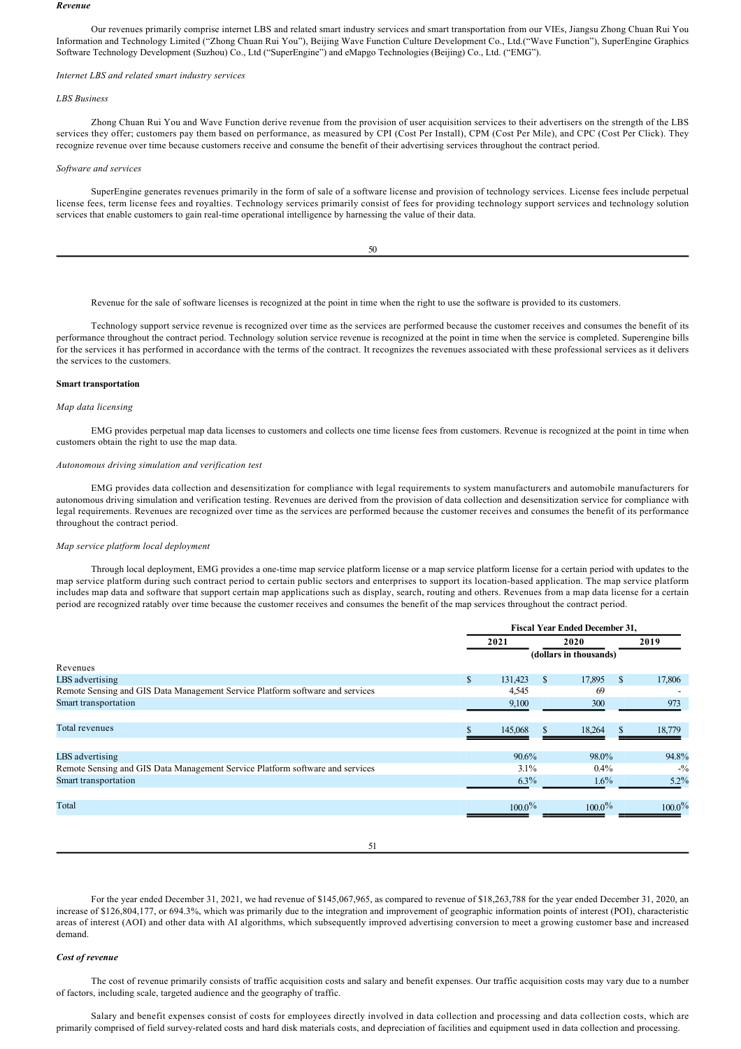***Revenue***

Our revenues primarily comprise internet LBS and related smart industry services and smart transportation from our VIEs, Jiangsu Zhong Chuan Rui You Information and Technology Limited ("Zhong Chuan Rui You"), Beijing Wave Function Culture Development Co., Ltd.("Wave Function"), SuperEngine Graphics Software Technology Development (Suzhou) Co., Ltd ("SuperEngine") and eMapgo Technologies (Beijing) Co., Ltd. ("EMG").

*Internet LBS and related smart industry services*

*LBS Business*

Zhong Chuan Rui You and Wave Function derive revenue from the provision of user acquisition services to their advertisers on the strength of the LBS services they offer; customers pay them based on performance, as measured by CPI (Cost Per Install), CPM (Cost Per Mile), and CPC (Cost Per Click). They recognize revenue over time because customers receive and consume the benefit of their advertising services throughout the contract period.

*Software and services*

SuperEngine generates revenues primarily in the form of sale of a software license and provision of technology services. License fees include perpetual license fees, term license fees and royalties. Technology services primarily consist of fees for providing technology support services and technology solution services that enable customers to gain real-time operational intelligence by harnessing the value of their data.

Revenue for the sale of software licenses is recognized at the point in time when the right to use the software is provided to its customers.

Technology support service revenue is recognized over time as the services are performed because the customer receives and consumes the benefit of its performance throughout the contract period. Technology solution service revenue is recognized at the point in time when the service is completed. Superengine bills for the services it has performed in accordance with the terms of the contract. It recognizes the revenues associated with these professional services as it delivers the services to the customers.

**Smart transportation**

*Map data licensing*

EMG provides perpetual map data licenses to customers and collects one time license fees from customers. Revenue is recognized at the point in time when customers obtain the right to use the map data.

*Autonomous driving simulation and verification test*

EMG provides data collection and desensitization for compliance with legal requirements to system manufacturers and automobile manufacturers for autonomous driving simulation and verification testing. Revenues are derived from the provision of data collection and desensitization service for compliance with legal requirements. Revenues are recognized over time as the services are performed because the customer receives and consumes the benefit of its performance throughout the contract period.

*Map service platform local deployment*

Through local deployment, EMG provides a one-time map service platform license or a map service platform license for a certain period with updates to the map service platform during such contract period to certain public sectors and enterprises to support its location-based application. The map service platform includes map data and software that support certain map applications such as display, search, routing and others. Revenues from a map data license for a certain period are recognized ratably over time because the customer receives and consumes the benefit of the map services throughout the contract period.

| | Fiscal Year Ended December 31, | | |
|---|---|---|---|
| | 2021 | 2020 | 2019 |
| | (dollars in thousands) | | |
| Revenues | | | |
| LBS advertising | $ 131,423 | $ 17,895 | $ 17,806 |
| Remote Sensing and GIS Data Management Service Platform software and services | 4,545 | 69 | - |
| Smart transportation | 9,100 | 300 | 973 |
| Total revenues | $ 145,068 | $ 18,264 | $ 18,779 |
| LBS advertising | 90.6% | 98.0% | 94.8% |
| Remote Sensing and GIS Data Management Service Platform software and services | 3.1% | 0.4% | -% |
| Smart transportation | 6.3% | 1.6% | 5.2% |
| Total | 100.0% | 100.0% | 100.0% |

For the year ended December 31, 2021, we had revenue of $145,067,965, as compared to revenue of $18,263,788 for the year ended December 31, 2020, an increase of $126,804,177, or 694.3%, which was primarily due to the integration and improvement of geographic information points of interest (POI), characteristic areas of interest (AOI) and other data with AI algorithms, which subsequently improved advertising conversion to meet a growing customer base and increased demand.

***Cost of revenue***

The cost of revenue primarily consists of traffic acquisition costs and salary and benefit expenses. Our traffic acquisition costs may vary due to a number of factors, including scale, targeted audience and the geography of traffic.

Salary and benefit expenses consist of costs for employees directly involved in data collection and processing and data collection costs, which are primarily comprised of field survey-related costs and hard disk materials costs, and depreciation of facilities and equipment used in data collection and processing.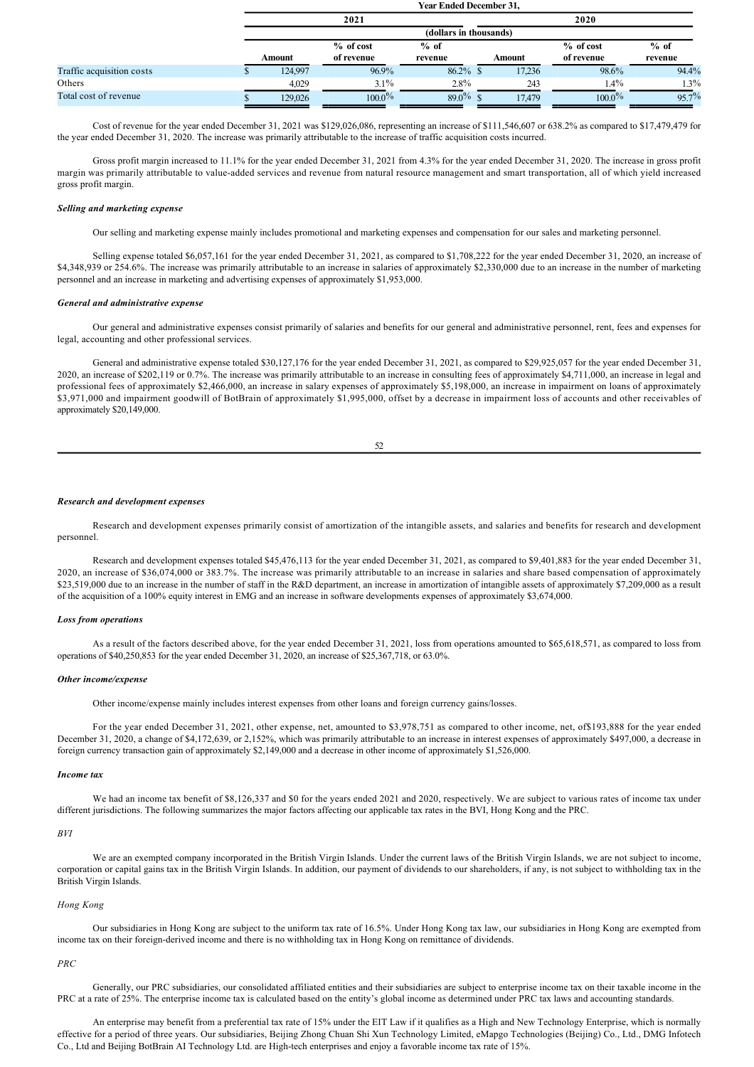| | Year Ended December 31, | | | | | |
|---|---|---|---|---|---|---|
| | 2021 | | | 2020 | | |
| | (dollars in thousands) | | | | | |
| | Amount | % of cost of revenue | % of revenue | Amount | % of cost of revenue | % of revenue |
| Traffic acquisition costs | $ 124,997 | 96.9% | 86.2% | $ 17,236 | 98.6% | 94.4% |
| Others | 4,029 | 3.1% | 2.8% | 243 | 1.4% | 1.3% |
| Total cost of revenue | $ 129,026 | 100.0% | 89.0% | $ 17,479 | 100.0% | 95.7% |

Cost of revenue for the year ended December 31, 2021 was $129,026,086, representing an increase of $111,546,607 or 638.2% as compared to $17,479,479 for the year ended December 31, 2020. The increase was primarily attributable to the increase of traffic acquisition costs incurred.

Gross profit margin increased to 11.1% for the year ended December 31, 2021 from 4.3% for the year ended December 31, 2020. The increase in gross profit margin was primarily attributable to value-added services and revenue from natural resource management and smart transportation, all of which yield increased gross profit margin.

***Selling and marketing expense***

Our selling and marketing expense mainly includes promotional and marketing expenses and compensation for our sales and marketing personnel.

Selling expense totaled $6,057,161 for the year ended December 31, 2021, as compared to $1,708,222 for the year ended December 31, 2020, an increase of $4,348,939 or 254.6%. The increase was primarily attributable to an increase in salaries of approximately $2,330,000 due to an increase in the number of marketing personnel and an increase in marketing and advertising expenses of approximately $1,953,000.

***General and administrative expense***

Our general and administrative expenses consist primarily of salaries and benefits for our general and administrative personnel, rent, fees and expenses for legal, accounting and other professional services.

General and administrative expense totaled $30,127,176 for the year ended December 31, 2021, as compared to $29,925,057 for the year ended December 31, 2020, an increase of $202,119 or 0.7%. The increase was primarily attributable to an increase in consulting fees of approximately $4,711,000, an increase in legal and professional fees of approximately $2,466,000, an increase in salary expenses of approximately $5,198,000, an increase in impairment on loans of approximately $3,971,000 and impairment goodwill of BotBrain of approximately $1,995,000, offset by a decrease in impairment loss of accounts and other receivables of approximately $20,149,000.

***Research and development expenses***

Research and development expenses primarily consist of amortization of the intangible assets, and salaries and benefits for research and development personnel.

Research and development expenses totaled $45,476,113 for the year ended December 31, 2021, as compared to $9,401,883 for the year ended December 31, 2020, an increase of $36,074,000 or 383.7%. The increase was primarily attributable to an increase in salaries and share based compensation of approximately $23,519,000 due to an increase in the number of staff in the R&D department, an increase in amortization of intangible assets of approximately $7,209,000 as a result of the acquisition of a 100% equity interest in EMG and an increase in software developments expenses of approximately $3,674,000.

***Loss from operations***

As a result of the factors described above, for the year ended December 31, 2021, loss from operations amounted to $65,618,571, as compared to loss from operations of $40,250,853 for the year ended December 31, 2020, an increase of $25,367,718, or 63.0%.

***Other income/expense***

Other income/expense mainly includes interest expenses from other loans and foreign currency gains/losses.

For the year ended December 31, 2021, other expense, net, amounted to $3,978,751 as compared to other income, net, of$193,888 for the year ended December 31, 2020, a change of $4,172,639, or 2,152%, which was primarily attributable to an increase in interest expenses of approximately $497,000, a decrease in foreign currency transaction gain of approximately $2,149,000 and a decrease in other income of approximately $1,526,000.

***Income tax***

We had an income tax benefit of $8,126,337 and $0 for the years ended 2021 and 2020, respectively. We are subject to various rates of income tax under different jurisdictions. The following summarizes the major factors affecting our applicable tax rates in the BVI, Hong Kong and the PRC.

*BVI*

We are an exempted company incorporated in the British Virgin Islands. Under the current laws of the British Virgin Islands, we are not subject to income, corporation or capital gains tax in the British Virgin Islands. In addition, our payment of dividends to our shareholders, if any, is not subject to withholding tax in the British Virgin Islands.

*Hong Kong*

Our subsidiaries in Hong Kong are subject to the uniform tax rate of 16.5%. Under Hong Kong tax law, our subsidiaries in Hong Kong are exempted from income tax on their foreign-derived income and there is no withholding tax in Hong Kong on remittance of dividends.

*PRC*

Generally, our PRC subsidiaries, our consolidated affiliated entities and their subsidiaries are subject to enterprise income tax on their taxable income in the PRC at a rate of 25%. The enterprise income tax is calculated based on the entity's global income as determined under PRC tax laws and accounting standards.

An enterprise may benefit from a preferential tax rate of 15% under the EIT Law if it qualifies as a High and New Technology Enterprise, which is normally effective for a period of three years. Our subsidiaries, Beijing Zhong Chuan Shi Xun Technology Limited, eMapgo Technologies (Beijing) Co., Ltd., DMG Infotech Co., Ltd and Beijing BotBrain AI Technology Ltd. are High-tech enterprises and enjoy a favorable income tax rate of 15%.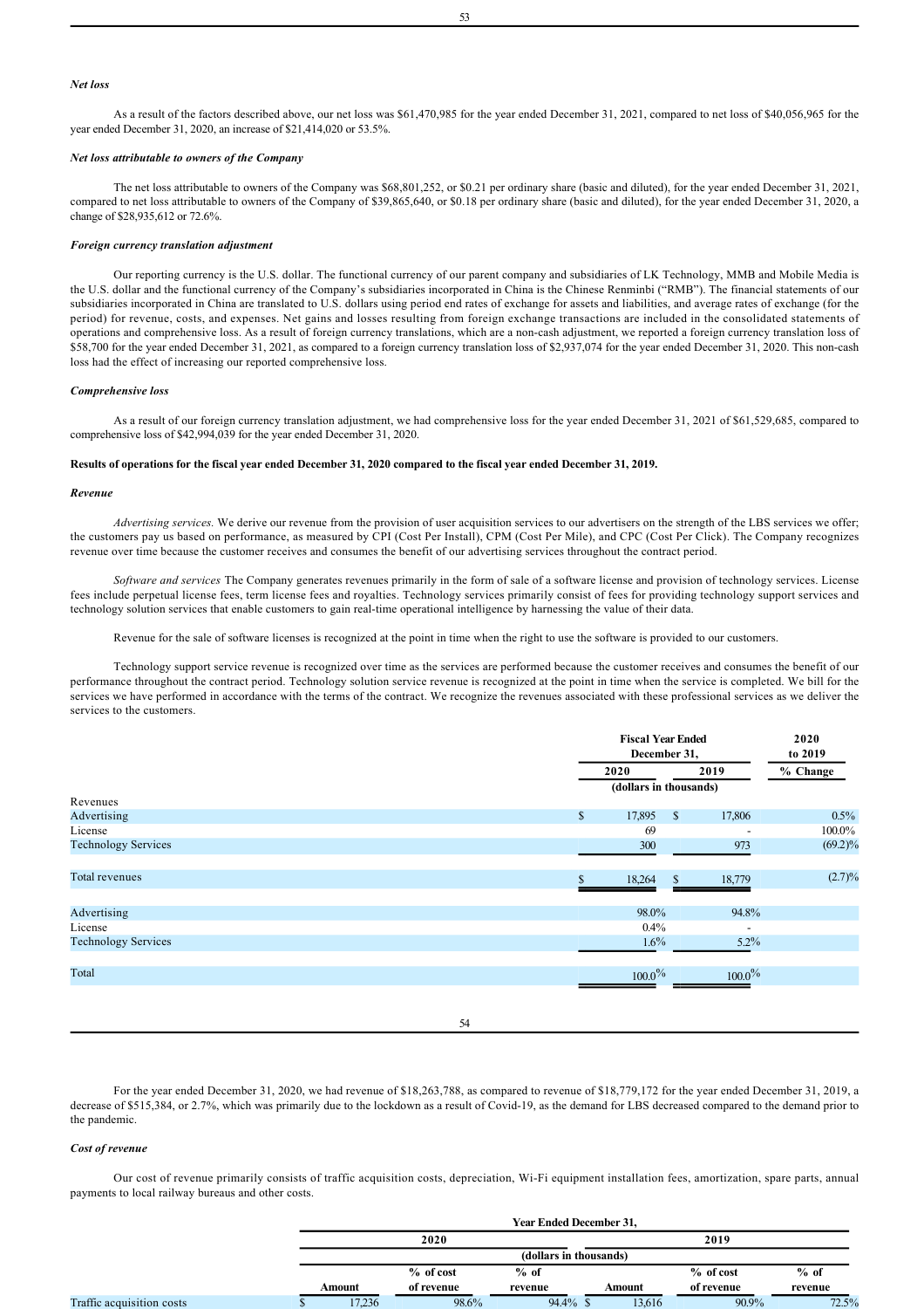*Net loss*

As a result of the factors described above, our net loss was $61,470,985 for the year ended December 31, 2021, compared to net loss of $40,056,965 for the year ended December 31, 2020, an increase of $21,414,020 or 53.5%.

*Net loss attributable to owners of the Company*

The net loss attributable to owners of the Company was $68,801,252, or $0.21 per ordinary share (basic and diluted), for the year ended December 31, 2021, compared to net loss attributable to owners of the Company of $39,865,640, or $0.18 per ordinary share (basic and diluted), for the year ended December 31, 2020, a change of $28,935,612 or 72.6%.

*Foreign currency translation adjustment*

Our reporting currency is the U.S. dollar. The functional currency of our parent company and subsidiaries of LK Technology, MMB and Mobile Media is the U.S. dollar and the functional currency of the Company's subsidiaries incorporated in China is the Chinese Renminbi ("RMB"). The financial statements of our subsidiaries incorporated in China are translated to U.S. dollars using period end rates of exchange for assets and liabilities, and average rates of exchange (for the period) for revenue, costs, and expenses. Net gains and losses resulting from foreign exchange transactions are included in the consolidated statements of operations and comprehensive loss. As a result of foreign currency translations, which are a non-cash adjustment, we reported a foreign currency translation loss of $58,700 for the year ended December 31, 2021, as compared to a foreign currency translation loss of $2,937,074 for the year ended December 31, 2020. This non-cash loss had the effect of increasing our reported comprehensive loss.

*Comprehensive loss*

As a result of our foreign currency translation adjustment, we had comprehensive loss for the year ended December 31, 2021 of $61,529,685, compared to comprehensive loss of $42,994,039 for the year ended December 31, 2020.

**Results of operations for the fiscal year ended December 31, 2020 compared to the fiscal year ended December 31, 2019.**

*Revenue*

*Advertising services.* We derive our revenue from the provision of user acquisition services to our advertisers on the strength of the LBS services we offer; the customers pay us based on performance, as measured by CPI (Cost Per Install), CPM (Cost Per Mile), and CPC (Cost Per Click). The Company recognizes revenue over time because the customer receives and consumes the benefit of our advertising services throughout the contract period.

*Software and services* The Company generates revenues primarily in the form of sale of a software license and provision of technology services. License fees include perpetual license fees, term license fees and royalties. Technology services primarily consist of fees for providing technology support services and technology solution services that enable customers to gain real-time operational intelligence by harnessing the value of their data.

Revenue for the sale of software licenses is recognized at the point in time when the right to use the software is provided to our customers.

Technology support service revenue is recognized over time as the services are performed because the customer receives and consumes the benefit of our performance throughout the contract period. Technology solution service revenue is recognized at the point in time when the service is completed. We bill for the services we have performed in accordance with the terms of the contract. We recognize the revenues associated with these professional services as we deliver the services to the customers.

| | Fiscal Year Ended December 31, | | 2020 to 2019 |
|---|---|---|---|
| | 2020 | 2019 | % Change |
| | (dollars in thousands) | | |
| Revenues | | | |
| Advertising | $ 17,895 | $ 17,806 | 0.5% |
| License | 69 | - | 100.0% |
| Technology Services | 300 | 973 | (69.2)% |
| Total revenues | $ 18,264 | $ 18,779 | (2.7)% |
| Advertising | 98.0% | 94.8% | |
| License | 0.4% | - | |
| Technology Services | 1.6% | 5.2% | |
| Total | 100.0% | 100.0% | |

For the year ended December 31, 2020, we had revenue of $18,263,788, as compared to revenue of $18,779,172 for the year ended December 31, 2019, a decrease of $515,384, or 2.7%, which was primarily due to the lockdown as a result of Covid-19, as the demand for LBS decreased compared to the demand prior to the pandemic.

*Cost of revenue*

Our cost of revenue primarily consists of traffic acquisition costs, depreciation, Wi-Fi equipment installation fees, amortization, spare parts, annual payments to local railway bureaus and other costs.

| | Year Ended December 31, | | | | | |
|---|---|---|---|---|---|---|
| | 2020 | | | 2019 | | |
| | (dollars in thousands) | | | | | |
| | Amount | % of cost of revenue | % of revenue | Amount | % of cost of revenue | % of revenue |
| Traffic acquisition costs | $ 17,236 | 98.6% | 94.4% | $ 13,616 | 90.9% | 72.5% |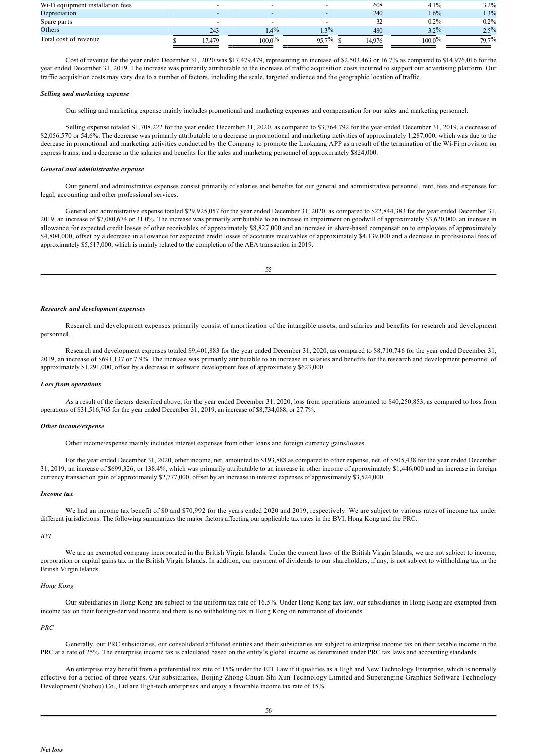| Wi-Fi equipment installation fees | - | - | - | 608 | 4.1% | 3.2% |
|---|---|---|---|---|---|---|
| Depreciation | - | - | - | 240 | 1.6% | 1.3% |
| Spare parts | - | - | - | 32 | 0.2% | 0.2% |
| Others | 243 | 1.4% | 1.3% | 480 | 3.2% | 2.5% |
| Total cost of revenue | $ 17,479 | 100.0% | 95.7% | $ 14,976 | 100.0% | 79.7% |

Cost of revenue for the year ended December 31, 2020 was $17,479,479, representing an increase of $2,503,463 or 16.7% as compared to $14,976,016 for the year ended December 31, 2019. The increase was primarily attributable to the increase of traffic acquisition costs incurred to support our advertising platform. Our traffic acquisition costs may vary due to a number of factors, including the scale, targeted audience and the geographic location of traffic.

***Selling and marketing expense***

Our selling and marketing expense mainly includes promotional and marketing expenses and compensation for our sales and marketing personnel.

Selling expense totaled $1,708,222 for the year ended December 31, 2020, as compared to $3,764,792 for the year ended December 31, 2019, a decrease of $2,056,570 or 54.6%. The decrease was primarily attributable to a decrease in promotional and marketing activities of approximately 1,287,000, which was due to the decrease in promotional and marketing activities conducted by the Company to promote the Luokuang APP as a result of the termination of the Wi-Fi provision on express trains, and a decrease in the salaries and benefits for the sales and marketing personnel of approximately $824,000.

***General and administrative expense***

Our general and administrative expenses consist primarily of salaries and benefits for our general and administrative personnel, rent, fees and expenses for legal, accounting and other professional services.

General and administrative expense totaled $29,925,057 for the year ended December 31, 2020, as compared to $22,844,383 for the year ended December 31, 2019, an increase of $7,080,674 or 31.0%. The increase was primarily attributable to an increase in impairment on goodwill of approximately $3,620,000, an increase in allowance for expected credit losses of other receivables of approximately $8,827,000 and an increase in share-based compensation to employees of approximately $4,804,000, offset by a decrease in allowance for expected credit losses of accounts receivables of approximately $4,139,000 and a decrease in professional fees of approximately $5,517,000, which is mainly related to the completion of the AEA transaction in 2019.

***Research and development expenses***

Research and development expenses primarily consist of amortization of the intangible assets, and salaries and benefits for research and development personnel.

Research and development expenses totaled $9,401,883 for the year ended December 31, 2020, as compared to $8,710,746 for the year ended December 31, 2019, an increase of $691,137 or 7.9%. The increase was primarily attributable to an increase in salaries and benefits for the research and development personnel of approximately $1,291,000, offset by a decrease in software development fees of approximately $623,000.

***Loss from operations***

As a result of the factors described above, for the year ended December 31, 2020, loss from operations amounted to $40,250,853, as compared to loss from operations of $31,516,765 for the year ended December 31, 2019, an increase of $8,734,088, or 27.7%.

***Other income/expense***

Other income/expense mainly includes interest expenses from other loans and foreign currency gains/losses.

For the year ended December 31, 2020, other income, net, amounted to $193,888 as compared to other expense, net, of $505,438 for the year ended December 31, 2019, an increase of $699,326, or 138.4%, which was primarily attributable to an increase in other income of approximately $1,446,000 and an increase in foreign currency transaction gain of approximately $2,777,000, offset by an increase in interest expenses of approximately $3,524,000.

***Income tax***

We had an income tax benefit of $0 and $70,992 for the years ended 2020 and 2019, respectively. We are subject to various rates of income tax under different jurisdictions. The following summarizes the major factors affecting our applicable tax rates in the BVI, Hong Kong and the PRC.

*BVI*

We are an exempted company incorporated in the British Virgin Islands. Under the current laws of the British Virgin Islands, we are not subject to income, corporation or capital gains tax in the British Virgin Islands. In addition, our payment of dividends to our shareholders, if any, is not subject to withholding tax in the British Virgin Islands.

*Hong Kong*

Our subsidiaries in Hong Kong are subject to the uniform tax rate of 16.5%. Under Hong Kong tax law, our subsidiaries in Hong Kong are exempted from income tax on their foreign-derived income and there is no withholding tax in Hong Kong on remittance of dividends.

*PRC*

Generally, our PRC subsidiaries, our consolidated affiliated entities and their subsidiaries are subject to enterprise income tax on their taxable income in the PRC at a rate of 25%. The enterprise income tax is calculated based on the entity's global income as determined under PRC tax laws and accounting standards.

An enterprise may benefit from a preferential tax rate of 15% under the EIT Law if it qualifies as a High and New Technology Enterprise, which is normally effective for a period of three years. Our subsidiaries, Beijing Zhong Chuan Shi Xun Technology Limited and Superengine Graphics Software Technology Development (Suzhou) Co., Ltd are High-tech enterprises and enjoy a favorable income tax rate of 15%.

***Net loss***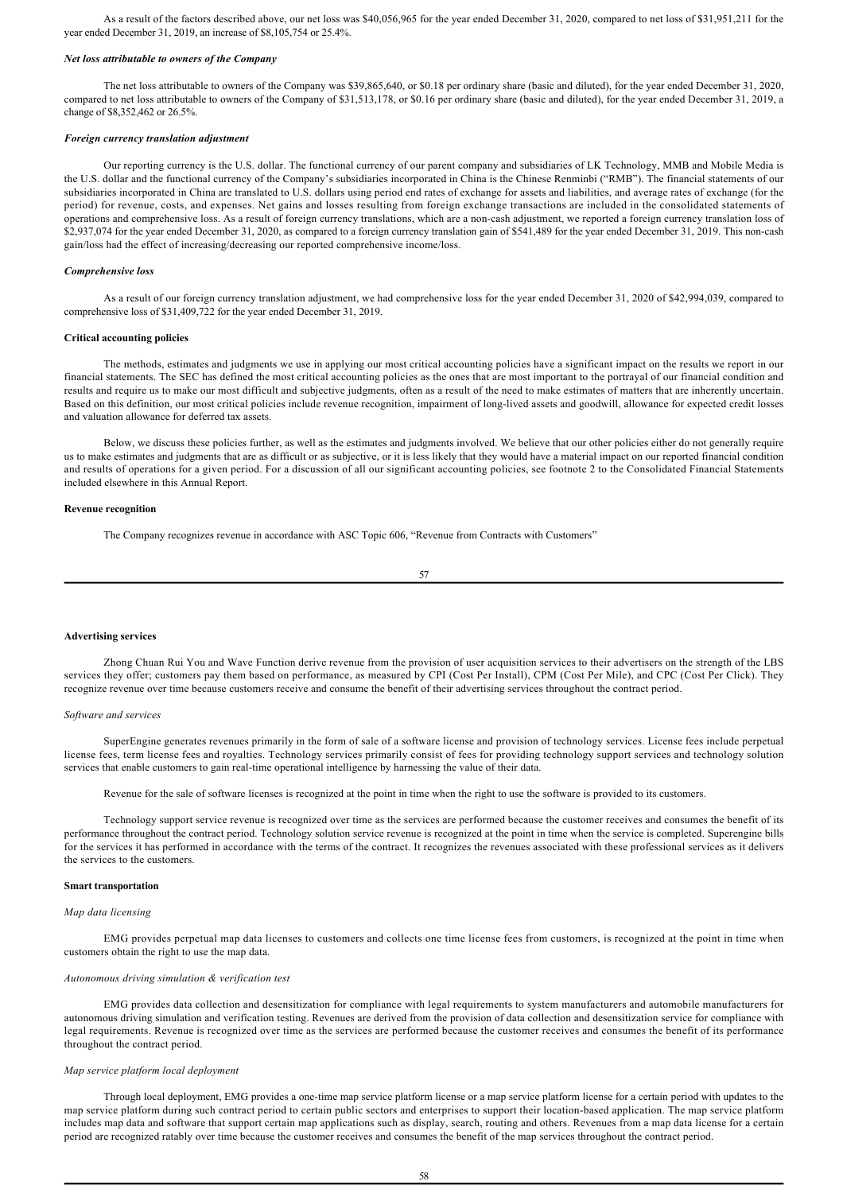As a result of the factors described above, our net loss was $40,056,965 for the year ended December 31, 2020, compared to net loss of $31,951,211 for the year ended December 31, 2019, an increase of $8,105,754 or 25.4%.

***Net loss attributable to owners of the Company***

The net loss attributable to owners of the Company was $39,865,640, or $0.18 per ordinary share (basic and diluted), for the year ended December 31, 2020, compared to net loss attributable to owners of the Company of $31,513,178, or $0.16 per ordinary share (basic and diluted), for the year ended December 31, 2019, a change of $8,352,462 or 26.5%.

***Foreign currency translation adjustment***

Our reporting currency is the U.S. dollar. The functional currency of our parent company and subsidiaries of LK Technology, MMB and Mobile Media is the U.S. dollar and the functional currency of the Company's subsidiaries incorporated in China is the Chinese Renminbi ("RMB"). The financial statements of our subsidiaries incorporated in China are translated to U.S. dollars using period end rates of exchange for assets and liabilities, and average rates of exchange (for the period) for revenue, costs, and expenses. Net gains and losses resulting from foreign exchange transactions are included in the consolidated statements of operations and comprehensive loss. As a result of foreign currency translations, which are a non-cash adjustment, we reported a foreign currency translation loss of $2,937,074 for the year ended December 31, 2020, as compared to a foreign currency translation gain of $541,489 for the year ended December 31, 2019. This non-cash gain/loss had the effect of increasing/decreasing our reported comprehensive income/loss.

***Comprehensive loss***

As a result of our foreign currency translation adjustment, we had comprehensive loss for the year ended December 31, 2020 of $42,994,039, compared to comprehensive loss of $31,409,722 for the year ended December 31, 2019.

**Critical accounting policies**

The methods, estimates and judgments we use in applying our most critical accounting policies have a significant impact on the results we report in our financial statements. The SEC has defined the most critical accounting policies as the ones that are most important to the portrayal of our financial condition and results and require us to make our most difficult and subjective judgments, often as a result of the need to make estimates of matters that are inherently uncertain. Based on this definition, our most critical policies include revenue recognition, impairment of long-lived assets and goodwill, allowance for expected credit losses and valuation allowance for deferred tax assets.

Below, we discuss these policies further, as well as the estimates and judgments involved. We believe that our other policies either do not generally require us to make estimates and judgments that are as difficult or as subjective, or it is less likely that they would have a material impact on our reported financial condition and results of operations for a given period. For a discussion of all our significant accounting policies, see footnote 2 to the Consolidated Financial Statements included elsewhere in this Annual Report.

**Revenue recognition**

The Company recognizes revenue in accordance with ASC Topic 606, "Revenue from Contracts with Customers"

**Advertising services**

Zhong Chuan Rui You and Wave Function derive revenue from the provision of user acquisition services to their advertisers on the strength of the LBS services they offer; customers pay them based on performance, as measured by CPI (Cost Per Install), CPM (Cost Per Mile), and CPC (Cost Per Click). They recognize revenue over time because customers receive and consume the benefit of their advertising services throughout the contract period.

*Software and services*

SuperEngine generates revenues primarily in the form of sale of a software license and provision of technology services. License fees include perpetual license fees, term license fees and royalties. Technology services primarily consist of fees for providing technology support services and technology solution services that enable customers to gain real-time operational intelligence by harnessing the value of their data.

Revenue for the sale of software licenses is recognized at the point in time when the right to use the software is provided to its customers.

Technology support service revenue is recognized over time as the services are performed because the customer receives and consumes the benefit of its performance throughout the contract period. Technology solution service revenue is recognized at the point in time when the service is completed. Superengine bills for the services it has performed in accordance with the terms of the contract. It recognizes the revenues associated with these professional services as it delivers the services to the customers.

**Smart transportation**

*Map data licensing*

EMG provides perpetual map data licenses to customers and collects one time license fees from customers, is recognized at the point in time when customers obtain the right to use the map data.

*Autonomous driving simulation & verification test*

EMG provides data collection and desensitization for compliance with legal requirements to system manufacturers and automobile manufacturers for autonomous driving simulation and verification testing. Revenues are derived from the provision of data collection and desensitization service for compliance with legal requirements. Revenue is recognized over time as the services are performed because the customer receives and consumes the benefit of its performance throughout the contract period.

*Map service platform local deployment*

Through local deployment, EMG provides a one-time map service platform license or a map service platform license for a certain period with updates to the map service platform during such contract period to certain public sectors and enterprises to support their location-based application. The map service platform includes map data and software that support certain map applications such as display, search, routing and others. Revenues from a map data license for a certain period are recognized ratably over time because the customer receives and consumes the benefit of the map services throughout the contract period.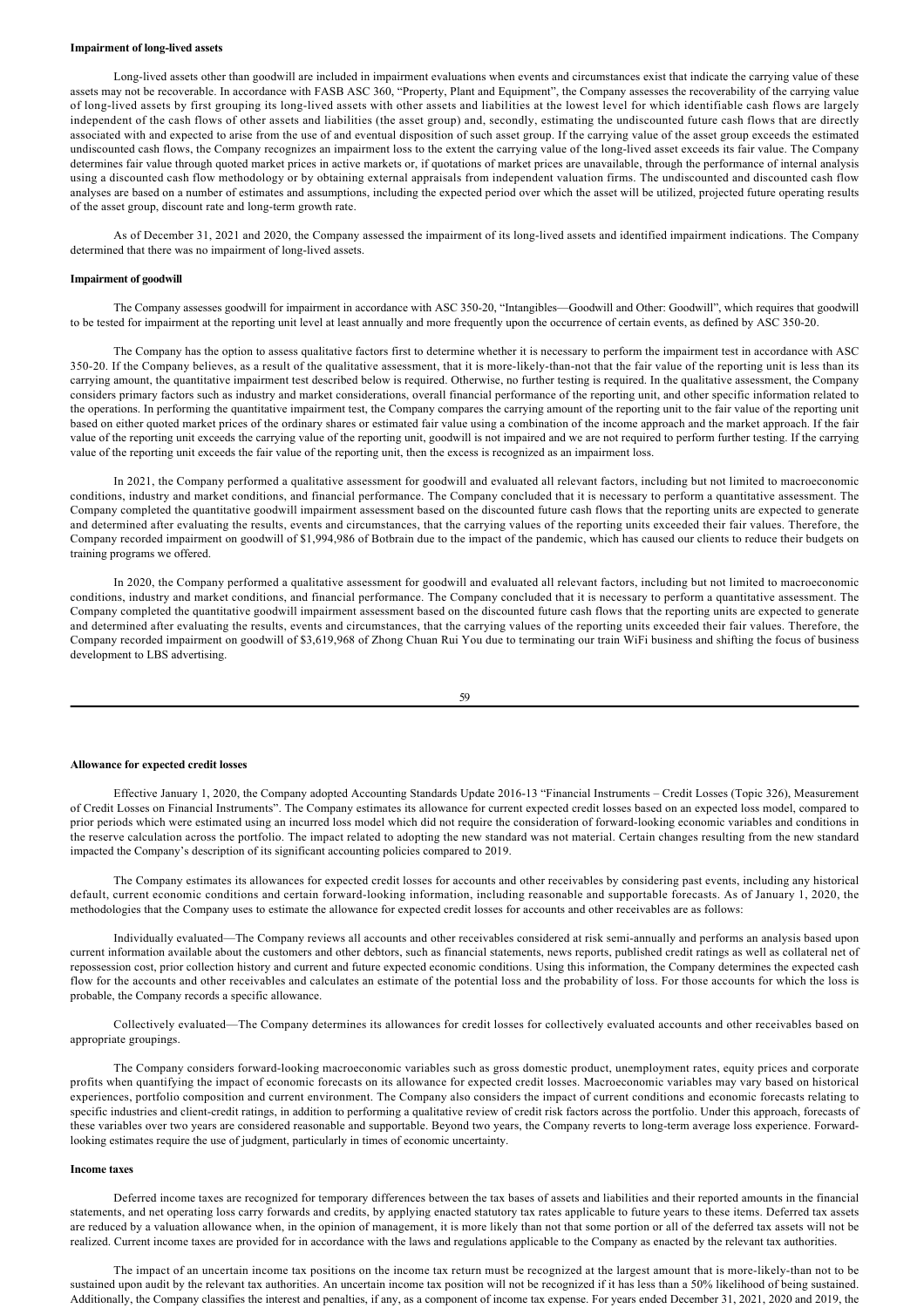**Impairment of long-lived assets**

Long-lived assets other than goodwill are included in impairment evaluations when events and circumstances exist that indicate the carrying value of these assets may not be recoverable. In accordance with FASB ASC 360, "Property, Plant and Equipment", the Company assesses the recoverability of the carrying value of long-lived assets by first grouping its long-lived assets with other assets and liabilities at the lowest level for which identifiable cash flows are largely independent of the cash flows of other assets and liabilities (the asset group) and, secondly, estimating the undiscounted future cash flows that are directly associated with and expected to arise from the use of and eventual disposition of such asset group. If the carrying value of the asset group exceeds the estimated undiscounted cash flows, the Company recognizes an impairment loss to the extent the carrying value of the long-lived asset exceeds its fair value. The Company determines fair value through quoted market prices in active markets or, if quotations of market prices are unavailable, through the performance of internal analysis using a discounted cash flow methodology or by obtaining external appraisals from independent valuation firms. The undiscounted and discounted cash flow analyses are based on a number of estimates and assumptions, including the expected period over which the asset will be utilized, projected future operating results of the asset group, discount rate and long-term growth rate.

As of December 31, 2021 and 2020, the Company assessed the impairment of its long-lived assets and identified impairment indications. The Company determined that there was no impairment of long-lived assets.

**Impairment of goodwill**

The Company assesses goodwill for impairment in accordance with ASC 350-20, "Intangibles—Goodwill and Other: Goodwill", which requires that goodwill to be tested for impairment at the reporting unit level at least annually and more frequently upon the occurrence of certain events, as defined by ASC 350-20.

The Company has the option to assess qualitative factors first to determine whether it is necessary to perform the impairment test in accordance with ASC 350-20. If the Company believes, as a result of the qualitative assessment, that it is more-likely-than-not that the fair value of the reporting unit is less than its carrying amount, the quantitative impairment test described below is required. Otherwise, no further testing is required. In the qualitative assessment, the Company considers primary factors such as industry and market considerations, overall financial performance of the reporting unit, and other specific information related to the operations. In performing the quantitative impairment test, the Company compares the carrying amount of the reporting unit to the fair value of the reporting unit based on either quoted market prices of the ordinary shares or estimated fair value using a combination of the income approach and the market approach. If the fair value of the reporting unit exceeds the carrying value of the reporting unit, goodwill is not impaired and we are not required to perform further testing. If the carrying value of the reporting unit exceeds the fair value of the reporting unit, then the excess is recognized as an impairment loss.

In 2021, the Company performed a qualitative assessment for goodwill and evaluated all relevant factors, including but not limited to macroeconomic conditions, industry and market conditions, and financial performance. The Company concluded that it is necessary to perform a quantitative assessment. The Company completed the quantitative goodwill impairment assessment based on the discounted future cash flows that the reporting units are expected to generate and determined after evaluating the results, events and circumstances, that the carrying values of the reporting units exceeded their fair values. Therefore, the Company recorded impairment on goodwill of $1,994,986 of Botbrain due to the impact of the pandemic, which has caused our clients to reduce their budgets on training programs we offered.

In 2020, the Company performed a qualitative assessment for goodwill and evaluated all relevant factors, including but not limited to macroeconomic conditions, industry and market conditions, and financial performance. The Company concluded that it is necessary to perform a quantitative assessment. The Company completed the quantitative goodwill impairment assessment based on the discounted future cash flows that the reporting units are expected to generate and determined after evaluating the results, events and circumstances, that the carrying values of the reporting units exceeded their fair values. Therefore, the Company recorded impairment on goodwill of $3,619,968 of Zhong Chuan Rui You due to terminating our train WiFi business and shifting the focus of business development to LBS advertising.

**Allowance for expected credit losses**

Effective January 1, 2020, the Company adopted Accounting Standards Update 2016-13 "Financial Instruments – Credit Losses (Topic 326), Measurement of Credit Losses on Financial Instruments". The Company estimates its allowance for current expected credit losses based on an expected loss model, compared to prior periods which were estimated using an incurred loss model which did not require the consideration of forward-looking economic variables and conditions in the reserve calculation across the portfolio. The impact related to adopting the new standard was not material. Certain changes resulting from the new standard impacted the Company's description of its significant accounting policies compared to 2019.

The Company estimates its allowances for expected credit losses for accounts and other receivables by considering past events, including any historical default, current economic conditions and certain forward-looking information, including reasonable and supportable forecasts. As of January 1, 2020, the methodologies that the Company uses to estimate the allowance for expected credit losses for accounts and other receivables are as follows:

Individually evaluated—The Company reviews all accounts and other receivables considered at risk semi-annually and performs an analysis based upon current information available about the customers and other debtors, such as financial statements, news reports, published credit ratings as well as collateral net of repossession cost, prior collection history and current and future expected economic conditions. Using this information, the Company determines the expected cash flow for the accounts and other receivables and calculates an estimate of the potential loss and the probability of loss. For those accounts for which the loss is probable, the Company records a specific allowance.

Collectively evaluated—The Company determines its allowances for credit losses for collectively evaluated accounts and other receivables based on appropriate groupings.

The Company considers forward-looking macroeconomic variables such as gross domestic product, unemployment rates, equity prices and corporate profits when quantifying the impact of economic forecasts on its allowance for expected credit losses. Macroeconomic variables may vary based on historical experiences, portfolio composition and current environment. The Company also considers the impact of current conditions and economic forecasts relating to specific industries and client-credit ratings, in addition to performing a qualitative review of credit risk factors across the portfolio. Under this approach, forecasts of these variables over two years are considered reasonable and supportable. Beyond two years, the Company reverts to long-term average loss experience. Forward-looking estimates require the use of judgment, particularly in times of economic uncertainty.

**Income taxes**

Deferred income taxes are recognized for temporary differences between the tax bases of assets and liabilities and their reported amounts in the financial statements, and net operating loss carry forwards and credits, by applying enacted statutory tax rates applicable to future years to these items. Deferred tax assets are reduced by a valuation allowance when, in the opinion of management, it is more likely than not that some portion or all of the deferred tax assets will not be realized. Current income taxes are provided for in accordance with the laws and regulations applicable to the Company as enacted by the relevant tax authorities.

The impact of an uncertain income tax positions on the income tax return must be recognized at the largest amount that is more-likely-than not to be sustained upon audit by the relevant tax authorities. An uncertain income tax position will not be recognized if it has less than a 50% likelihood of being sustained. Additionally, the Company classifies the interest and penalties, if any, as a component of income tax expense. For years ended December 31, 2021, 2020 and 2019, the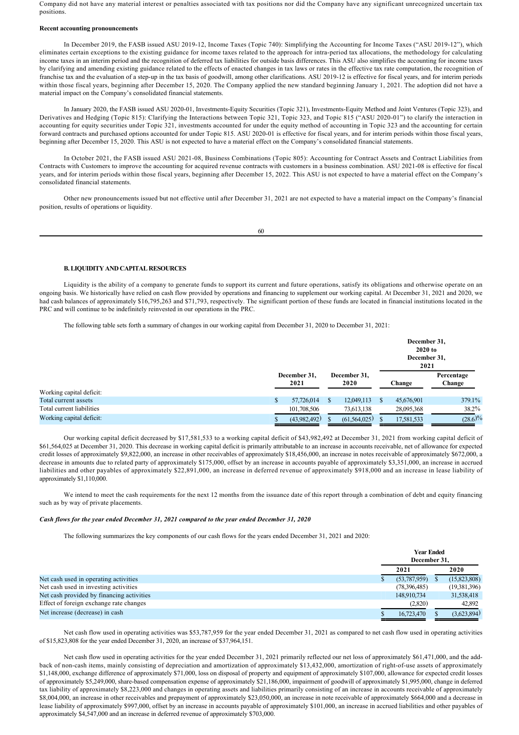Company did not have any material interest or penalties associated with tax positions nor did the Company have any significant unrecognized uncertain tax positions.

**Recent accounting pronouncements**

In December 2019, the FASB issued ASU 2019-12, Income Taxes (Topic 740): Simplifying the Accounting for Income Taxes ("ASU 2019-12"), which eliminates certain exceptions to the existing guidance for income taxes related to the approach for intra-period tax allocations, the methodology for calculating income taxes in an interim period and the recognition of deferred tax liabilities for outside basis differences. This ASU also simplifies the accounting for income taxes by clarifying and amending existing guidance related to the effects of enacted changes in tax laws or rates in the effective tax rate computation, the recognition of franchise tax and the evaluation of a step-up in the tax basis of goodwill, among other clarifications. ASU 2019-12 is effective for fiscal years, and for interim periods within those fiscal years, beginning after December 15, 2020. The Company applied the new standard beginning January 1, 2021. The adoption did not have a material impact on the Company's consolidated financial statements.

In January 2020, the FASB issued ASU 2020-01, Investments-Equity Securities (Topic 321), Investments-Equity Method and Joint Ventures (Topic 323), and Derivatives and Hedging (Topic 815): Clarifying the Interactions between Topic 321, Topic 323, and Topic 815 ("ASU 2020-01") to clarify the interaction in accounting for equity securities under Topic 321, investments accounted for under the equity method of accounting in Topic 323 and the accounting for certain forward contracts and purchased options accounted for under Topic 815. ASU 2020-01 is effective for fiscal years, and for interim periods within those fiscal years, beginning after December 15, 2020. This ASU is not expected to have a material effect on the Company's consolidated financial statements.

In October 2021, the FASB issued ASU 2021-08, Business Combinations (Topic 805): Accounting for Contract Assets and Contract Liabilities from Contracts with Customers to improve the accounting for acquired revenue contracts with customers in a business combination. ASU 2021-08 is effective for fiscal years, and for interim periods within those fiscal years, beginning after December 15, 2022. This ASU is not expected to have a material effect on the Company's consolidated financial statements.

Other new pronouncements issued but not effective until after December 31, 2021 are not expected to have a material impact on the Company's financial position, results of operations or liquidity.

**B. LIQUIDITY AND CAPITAL RESOURCES**

Liquidity is the ability of a company to generate funds to support its current and future operations, satisfy its obligations and otherwise operate on an ongoing basis. We historically have relied on cash flow provided by operations and financing to supplement our working capital. At December 31, 2021 and 2020, we had cash balances of approximately $16,795,263 and $71,793, respectively. The significant portion of these funds are located in financial institutions located in the PRC and will continue to be indefinitely reinvested in our operations in the PRC.

The following table sets forth a summary of changes in our working capital from December 31, 2020 to December 31, 2021:

| | | | December 31, 2020 to December 31, 2021 | |
|---|---|---|---|---|
| | December 31, 2021 | December 31, 2020 | Change | Percentage Change |
| Working capital deficit: | | | | |
| Total current assets | $ 57,726,014 | $ 12,049,113 | $ 45,676,901 | 379.1% |
| Total current liabilities | 101,708,506 | 73,613,138 | 28,095,368 | 38.2% |
| Working capital deficit: | $ (43,982,492) | $ (61,564,025) | $ 17,581,533 | (28.6)% |

Our working capital deficit decreased by $17,581,533 to a working capital deficit of $43,982,492 at December 31, 2021 from working capital deficit of $61,564,025 at December 31, 2020. This decrease in working capital deficit is primarily attributable to an increase in accounts receivable, net of allowance for expected credit losses of approximately $9,822,000, an increase in other receivables of approximately $18,456,000, an increase in notes receivable of approximately $672,000, a decrease in amounts due to related party of approximately $175,000, offset by an increase in accounts payable of approximately $3,351,000, an increase in accrued liabilities and other payables of approximately $22,891,000, an increase in deferred revenue of approximately $918,000 and an increase in lease liability of approximately $1,110,000.

We intend to meet the cash requirements for the next 12 months from the issuance date of this report through a combination of debt and equity financing such as by way of private placements.

***Cash flows for the year ended December 31, 2021 compared to the year ended December 31, 2020***

The following summarizes the key components of our cash flows for the years ended December 31, 2021 and 2020:

| | Year Ended December 31, | |
|---|---|---|
| | 2021 | 2020 |
| Net cash used in operating activities | $ (53,787,959) | $ (15,823,808) |
| Net cash used in investing activities | (78,396,485) | (19,381,396) |
| Net cash provided by financing activities | 148,910,734 | 31,538,418 |
| Effect of foreign exchange rate changes | (2,820) | 42,892 |
| Net increase (decrease) in cash | $ 16,723,470 | $ (3,623,894) |

Net cash flow used in operating activities was $53,787,959 for the year ended December 31, 2021 as compared to net cash flow used in operating activities of $15,823,808 for the year ended December 31, 2020, an increase of $37,964,151.

Net cash flow used in operating activities for the year ended December 31, 2021 primarily reflected our net loss of approximately $61,471,000, and the add-back of non-cash items, mainly consisting of depreciation and amortization of approximately $13,432,000, amortization of right-of-use assets of approximately $1,148,000, exchange difference of approximately $71,000, loss on disposal of property and equipment of approximately $107,000, allowance for expected credit losses of approximately $5,249,000, share-based compensation expense of approximately $21,186,000, impairment of goodwill of approximately $1,995,000, change in deferred tax liability of approximately $8,223,000 and changes in operating assets and liabilities primarily consisting of an increase in accounts receivable of approximately $8,004,000, an increase in other receivables and prepayment of approximately $23,050,000, an increase in note receivable of approximately $664,000 and a decrease in lease liability of approximately $997,000, offset by an increase in accounts payable of approximately $101,000, an increase in accrued liabilities and other payables of approximately $4,547,000 and an increase in deferred revenue of approximately $703,000.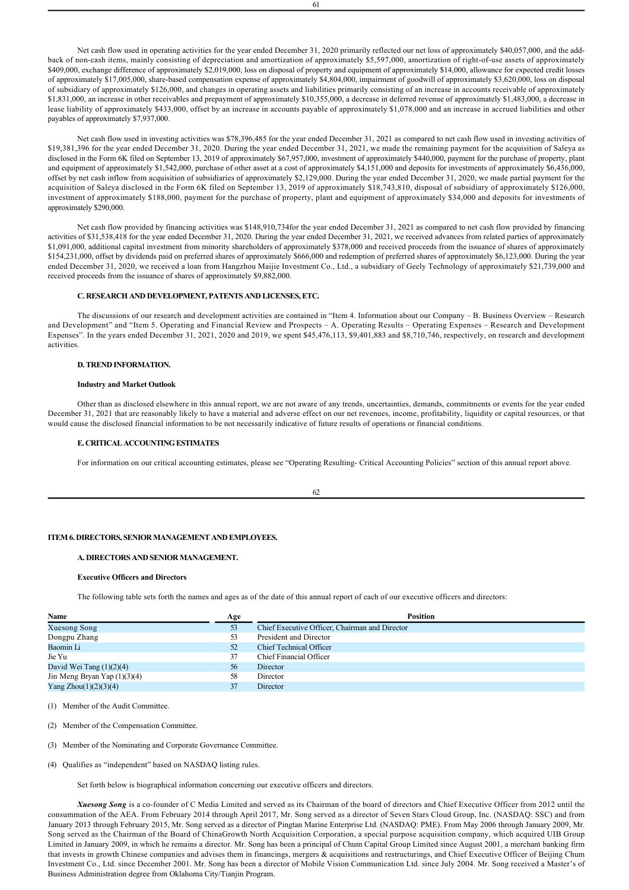Net cash flow used in operating activities for the year ended December 31, 2020 primarily reflected our net loss of approximately $40,057,000, and the add-back of non-cash items, mainly consisting of depreciation and amortization of approximately $5,597,000, amortization of right-of-use assets of approximately $409,000, exchange difference of approximately $2,019,000, loss on disposal of property and equipment of approximately $14,000, allowance for expected credit losses of approximately $17,005,000, share-based compensation expense of approximately $4,804,000, impairment of goodwill of approximately $3,620,000, loss on disposal of subsidiary of approximately $126,000, and changes in operating assets and liabilities primarily consisting of an increase in accounts receivable of approximately $1,831,000, an increase in other receivables and prepayment of approximately $10,355,000, a decrease in deferred revenue of approximately $1,483,000, a decrease in lease liability of approximately $433,000, offset by an increase in accounts payable of approximately $1,078,000 and an increase in accrued liabilities and other payables of approximately $7,937,000.

Net cash flow used in investing activities was $78,396,485 for the year ended December 31, 2021 as compared to net cash flow used in investing activities of $19,381,396 for the year ended December 31, 2020. During the year ended December 31, 2021, we made the remaining payment for the acquisition of Saleya as disclosed in the Form 6K filed on September 13, 2019 of approximately $67,957,000, investment of approximately $440,000, payment for the purchase of property, plant and equipment of approximately $1,542,000, purchase of other asset at a cost of approximately $4,151,000 and deposits for investments of approximately $6,436,000, offset by net cash inflow from acquisition of subsidiaries of approximately $2,129,000. During the year ended December 31, 2020, we made partial payment for the acquisition of Saleya disclosed in the Form 6K filed on September 13, 2019 of approximately $18,743,810, disposal of subsidiary of approximately $126,000, investment of approximately $188,000, payment for the purchase of property, plant and equipment of approximately $34,000 and deposits for investments of approximately $290,000.

Net cash flow provided by financing activities was $148,910,734for the year ended December 31, 2021 as compared to net cash flow provided by financing activities of $31,538,418 for the year ended December 31, 2020. During the year ended December 31, 2021, we received advances from related parties of approximately $1,091,000, additional capital investment from minority shareholders of approximately $378,000 and received proceeds from the issuance of shares of approximately $154,231,000, offset by dividends paid on preferred shares of approximately $666,000 and redemption of preferred shares of approximately $6,123,000. During the year ended December 31, 2020, we received a loan from Hangzhou Maijie Investment Co., Ltd., a subsidiary of Geely Technology of approximately $21,739,000 and received proceeds from the issuance of shares of approximately $9,882,000.

### C. RESEARCH AND DEVELOPMENT, PATENTS AND LICENSES, ETC.

The discussions of our research and development activities are contained in "Item 4. Information about our Company – B. Business Overview – Research and Development" and "Item 5. Operating and Financial Review and Prospects – A. Operating Results – Operating Expenses – Research and Development Expenses". In the years ended December 31, 2021, 2020 and 2019, we spent $45,476,113, $9,401,883 and $8,710,746, respectively, on research and development activities.

### D. TREND INFORMATION.

**Industry and Market Outlook**

Other than as disclosed elsewhere in this annual report, we are not aware of any trends, uncertainties, demands, commitments or events for the year ended December 31, 2021 that are reasonably likely to have a material and adverse effect on our net revenues, income, profitability, liquidity or capital resources, or that would cause the disclosed financial information to be not necessarily indicative of future results of operations or financial conditions.

### E. CRITICAL ACCOUNTING ESTIMATES

For information on our critical accounting estimates, please see "Operating Resulting- Critical Accounting Policies" section of this annual report above.

## ITEM 6. DIRECTORS, SENIOR MANAGEMENT AND EMPLOYEES.

### A. DIRECTORS AND SENIOR MANAGEMENT.

**Executive Officers and Directors**

The following table sets forth the names and ages as of the date of this annual report of each of our executive officers and directors:

| Name | Age | Position |
|---|---|---|
| Xuesong Song | 53 | Chief Executive Officer, Chairman and Director |
| Dongpu Zhang | 53 | President and Director |
| Baomin Li | 52 | Chief Technical Officer |
| Jie Yu | 37 | Chief Financial Officer |
| David Wei Tang (1)(2)(4) | 56 | Director |
| Jin Meng Bryan Yap (1)(3)(4) | 58 | Director |
| Yang Zhou(1)(2)(3)(4) | 37 | Director |

(1) Member of the Audit Committee.

(2) Member of the Compensation Committee.

(3) Member of the Nominating and Corporate Governance Committee.

(4) Qualifies as "independent" based on NASDAQ listing rules.

Set forth below is biographical information concerning our executive officers and directors.

***Xuesong Song*** is a co-founder of C Media Limited and served as its Chairman of the board of directors and Chief Executive Officer from 2012 until the consummation of the AEA. From February 2014 through April 2017, Mr. Song served as a director of Seven Stars Cloud Group, Inc. (NASDAQ: SSC) and from January 2013 through February 2015, Mr. Song served as a director of Pingtan Marine Enterprise Ltd. (NASDAQ: PME). From May 2006 through January 2009, Mr. Song served as the Chairman of the Board of ChinaGrowth North Acquisition Corporation, a special purpose acquisition company, which acquired UIB Group Limited in January 2009, in which he remains a director. Mr. Song has been a principal of Chum Capital Group Limited since August 2001, a merchant banking firm that invests in growth Chinese companies and advises them in financings, mergers & acquisitions and restructurings, and Chief Executive Officer of Beijing Chum Investment Co., Ltd. since December 2001. Mr. Song has been a director of Mobile Vision Communication Ltd. since July 2004. Mr. Song received a Master's of Business Administration degree from Oklahoma City/Tianjin Program.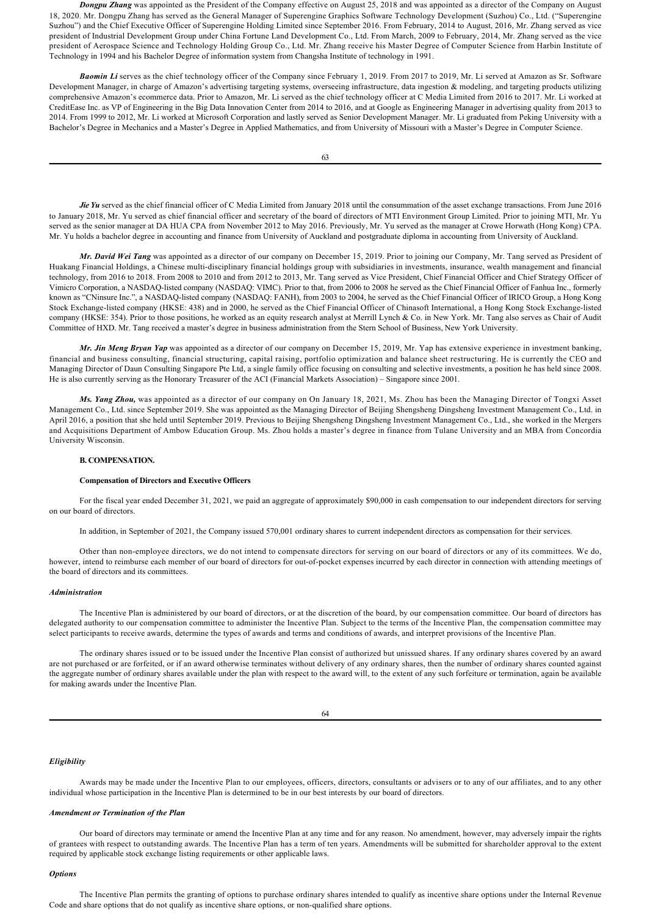***Dongpu Zhang*** was appointed as the President of the Company effective on August 25, 2018 and was appointed as a director of the Company on August 18, 2020. Mr. Dongpu Zhang has served as the General Manager of Superengine Graphics Software Technology Development (Suzhou) Co., Ltd. ("Superengine Suzhou") and the Chief Executive Officer of Superengine Holding Limited since September 2016. From February, 2014 to August, 2016, Mr. Zhang served as vice president of Industrial Development Group under China Fortune Land Development Co., Ltd. From March, 2009 to February, 2014, Mr. Zhang served as the vice president of Aerospace Science and Technology Holding Group Co., Ltd. Mr. Zhang receive his Master Degree of Computer Science from Harbin Institute of Technology in 1994 and his Bachelor Degree of information system from Changsha Institute of technology in 1991.

***Baomin Li*** serves as the chief technology officer of the Company since February 1, 2019. From 2017 to 2019, Mr. Li served at Amazon as Sr. Software Development Manager, in charge of Amazon's advertising targeting systems, overseeing infrastructure, data ingestion & modeling, and targeting products utilizing comprehensive Amazon's ecommerce data. Prior to Amazon, Mr. Li served as the chief technology officer at C Media Limited from 2016 to 2017. Mr. Li worked at CreditEase Inc. as VP of Engineering in the Big Data Innovation Center from 2014 to 2016, and at Google as Engineering Manager in advertising quality from 2013 to 2014. From 1999 to 2012, Mr. Li worked at Microsoft Corporation and lastly served as Senior Development Manager. Mr. Li graduated from Peking University with a Bachelor's Degree in Mechanics and a Master's Degree in Applied Mathematics, and from University of Missouri with a Master's Degree in Computer Science.

***Jie Yu*** served as the chief financial officer of C Media Limited from January 2018 until the consummation of the asset exchange transactions. From June 2016 to January 2018, Mr. Yu served as chief financial officer and secretary of the board of directors of MTI Environment Group Limited. Prior to joining MTI, Mr. Yu served as the senior manager at DA HUA CPA from November 2012 to May 2016. Previously, Mr. Yu served as the manager at Crowe Horwath (Hong Kong) CPA. Mr. Yu holds a bachelor degree in accounting and finance from University of Auckland and postgraduate diploma in accounting from University of Auckland.

***Mr. David Wei Tang*** was appointed as a director of our company on December 15, 2019. Prior to joining our Company, Mr. Tang served as President of Huakang Financial Holdings, a Chinese multi-disciplinary financial holdings group with subsidiaries in investments, insurance, wealth management and financial technology, from 2016 to 2018. From 2008 to 2010 and from 2012 to 2013, Mr. Tang served as Vice President, Chief Financial Officer and Chief Strategy Officer of Vimicro Corporation, a NASDAQ-listed company (NASDAQ: VIMC). Prior to that, from 2006 to 2008 he served as the Chief Financial Officer of Fanhua Inc., formerly known as "CNinsure Inc.", a NASDAQ-listed company (NASDAQ: FANH), from 2003 to 2004, he served as the Chief Financial Officer of IRICO Group, a Hong Kong Stock Exchange-listed company (HKSE: 438) and in 2000, he served as the Chief Financial Officer of Chinasoft International, a Hong Kong Stock Exchange-listed company (HKSE: 354). Prior to those positions, he worked as an equity research analyst at Merrill Lynch & Co. in New York. Mr. Tang also serves as Chair of Audit Committee of HXD. Mr. Tang received a master's degree in business administration from the Stern School of Business, New York University.

***Mr. Jin Meng Bryan Yap*** was appointed as a director of our company on December 15, 2019, Mr. Yap has extensive experience in investment banking, financial and business consulting, financial structuring, capital raising, portfolio optimization and balance sheet restructuring. He is currently the CEO and Managing Director of Daun Consulting Singapore Pte Ltd, a single family office focusing on consulting and selective investments, a position he has held since 2008. He is also currently serving as the Honorary Treasurer of the ACI (Financial Markets Association) – Singapore since 2001.

***Ms. Yang Zhou,*** was appointed as a director of our company on On January 18, 2021, Ms. Zhou has been the Managing Director of Tongxi Asset Management Co., Ltd. since September 2019. She was appointed as the Managing Director of Beijing Shengsheng Dingsheng Investment Management Co., Ltd. in April 2016, a position that she held until September 2019. Previous to Beijing Shengsheng Dingsheng Investment Management Co., Ltd., she worked in the Mergers and Acquisitions Department of Ambow Education Group. Ms. Zhou holds a master's degree in finance from Tulane University and an MBA from Concordia University Wisconsin.

### B. COMPENSATION.

#### Compensation of Directors and Executive Officers

For the fiscal year ended December 31, 2021, we paid an aggregate of approximately $90,000 in cash compensation to our independent directors for serving on our board of directors.

In addition, in September of 2021, the Company issued 570,001 ordinary shares to current independent directors as compensation for their services.

Other than non-employee directors, we do not intend to compensate directors for serving on our board of directors or any of its committees. We do, however, intend to reimburse each member of our board of directors for out-of-pocket expenses incurred by each director in connection with attending meetings of the board of directors and its committees.

#### *Administration*

The Incentive Plan is administered by our board of directors, or at the discretion of the board, by our compensation committee. Our board of directors has delegated authority to our compensation committee to administer the Incentive Plan. Subject to the terms of the Incentive Plan, the compensation committee may select participants to receive awards, determine the types of awards and terms and conditions of awards, and interpret provisions of the Incentive Plan.

The ordinary shares issued or to be issued under the Incentive Plan consist of authorized but unissued shares. If any ordinary shares covered by an award are not purchased or are forfeited, or if an award otherwise terminates without delivery of any ordinary shares, then the number of ordinary shares counted against the aggregate number of ordinary shares available under the plan with respect to the award will, to the extent of any such forfeiture or termination, again be available for making awards under the Incentive Plan.

#### *Eligibility*

Awards may be made under the Incentive Plan to our employees, officers, directors, consultants or advisers or to any of our affiliates, and to any other individual whose participation in the Incentive Plan is determined to be in our best interests by our board of directors.

#### *Amendment or Termination of the Plan*

Our board of directors may terminate or amend the Incentive Plan at any time and for any reason. No amendment, however, may adversely impair the rights of grantees with respect to outstanding awards. The Incentive Plan has a term of ten years. Amendments will be submitted for shareholder approval to the extent required by applicable stock exchange listing requirements or other applicable laws.

#### *Options*

The Incentive Plan permits the granting of options to purchase ordinary shares intended to qualify as incentive share options under the Internal Revenue Code and share options that do not qualify as incentive share options, or non-qualified share options.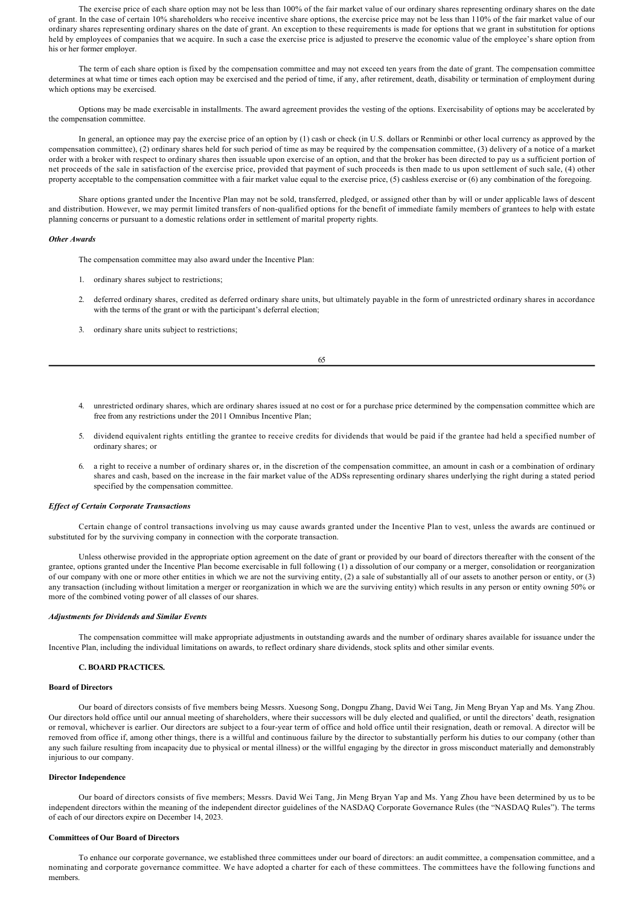The exercise price of each share option may not be less than 100% of the fair market value of our ordinary shares representing ordinary shares on the date of grant. In the case of certain 10% shareholders who receive incentive share options, the exercise price may not be less than 110% of the fair market value of our ordinary shares representing ordinary shares on the date of grant. An exception to these requirements is made for options that we grant in substitution for options held by employees of companies that we acquire. In such a case the exercise price is adjusted to preserve the economic value of the employee's share option from his or her former employer.

The term of each share option is fixed by the compensation committee and may not exceed ten years from the date of grant. The compensation committee determines at what time or times each option may be exercised and the period of time, if any, after retirement, death, disability or termination of employment during which options may be exercised.

Options may be made exercisable in installments. The award agreement provides the vesting of the options. Exercisability of options may be accelerated by the compensation committee.

In general, an optionee may pay the exercise price of an option by (1) cash or check (in U.S. dollars or Renminbi or other local currency as approved by the compensation committee), (2) ordinary shares held for such period of time as may be required by the compensation committee, (3) delivery of a notice of a market order with a broker with respect to ordinary shares then issuable upon exercise of an option, and that the broker has been directed to pay us a sufficient portion of net proceeds of the sale in satisfaction of the exercise price, provided that payment of such proceeds is then made to us upon settlement of such sale, (4) other property acceptable to the compensation committee with a fair market value equal to the exercise price, (5) cashless exercise or (6) any combination of the foregoing.

Share options granted under the Incentive Plan may not be sold, transferred, pledged, or assigned other than by will or under applicable laws of descent and distribution. However, we may permit limited transfers of non-qualified options for the benefit of immediate family members of grantees to help with estate planning concerns or pursuant to a domestic relations order in settlement of marital property rights.

***Other Awards***

The compensation committee may also award under the Incentive Plan:

1. ordinary shares subject to restrictions;
2. deferred ordinary shares, credited as deferred ordinary share units, but ultimately payable in the form of unrestricted ordinary shares in accordance with the terms of the grant or with the participant's deferral election;
3. ordinary share units subject to restrictions;
4. unrestricted ordinary shares, which are ordinary shares issued at no cost or for a purchase price determined by the compensation committee which are free from any restrictions under the 2011 Omnibus Incentive Plan;
5. dividend equivalent rights entitling the grantee to receive credits for dividends that would be paid if the grantee had held a specified number of ordinary shares; or
6. a right to receive a number of ordinary shares or, in the discretion of the compensation committee, an amount in cash or a combination of ordinary shares and cash, based on the increase in the fair market value of the ADSs representing ordinary shares underlying the right during a stated period specified by the compensation committee.

***Effect of Certain Corporate Transactions***

Certain change of control transactions involving us may cause awards granted under the Incentive Plan to vest, unless the awards are continued or substituted for by the surviving company in connection with the corporate transaction.

Unless otherwise provided in the appropriate option agreement on the date of grant or provided by our board of directors thereafter with the consent of the grantee, options granted under the Incentive Plan become exercisable in full following (1) a dissolution of our company or a merger, consolidation or reorganization of our company with one or more other entities in which we are not the surviving entity, (2) a sale of substantially all of our assets to another person or entity, or (3) any transaction (including without limitation a merger or reorganization in which we are the surviving entity) which results in any person or entity owning 50% or more of the combined voting power of all classes of our shares.

***Adjustments for Dividends and Similar Events***

The compensation committee will make appropriate adjustments in outstanding awards and the number of ordinary shares available for issuance under the Incentive Plan, including the individual limitations on awards, to reflect ordinary share dividends, stock splits and other similar events.

## C. BOARD PRACTICES.

**Board of Directors**

Our board of directors consists of five members being Messrs. Xuesong Song, Dongpu Zhang, David Wei Tang, Jin Meng Bryan Yap and Ms. Yang Zhou. Our directors hold office until our annual meeting of shareholders, where their successors will be duly elected and qualified, or until the directors' death, resignation or removal, whichever is earlier. Our directors are subject to a four-year term of office and hold office until their resignation, death or removal. A director will be removed from office if, among other things, there is a willful and continuous failure by the director to substantially perform his duties to our company (other than any such failure resulting from incapacity due to physical or mental illness) or the willful engaging by the director in gross misconduct materially and demonstrably injurious to our company.

**Director Independence**

Our board of directors consists of five members; Messrs. David Wei Tang, Jin Meng Bryan Yap and Ms. Yang Zhou have been determined by us to be independent directors within the meaning of the independent director guidelines of the NASDAQ Corporate Governance Rules (the "NASDAQ Rules"). The terms of each of our directors expire on December 14, 2023.

**Committees of Our Board of Directors**

To enhance our corporate governance, we established three committees under our board of directors: an audit committee, a compensation committee, and a nominating and corporate governance committee. We have adopted a charter for each of these committees. The committees have the following functions and members.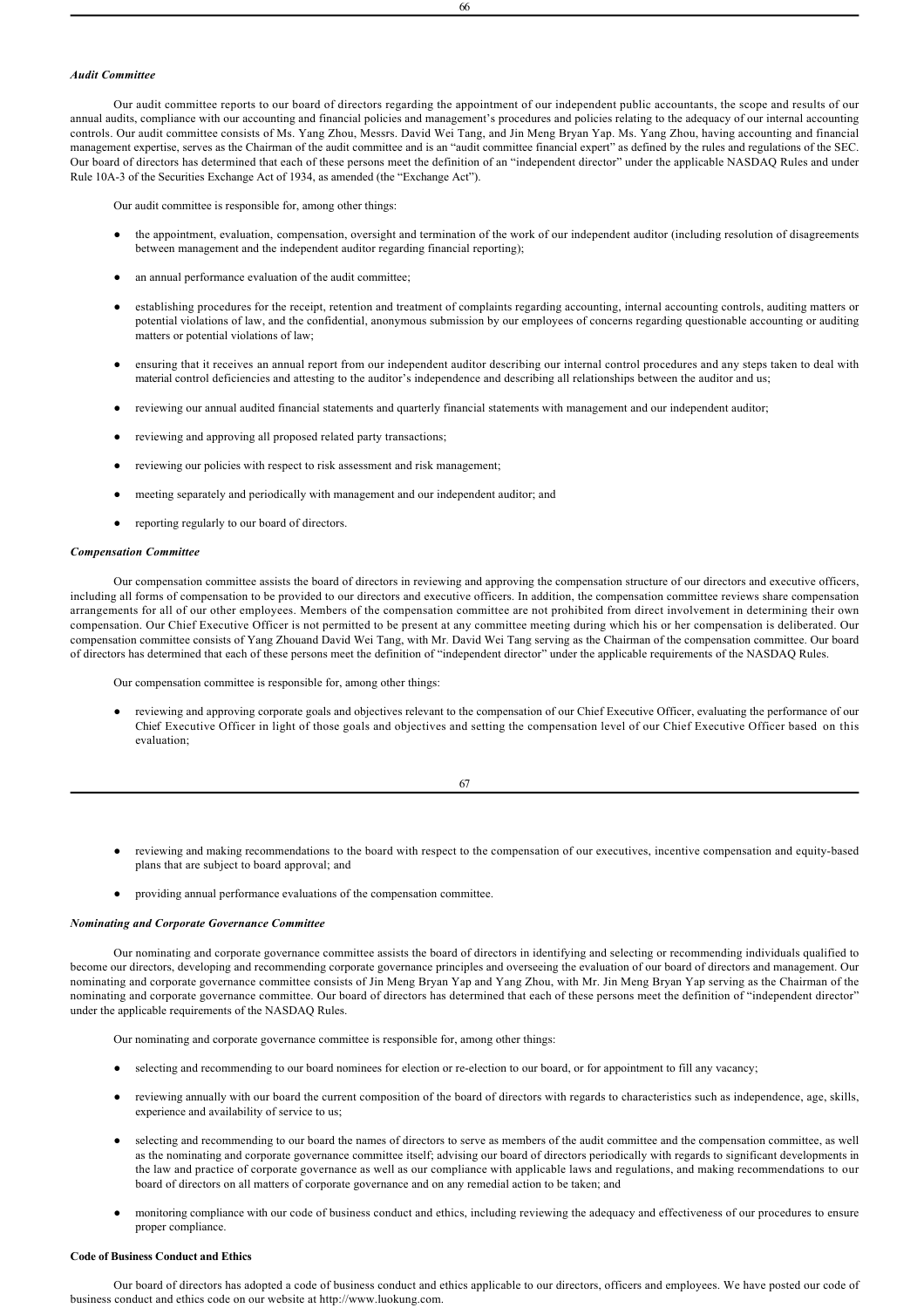*Audit Committee*

Our audit committee reports to our board of directors regarding the appointment of our independent public accountants, the scope and results of our annual audits, compliance with our accounting and financial policies and management's procedures and policies relating to the adequacy of our internal accounting controls. Our audit committee consists of Ms. Yang Zhou, Messrs. David Wei Tang, and Jin Meng Bryan Yap. Ms. Yang Zhou, having accounting and financial management expertise, serves as the Chairman of the audit committee and is an "audit committee financial expert" as defined by the rules and regulations of the SEC. Our board of directors has determined that each of these persons meet the definition of an "independent director" under the applicable NASDAQ Rules and under Rule 10A-3 of the Securities Exchange Act of 1934, as amended (the "Exchange Act").

Our audit committee is responsible for, among other things:

- the appointment, evaluation, compensation, oversight and termination of the work of our independent auditor (including resolution of disagreements between management and the independent auditor regarding financial reporting);
- an annual performance evaluation of the audit committee;
- establishing procedures for the receipt, retention and treatment of complaints regarding accounting, internal accounting controls, auditing matters or potential violations of law, and the confidential, anonymous submission by our employees of concerns regarding questionable accounting or auditing matters or potential violations of law;
- ensuring that it receives an annual report from our independent auditor describing our internal control procedures and any steps taken to deal with material control deficiencies and attesting to the auditor's independence and describing all relationships between the auditor and us;
- reviewing our annual audited financial statements and quarterly financial statements with management and our independent auditor;
- reviewing and approving all proposed related party transactions;
- reviewing our policies with respect to risk assessment and risk management;
- meeting separately and periodically with management and our independent auditor; and
- reporting regularly to our board of directors.

*Compensation Committee*

Our compensation committee assists the board of directors in reviewing and approving the compensation structure of our directors and executive officers, including all forms of compensation to be provided to our directors and executive officers. In addition, the compensation committee reviews share compensation arrangements for all of our other employees. Members of the compensation committee are not prohibited from direct involvement in determining their own compensation. Our Chief Executive Officer is not permitted to be present at any committee meeting during which his or her compensation is deliberated. Our compensation committee consists of Yang Zhouand David Wei Tang, with Mr. David Wei Tang serving as the Chairman of the compensation committee. Our board of directors has determined that each of these persons meet the definition of "independent director" under the applicable requirements of the NASDAQ Rules.

Our compensation committee is responsible for, among other things:

- reviewing and approving corporate goals and objectives relevant to the compensation of our Chief Executive Officer, evaluating the performance of our Chief Executive Officer in light of those goals and objectives and setting the compensation level of our Chief Executive Officer based on this evaluation;
- reviewing and making recommendations to the board with respect to the compensation of our executives, incentive compensation and equity-based plans that are subject to board approval; and
- providing annual performance evaluations of the compensation committee.

*Nominating and Corporate Governance Committee*

Our nominating and corporate governance committee assists the board of directors in identifying and selecting or recommending individuals qualified to become our directors, developing and recommending corporate governance principles and overseeing the evaluation of our board of directors and management. Our nominating and corporate governance committee consists of Jin Meng Bryan Yap and Yang Zhou, with Mr. Jin Meng Bryan Yap serving as the Chairman of the nominating and corporate governance committee. Our board of directors has determined that each of these persons meet the definition of "independent director" under the applicable requirements of the NASDAQ Rules.

Our nominating and corporate governance committee is responsible for, among other things:

- selecting and recommending to our board nominees for election or re-election to our board, or for appointment to fill any vacancy;
- reviewing annually with our board the current composition of the board of directors with regards to characteristics such as independence, age, skills, experience and availability of service to us;
- selecting and recommending to our board the names of directors to serve as members of the audit committee and the compensation committee, as well as the nominating and corporate governance committee itself; advising our board of directors periodically with regards to significant developments in the law and practice of corporate governance as well as our compliance with applicable laws and regulations, and making recommendations to our board of directors on all matters of corporate governance and on any remedial action to be taken; and
- monitoring compliance with our code of business conduct and ethics, including reviewing the adequacy and effectiveness of our procedures to ensure proper compliance.

**Code of Business Conduct and Ethics**

Our board of directors has adopted a code of business conduct and ethics applicable to our directors, officers and employees. We have posted our code of business conduct and ethics code on our website at http://www.luokung.com.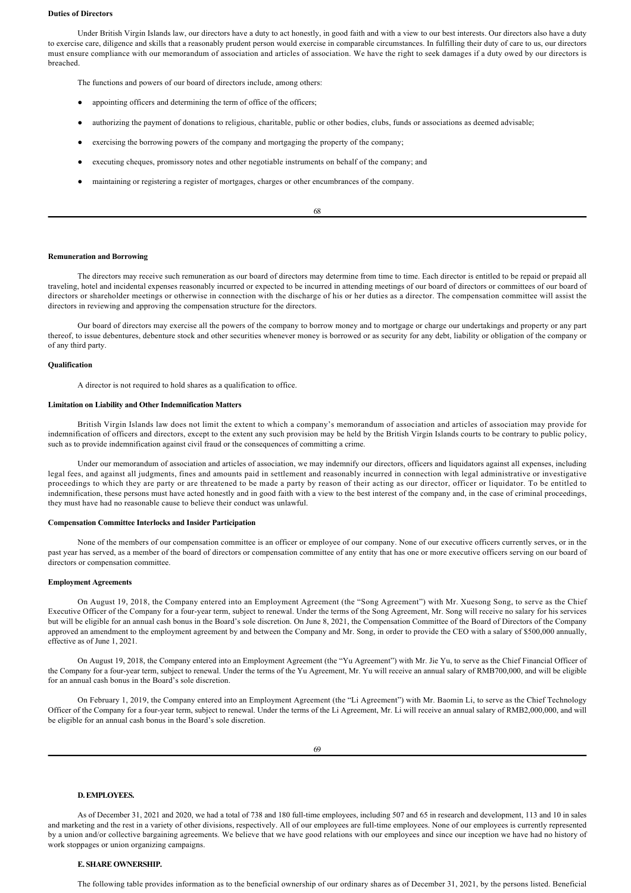**Duties of Directors**

Under British Virgin Islands law, our directors have a duty to act honestly, in good faith and with a view to our best interests. Our directors also have a duty to exercise care, diligence and skills that a reasonably prudent person would exercise in comparable circumstances. In fulfilling their duty of care to us, our directors must ensure compliance with our memorandum of association and articles of association. We have the right to seek damages if a duty owed by our directors is breached.

The functions and powers of our board of directors include, among others:

- appointing officers and determining the term of office of the officers;
- authorizing the payment of donations to religious, charitable, public or other bodies, clubs, funds or associations as deemed advisable;
- exercising the borrowing powers of the company and mortgaging the property of the company;
- executing cheques, promissory notes and other negotiable instruments on behalf of the company; and
- maintaining or registering a register of mortgages, charges or other encumbrances of the company.

**Remuneration and Borrowing**

The directors may receive such remuneration as our board of directors may determine from time to time. Each director is entitled to be repaid or prepaid all traveling, hotel and incidental expenses reasonably incurred or expected to be incurred in attending meetings of our board of directors or committees of our board of directors or shareholder meetings or otherwise in connection with the discharge of his or her duties as a director. The compensation committee will assist the directors in reviewing and approving the compensation structure for the directors.

Our board of directors may exercise all the powers of the company to borrow money and to mortgage or charge our undertakings and property or any part thereof, to issue debentures, debenture stock and other securities whenever money is borrowed or as security for any debt, liability or obligation of the company or of any third party.

**Qualification**

A director is not required to hold shares as a qualification to office.

**Limitation on Liability and Other Indemnification Matters**

British Virgin Islands law does not limit the extent to which a company's memorandum of association and articles of association may provide for indemnification of officers and directors, except to the extent any such provision may be held by the British Virgin Islands courts to be contrary to public policy, such as to provide indemnification against civil fraud or the consequences of committing a crime.

Under our memorandum of association and articles of association, we may indemnify our directors, officers and liquidators against all expenses, including legal fees, and against all judgments, fines and amounts paid in settlement and reasonably incurred in connection with legal administrative or investigative proceedings to which they are party or are threatened to be made a party by reason of their acting as our director, officer or liquidator. To be entitled to indemnification, these persons must have acted honestly and in good faith with a view to the best interest of the company and, in the case of criminal proceedings, they must have had no reasonable cause to believe their conduct was unlawful.

**Compensation Committee Interlocks and Insider Participation**

None of the members of our compensation committee is an officer or employee of our company. None of our executive officers currently serves, or in the past year has served, as a member of the board of directors or compensation committee of any entity that has one or more executive officers serving on our board of directors or compensation committee.

**Employment Agreements**

On August 19, 2018, the Company entered into an Employment Agreement (the "Song Agreement") with Mr. Xuesong Song, to serve as the Chief Executive Officer of the Company for a four-year term, subject to renewal. Under the terms of the Song Agreement, Mr. Song will receive no salary for his services but will be eligible for an annual cash bonus in the Board's sole discretion. On June 8, 2021, the Compensation Committee of the Board of Directors of the Company approved an amendment to the employment agreement by and between the Company and Mr. Song, in order to provide the CEO with a salary of $500,000 annually, effective as of June 1, 2021.

On August 19, 2018, the Company entered into an Employment Agreement (the "Yu Agreement") with Mr. Jie Yu, to serve as the Chief Financial Officer of the Company for a four-year term, subject to renewal. Under the terms of the Yu Agreement, Mr. Yu will receive an annual salary of RMB700,000, and will be eligible for an annual cash bonus in the Board's sole discretion.

On February 1, 2019, the Company entered into an Employment Agreement (the "Li Agreement") with Mr. Baomin Li, to serve as the Chief Technology Officer of the Company for a four-year term, subject to renewal. Under the terms of the Li Agreement, Mr. Li will receive an annual salary of RMB2,000,000, and will be eligible for an annual cash bonus in the Board's sole discretion.

### D. EMPLOYEES.

As of December 31, 2021 and 2020, we had a total of 738 and 180 full-time employees, including 507 and 65 in research and development, 113 and 10 in sales and marketing and the rest in a variety of other divisions, respectively. All of our employees are full-time employees. None of our employees is currently represented by a union and/or collective bargaining agreements. We believe that we have good relations with our employees and since our inception we have had no history of work stoppages or union organizing campaigns.

### E. SHARE OWNERSHIP.

The following table provides information as to the beneficial ownership of our ordinary shares as of December 31, 2021, by the persons listed. Beneficial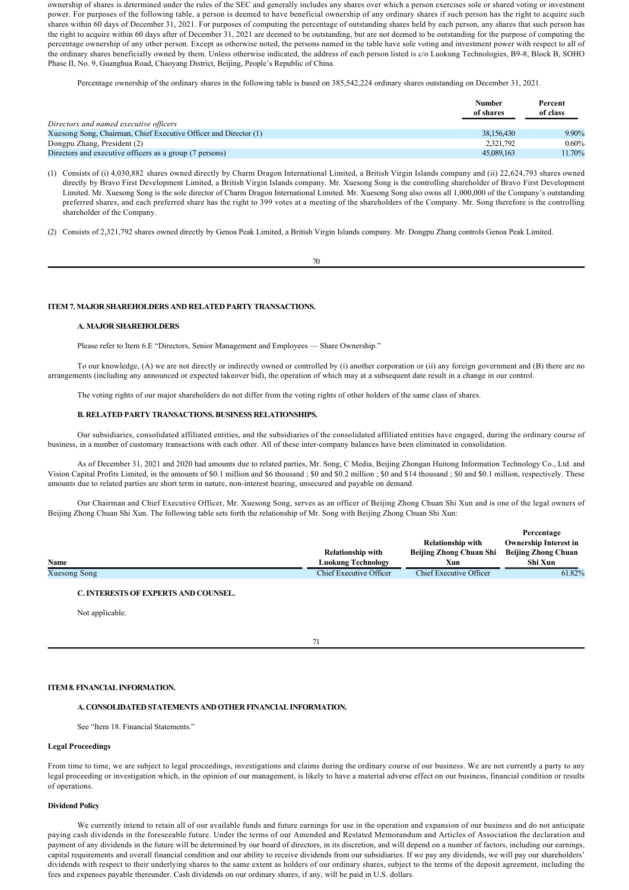ownership of shares is determined under the rules of the SEC and generally includes any shares over which a person exercises sole or shared voting or investment power. For purposes of the following table, a person is deemed to have beneficial ownership of any ordinary shares if such person has the right to acquire such shares within 60 days of December 31, 2021. For purposes of computing the percentage of outstanding shares held by each person, any shares that such person has the right to acquire within 60 days after of December 31, 2021 are deemed to be outstanding, but are not deemed to be outstanding for the purpose of computing the percentage ownership of any other person. Except as otherwise noted, the persons named in the table have sole voting and investment power with respect to all of the ordinary shares beneficially owned by them. Unless otherwise indicated, the address of each person listed is c/o Luokung Technologies, B9-8, Block B, SOHO Phase II, No. 9, Guanghua Road, Chaoyang District, Beijing, People's Republic of China.

Percentage ownership of the ordinary shares in the following table is based on 385,542,224 ordinary shares outstanding on December 31, 2021.

| | Number of shares | Percent of class |
|---|---|---|
| *Directors and named executive officers* | | |
| Xuesong Song, Chairman, Chief Executive Officer and Director (1) | 38,156,430 | 9.90% |
| Dongpu Zhang, President (2) | 2,321,792 | 0.60% |
| Directors and executive officers as a group (7 persons) | 45,089,163 | 11.70% |

(1) Consists of (i) 4,030,882 shares owned directly by Charm Dragon International Limited, a British Virgin Islands company and (ii) 22,624,793 shares owned directly by Bravo First Development Limited, a British Virgin Islands company. Mr. Xuesong Song is the controlling shareholder of Bravo First Development Limited. Mr. Xuesong Song is the sole director of Charm Dragon International Limited. Mr. Xuesong Song also owns all 1,000,000 of the Company's outstanding preferred shares, and each preferred share has the right to 399 votes at a meeting of the shareholders of the Company. Mr. Song therefore is the controlling shareholder of the Company.

(2) Consists of 2,321,792 shares owned directly by Genoa Peak Limited, a British Virgin Islands company. Mr. Dongpu Zhang controls Genoa Peak Limited.

## ITEM 7. MAJOR SHAREHOLDERS AND RELATED PARTY TRANSACTIONS.

### A. MAJOR SHAREHOLDERS

Please refer to Item 6.E "Directors, Senior Management and Employees — Share Ownership."

To our knowledge, (A) we are not directly or indirectly owned or controlled by (i) another corporation or (ii) any foreign government and (B) there are no arrangements (including any announced or expected takeover bid), the operation of which may at a subsequent date result in a change in our control.

The voting rights of our major shareholders do not differ from the voting rights of other holders of the same class of shares.

### B. RELATED PARTY TRANSACTIONS. BUSINESS RELATIONSHIPS.

Our subsidiaries, consolidated affiliated entities, and the subsidiaries of the consolidated affiliated entities have engaged, during the ordinary course of business, in a number of customary transactions with each other. All of these inter-company balances have been eliminated in consolidation.

As of December 31, 2021 and 2020 had amounts due to related parties, Mr. Song, C Media, Beijing Zhongan Huitong Information Technology Co., Ltd. and Vision Capital Profits Limited, in the amounts of $0.1 million and $6 thousand ; $0 and $0.2 million ; $0 and $14 thousand ; $0 and $0.1 million, respectively. These amounts due to related parties are short term in nature, non-interest bearing, unsecured and payable on demand.

Our Chairman and Chief Executive Officer, Mr. Xuesong Song, serves as an officer of Beijing Zhong Chuan Shi Xun and is one of the legal owners of Beijing Zhong Chuan Shi Xun. The following table sets forth the relationship of Mr. Song with Beijing Zhong Chuan Shi Xun:

| Name | Relationship with Luokung Technology | Relationship with Beijing Zhong Chuan Shi Xun | Percentage Ownership Interest in Beijing Zhong Chuan Shi Xun |
|---|---|---|---|
| Xuesong Song | Chief Executive Officer | Chief Executive Officer | 61.82% |

### C. INTERESTS OF EXPERTS AND COUNSEL.

Not applicable.

## ITEM 8. FINANCIAL INFORMATION.

### A. CONSOLIDATED STATEMENTS AND OTHER FINANCIAL INFORMATION.

See "Item 18. Financial Statements."

**Legal Proceedings**

From time to time, we are subject to legal proceedings, investigations and claims during the ordinary course of our business. We are not currently a party to any legal proceeding or investigation which, in the opinion of our management, is likely to have a material adverse effect on our business, financial condition or results of operations.

**Dividend Policy**

We currently intend to retain all of our available funds and future earnings for use in the operation and expansion of our business and do not anticipate paying cash dividends in the foreseeable future. Under the terms of our Amended and Restated Memorandum and Articles of Association the declaration and payment of any dividends in the future will be determined by our board of directors, in its discretion, and will depend on a number of factors, including our earnings, capital requirements and overall financial condition and our ability to receive dividends from our subsidiaries. If we pay any dividends, we will pay our shareholders' dividends with respect to their underlying shares to the same extent as holders of our ordinary shares, subject to the terms of the deposit agreement, including the fees and expenses payable thereunder. Cash dividends on our ordinary shares, if any, will be paid in U.S. dollars.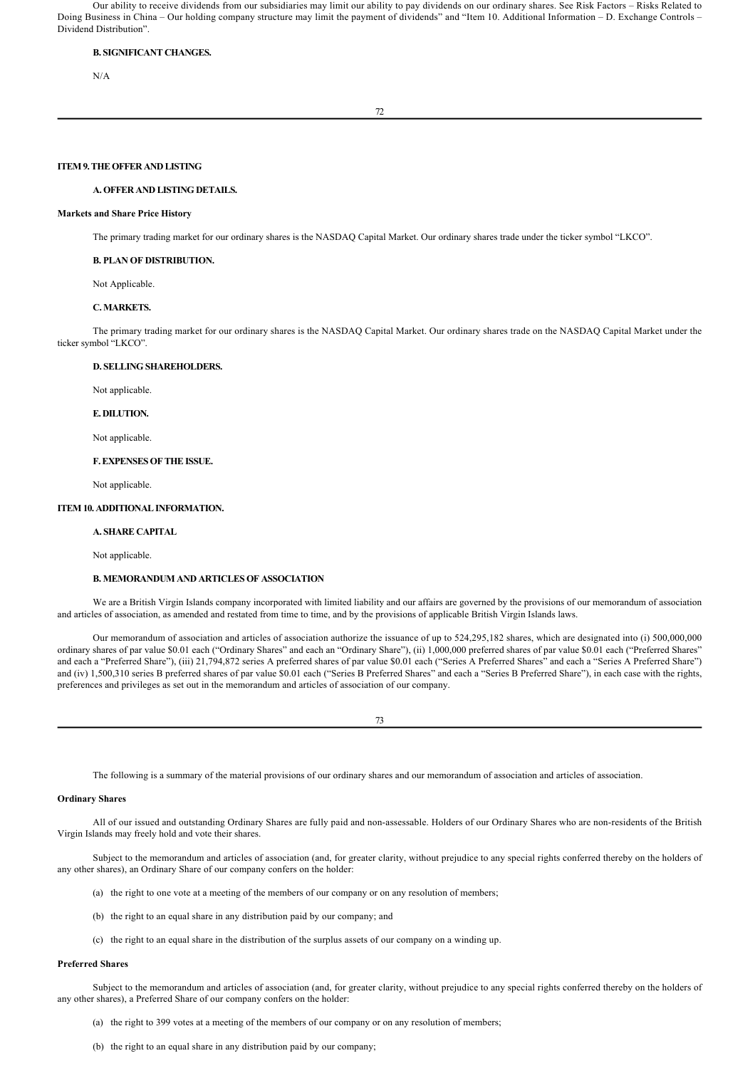Our ability to receive dividends from our subsidiaries may limit our ability to pay dividends on our ordinary shares. See Risk Factors – Risks Related to Doing Business in China – Our holding company structure may limit the payment of dividends" and "Item 10. Additional Information – D. Exchange Controls – Dividend Distribution".

### B. SIGNIFICANT CHANGES.

N/A

## ITEM 9. THE OFFER AND LISTING

### A. OFFER AND LISTING DETAILS.

**Markets and Share Price History**

The primary trading market for our ordinary shares is the NASDAQ Capital Market. Our ordinary shares trade under the ticker symbol "LKCO".

### B. PLAN OF DISTRIBUTION.

Not Applicable.

### C. MARKETS.

The primary trading market for our ordinary shares is the NASDAQ Capital Market. Our ordinary shares trade on the NASDAQ Capital Market under the ticker symbol "LKCO".

### D. SELLING SHAREHOLDERS.

Not applicable.

### E. DILUTION.

Not applicable.

### F. EXPENSES OF THE ISSUE.

Not applicable.

## ITEM 10. ADDITIONAL INFORMATION.

### A. SHARE CAPITAL

Not applicable.

### B. MEMORANDUM AND ARTICLES OF ASSOCIATION

We are a British Virgin Islands company incorporated with limited liability and our affairs are governed by the provisions of our memorandum of association and articles of association, as amended and restated from time to time, and by the provisions of applicable British Virgin Islands laws.

Our memorandum of association and articles of association authorize the issuance of up to 524,295,182 shares, which are designated into (i) 500,000,000 ordinary shares of par value $0.01 each ("Ordinary Shares" and each an "Ordinary Share"), (ii) 1,000,000 preferred shares of par value $0.01 each ("Preferred Shares" and each a "Preferred Share"), (iii) 21,794,872 series A preferred shares of par value $0.01 each ("Series A Preferred Shares" and each a "Series A Preferred Share") and (iv) 1,500,310 series B preferred shares of par value $0.01 each ("Series B Preferred Shares" and each a "Series B Preferred Share"), in each case with the rights, preferences and privileges as set out in the memorandum and articles of association of our company.

The following is a summary of the material provisions of our ordinary shares and our memorandum of association and articles of association.

**Ordinary Shares**

All of our issued and outstanding Ordinary Shares are fully paid and non-assessable. Holders of our Ordinary Shares who are non-residents of the British Virgin Islands may freely hold and vote their shares.

Subject to the memorandum and articles of association (and, for greater clarity, without prejudice to any special rights conferred thereby on the holders of any other shares), an Ordinary Share of our company confers on the holder:

(a) the right to one vote at a meeting of the members of our company or on any resolution of members;

(b) the right to an equal share in any distribution paid by our company; and

(c) the right to an equal share in the distribution of the surplus assets of our company on a winding up.

**Preferred Shares**

Subject to the memorandum and articles of association (and, for greater clarity, without prejudice to any special rights conferred thereby on the holders of any other shares), a Preferred Share of our company confers on the holder:

(a) the right to 399 votes at a meeting of the members of our company or on any resolution of members;

(b) the right to an equal share in any distribution paid by our company;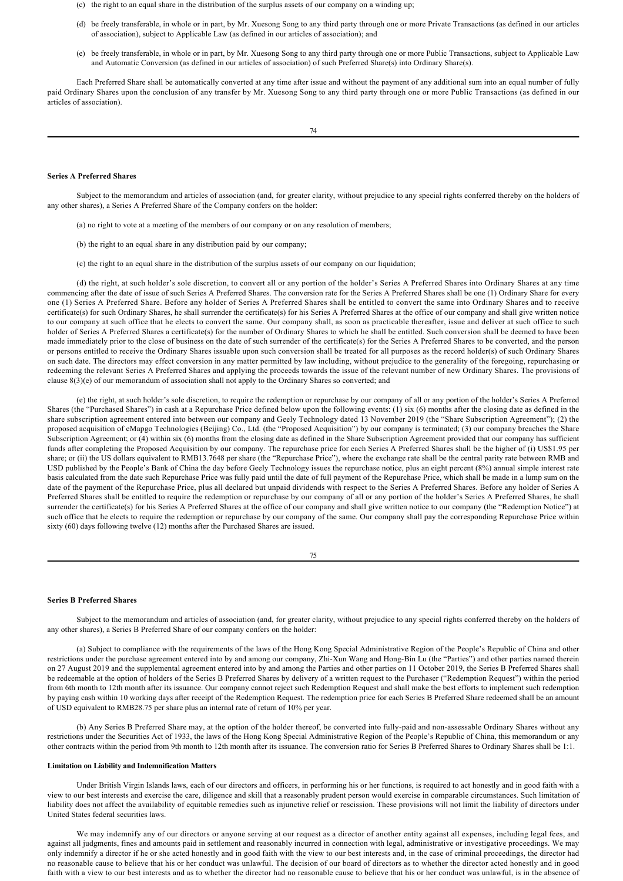(c) the right to an equal share in the distribution of the surplus assets of our company on a winding up;

(d) be freely transferable, in whole or in part, by Mr. Xuesong Song to any third party through one or more Private Transactions (as defined in our articles of association), subject to Applicable Law (as defined in our articles of association); and

(e) be freely transferable, in whole or in part, by Mr. Xuesong Song to any third party through one or more Public Transactions, subject to Applicable Law and Automatic Conversion (as defined in our articles of association) of such Preferred Share(s) into Ordinary Share(s).

Each Preferred Share shall be automatically converted at any time after issue and without the payment of any additional sum into an equal number of fully paid Ordinary Shares upon the conclusion of any transfer by Mr. Xuesong Song to any third party through one or more Public Transactions (as defined in our articles of association).

**Series A Preferred Shares**

Subject to the memorandum and articles of association (and, for greater clarity, without prejudice to any special rights conferred thereby on the holders of any other shares), a Series A Preferred Share of the Company confers on the holder:

(a) no right to vote at a meeting of the members of our company or on any resolution of members;

(b) the right to an equal share in any distribution paid by our company;

(c) the right to an equal share in the distribution of the surplus assets of our company on our liquidation;

(d) the right, at such holder's sole discretion, to convert all or any portion of the holder's Series A Preferred Shares into Ordinary Shares at any time commencing after the date of issue of such Series A Preferred Shares. The conversion rate for the Series A Preferred Shares shall be one (1) Ordinary Share for every one (1) Series A Preferred Share. Before any holder of Series A Preferred Shares shall be entitled to convert the same into Ordinary Shares and to receive certificate(s) for such Ordinary Shares, he shall surrender the certificate(s) for his Series A Preferred Shares at the office of our company and shall give written notice to our company at such office that he elects to convert the same. Our company shall, as soon as practicable thereafter, issue and deliver at such office to such holder of Series A Preferred Shares a certificate(s) for the number of Ordinary Shares to which he shall be entitled. Such conversion shall be deemed to have been made immediately prior to the close of business on the date of such surrender of the certificate(s) for the Series A Preferred Shares to be converted, and the person or persons entitled to receive the Ordinary Shares issuable upon such conversion shall be treated for all purposes as the record holder(s) of such Ordinary Shares on such date. The directors may effect conversion in any matter permitted by law including, without prejudice to the generality of the foregoing, repurchasing or redeeming the relevant Series A Preferred Shares and applying the proceeds towards the issue of the relevant number of new Ordinary Shares. The provisions of clause 8(3)(e) of our memorandum of association shall not apply to the Ordinary Shares so converted; and

(e) the right, at such holder's sole discretion, to require the redemption or repurchase by our company of all or any portion of the holder's Series A Preferred Shares (the "Purchased Shares") in cash at a Repurchase Price defined below upon the following events: (1) six (6) months after the closing date as defined in the share subscription agreement entered into between our company and Geely Technology dated 13 November 2019 (the "Share Subscription Agreement"); (2) the proposed acquisition of eMapgo Technologies (Beijing) Co., Ltd. (the "Proposed Acquisition") by our company is terminated; (3) our company breaches the Share Subscription Agreement; or (4) within six (6) months from the closing date as defined in the Share Subscription Agreement provided that our company has sufficient funds after completing the Proposed Acquisition by our company. The repurchase price for each Series A Preferred Share shall be the higher of (i) US$1.95 per share; or (ii) the US dollars equivalent to RMB13.7648 per share (the "Repurchase Price"), where the exchange rate shall be the central parity rate between RMB and USD published by the People's Bank of China the day before Geely Technology issues the repurchase notice, plus an eight percent (8%) annual simple interest rate basis calculated from the date such Repurchase Price was fully paid until the date of full payment of the Repurchase Price, which shall be made in a lump sum on the date of the payment of the Repurchase Price, plus all declared but unpaid dividends with respect to the Series A Preferred Shares. Before any holder of Series A Preferred Shares shall be entitled to require the redemption or repurchase by our company of all or any portion of the holder's Series A Preferred Shares, he shall surrender the certificate(s) for his Series A Preferred Shares at the office of our company and shall give written notice to our company (the "Redemption Notice") at such office that he elects to require the redemption or repurchase by our company of the same. Our company shall pay the corresponding Repurchase Price within sixty (60) days following twelve (12) months after the Purchased Shares are issued.

**Series B Preferred Shares**

Subject to the memorandum and articles of association (and, for greater clarity, without prejudice to any special rights conferred thereby on the holders of any other shares), a Series B Preferred Share of our company confers on the holder:

(a) Subject to compliance with the requirements of the laws of the Hong Kong Special Administrative Region of the People's Republic of China and other restrictions under the purchase agreement entered into by and among our company, Zhi-Xun Wang and Hong-Bin Lu (the "Parties") and other parties named therein on 27 August 2019 and the supplemental agreement entered into by and among the Parties and other parties on 11 October 2019, the Series B Preferred Shares shall be redeemable at the option of holders of the Series B Preferred Shares by delivery of a written request to the Purchaser ("Redemption Request") within the period from 6th month to 12th month after its issuance. Our company cannot reject such Redemption Request and shall make the best efforts to implement such redemption by paying cash within 10 working days after receipt of the Redemption Request. The redemption price for each Series B Preferred Share redeemed shall be an amount of USD equivalent to RMB28.75 per share plus an internal rate of return of 10% per year.

(b) Any Series B Preferred Share may, at the option of the holder thereof, be converted into fully-paid and non-assessable Ordinary Shares without any restrictions under the Securities Act of 1933, the laws of the Hong Kong Special Administrative Region of the People's Republic of China, this memorandum or any other contracts within the period from 9th month to 12th month after its issuance. The conversion ratio for Series B Preferred Shares to Ordinary Shares shall be 1:1.

**Limitation on Liability and Indemnification Matters**

Under British Virgin Islands laws, each of our directors and officers, in performing his or her functions, is required to act honestly and in good faith with a view to our best interests and exercise the care, diligence and skill that a reasonably prudent person would exercise in comparable circumstances. Such limitation of liability does not affect the availability of equitable remedies such as injunctive relief or rescission. These provisions will not limit the liability of directors under United States federal securities laws.

We may indemnify any of our directors or anyone serving at our request as a director of another entity against all expenses, including legal fees, and against all judgments, fines and amounts paid in settlement and reasonably incurred in connection with legal, administrative or investigative proceedings. We may only indemnify a director if he or she acted honestly and in good faith with the view to our best interests and, in the case of criminal proceedings, the director had no reasonable cause to believe that his or her conduct was unlawful. The decision of our board of directors as to whether the director acted honestly and in good faith with a view to our best interests and as to whether the director had no reasonable cause to believe that his or her conduct was unlawful, is in the absence of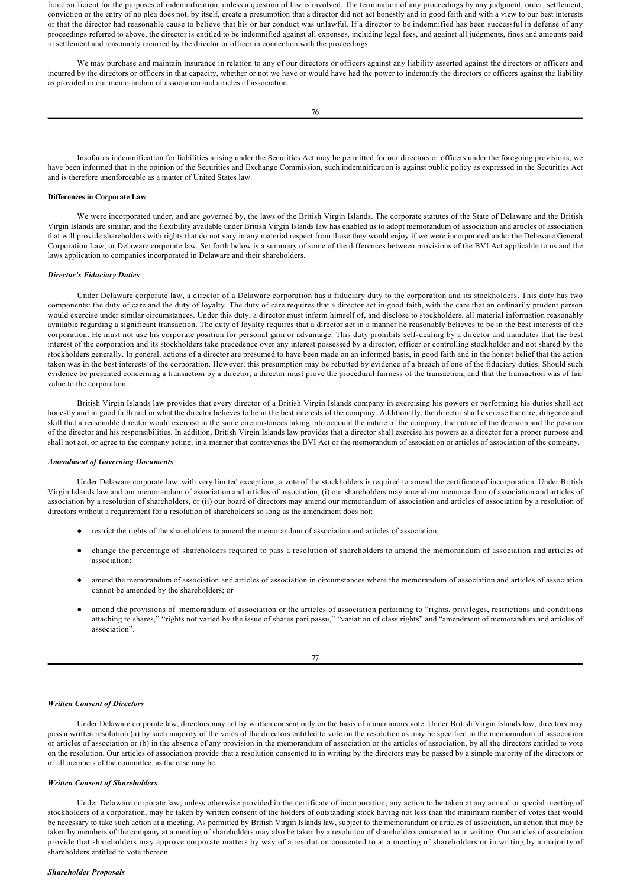fraud sufficient for the purposes of indemnification, unless a question of law is involved. The termination of any proceedings by any judgment, order, settlement, conviction or the entry of no plea does not, by itself, create a presumption that a director did not act honestly and in good faith and with a view to our best interests or that the director had reasonable cause to believe that his or her conduct was unlawful. If a director to be indemnified has been successful in defense of any proceedings referred to above, the director is entitled to be indemnified against all expenses, including legal fees, and against all judgments, fines and amounts paid in settlement and reasonably incurred by the director or officer in connection with the proceedings.

We may purchase and maintain insurance in relation to any of our directors or officers against any liability asserted against the directors or officers and incurred by the directors or officers in that capacity, whether or not we have or would have had the power to indemnify the directors or officers against the liability as provided in our memorandum of association and articles of association.

Insofar as indemnification for liabilities arising under the Securities Act may be permitted for our directors or officers under the foregoing provisions, we have been informed that in the opinion of the Securities and Exchange Commission, such indemnification is against public policy as expressed in the Securities Act and is therefore unenforceable as a matter of United States law.

**Differences in Corporate Law**

We were incorporated under, and are governed by, the laws of the British Virgin Islands. The corporate statutes of the State of Delaware and the British Virgin Islands are similar, and the flexibility available under British Virgin Islands law has enabled us to adopt memorandum of association and articles of association that will provide shareholders with rights that do not vary in any material respect from those they would enjoy if we were incorporated under the Delaware General Corporation Law, or Delaware corporate law. Set forth below is a summary of some of the differences between provisions of the BVI Act applicable to us and the laws application to companies incorporated in Delaware and their shareholders.

***Director's Fiduciary Duties***

Under Delaware corporate law, a director of a Delaware corporation has a fiduciary duty to the corporation and its stockholders. This duty has two components: the duty of care and the duty of loyalty. The duty of care requires that a director act in good faith, with the care that an ordinarily prudent person would exercise under similar circumstances. Under this duty, a director must inform himself of, and disclose to stockholders, all material information reasonably available regarding a significant transaction. The duty of loyalty requires that a director act in a manner he reasonably believes to be in the best interests of the corporation. He must not use his corporate position for personal gain or advantage. This duty prohibits self-dealing by a director and mandates that the best interest of the corporation and its stockholders take precedence over any interest possessed by a director, officer or controlling stockholder and not shared by the stockholders generally. In general, actions of a director are presumed to have been made on an informed basis, in good faith and in the honest belief that the action taken was in the best interests of the corporation. However, this presumption may be rebutted by evidence of a breach of one of the fiduciary duties. Should such evidence be presented concerning a transaction by a director, a director must prove the procedural fairness of the transaction, and that the transaction was of fair value to the corporation.

British Virgin Islands law provides that every director of a British Virgin Islands company in exercising his powers or performing his duties shall act honestly and in good faith and in what the director believes to be in the best interests of the company. Additionally, the director shall exercise the care, diligence and skill that a reasonable director would exercise in the same circumstances taking into account the nature of the company, the nature of the decision and the position of the director and his responsibilities. In addition, British Virgin Islands law provides that a director shall exercise his powers as a director for a proper purpose and shall not act, or agree to the company acting, in a manner that contravenes the BVI Act or the memorandum of association or articles of association of the company.

***Amendment of Governing Documents***

Under Delaware corporate law, with very limited exceptions, a vote of the stockholders is required to amend the certificate of incorporation. Under British Virgin Islands law and our memorandum of association and articles of association, (i) our shareholders may amend our memorandum of association and articles of association by a resolution of shareholders, or (ii) our board of directors may amend our memorandum of association and articles of association by a resolution of directors without a requirement for a resolution of shareholders so long as the amendment does not:

- restrict the rights of the shareholders to amend the memorandum of association and articles of association;
- change the percentage of shareholders required to pass a resolution of shareholders to amend the memorandum of association and articles of association;
- amend the memorandum of association and articles of association in circumstances where the memorandum of association and articles of association cannot be amended by the shareholders; or
- amend the provisions of memorandum of association or the articles of association pertaining to "rights, privileges, restrictions and conditions attaching to shares," "rights not varied by the issue of shares pari passu," "variation of class rights" and "amendment of memorandum and articles of association".

***Written Consent of Directors***

Under Delaware corporate law, directors may act by written consent only on the basis of a unanimous vote. Under British Virgin Islands law, directors may pass a written resolution (a) by such majority of the votes of the directors entitled to vote on the resolution as may be specified in the memorandum of association or articles of association or (b) in the absence of any provision in the memorandum of association or the articles of association, by all the directors entitled to vote on the resolution. Our articles of association provide that a resolution consented to in writing by the directors may be passed by a simple majority of the directors or of all members of the committee, as the case may be.

***Written Consent of Shareholders***

Under Delaware corporate law, unless otherwise provided in the certificate of incorporation, any action to be taken at any annual or special meeting of stockholders of a corporation, may be taken by written consent of the holders of outstanding stock having not less than the minimum number of votes that would be necessary to take such action at a meeting. As permitted by British Virgin Islands law, subject to the memorandum or articles of association, an action that may be taken by members of the company at a meeting of shareholders may also be taken by a resolution of shareholders consented to in writing. Our articles of association provide that shareholders may approve corporate matters by way of a resolution consented to at a meeting of shareholders or in writing by a majority of shareholders entitled to vote thereon.

***Shareholder Proposals***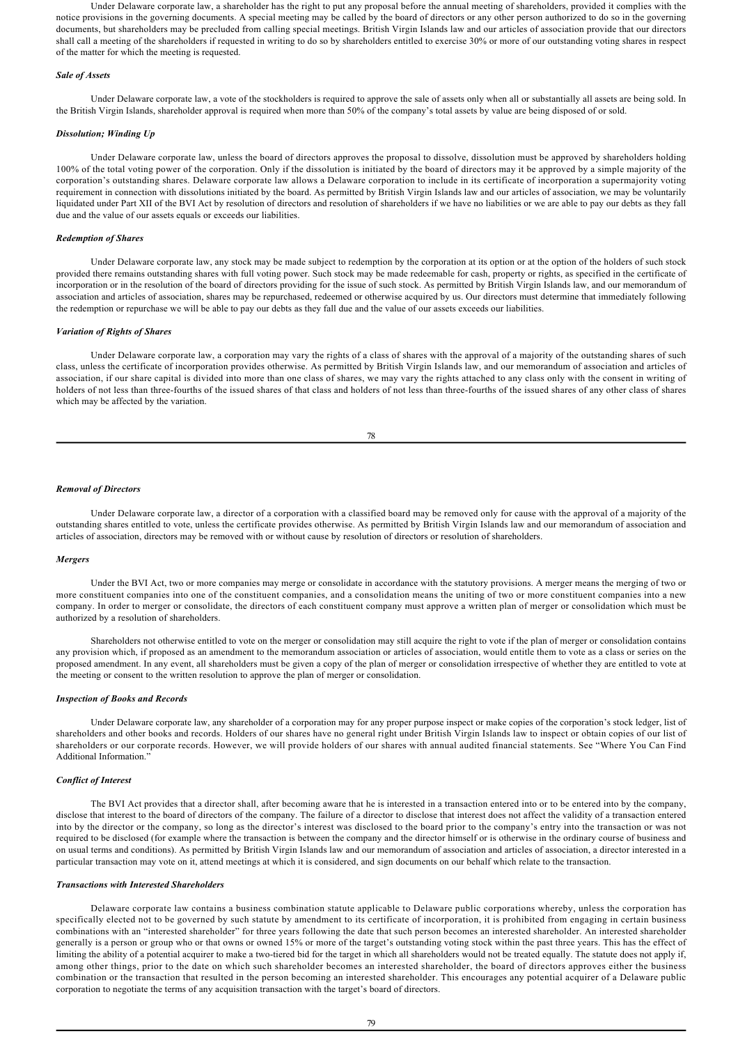Under Delaware corporate law, a shareholder has the right to put any proposal before the annual meeting of shareholders, provided it complies with the notice provisions in the governing documents. A special meeting may be called by the board of directors or any other person authorized to do so in the governing documents, but shareholders may be precluded from calling special meetings. British Virgin Islands law and our articles of association provide that our directors shall call a meeting of the shareholders if requested in writing to do so by shareholders entitled to exercise 30% or more of our outstanding voting shares in respect of the matter for which the meeting is requested.

***Sale of Assets***

Under Delaware corporate law, a vote of the stockholders is required to approve the sale of assets only when all or substantially all assets are being sold. In the British Virgin Islands, shareholder approval is required when more than 50% of the company's total assets by value are being disposed of or sold.

***Dissolution; Winding Up***

Under Delaware corporate law, unless the board of directors approves the proposal to dissolve, dissolution must be approved by shareholders holding 100% of the total voting power of the corporation. Only if the dissolution is initiated by the board of directors may it be approved by a simple majority of the corporation's outstanding shares. Delaware corporate law allows a Delaware corporation to include in its certificate of incorporation a supermajority voting requirement in connection with dissolutions initiated by the board. As permitted by British Virgin Islands law and our articles of association, we may be voluntarily liquidated under Part XII of the BVI Act by resolution of directors and resolution of shareholders if we have no liabilities or we are able to pay our debts as they fall due and the value of our assets equals or exceeds our liabilities.

***Redemption of Shares***

Under Delaware corporate law, any stock may be made subject to redemption by the corporation at its option or at the option of the holders of such stock provided there remains outstanding shares with full voting power. Such stock may be made redeemable for cash, property or rights, as specified in the certificate of incorporation or in the resolution of the board of directors providing for the issue of such stock. As permitted by British Virgin Islands law, and our memorandum of association and articles of association, shares may be repurchased, redeemed or otherwise acquired by us. Our directors must determine that immediately following the redemption or repurchase we will be able to pay our debts as they fall due and the value of our assets exceeds our liabilities.

***Variation of Rights of Shares***

Under Delaware corporate law, a corporation may vary the rights of a class of shares with the approval of a majority of the outstanding shares of such class, unless the certificate of incorporation provides otherwise. As permitted by British Virgin Islands law, and our memorandum of association and articles of association, if our share capital is divided into more than one class of shares, we may vary the rights attached to any class only with the consent in writing of holders of not less than three-fourths of the issued shares of that class and holders of not less than three-fourths of the issued shares of any other class of shares which may be affected by the variation.

***Removal of Directors***

Under Delaware corporate law, a director of a corporation with a classified board may be removed only for cause with the approval of a majority of the outstanding shares entitled to vote, unless the certificate provides otherwise. As permitted by British Virgin Islands law and our memorandum of association and articles of association, directors may be removed with or without cause by resolution of directors or resolution of shareholders.

***Mergers***

Under the BVI Act, two or more companies may merge or consolidate in accordance with the statutory provisions. A merger means the merging of two or more constituent companies into one of the constituent companies, and a consolidation means the uniting of two or more constituent companies into a new company. In order to merger or consolidate, the directors of each constituent company must approve a written plan of merger or consolidation which must be authorized by a resolution of shareholders.

Shareholders not otherwise entitled to vote on the merger or consolidation may still acquire the right to vote if the plan of merger or consolidation contains any provision which, if proposed as an amendment to the memorandum association or articles of association, would entitle them to vote as a class or series on the proposed amendment. In any event, all shareholders must be given a copy of the plan of merger or consolidation irrespective of whether they are entitled to vote at the meeting or consent to the written resolution to approve the plan of merger or consolidation.

***Inspection of Books and Records***

Under Delaware corporate law, any shareholder of a corporation may for any proper purpose inspect or make copies of the corporation's stock ledger, list of shareholders and other books and records. Holders of our shares have no general right under British Virgin Islands law to inspect or obtain copies of our list of shareholders or our corporate records. However, we will provide holders of our shares with annual audited financial statements. See "Where You Can Find Additional Information."

***Conflict of Interest***

The BVI Act provides that a director shall, after becoming aware that he is interested in a transaction entered into or to be entered into by the company, disclose that interest to the board of directors of the company. The failure of a director to disclose that interest does not affect the validity of a transaction entered into by the director or the company, so long as the director's interest was disclosed to the board prior to the company's entry into the transaction or was not required to be disclosed (for example where the transaction is between the company and the director himself or is otherwise in the ordinary course of business and on usual terms and conditions). As permitted by British Virgin Islands law and our memorandum of association and articles of association, a director interested in a particular transaction may vote on it, attend meetings at which it is considered, and sign documents on our behalf which relate to the transaction.

***Transactions with Interested Shareholders***

Delaware corporate law contains a business combination statute applicable to Delaware public corporations whereby, unless the corporation has specifically elected not to be governed by such statute by amendment to its certificate of incorporation, it is prohibited from engaging in certain business combinations with an "interested shareholder" for three years following the date that such person becomes an interested shareholder. An interested shareholder generally is a person or group who or that owns or owned 15% or more of the target's outstanding voting stock within the past three years. This has the effect of limiting the ability of a potential acquirer to make a two-tiered bid for the target in which all shareholders would not be treated equally. The statute does not apply if, among other things, prior to the date on which such shareholder becomes an interested shareholder, the board of directors approves either the business combination or the transaction that resulted in the person becoming an interested shareholder. This encourages any potential acquirer of a Delaware public corporation to negotiate the terms of any acquisition transaction with the target's board of directors.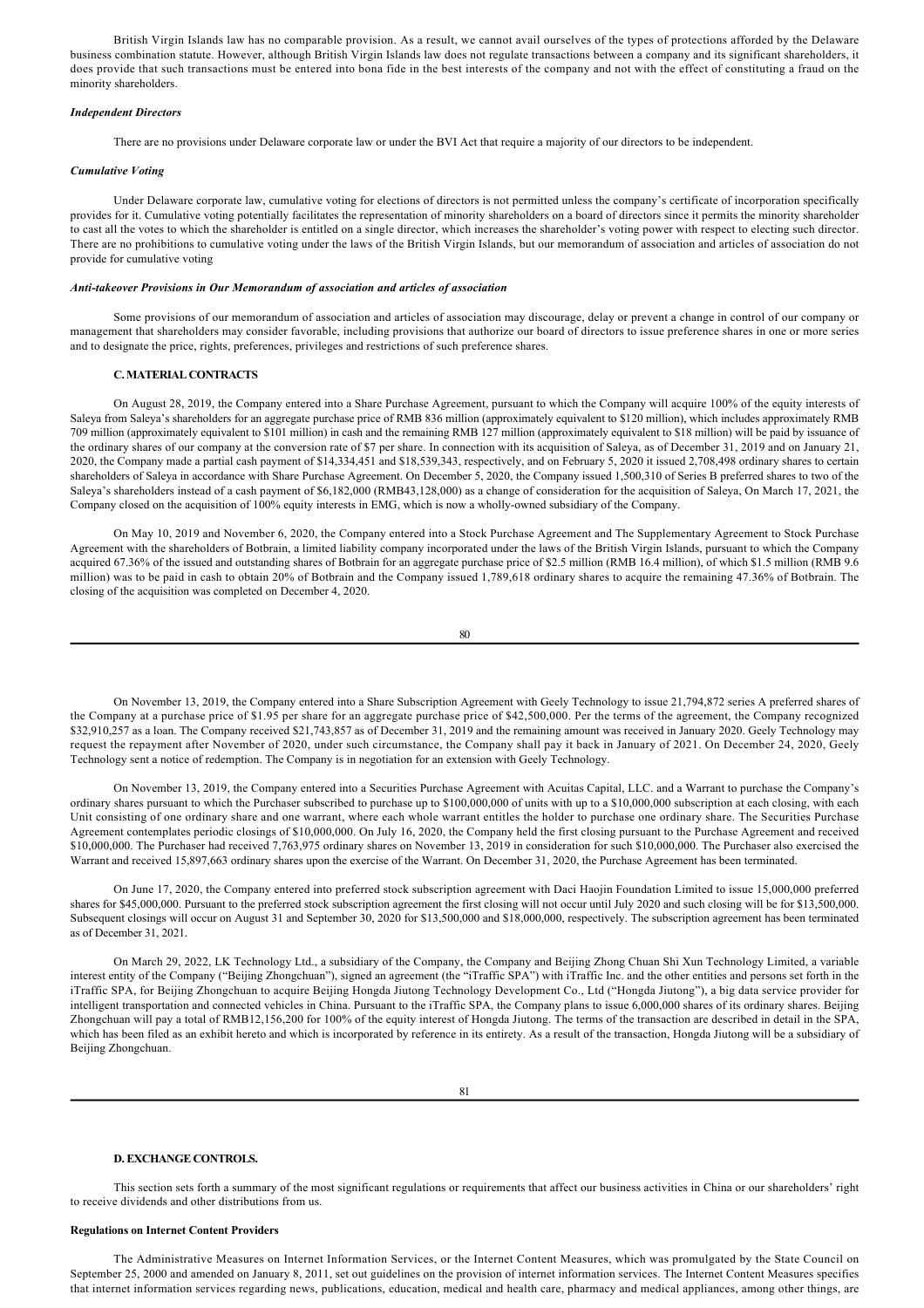British Virgin Islands law has no comparable provision. As a result, we cannot avail ourselves of the types of protections afforded by the Delaware business combination statute. However, although British Virgin Islands law does not regulate transactions between a company and its significant shareholders, it does provide that such transactions must be entered into bona fide in the best interests of the company and not with the effect of constituting a fraud on the minority shareholders.

***Independent Directors***

There are no provisions under Delaware corporate law or under the BVI Act that require a majority of our directors to be independent.

***Cumulative Voting***

Under Delaware corporate law, cumulative voting for elections of directors is not permitted unless the company's certificate of incorporation specifically provides for it. Cumulative voting potentially facilitates the representation of minority shareholders on a board of directors since it permits the minority shareholder to cast all the votes to which the shareholder is entitled on a single director, which increases the shareholder's voting power with respect to electing such director. There are no prohibitions to cumulative voting under the laws of the British Virgin Islands, but our memorandum of association and articles of association do not provide for cumulative voting

***Anti-takeover Provisions in Our Memorandum of association and articles of association***

Some provisions of our memorandum of association and articles of association may discourage, delay or prevent a change in control of our company or management that shareholders may consider favorable, including provisions that authorize our board of directors to issue preference shares in one or more series and to designate the price, rights, preferences, privileges and restrictions of such preference shares.

**C. MATERIAL CONTRACTS**

On August 28, 2019, the Company entered into a Share Purchase Agreement, pursuant to which the Company will acquire 100% of the equity interests of Saleya from Saleya's shareholders for an aggregate purchase price of RMB 836 million (approximately equivalent to $120 million), which includes approximately RMB 709 million (approximately equivalent to $101 million) in cash and the remaining RMB 127 million (approximately equivalent to $18 million) will be paid by issuance of the ordinary shares of our company at the conversion rate of $7 per share. In connection with its acquisition of Saleya, as of December 31, 2019 and on January 21, 2020, the Company made a partial cash payment of $14,334,451 and $18,539,343, respectively, and on February 5, 2020 it issued 2,708,498 ordinary shares to certain shareholders of Saleya in accordance with Share Purchase Agreement. On December 5, 2020, the Company issued 1,500,310 of Series B preferred shares to two of the Saleya's shareholders instead of a cash payment of $6,182,000 (RMB43,128,000) as a change of consideration for the acquisition of Saleya, On March 17, 2021, the Company closed on the acquisition of 100% equity interests in EMG, which is now a wholly-owned subsidiary of the Company.

On May 10, 2019 and November 6, 2020, the Company entered into a Stock Purchase Agreement and The Supplementary Agreement to Stock Purchase Agreement with the shareholders of Botbrain, a limited liability company incorporated under the laws of the British Virgin Islands, pursuant to which the Company acquired 67.36% of the issued and outstanding shares of Botbrain for an aggregate purchase price of $2.5 million (RMB 16.4 million), of which $1.5 million (RMB 9.6 million) was to be paid in cash to obtain 20% of Botbrain and the Company issued 1,789,618 ordinary shares to acquire the remaining 47.36% of Botbrain. The closing of the acquisition was completed on December 4, 2020.

On November 13, 2019, the Company entered into a Share Subscription Agreement with Geely Technology to issue 21,794,872 series A preferred shares of the Company at a purchase price of $1.95 per share for an aggregate purchase price of $42,500,000. Per the terms of the agreement, the Company recognized $32,910,257 as a loan. The Company received $21,743,857 as of December 31, 2019 and the remaining amount was received in January 2020. Geely Technology may request the repayment after November of 2020, under such circumstance, the Company shall pay it back in January of 2021. On December 24, 2020, Geely Technology sent a notice of redemption. The Company is in negotiation for an extension with Geely Technology.

On November 13, 2019, the Company entered into a Securities Purchase Agreement with Acuitas Capital, LLC. and a Warrant to purchase the Company's ordinary shares pursuant to which the Purchaser subscribed to purchase up to $100,000,000 of units with up to a $10,000,000 subscription at each closing, with each Unit consisting of one ordinary share and one warrant, where each whole warrant entitles the holder to purchase one ordinary share. The Securities Purchase Agreement contemplates periodic closings of $10,000,000. On July 16, 2020, the Company held the first closing pursuant to the Purchase Agreement and received $10,000,000. The Purchaser had received 7,763,975 ordinary shares on November 13, 2019 in consideration for such $10,000,000. The Purchaser also exercised the Warrant and received 15,897,663 ordinary shares upon the exercise of the Warrant. On December 31, 2020, the Purchase Agreement has been terminated.

On June 17, 2020, the Company entered into preferred stock subscription agreement with Daci Haojin Foundation Limited to issue 15,000,000 preferred shares for $45,000,000. Pursuant to the preferred stock subscription agreement the first closing will not occur until July 2020 and such closing will be for $13,500,000. Subsequent closings will occur on August 31 and September 30, 2020 for $13,500,000 and $18,000,000, respectively. The subscription agreement has been terminated as of December 31, 2021.

On March 29, 2022, LK Technology Ltd., a subsidiary of the Company, the Company and Beijing Zhong Chuan Shi Xun Technology Limited, a variable interest entity of the Company ("Beijing Zhongchuan"), signed an agreement (the "iTraffic SPA") with iTraffic Inc. and the other entities and persons set forth in the iTraffic SPA, for Beijing Zhongchuan to acquire Beijing Hongda Jiutong Technology Development Co., Ltd ("Hongda Jiutong"), a big data service provider for intelligent transportation and connected vehicles in China. Pursuant to the iTraffic SPA, the Company plans to issue 6,000,000 shares of its ordinary shares. Beijing Zhongchuan will pay a total of RMB12,156,200 for 100% of the equity interest of Hongda Jiutong. The terms of the transaction are described in detail in the SPA, which has been filed as an exhibit hereto and which is incorporated by reference in its entirety. As a result of the transaction, Hongda Jiutong will be a subsidiary of Beijing Zhongchuan.

**D. EXCHANGE CONTROLS.**

This section sets forth a summary of the most significant regulations or requirements that affect our business activities in China or our shareholders' right to receive dividends and other distributions from us.

**Regulations on Internet Content Providers**

The Administrative Measures on Internet Information Services, or the Internet Content Measures, which was promulgated by the State Council on September 25, 2000 and amended on January 8, 2011, set out guidelines on the provision of internet information services. The Internet Content Measures specifies that internet information services regarding news, publications, education, medical and health care, pharmacy and medical appliances, among other things, are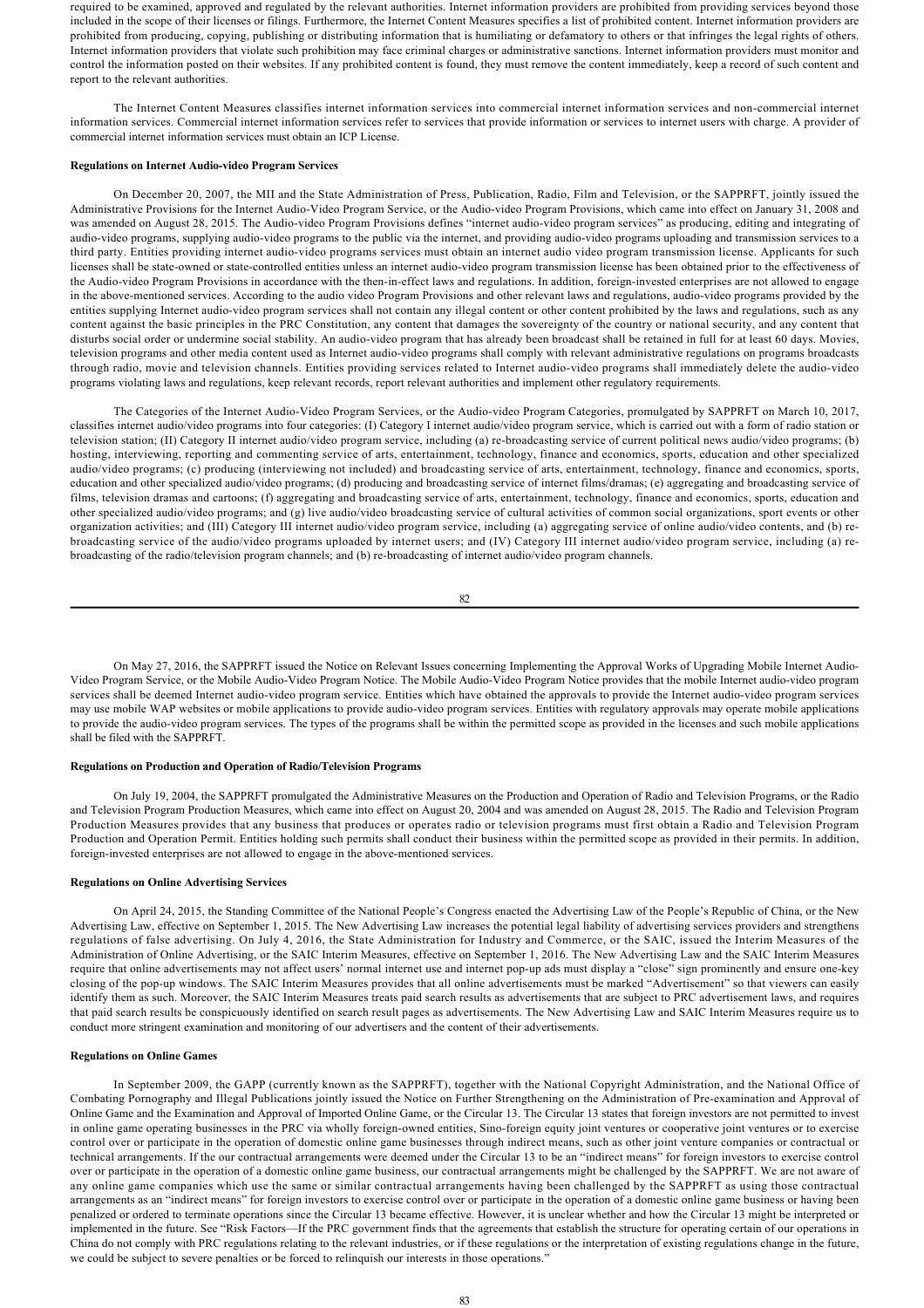required to be examined, approved and regulated by the relevant authorities. Internet information providers are prohibited from providing services beyond those included in the scope of their licenses or filings. Furthermore, the Internet Content Measures specifies a list of prohibited content. Internet information providers are prohibited from producing, copying, publishing or distributing information that is humiliating or defamatory to others or that infringes the legal rights of others. Internet information providers that violate such prohibition may face criminal charges or administrative sanctions. Internet information providers must monitor and control the information posted on their websites. If any prohibited content is found, they must remove the content immediately, keep a record of such content and report to the relevant authorities.

The Internet Content Measures classifies internet information services into commercial internet information services and non-commercial internet information services. Commercial internet information services refer to services that provide information or services to internet users with charge. A provider of commercial internet information services must obtain an ICP License.

**Regulations on Internet Audio-video Program Services**

On December 20, 2007, the MII and the State Administration of Press, Publication, Radio, Film and Television, or the SAPPRFT, jointly issued the Administrative Provisions for the Internet Audio-Video Program Service, or the Audio-video Program Provisions, which came into effect on January 31, 2008 and was amended on August 28, 2015. The Audio-video Program Provisions defines "internet audio-video program services" as producing, editing and integrating of audio-video programs, supplying audio-video programs to the public via the internet, and providing audio-video programs uploading and transmission services to a third party. Entities providing internet audio-video programs services must obtain an internet audio video program transmission license. Applicants for such licenses shall be state-owned or state-controlled entities unless an internet audio-video program transmission license has been obtained prior to the effectiveness of the Audio-video Program Provisions in accordance with the then-in-effect laws and regulations. In addition, foreign-invested enterprises are not allowed to engage in the above-mentioned services. According to the audio video Program Provisions and other relevant laws and regulations, audio-video programs provided by the entities supplying Internet audio-video program services shall not contain any illegal content or other content prohibited by the laws and regulations, such as any content against the basic principles in the PRC Constitution, any content that damages the sovereignty of the country or national security, and any content that disturbs social order or undermine social stability. An audio-video program that has already been broadcast shall be retained in full for at least 60 days. Movies, television programs and other media content used as Internet audio-video programs shall comply with relevant administrative regulations on programs broadcasts through radio, movie and television channels. Entities providing services related to Internet audio-video programs shall immediately delete the audio-video programs violating laws and regulations, keep relevant records, report relevant authorities and implement other regulatory requirements.

The Categories of the Internet Audio-Video Program Services, or the Audio-video Program Categories, promulgated by SAPPRFT on March 10, 2017, classifies internet audio/video programs into four categories: (I) Category I internet audio/video program service, which is carried out with a form of radio station or television station; (II) Category II internet audio/video program service, including (a) re-broadcasting service of current political news audio/video programs; (b) hosting, interviewing, reporting and commenting service of arts, entertainment, technology, finance and economics, sports, education and other specialized audio/video programs; (c) producing (interviewing not included) and broadcasting service of arts, entertainment, technology, finance and economics, sports, education and other specialized audio/video programs; (d) producing and broadcasting service of internet films/dramas; (e) aggregating and broadcasting service of films, television dramas and cartoons; (f) aggregating and broadcasting service of arts, entertainment, technology, finance and economics, sports, education and other specialized audio/video programs; and (g) live audio/video broadcasting service of cultural activities of common social organizations, sport events or other organization activities; and (III) Category III internet audio/video program service, including (a) aggregating service of online audio/video contents, and (b) re-broadcasting service of the audio/video programs uploaded by internet users; and (IV) Category III internet audio/video program service, including (a) re-broadcasting of the radio/television program channels; and (b) re-broadcasting of internet audio/video program channels.

On May 27, 2016, the SAPPRFT issued the Notice on Relevant Issues concerning Implementing the Approval Works of Upgrading Mobile Internet Audio-Video Program Service, or the Mobile Audio-Video Program Notice. The Mobile Audio-Video Program Notice provides that the mobile Internet audio-video program services shall be deemed Internet audio-video program service. Entities which have obtained the approvals to provide the Internet audio-video program services may use mobile WAP websites or mobile applications to provide audio-video program services. Entities with regulatory approvals may operate mobile applications to provide the audio-video program services. The types of the programs shall be within the permitted scope as provided in the licenses and such mobile applications shall be filed with the SAPPRFT.

**Regulations on Production and Operation of Radio/Television Programs**

On July 19, 2004, the SAPPRFT promulgated the Administrative Measures on the Production and Operation of Radio and Television Programs, or the Radio and Television Program Production Measures, which came into effect on August 20, 2004 and was amended on August 28, 2015. The Radio and Television Program Production Measures provides that any business that produces or operates radio or television programs must first obtain a Radio and Television Program Production and Operation Permit. Entities holding such permits shall conduct their business within the permitted scope as provided in their permits. In addition, foreign-invested enterprises are not allowed to engage in the above-mentioned services.

**Regulations on Online Advertising Services**

On April 24, 2015, the Standing Committee of the National People's Congress enacted the Advertising Law of the People's Republic of China, or the New Advertising Law, effective on September 1, 2015. The New Advertising Law increases the potential legal liability of advertising services providers and strengthens regulations of false advertising. On July 4, 2016, the State Administration for Industry and Commerce, or the SAIC, issued the Interim Measures of the Administration of Online Advertising, or the SAIC Interim Measures, effective on September 1, 2016. The New Advertising Law and the SAIC Interim Measures require that online advertisements may not affect users' normal internet use and internet pop-up ads must display a "close" sign prominently and ensure one-key closing of the pop-up windows. The SAIC Interim Measures provides that all online advertisements must be marked "Advertisement" so that viewers can easily identify them as such. Moreover, the SAIC Interim Measures treats paid search results as advertisements that are subject to PRC advertisement laws, and requires that paid search results be conspicuously identified on search result pages as advertisements. The New Advertising Law and SAIC Interim Measures require us to conduct more stringent examination and monitoring of our advertisers and the content of their advertisements.

**Regulations on Online Games**

In September 2009, the GAPP (currently known as the SAPPRFT), together with the National Copyright Administration, and the National Office of Combating Pornography and Illegal Publications jointly issued the Notice on Further Strengthening on the Administration of Pre-examination and Approval of Online Game and the Examination and Approval of Imported Online Game, or the Circular 13. The Circular 13 states that foreign investors are not permitted to invest in online game operating businesses in the PRC via wholly foreign-owned entities, Sino-foreign equity joint ventures or cooperative joint ventures or to exercise control over or participate in the operation of domestic online game businesses through indirect means, such as other joint venture companies or contractual or technical arrangements. If the our contractual arrangements were deemed under the Circular 13 to be an "indirect means" for foreign investors to exercise control over or participate in the operation of a domestic online game business, our contractual arrangements might be challenged by the SAPPRFT. We are not aware of any online game companies which use the same or similar contractual arrangements having been challenged by the SAPPRFT as using those contractual arrangements as an "indirect means" for foreign investors to exercise control over or participate in the operation of a domestic online game business or having been penalized or ordered to terminate operations since the Circular 13 became effective. However, it is unclear whether and how the Circular 13 might be interpreted or implemented in the future. See "Risk Factors—If the PRC government finds that the agreements that establish the structure for operating certain of our operations in China do not comply with PRC regulations relating to the relevant industries, or if these regulations or the interpretation of existing regulations change in the future, we could be subject to severe penalties or be forced to relinquish our interests in those operations."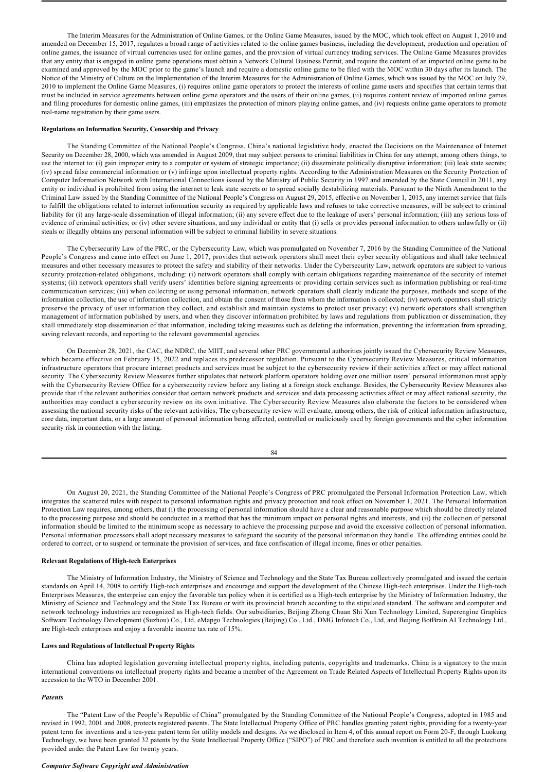The Interim Measures for the Administration of Online Games, or the Online Game Measures, issued by the MOC, which took effect on August 1, 2010 and amended on December 15, 2017, regulates a broad range of activities related to the online games business, including the development, production and operation of online games, the issuance of virtual currencies used for online games, and the provision of virtual currency trading services. The Online Game Measures provides that any entity that is engaged in online game operations must obtain a Network Cultural Business Permit, and require the content of an imported online game to be examined and approved by the MOC prior to the game's launch and require a domestic online game to be filed with the MOC within 30 days after its launch. The Notice of the Ministry of Culture on the Implementation of the Interim Measures for the Administration of Online Games, which was issued by the MOC on July 29, 2010 to implement the Online Game Measures, (i) requires online game operators to protect the interests of online game users and specifies that certain terms that must be included in service agreements between online game operators and the users of their online games, (ii) requires content review of imported online games and filing procedures for domestic online games, (iii) emphasizes the protection of minors playing online games, and (iv) requests online game operators to promote real-name registration by their game users.

**Regulations on Information Security, Censorship and Privacy**

The Standing Committee of the National People's Congress, China's national legislative body, enacted the Decisions on the Maintenance of Internet Security on December 28, 2000, which was amended in August 2009, that may subject persons to criminal liabilities in China for any attempt, among others things, to use the internet to: (i) gain improper entry to a computer or system of strategic importance; (ii) disseminate politically disruptive information; (iii) leak state secrets; (iv) spread false commercial information or (v) infringe upon intellectual property rights. According to the Administration Measures on the Security Protection of Computer Information Network with International Connections issued by the Ministry of Public Security in 1997 and amended by the State Council in 2011, any entity or individual is prohibited from using the internet to leak state secrets or to spread socially destabilizing materials. Pursuant to the Ninth Amendment to the Criminal Law issued by the Standing Committee of the National People's Congress on August 29, 2015, effective on November 1, 2015, any internet service that fails to fulfill the obligations related to internet information security as required by applicable laws and refuses to take corrective measures, will be subject to criminal liability for (i) any large-scale dissemination of illegal information; (ii) any severe effect due to the leakage of users' personal information; (iii) any serious loss of evidence of criminal activities; or (iv) other severe situations, and any individual or entity that (i) sells or provides personal information to others unlawfully or (ii) steals or illegally obtains any personal information will be subject to criminal liability in severe situations.

The Cybersecurity Law of the PRC, or the Cybersecurity Law, which was promulgated on November 7, 2016 by the Standing Committee of the National People's Congress and came into effect on June 1, 2017, provides that network operators shall meet their cyber security obligations and shall take technical measures and other necessary measures to protect the safety and stability of their networks. Under the Cybersecurity Law, network operators are subject to various security protection-related obligations, including: (i) network operators shall comply with certain obligations regarding maintenance of the security of internet systems; (ii) network operators shall verify users' identities before signing agreements or providing certain services such as information publishing or real-time communication services; (iii) when collecting or using personal information, network operators shall clearly indicate the purposes, methods and scope of the information collection, the use of information collection, and obtain the consent of those from whom the information is collected; (iv) network operators shall strictly preserve the privacy of user information they collect, and establish and maintain systems to protect user privacy; (v) network operators shall strengthen management of information published by users, and when they discover information prohibited by laws and regulations from publication or dissemination, they shall immediately stop dissemination of that information, including taking measures such as deleting the information, preventing the information from spreading, saving relevant records, and reporting to the relevant governmental agencies.

On December 28, 2021, the CAC, the NDRC, the MIIT, and several other PRC governmental authorities jointly issued the Cybersecurity Review Measures, which became effective on February 15, 2022 and replaces its predecessor regulation. Pursuant to the Cybersecurity Review Measures, critical information infrastructure operators that procure internet products and services must be subject to the cybersecurity review if their activities affect or may affect national security. The Cybersecurity Review Measures further stipulates that network platform operators holding over one million users' personal information must apply with the Cybersecurity Review Office for a cybersecurity review before any listing at a foreign stock exchange. Besides, the Cybersecurity Review Measures also provide that if the relevant authorities consider that certain network products and services and data processing activities affect or may affect national security, the authorities may conduct a cybersecurity review on its own initiative. The Cybersecurity Review Measures also elaborate the factors to be considered when assessing the national security risks of the relevant activities, The cybersecurity review will evaluate, among others, the risk of critical information infrastructure, core data, important data, or a large amount of personal information being affected, controlled or maliciously used by foreign governments and the cyber information security risk in connection with the listing.

On August 20, 2021, the Standing Committee of the National People's Congress of PRC promulgated the Personal Information Protection Law, which integrates the scattered rules with respect to personal information rights and privacy protection and took effect on November 1, 2021. The Personal Information Protection Law requires, among others, that (i) the processing of personal information should have a clear and reasonable purpose which should be directly related to the processing purpose and should be conducted in a method that has the minimum impact on personal rights and interests, and (ii) the collection of personal information should be limited to the minimum scope as necessary to achieve the processing purpose and avoid the excessive collection of personal information. Personal information processors shall adopt necessary measures to safeguard the security of the personal information they handle. The offending entities could be ordered to correct, or to suspend or terminate the provision of services, and face confiscation of illegal income, fines or other penalties.

**Relevant Regulations of High-tech Enterprises**

The Ministry of Information Industry, the Ministry of Science and Technology and the State Tax Bureau collectively promulgated and issued the certain standards on April 14, 2008 to certify High-tech enterprises and encourage and support the development of the Chinese High-tech enterprises. Under the High-tech Enterprises Measures, the enterprise can enjoy the favorable tax policy when it is certified as a High-tech enterprise by the Ministry of Information Industry, the Ministry of Science and Technology and the State Tax Bureau or with its provincial branch according to the stipulated standard. The software and computer and network technology industries are recognized as High-tech fields. Our subsidiaries, Beijing Zhong Chuan Shi Xun Technology Limited, Superengine Graphics Software Technology Development (Suzhou) Co., Ltd, eMapgo Technologies (Beijing) Co., Ltd., DMG Infotech Co., Ltd, and Beijing BotBrain AI Technology Ltd., are High-tech enterprises and enjoy a favorable income tax rate of 15%.

**Laws and Regulations of Intellectual Property Rights**

China has adopted legislation governing intellectual property rights, including patents, copyrights and trademarks. China is a signatory to the main international conventions on intellectual property rights and became a member of the Agreement on Trade Related Aspects of Intellectual Property Rights upon its accession to the WTO in December 2001.

***Patents***

The "Patent Law of the People's Republic of China" promulgated by the Standing Committee of the National People's Congress, adopted in 1985 and revised in 1992, 2001 and 2008, protects registered patents. The State Intellectual Property Office of PRC handles granting patent rights, providing for a twenty-year patent term for inventions and a ten-year patent term for utility models and designs. As we disclosed in Item 4, of this annual report on Form 20-F, through Luokung Technology, we have been granted 32 patents by the State Intellectual Property Office ("SIPO") of PRC and therefore such invention is entitled to all the protections provided under the Patent Law for twenty years.

***Computer Software Copyright and Administration***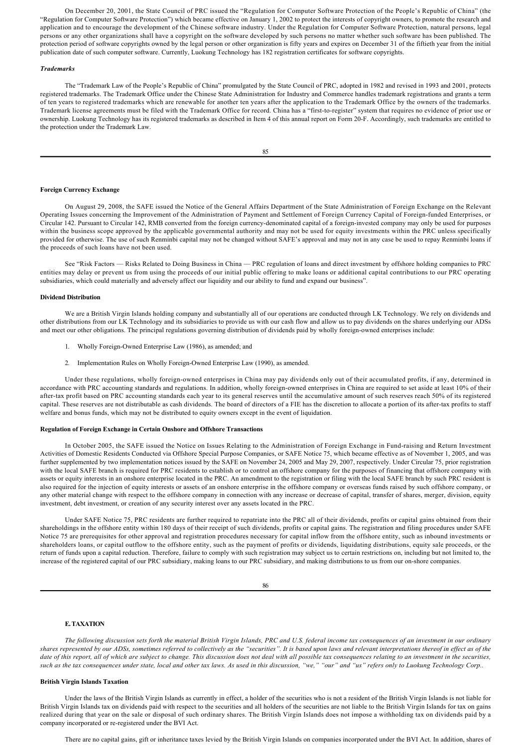On December 20, 2001, the State Council of PRC issued the "Regulation for Computer Software Protection of the People's Republic of China" (the "Regulation for Computer Software Protection") which became effective on January 1, 2002 to protect the interests of copyright owners, to promote the research and application and to encourage the development of the Chinese software industry. Under the Regulation for Computer Software Protection, natural persons, legal persons or any other organizations shall have a copyright on the software developed by such persons no matter whether such software has been published. The protection period of software copyrights owned by the legal person or other organization is fifty years and expires on December 31 of the fiftieth year from the initial publication date of such computer software. Currently, Luokung Technology has 182 registration certificates for software copyrights.

***Trademarks***

The "Trademark Law of the People's Republic of China" promulgated by the State Council of PRC, adopted in 1982 and revised in 1993 and 2001, protects registered trademarks. The Trademark Office under the Chinese State Administration for Industry and Commerce handles trademark registrations and grants a term of ten years to registered trademarks which are renewable for another ten years after the application to the Trademark Office by the owners of the trademarks. Trademark license agreements must be filed with the Trademark Office for record. China has a "first-to-register" system that requires no evidence of prior use or ownership. Luokung Technology has its registered trademarks as described in Item 4 of this annual report on Form 20-F. Accordingly, such trademarks are entitled to the protection under the Trademark Law.

**Foreign Currency Exchange**

On August 29, 2008, the SAFE issued the Notice of the General Affairs Department of the State Administration of Foreign Exchange on the Relevant Operating Issues concerning the Improvement of the Administration of Payment and Settlement of Foreign Currency Capital of Foreign-funded Enterprises, or Circular 142. Pursuant to Circular 142, RMB converted from the foreign currency-denominated capital of a foreign-invested company may only be used for purposes within the business scope approved by the applicable governmental authority and may not be used for equity investments within the PRC unless specifically provided for otherwise. The use of such Renminbi capital may not be changed without SAFE's approval and may not in any case be used to repay Renminbi loans if the proceeds of such loans have not been used.

See "Risk Factors — Risks Related to Doing Business in China — PRC regulation of loans and direct investment by offshore holding companies to PRC entities may delay or prevent us from using the proceeds of our initial public offering to make loans or additional capital contributions to our PRC operating subsidiaries, which could materially and adversely affect our liquidity and our ability to fund and expand our business".

**Dividend Distribution**

We are a British Virgin Islands holding company and substantially all of our operations are conducted through LK Technology. We rely on dividends and other distributions from our LK Technology and its subsidiaries to provide us with our cash flow and allow us to pay dividends on the shares underlying our ADSs and meet our other obligations. The principal regulations governing distribution of dividends paid by wholly foreign-owned enterprises include:

1. Wholly Foreign-Owned Enterprise Law (1986), as amended; and
2. Implementation Rules on Wholly Foreign-Owned Enterprise Law (1990), as amended.

Under these regulations, wholly foreign-owned enterprises in China may pay dividends only out of their accumulated profits, if any, determined in accordance with PRC accounting standards and regulations. In addition, wholly foreign-owned enterprises in China are required to set aside at least 10% of their after-tax profit based on PRC accounting standards each year to its general reserves until the accumulative amount of such reserves reach 50% of its registered capital. These reserves are not distributable as cash dividends. The board of directors of a FIE has the discretion to allocate a portion of its after-tax profits to staff welfare and bonus funds, which may not be distributed to equity owners except in the event of liquidation.

**Regulation of Foreign Exchange in Certain Onshore and Offshore Transactions**

In October 2005, the SAFE issued the Notice on Issues Relating to the Administration of Foreign Exchange in Fund-raising and Return Investment Activities of Domestic Residents Conducted via Offshore Special Purpose Companies, or SAFE Notice 75, which became effective as of November 1, 2005, and was further supplemented by two implementation notices issued by the SAFE on November 24, 2005 and May 29, 2007, respectively. Under Circular 75, prior registration with the local SAFE branch is required for PRC residents to establish or to control an offshore company for the purposes of financing that offshore company with assets or equity interests in an onshore enterprise located in the PRC. An amendment to the registration or filing with the local SAFE branch by such PRC resident is also required for the injection of equity interests or assets of an onshore enterprise in the offshore company or overseas funds raised by such offshore company, or any other material change with respect to the offshore company in connection with any increase or decrease of capital, transfer of shares, merger, division, equity investment, debt investment, or creation of any security interest over any assets located in the PRC.

Under SAFE Notice 75, PRC residents are further required to repatriate into the PRC all of their dividends, profits or capital gains obtained from their shareholdings in the offshore entity within 180 days of their receipt of such dividends, profits or capital gains. The registration and filing procedures under SAFE Notice 75 are prerequisites for other approval and registration procedures necessary for capital inflow from the offshore entity, such as inbound investments or shareholders loans, or capital outflow to the offshore entity, such as the payment of profits or dividends, liquidating distributions, equity sale proceeds, or the return of funds upon a capital reduction. Therefore, failure to comply with such registration may subject us to certain restrictions on, including but not limited to, the increase of the registered capital of our PRC subsidiary, making loans to our PRC subsidiary, and making distributions to us from our on-shore companies.

## E. TAXATION

*The following discussion sets forth the material British Virgin Islands, PRC and U.S. federal income tax consequences of an investment in our ordinary shares represented by our ADSs, sometimes referred to collectively as the "securities". It is based upon laws and relevant interpretations thereof in effect as of the date of this report, all of which are subject to change. This discussion does not deal with all possible tax consequences relating to an investment in the securities, such as the tax consequences under state, local and other tax laws. As used in this discussion, "we," "our" and "us" refers only to Luokung Technology Corp..*

**British Virgin Islands Taxation**

Under the laws of the British Virgin Islands as currently in effect, a holder of the securities who is not a resident of the British Virgin Islands is not liable for British Virgin Islands tax on dividends paid with respect to the securities and all holders of the securities are not liable to the British Virgin Islands for tax on gains realized during that year on the sale or disposal of such ordinary shares. The British Virgin Islands does not impose a withholding tax on dividends paid by a company incorporated or re-registered under the BVI Act.

There are no capital gains, gift or inheritance taxes levied by the British Virgin Islands on companies incorporated under the BVI Act. In addition, shares of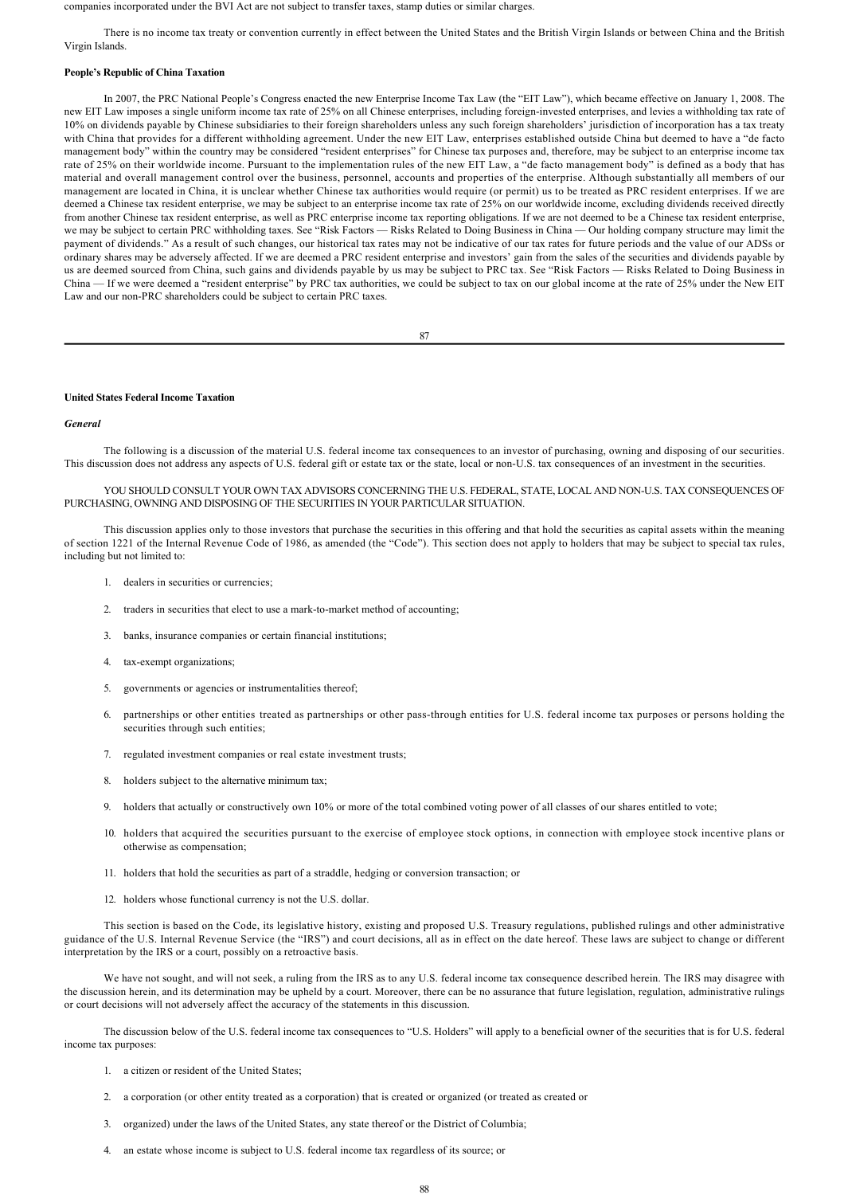companies incorporated under the BVI Act are not subject to transfer taxes, stamp duties or similar charges.

There is no income tax treaty or convention currently in effect between the United States and the British Virgin Islands or between China and the British Virgin Islands.

**People's Republic of China Taxation**

In 2007, the PRC National People's Congress enacted the new Enterprise Income Tax Law (the "EIT Law"), which became effective on January 1, 2008. The new EIT Law imposes a single uniform income tax rate of 25% on all Chinese enterprises, including foreign-invested enterprises, and levies a withholding tax rate of 10% on dividends payable by Chinese subsidiaries to their foreign shareholders unless any such foreign shareholders' jurisdiction of incorporation has a tax treaty with China that provides for a different withholding agreement. Under the new EIT Law, enterprises established outside China but deemed to have a "de facto management body" within the country may be considered "resident enterprises" for Chinese tax purposes and, therefore, may be subject to an enterprise income tax rate of 25% on their worldwide income. Pursuant to the implementation rules of the new EIT Law, a "de facto management body" is defined as a body that has material and overall management control over the business, personnel, accounts and properties of the enterprise. Although substantially all members of our management are located in China, it is unclear whether Chinese tax authorities would require (or permit) us to be treated as PRC resident enterprises. If we are deemed a Chinese tax resident enterprise, we may be subject to an enterprise income tax rate of 25% on our worldwide income, excluding dividends received directly from another Chinese tax resident enterprise, as well as PRC enterprise income tax reporting obligations. If we are not deemed to be a Chinese tax resident enterprise, we may be subject to certain PRC withholding taxes. See "Risk Factors — Risks Related to Doing Business in China — Our holding company structure may limit the payment of dividends." As a result of such changes, our historical tax rates may not be indicative of our tax rates for future periods and the value of our ADSs or ordinary shares may be adversely affected. If we are deemed a PRC resident enterprise and investors' gain from the sales of the securities and dividends payable by us are deemed sourced from China, such gains and dividends payable by us may be subject to PRC tax. See "Risk Factors — Risks Related to Doing Business in China — If we were deemed a "resident enterprise" by PRC tax authorities, we could be subject to tax on our global income at the rate of 25% under the New EIT Law and our non-PRC shareholders could be subject to certain PRC taxes.

**United States Federal Income Taxation**

***General***

The following is a discussion of the material U.S. federal income tax consequences to an investor of purchasing, owning and disposing of our securities. This discussion does not address any aspects of U.S. federal gift or estate tax or the state, local or non-U.S. tax consequences of an investment in the securities.

YOU SHOULD CONSULT YOUR OWN TAX ADVISORS CONCERNING THE U.S. FEDERAL, STATE, LOCAL AND NON-U.S. TAX CONSEQUENCES OF PURCHASING, OWNING AND DISPOSING OF THE SECURITIES IN YOUR PARTICULAR SITUATION.

This discussion applies only to those investors that purchase the securities in this offering and that hold the securities as capital assets within the meaning of section 1221 of the Internal Revenue Code of 1986, as amended (the "Code"). This section does not apply to holders that may be subject to special tax rules, including but not limited to:

1. dealers in securities or currencies;
2. traders in securities that elect to use a mark-to-market method of accounting;
3. banks, insurance companies or certain financial institutions;
4. tax-exempt organizations;
5. governments or agencies or instrumentalities thereof;
6. partnerships or other entities treated as partnerships or other pass-through entities for U.S. federal income tax purposes or persons holding the securities through such entities;
7. regulated investment companies or real estate investment trusts;
8. holders subject to the alternative minimum tax;
9. holders that actually or constructively own 10% or more of the total combined voting power of all classes of our shares entitled to vote;
10. holders that acquired the securities pursuant to the exercise of employee stock options, in connection with employee stock incentive plans or otherwise as compensation;
11. holders that hold the securities as part of a straddle, hedging or conversion transaction; or
12. holders whose functional currency is not the U.S. dollar.

This section is based on the Code, its legislative history, existing and proposed U.S. Treasury regulations, published rulings and other administrative guidance of the U.S. Internal Revenue Service (the "IRS") and court decisions, all as in effect on the date hereof. These laws are subject to change or different interpretation by the IRS or a court, possibly on a retroactive basis.

We have not sought, and will not seek, a ruling from the IRS as to any U.S. federal income tax consequence described herein. The IRS may disagree with the discussion herein, and its determination may be upheld by a court. Moreover, there can be no assurance that future legislation, regulation, administrative rulings or court decisions will not adversely affect the accuracy of the statements in this discussion.

The discussion below of the U.S. federal income tax consequences to "U.S. Holders" will apply to a beneficial owner of the securities that is for U.S. federal income tax purposes:

1. a citizen or resident of the United States;
2. a corporation (or other entity treated as a corporation) that is created or organized (or treated as created or
3. organized) under the laws of the United States, any state thereof or the District of Columbia;
4. an estate whose income is subject to U.S. federal income tax regardless of its source; or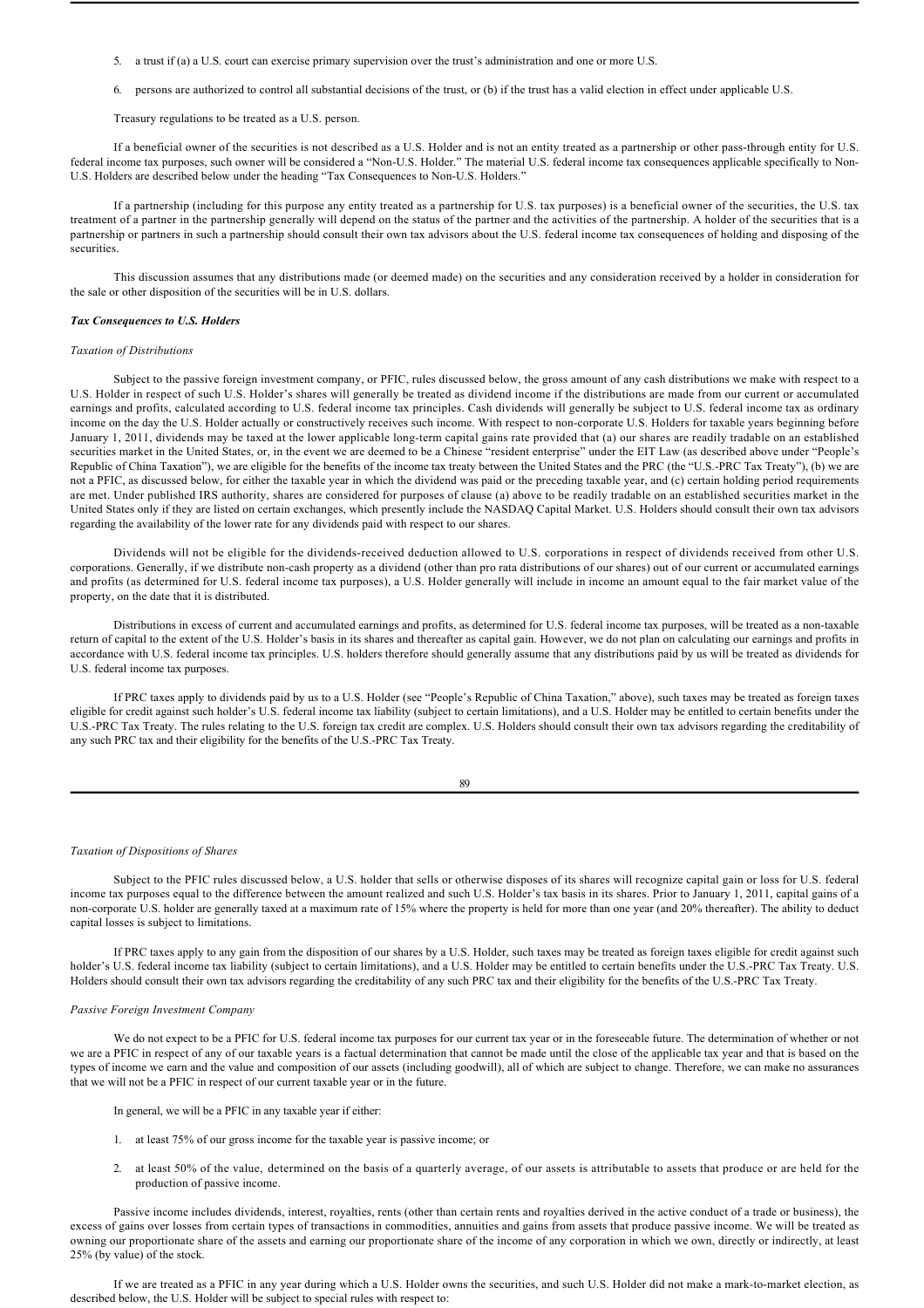5. a trust if (a) a U.S. court can exercise primary supervision over the trust's administration and one or more U.S.

6. persons are authorized to control all substantial decisions of the trust, or (b) if the trust has a valid election in effect under applicable U.S.

Treasury regulations to be treated as a U.S. person.

If a beneficial owner of the securities is not described as a U.S. Holder and is not an entity treated as a partnership or other pass-through entity for U.S. federal income tax purposes, such owner will be considered a "Non-U.S. Holder." The material U.S. federal income tax consequences applicable specifically to Non-U.S. Holders are described below under the heading "Tax Consequences to Non-U.S. Holders."

If a partnership (including for this purpose any entity treated as a partnership for U.S. tax purposes) is a beneficial owner of the securities, the U.S. tax treatment of a partner in the partnership generally will depend on the status of the partner and the activities of the partnership. A holder of the securities that is a partnership or partners in such a partnership should consult their own tax advisors about the U.S. federal income tax consequences of holding and disposing of the securities.

This discussion assumes that any distributions made (or deemed made) on the securities and any consideration received by a holder in consideration for the sale or other disposition of the securities will be in U.S. dollars.

***Tax Consequences to U.S. Holders***

*Taxation of Distributions*

Subject to the passive foreign investment company, or PFIC, rules discussed below, the gross amount of any cash distributions we make with respect to a U.S. Holder in respect of such U.S. Holder's shares will generally be treated as dividend income if the distributions are made from our current or accumulated earnings and profits, calculated according to U.S. federal income tax principles. Cash dividends will generally be subject to U.S. federal income tax as ordinary income on the day the U.S. Holder actually or constructively receives such income. With respect to non-corporate U.S. Holders for taxable years beginning before January 1, 2011, dividends may be taxed at the lower applicable long-term capital gains rate provided that (a) our shares are readily tradable on an established securities market in the United States, or, in the event we are deemed to be a Chinese "resident enterprise" under the EIT Law (as described above under "People's Republic of China Taxation"), we are eligible for the benefits of the income tax treaty between the United States and the PRC (the "U.S.-PRC Tax Treaty"), (b) we are not a PFIC, as discussed below, for either the taxable year in which the dividend was paid or the preceding taxable year, and (c) certain holding period requirements are met. Under published IRS authority, shares are considered for purposes of clause (a) above to be readily tradable on an established securities market in the United States only if they are listed on certain exchanges, which presently include the NASDAQ Capital Market. U.S. Holders should consult their own tax advisors regarding the availability of the lower rate for any dividends paid with respect to our shares.

Dividends will not be eligible for the dividends-received deduction allowed to U.S. corporations in respect of dividends received from other U.S. corporations. Generally, if we distribute non-cash property as a dividend (other than pro rata distributions of our shares) out of our current or accumulated earnings and profits (as determined for U.S. federal income tax purposes), a U.S. Holder generally will include in income an amount equal to the fair market value of the property, on the date that it is distributed.

Distributions in excess of current and accumulated earnings and profits, as determined for U.S. federal income tax purposes, will be treated as a non-taxable return of capital to the extent of the U.S. Holder's basis in its shares and thereafter as capital gain. However, we do not plan on calculating our earnings and profits in accordance with U.S. federal income tax principles. U.S. holders therefore should generally assume that any distributions paid by us will be treated as dividends for U.S. federal income tax purposes.

If PRC taxes apply to dividends paid by us to a U.S. Holder (see "People's Republic of China Taxation," above), such taxes may be treated as foreign taxes eligible for credit against such holder's U.S. federal income tax liability (subject to certain limitations), and a U.S. Holder may be entitled to certain benefits under the U.S.-PRC Tax Treaty. The rules relating to the U.S. foreign tax credit are complex. U.S. Holders should consult their own tax advisors regarding the creditability of any such PRC tax and their eligibility for the benefits of the U.S.-PRC Tax Treaty.

*Taxation of Dispositions of Shares*

Subject to the PFIC rules discussed below, a U.S. holder that sells or otherwise disposes of its shares will recognize capital gain or loss for U.S. federal income tax purposes equal to the difference between the amount realized and such U.S. Holder's tax basis in its shares. Prior to January 1, 2011, capital gains of a non-corporate U.S. holder are generally taxed at a maximum rate of 15% where the property is held for more than one year (and 20% thereafter). The ability to deduct capital losses is subject to limitations.

If PRC taxes apply to any gain from the disposition of our shares by a U.S. Holder, such taxes may be treated as foreign taxes eligible for credit against such holder's U.S. federal income tax liability (subject to certain limitations), and a U.S. Holder may be entitled to certain benefits under the U.S.-PRC Tax Treaty. U.S. Holders should consult their own tax advisors regarding the creditability of any such PRC tax and their eligibility for the benefits of the U.S.-PRC Tax Treaty.

*Passive Foreign Investment Company*

We do not expect to be a PFIC for U.S. federal income tax purposes for our current tax year or in the foreseeable future. The determination of whether or not we are a PFIC in respect of any of our taxable years is a factual determination that cannot be made until the close of the applicable tax year and that is based on the types of income we earn and the value and composition of our assets (including goodwill), all of which are subject to change. Therefore, we can make no assurances that we will not be a PFIC in respect of our current taxable year or in the future.

In general, we will be a PFIC in any taxable year if either:

1. at least 75% of our gross income for the taxable year is passive income; or

2. at least 50% of the value, determined on the basis of a quarterly average, of our assets is attributable to assets that produce or are held for the production of passive income.

Passive income includes dividends, interest, royalties, rents (other than certain rents and royalties derived in the active conduct of a trade or business), the excess of gains over losses from certain types of transactions in commodities, annuities and gains from assets that produce passive income. We will be treated as owning our proportionate share of the assets and earning our proportionate share of the income of any corporation in which we own, directly or indirectly, at least 25% (by value) of the stock.

If we are treated as a PFIC in any year during which a U.S. Holder owns the securities, and such U.S. Holder did not make a mark-to-market election, as described below, the U.S. Holder will be subject to special rules with respect to: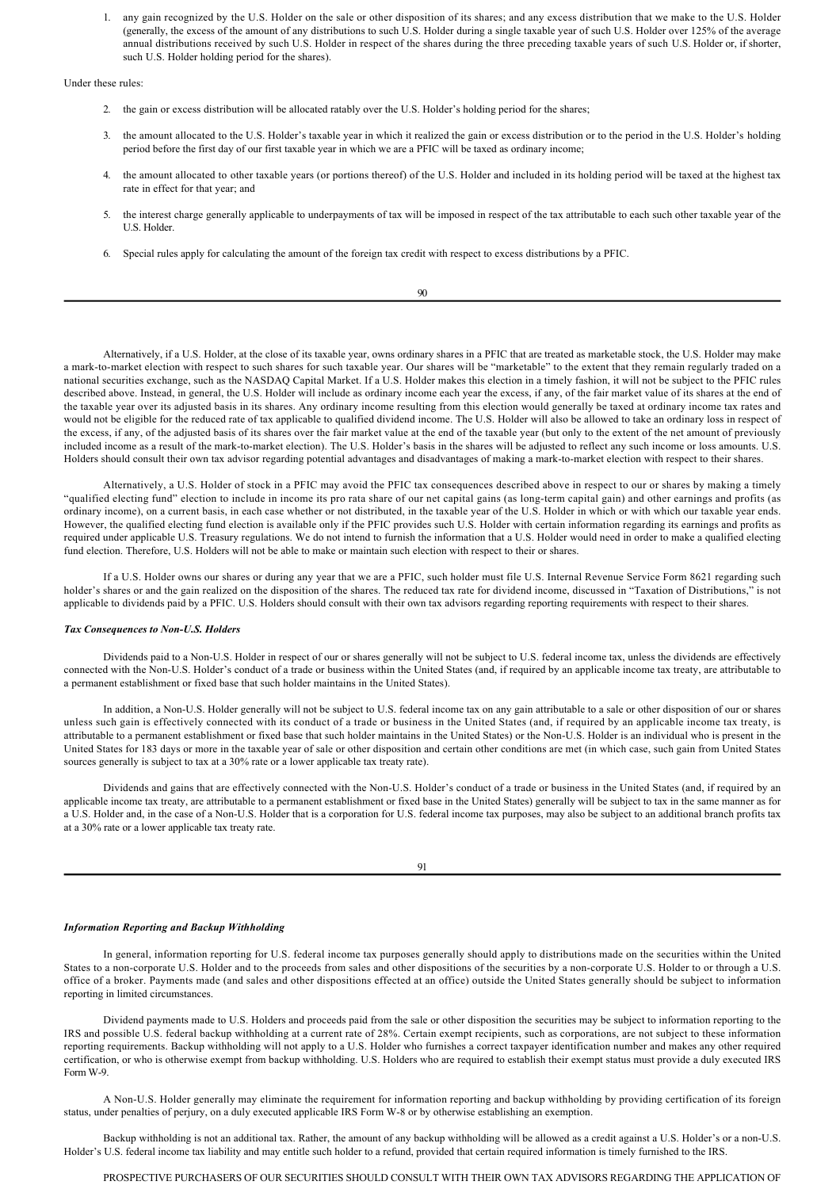1. any gain recognized by the U.S. Holder on the sale or other disposition of its shares; and any excess distribution that we make to the U.S. Holder (generally, the excess of the amount of any distributions to such U.S. Holder during a single taxable year of such U.S. Holder over 125% of the average annual distributions received by such U.S. Holder in respect of the shares during the three preceding taxable years of such U.S. Holder or, if shorter, such U.S. Holder holding period for the shares).

Under these rules:

2. the gain or excess distribution will be allocated ratably over the U.S. Holder's holding period for the shares;

3. the amount allocated to the U.S. Holder's taxable year in which it realized the gain or excess distribution or to the period in the U.S. Holder's holding period before the first day of our first taxable year in which we are a PFIC will be taxed as ordinary income;

4. the amount allocated to other taxable years (or portions thereof) of the U.S. Holder and included in its holding period will be taxed at the highest tax rate in effect for that year; and

5. the interest charge generally applicable to underpayments of tax will be imposed in respect of the tax attributable to each such other taxable year of the U.S. Holder.

6. Special rules apply for calculating the amount of the foreign tax credit with respect to excess distributions by a PFIC.

Alternatively, if a U.S. Holder, at the close of its taxable year, owns ordinary shares in a PFIC that are treated as marketable stock, the U.S. Holder may make a mark-to-market election with respect to such shares for such taxable year. Our shares will be "marketable" to the extent that they remain regularly traded on a national securities exchange, such as the NASDAQ Capital Market. If a U.S. Holder makes this election in a timely fashion, it will not be subject to the PFIC rules described above. Instead, in general, the U.S. Holder will include as ordinary income each year the excess, if any, of the fair market value of its shares at the end of the taxable year over its adjusted basis in its shares. Any ordinary income resulting from this election would generally be taxed at ordinary income tax rates and would not be eligible for the reduced rate of tax applicable to qualified dividend income. The U.S. Holder will also be allowed to take an ordinary loss in respect of the excess, if any, of the adjusted basis of its shares over the fair market value at the end of the taxable year (but only to the extent of the net amount of previously included income as a result of the mark-to-market election). The U.S. Holder's basis in the shares will be adjusted to reflect any such income or loss amounts. U.S. Holders should consult their own tax advisor regarding potential advantages and disadvantages of making a mark-to-market election with respect to their shares.

Alternatively, a U.S. Holder of stock in a PFIC may avoid the PFIC tax consequences described above in respect to our or shares by making a timely "qualified electing fund" election to include in income its pro rata share of our net capital gains (as long-term capital gain) and other earnings and profits (as ordinary income), on a current basis, in each case whether or not distributed, in the taxable year of the U.S. Holder in which or with which our taxable year ends. However, the qualified electing fund election is available only if the PFIC provides such U.S. Holder with certain information regarding its earnings and profits as required under applicable U.S. Treasury regulations. We do not intend to furnish the information that a U.S. Holder would need in order to make a qualified electing fund election. Therefore, U.S. Holders will not be able to make or maintain such election with respect to their or shares.

If a U.S. Holder owns our shares or during any year that we are a PFIC, such holder must file U.S. Internal Revenue Service Form 8621 regarding such holder's shares or and the gain realized on the disposition of the shares. The reduced tax rate for dividend income, discussed in "Taxation of Distributions," is not applicable to dividends paid by a PFIC. U.S. Holders should consult with their own tax advisors regarding reporting requirements with respect to their shares.

***Tax Consequences to Non-U.S. Holders***

Dividends paid to a Non-U.S. Holder in respect of our or shares generally will not be subject to U.S. federal income tax, unless the dividends are effectively connected with the Non-U.S. Holder's conduct of a trade or business within the United States (and, if required by an applicable income tax treaty, are attributable to a permanent establishment or fixed base that such holder maintains in the United States).

In addition, a Non-U.S. Holder generally will not be subject to U.S. federal income tax on any gain attributable to a sale or other disposition of our or shares unless such gain is effectively connected with its conduct of a trade or business in the United States (and, if required by an applicable income tax treaty, is attributable to a permanent establishment or fixed base that such holder maintains in the United States) or the Non-U.S. Holder is an individual who is present in the United States for 183 days or more in the taxable year of sale or other disposition and certain other conditions are met (in which case, such gain from United States sources generally is subject to tax at a 30% rate or a lower applicable tax treaty rate).

Dividends and gains that are effectively connected with the Non-U.S. Holder's conduct of a trade or business in the United States (and, if required by an applicable income tax treaty, are attributable to a permanent establishment or fixed base in the United States) generally will be subject to tax in the same manner as for a U.S. Holder and, in the case of a Non-U.S. Holder that is a corporation for U.S. federal income tax purposes, may also be subject to an additional branch profits tax at a 30% rate or a lower applicable tax treaty rate.

***Information Reporting and Backup Withholding***

In general, information reporting for U.S. federal income tax purposes generally should apply to distributions made on the securities within the United States to a non-corporate U.S. Holder and to the proceeds from sales and other dispositions of the securities by a non-corporate U.S. Holder to or through a U.S. office of a broker. Payments made (and sales and other dispositions effected at an office) outside the United States generally should be subject to information reporting in limited circumstances.

Dividend payments made to U.S. Holders and proceeds paid from the sale or other disposition the securities may be subject to information reporting to the IRS and possible U.S. federal backup withholding at a current rate of 28%. Certain exempt recipients, such as corporations, are not subject to these information reporting requirements. Backup withholding will not apply to a U.S. Holder who furnishes a correct taxpayer identification number and makes any other required certification, or who is otherwise exempt from backup withholding. U.S. Holders who are required to establish their exempt status must provide a duly executed IRS Form W-9.

A Non-U.S. Holder generally may eliminate the requirement for information reporting and backup withholding by providing certification of its foreign status, under penalties of perjury, on a duly executed applicable IRS Form W-8 or by otherwise establishing an exemption.

Backup withholding is not an additional tax. Rather, the amount of any backup withholding will be allowed as a credit against a U.S. Holder's or a non-U.S. Holder's U.S. federal income tax liability and may entitle such holder to a refund, provided that certain required information is timely furnished to the IRS.

PROSPECTIVE PURCHASERS OF OUR SECURITIES SHOULD CONSULT WITH THEIR OWN TAX ADVISORS REGARDING THE APPLICATION OF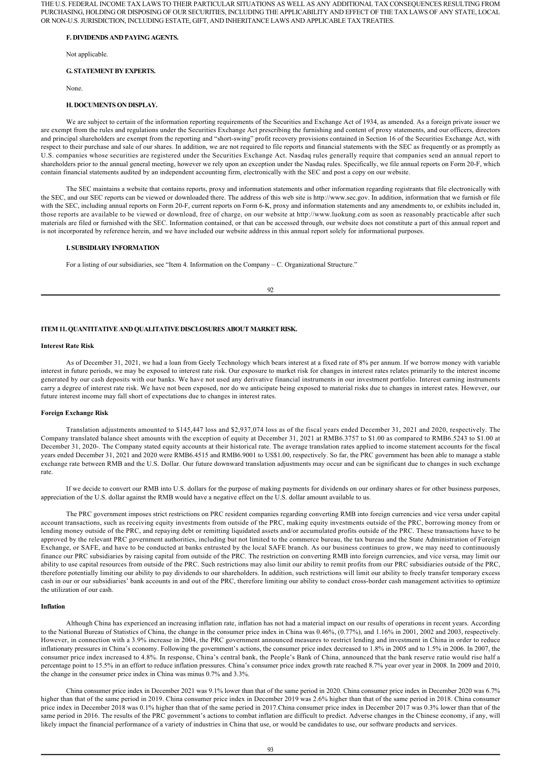THE U.S. FEDERAL INCOME TAX LAWS TO THEIR PARTICULAR SITUATIONS AS WELL AS ANY ADDITIONAL TAX CONSEQUENCES RESULTING FROM PURCHASING, HOLDING OR DISPOSING OF OUR SECURITIES, INCLUDING THE APPLICABILITY AND EFFECT OF THE TAX LAWS OF ANY STATE, LOCAL OR NON-U.S. JURISDICTION, INCLUDING ESTATE, GIFT, AND INHERITANCE LAWS AND APPLICABLE TAX TREATIES.

### F. DIVIDENDS AND PAYING AGENTS.

Not applicable.

### G. STATEMENT BY EXPERTS.

None.

### H. DOCUMENTS ON DISPLAY.

We are subject to certain of the information reporting requirements of the Securities and Exchange Act of 1934, as amended. As a foreign private issuer we are exempt from the rules and regulations under the Securities Exchange Act prescribing the furnishing and content of proxy statements, and our officers, directors and principal shareholders are exempt from the reporting and "short-swing" profit recovery provisions contained in Section 16 of the Securities Exchange Act, with respect to their purchase and sale of our shares. In addition, we are not required to file reports and financial statements with the SEC as frequently or as promptly as U.S. companies whose securities are registered under the Securities Exchange Act. Nasdaq rules generally require that companies send an annual report to shareholders prior to the annual general meeting, however we rely upon an exception under the Nasdaq rules. Specifically, we file annual reports on Form 20-F, which contain financial statements audited by an independent accounting firm, electronically with the SEC and post a copy on our website.

The SEC maintains a website that contains reports, proxy and information statements and other information regarding registrants that file electronically with the SEC, and our SEC reports can be viewed or downloaded there. The address of this web site is http://www.sec.gov. In addition, information that we furnish or file with the SEC, including annual reports on Form 20-F, current reports on Form 6-K, proxy and information statements and any amendments to, or exhibits included in, those reports are available to be viewed or download, free of charge, on our website at http://www.luokung.com as soon as reasonably practicable after such materials are filed or furnished with the SEC. Information contained, or that can be accessed through, our website does not constitute a part of this annual report and is not incorporated by reference herein, and we have included our website address in this annual report solely for informational purposes.

### I. SUBSIDIARY INFORMATION

For a listing of our subsidiaries, see "Item 4. Information on the Company – C. Organizational Structure."

## ITEM 11. QUANTITATIVE AND QUALITATIVE DISCLOSURES ABOUT MARKET RISK.

### Interest Rate Risk

As of December 31, 2021, we had a loan from Geely Technology which bears interest at a fixed rate of 8% per annum. If we borrow money with variable interest in future periods, we may be exposed to interest rate risk. Our exposure to market risk for changes in interest rates relates primarily to the interest income generated by our cash deposits with our banks. We have not used any derivative financial instruments in our investment portfolio. Interest earning instruments carry a degree of interest rate risk. We have not been exposed, nor do we anticipate being exposed to material risks due to changes in interest rates. However, our future interest income may fall short of expectations due to changes in interest rates.

### Foreign Exchange Risk

Translation adjustments amounted to $145,447 loss and $2,937,074 loss as of the fiscal years ended December 31, 2021 and 2020, respectively. The Company translated balance sheet amounts with the exception of equity at December 31, 2021 at RMB6.3757 to $1.00 as compared to RMB6.5243 to $1.00 at December 31, 2020-. The Company stated equity accounts at their historical rate. The average translation rates applied to income statement accounts for the fiscal years ended December 31, 2021 and 2020 were RMB6.4515 and RMB6.9001 to US$1.00, respectively. So far, the PRC government has been able to manage a stable exchange rate between RMB and the U.S. Dollar. Our future downward translation adjustments may occur and can be significant due to changes in such exchange rate.

If we decide to convert our RMB into U.S. dollars for the purpose of making payments for dividends on our ordinary shares or for other business purposes, appreciation of the U.S. dollar against the RMB would have a negative effect on the U.S. dollar amount available to us.

The PRC government imposes strict restrictions on PRC resident companies regarding converting RMB into foreign currencies and vice versa under capital account transactions, such as receiving equity investments from outside of the PRC, making equity investments outside of the PRC, borrowing money from or lending money outside of the PRC, and repaying debt or remitting liquidated assets and/or accumulated profits outside of the PRC. These transactions have to be approved by the relevant PRC government authorities, including but not limited to the commerce bureau, the tax bureau and the State Administration of Foreign Exchange, or SAFE, and have to be conducted at banks entrusted by the local SAFE branch. As our business continues to grow, we may need to continuously finance our PRC subsidiaries by raising capital from outside of the PRC. The restriction on converting RMB into foreign currencies, and vice versa, may limit our ability to use capital resources from outside of the PRC. Such restrictions may also limit our ability to remit profits from our PRC subsidiaries outside of the PRC, therefore potentially limiting our ability to pay dividends to our shareholders. In addition, such restrictions will limit our ability to freely transfer temporary excess cash in our or our subsidiaries' bank accounts in and out of the PRC, therefore limiting our ability to conduct cross-border cash management activities to optimize the utilization of our cash.

### Inflation

Although China has experienced an increasing inflation rate, inflation has not had a material impact on our results of operations in recent years. According to the National Bureau of Statistics of China, the change in the consumer price index in China was 0.46%, (0.77%), and 1.16% in 2001, 2002 and 2003, respectively. However, in connection with a 3.9% increase in 2004, the PRC government announced measures to restrict lending and investment in China in order to reduce inflationary pressures in China's economy. Following the government's actions, the consumer price index decreased to 1.8% in 2005 and to 1.5% in 2006. In 2007, the consumer price index increased to 4.8%. In response, China's central bank, the People's Bank of China, announced that the bank reserve ratio would rise half a percentage point to 15.5% in an effort to reduce inflation pressures. China's consumer price index growth rate reached 8.7% year over year in 2008. In 2009 and 2010, the change in the consumer price index in China was minus 0.7% and 3.3%.

China consumer price index in December 2021 was 9.1% lower than that of the same period in 2020. China consumer price index in December 2020 was 6.7% higher than that of the same period in 2019. China consumer price index in December 2019 was 2.6% higher than that of the same period in 2018. China consumer price index in December 2018 was 0.1% higher than that of the same period in 2017.China consumer price index in December 2017 was 0.3% lower than that of the same period in 2016. The results of the PRC government's actions to combat inflation are difficult to predict. Adverse changes in the Chinese economy, if any, will likely impact the financial performance of a variety of industries in China that use, or would be candidates to use, our software products and services.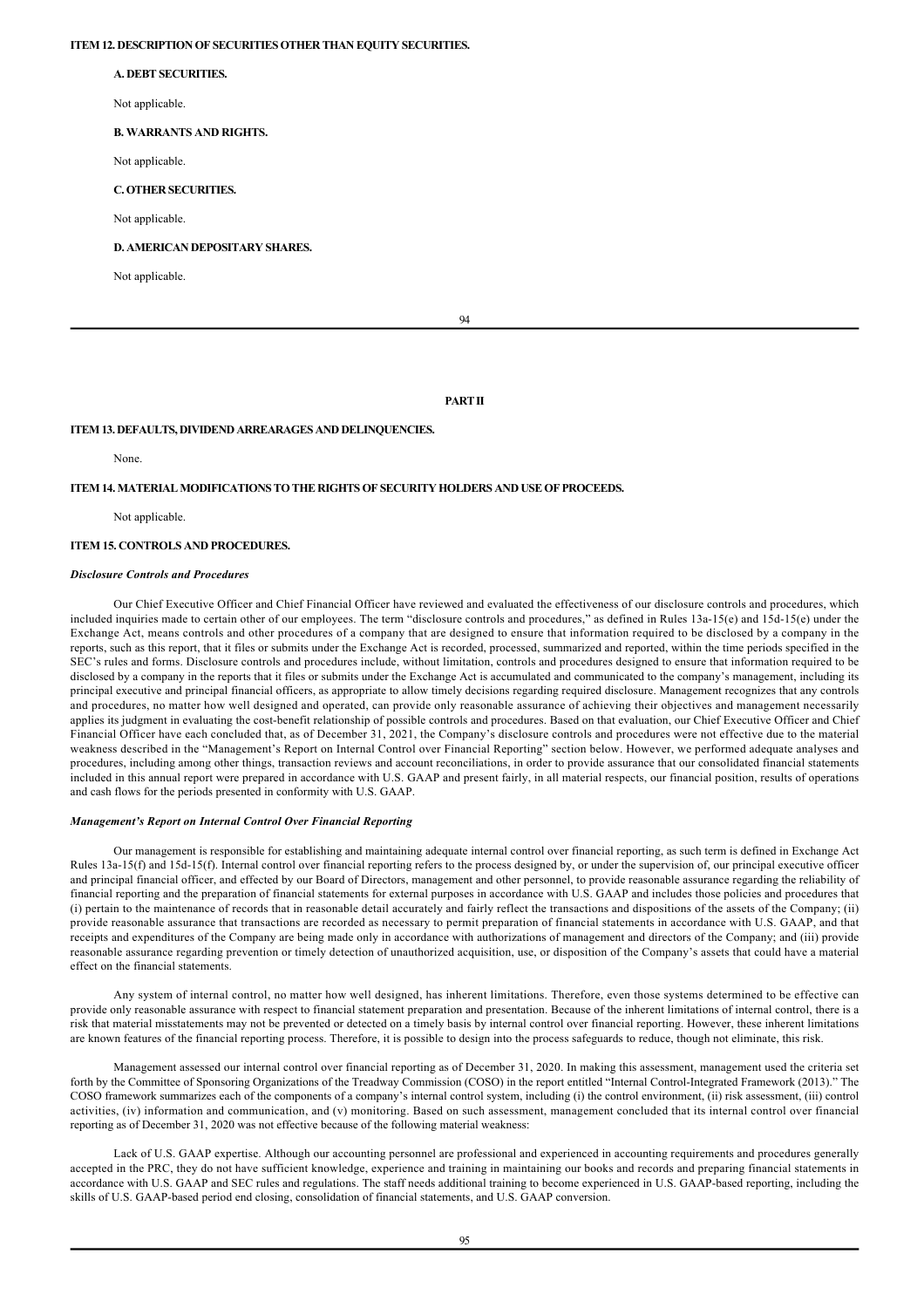## ITEM 12. DESCRIPTION OF SECURITIES OTHER THAN EQUITY SECURITIES.

### A. DEBT SECURITIES.

Not applicable.

### B. WARRANTS AND RIGHTS.

Not applicable.

### C. OTHER SECURITIES.

Not applicable.

### D. AMERICAN DEPOSITARY SHARES.

Not applicable.

# PART II

## ITEM 13. DEFAULTS, DIVIDEND ARREARAGES AND DELINQUENCIES.

None.

## ITEM 14. MATERIAL MODIFICATIONS TO THE RIGHTS OF SECURITY HOLDERS AND USE OF PROCEEDS.

Not applicable.

## ITEM 15. CONTROLS AND PROCEDURES.

***Disclosure Controls and Procedures***

Our Chief Executive Officer and Chief Financial Officer have reviewed and evaluated the effectiveness of our disclosure controls and procedures, which included inquiries made to certain other of our employees. The term "disclosure controls and procedures," as defined in Rules 13a-15(e) and 15d-15(e) under the Exchange Act, means controls and other procedures of a company that are designed to ensure that information required to be disclosed by a company in the reports, such as this report, that it files or submits under the Exchange Act is recorded, processed, summarized and reported, within the time periods specified in the SEC's rules and forms. Disclosure controls and procedures include, without limitation, controls and procedures designed to ensure that information required to be disclosed by a company in the reports that it files or submits under the Exchange Act is accumulated and communicated to the company's management, including its principal executive and principal financial officers, as appropriate to allow timely decisions regarding required disclosure. Management recognizes that any controls and procedures, no matter how well designed and operated, can provide only reasonable assurance of achieving their objectives and management necessarily applies its judgment in evaluating the cost-benefit relationship of possible controls and procedures. Based on that evaluation, our Chief Executive Officer and Chief Financial Officer have each concluded that, as of December 31, 2021, the Company's disclosure controls and procedures were not effective due to the material weakness described in the "Management's Report on Internal Control over Financial Reporting" section below. However, we performed adequate analyses and procedures, including among other things, transaction reviews and account reconciliations, in order to provide assurance that our consolidated financial statements included in this annual report were prepared in accordance with U.S. GAAP and present fairly, in all material respects, our financial position, results of operations and cash flows for the periods presented in conformity with U.S. GAAP.

***Management's Report on Internal Control Over Financial Reporting***

Our management is responsible for establishing and maintaining adequate internal control over financial reporting, as such term is defined in Exchange Act Rules 13a-15(f) and 15d-15(f). Internal control over financial reporting refers to the process designed by, or under the supervision of, our principal executive officer and principal financial officer, and effected by our Board of Directors, management and other personnel, to provide reasonable assurance regarding the reliability of financial reporting and the preparation of financial statements for external purposes in accordance with U.S. GAAP and includes those policies and procedures that (i) pertain to the maintenance of records that in reasonable detail accurately and fairly reflect the transactions and dispositions of the assets of the Company; (ii) provide reasonable assurance that transactions are recorded as necessary to permit preparation of financial statements in accordance with U.S. GAAP, and that receipts and expenditures of the Company are being made only in accordance with authorizations of management and directors of the Company; and (iii) provide reasonable assurance regarding prevention or timely detection of unauthorized acquisition, use, or disposition of the Company's assets that could have a material effect on the financial statements.

Any system of internal control, no matter how well designed, has inherent limitations. Therefore, even those systems determined to be effective can provide only reasonable assurance with respect to financial statement preparation and presentation. Because of the inherent limitations of internal control, there is a risk that material misstatements may not be prevented or detected on a timely basis by internal control over financial reporting. However, these inherent limitations are known features of the financial reporting process. Therefore, it is possible to design into the process safeguards to reduce, though not eliminate, this risk.

Management assessed our internal control over financial reporting as of December 31, 2020. In making this assessment, management used the criteria set forth by the Committee of Sponsoring Organizations of the Treadway Commission (COSO) in the report entitled "Internal Control-Integrated Framework (2013)." The COSO framework summarizes each of the components of a company's internal control system, including (i) the control environment, (ii) risk assessment, (iii) control activities, (iv) information and communication, and (v) monitoring. Based on such assessment, management concluded that its internal control over financial reporting as of December 31, 2020 was not effective because of the following material weakness:

Lack of U.S. GAAP expertise. Although our accounting personnel are professional and experienced in accounting requirements and procedures generally accepted in the PRC, they do not have sufficient knowledge, experience and training in maintaining our books and records and preparing financial statements in accordance with U.S. GAAP and SEC rules and regulations. The staff needs additional training to become experienced in U.S. GAAP-based reporting, including the skills of U.S. GAAP-based period end closing, consolidation of financial statements, and U.S. GAAP conversion.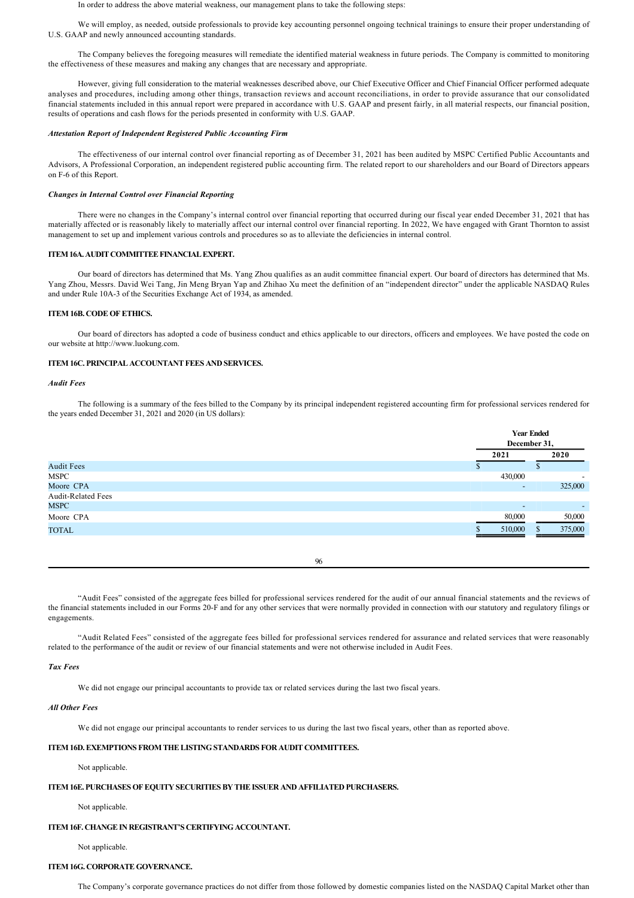In order to address the above material weakness, our management plans to take the following steps:

We will employ, as needed, outside professionals to provide key accounting personnel ongoing technical trainings to ensure their proper understanding of U.S. GAAP and newly announced accounting standards.

The Company believes the foregoing measures will remediate the identified material weakness in future periods. The Company is committed to monitoring the effectiveness of these measures and making any changes that are necessary and appropriate.

However, giving full consideration to the material weaknesses described above, our Chief Executive Officer and Chief Financial Officer performed adequate analyses and procedures, including among other things, transaction reviews and account reconciliations, in order to provide assurance that our consolidated financial statements included in this annual report were prepared in accordance with U.S. GAAP and present fairly, in all material respects, our financial position, results of operations and cash flows for the periods presented in conformity with U.S. GAAP.

***Attestation Report of Independent Registered Public Accounting Firm***

The effectiveness of our internal control over financial reporting as of December 31, 2021 has been audited by MSPC Certified Public Accountants and Advisors, A Professional Corporation, an independent registered public accounting firm. The related report to our shareholders and our Board of Directors appears on F-6 of this Report.

***Changes in Internal Control over Financial Reporting***

There were no changes in the Company's internal control over financial reporting that occurred during our fiscal year ended December 31, 2021 that has materially affected or is reasonably likely to materially affect our internal control over financial reporting. In 2022, We have engaged with Grant Thornton to assist management to set up and implement various controls and procedures so as to alleviate the deficiencies in internal control.

**ITEM 16A. AUDIT COMMITTEE FINANCIAL EXPERT.**

Our board of directors has determined that Ms. Yang Zhou qualifies as an audit committee financial expert. Our board of directors has determined that Ms. Yang Zhou, Messrs. David Wei Tang, Jin Meng Bryan Yap and Zhihao Xu meet the definition of an "independent director" under the applicable NASDAQ Rules and under Rule 10A-3 of the Securities Exchange Act of 1934, as amended.

**ITEM 16B. CODE OF ETHICS.**

Our board of directors has adopted a code of business conduct and ethics applicable to our directors, officers and employees. We have posted the code on our website at http://www.luokung.com.

**ITEM 16C. PRINCIPAL ACCOUNTANT FEES AND SERVICES.**

***Audit Fees***

The following is a summary of the fees billed to the Company by its principal independent registered accounting firm for professional services rendered for the years ended December 31, 2021 and 2020 (in US dollars):

| | Year Ended December 31, | |
|---|---|---|
| | 2021 | 2020 |
| Audit Fees | $ | $ |
| MSPC | 430,000 | - |
| Moore CPA | - | 325,000 |
| Audit-Related Fees | | |
| MSPC | - | - |
| Moore CPA | 80,000 | 50,000 |
| TOTAL | $ 510,000 | $ 375,000 |

"Audit Fees" consisted of the aggregate fees billed for professional services rendered for the audit of our annual financial statements and the reviews of the financial statements included in our Forms 20-F and for any other services that were normally provided in connection with our statutory and regulatory filings or engagements.

"Audit Related Fees" consisted of the aggregate fees billed for professional services rendered for assurance and related services that were reasonably related to the performance of the audit or review of our financial statements and were not otherwise included in Audit Fees.

***Tax Fees***

We did not engage our principal accountants to provide tax or related services during the last two fiscal years.

***All Other Fees***

We did not engage our principal accountants to render services to us during the last two fiscal years, other than as reported above.

**ITEM 16D. EXEMPTIONS FROM THE LISTING STANDARDS FOR AUDIT COMMITTEES.**

Not applicable.

**ITEM 16E. PURCHASES OF EQUITY SECURITIES BY THE ISSUER AND AFFILIATED PURCHASERS.**

Not applicable.

**ITEM 16F. CHANGE IN REGISTRANT'S CERTIFYING ACCOUNTANT.**

Not applicable.

**ITEM 16G. CORPORATE GOVERNANCE.**

The Company's corporate governance practices do not differ from those followed by domestic companies listed on the NASDAQ Capital Market other than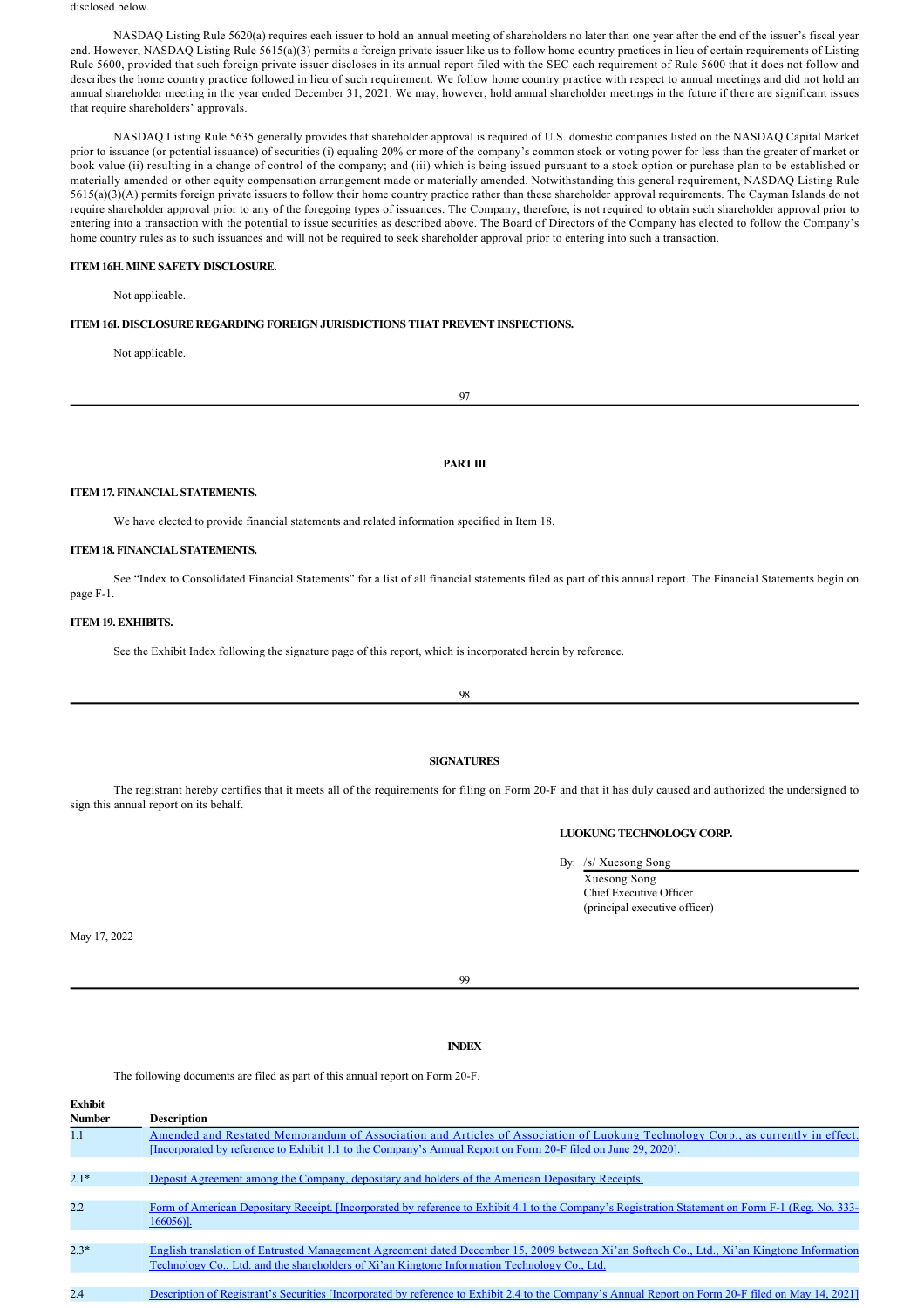disclosed below.

NASDAQ Listing Rule 5620(a) requires each issuer to hold an annual meeting of shareholders no later than one year after the end of the issuer's fiscal year end. However, NASDAQ Listing Rule 5615(a)(3) permits a foreign private issuer like us to follow home country practices in lieu of certain requirements of Listing Rule 5600, provided that such foreign private issuer discloses in its annual report filed with the SEC each requirement of Rule 5600 that it does not follow and describes the home country practice followed in lieu of such requirement. We follow home country practice with respect to annual meetings and did not hold an annual shareholder meeting in the year ended December 31, 2021. We may, however, hold annual shareholder meetings in the future if there are significant issues that require shareholders' approvals.

NASDAQ Listing Rule 5635 generally provides that shareholder approval is required of U.S. domestic companies listed on the NASDAQ Capital Market prior to issuance (or potential issuance) of securities (i) equaling 20% or more of the company's common stock or voting power for less than the greater of market or book value (ii) resulting in a change of control of the company; and (iii) which is being issued pursuant to a stock option or purchase plan to be established or materially amended or other equity compensation arrangement made or materially amended. Notwithstanding this general requirement, NASDAQ Listing Rule 5615(a)(3)(A) permits foreign private issuers to follow their home country practice rather than these shareholder approval requirements. The Cayman Islands do not require shareholder approval prior to any of the foregoing types of issuances. The Company, therefore, is not required to obtain such shareholder approval prior to entering into a transaction with the potential to issue securities as described above. The Board of Directors of the Company has elected to follow the Company's home country rules as to such issuances and will not be required to seek shareholder approval prior to entering into such a transaction.

### ITEM 16H. MINE SAFETY DISCLOSURE.

Not applicable.

### ITEM 16I. DISCLOSURE REGARDING FOREIGN JURISDICTIONS THAT PREVENT INSPECTIONS.

Not applicable.

## PART III

### ITEM 17. FINANCIAL STATEMENTS.

We have elected to provide financial statements and related information specified in Item 18.

### ITEM 18. FINANCIAL STATEMENTS.

See "Index to Consolidated Financial Statements" for a list of all financial statements filed as part of this annual report. The Financial Statements begin on page F-1.

### ITEM 19. EXHIBITS.

See the Exhibit Index following the signature page of this report, which is incorporated herein by reference.

## SIGNATURES

The registrant hereby certifies that it meets all of the requirements for filing on Form 20-F and that it has duly caused and authorized the undersigned to sign this annual report on its behalf.

**LUOKUNG TECHNOLOGY CORP.**

By: /s/ Xuesong Song
Xuesong Song
Chief Executive Officer
(principal executive officer)

May 17, 2022

## INDEX

The following documents are filed as part of this annual report on Form 20-F.

| Exhibit Number | Description |
|---|---|
| 1.1 | Amended and Restated Memorandum of Association and Articles of Association of Luokung Technology Corp., as currently in effect. [Incorporated by reference to Exhibit 1.1 to the Company's Annual Report on Form 20-F filed on June 29, 2020]. |
| 2.1* | Deposit Agreement among the Company, depositary and holders of the American Depositary Receipts. |
| 2.2 | Form of American Depositary Receipt. [Incorporated by reference to Exhibit 4.1 to the Company's Registration Statement on Form F-1 (Reg. No. 333-166056)]. |
| 2.3* | English translation of Entrusted Management Agreement dated December 15, 2009 between Xi'an Softech Co., Ltd., Xi'an Kingtone Information Technology Co., Ltd. and the shareholders of Xi'an Kingtone Information Technology Co., Ltd. |
| 2.4 | Description of Registrant's Securities [Incorporated by reference to Exhibit 2.4 to the Company's Annual Report on Form 20-F filed on May 14, 2021] |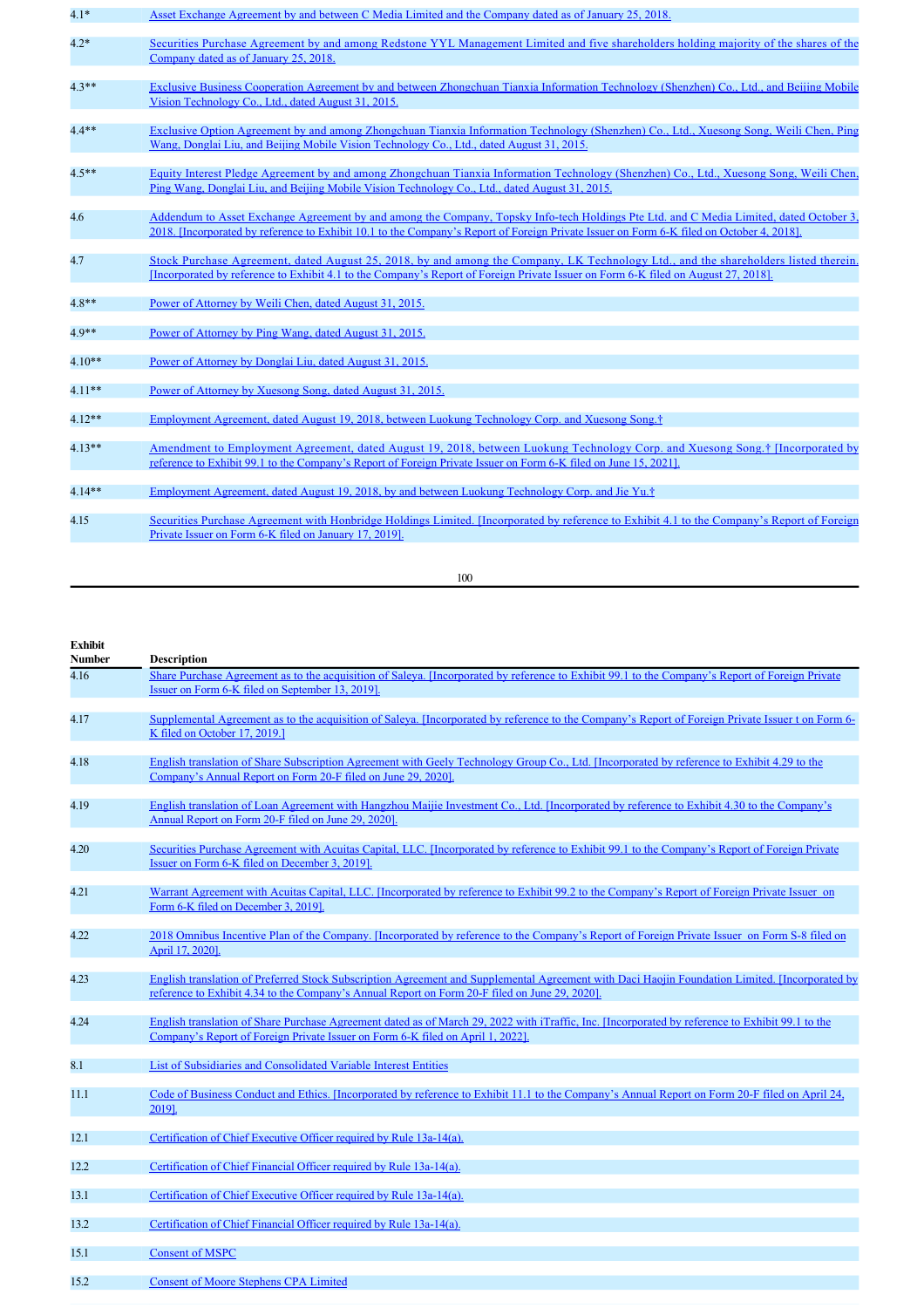| Exhibit Number | Description |
|---|---|
| 4.1* | Asset Exchange Agreement by and between C Media Limited and the Company dated as of January 25, 2018. |
| 4.2* | Securities Purchase Agreement by and among Redstone YYL Management Limited and five shareholders holding majority of the shares of the Company dated as of January 25, 2018. |
| 4.3** | Exclusive Business Cooperation Agreement by and between Zhongchuan Tianxia Information Technology (Shenzhen) Co., Ltd., and Beijing Mobile Vision Technology Co., Ltd., dated August 31, 2015. |
| 4.4** | Exclusive Option Agreement by and among Zhongchuan Tianxia Information Technology (Shenzhen) Co., Ltd., Xuesong Song, Weili Chen, Ping Wang, Donglai Liu, and Beijing Mobile Vision Technology Co., Ltd., dated August 31, 2015. |
| 4.5** | Equity Interest Pledge Agreement by and among Zhongchuan Tianxia Information Technology (Shenzhen) Co., Ltd., Xuesong Song, Weili Chen, Ping Wang, Donglai Liu, and Beijing Mobile Vision Technology Co., Ltd., dated August 31, 2015. |
| 4.6 | Addendum to Asset Exchange Agreement by and among the Company, Topsky Info-tech Holdings Pte Ltd. and C Media Limited, dated October 3, 2018. [Incorporated by reference to Exhibit 10.1 to the Company's Report of Foreign Private Issuer on Form 6-K filed on October 4, 2018]. |
| 4.7 | Stock Purchase Agreement, dated August 25, 2018, by and among the Company, LK Technology Ltd., and the shareholders listed therein. [Incorporated by reference to Exhibit 4.1 to the Company's Report of Foreign Private Issuer on Form 6-K filed on August 27, 2018]. |
| 4.8** | Power of Attorney by Weili Chen, dated August 31, 2015. |
| 4.9** | Power of Attorney by Ping Wang, dated August 31, 2015. |
| 4.10** | Power of Attorney by Donglai Liu, dated August 31, 2015. |
| 4.11** | Power of Attorney by Xuesong Song, dated August 31, 2015. |
| 4.12** | Employment Agreement, dated August 19, 2018, between Luokung Technology Corp. and Xuesong Song.† |
| 4.13** | Amendment to Employment Agreement, dated August 19, 2018, between Luokung Technology Corp. and Xuesong Song.† [Incorporated by reference to Exhibit 99.1 to the Company's Report of Foreign Private Issuer on Form 6-K filed on June 15, 2021]. |
| 4.14** | Employment Agreement, dated August 19, 2018, by and between Luokung Technology Corp. and Jie Yu.† |
| 4.15 | Securities Purchase Agreement with Honbridge Holdings Limited. [Incorporated by reference to Exhibit 4.1 to the Company's Report of Foreign Private Issuer on Form 6-K filed on January 17, 2019]. |
| 4.16 | Share Purchase Agreement as to the acquisition of Saleya. [Incorporated by reference to Exhibit 99.1 to the Company's Report of Foreign Private Issuer on Form 6-K filed on September 13, 2019]. |
| 4.17 | Supplemental Agreement as to the acquisition of Saleya. [Incorporated by reference to the Company's Report of Foreign Private Issuer t on Form 6-K filed on October 17, 2019.] |
| 4.18 | English translation of Share Subscription Agreement with Geely Technology Group Co., Ltd. [Incorporated by reference to Exhibit 4.29 to the Company's Annual Report on Form 20-F filed on June 29, 2020]. |
| 4.19 | English translation of Loan Agreement with Hangzhou Maijie Investment Co., Ltd. [Incorporated by reference to Exhibit 4.30 to the Company's Annual Report on Form 20-F filed on June 29, 2020]. |
| 4.20 | Securities Purchase Agreement with Acuitas Capital, LLC. [Incorporated by reference to Exhibit 99.1 to the Company's Report of Foreign Private Issuer on Form 6-K filed on December 3, 2019]. |
| 4.21 | Warrant Agreement with Acuitas Capital, LLC. [Incorporated by reference to Exhibit 99.2 to the Company's Report of Foreign Private Issuer on Form 6-K filed on December 3, 2019]. |
| 4.22 | 2018 Omnibus Incentive Plan of the Company. [Incorporated by reference to the Company's Report of Foreign Private Issuer on Form S-8 filed on April 17, 2020]. |
| 4.23 | English translation of Preferred Stock Subscription Agreement and Supplemental Agreement with Daci Haojin Foundation Limited. [Incorporated by reference to Exhibit 4.34 to the Company's Annual Report on Form 20-F filed on June 29, 2020]. |
| 4.24 | English translation of Share Purchase Agreement dated as of March 29, 2022 with iTraffic, Inc. [Incorporated by reference to Exhibit 99.1 to the Company's Report of Foreign Private Issuer on Form 6-K filed on April 1, 2022]. |
| 8.1 | List of Subsidiaries and Consolidated Variable Interest Entities |
| 11.1 | Code of Business Conduct and Ethics. [Incorporated by reference to Exhibit 11.1 to the Company's Annual Report on Form 20-F filed on April 24, 2019]. |
| 12.1 | Certification of Chief Executive Officer required by Rule 13a-14(a). |
| 12.2 | Certification of Chief Financial Officer required by Rule 13a-14(a). |
| 13.1 | Certification of Chief Executive Officer required by Rule 13a-14(a). |
| 13.2 | Certification of Chief Financial Officer required by Rule 13a-14(a). |
| 15.1 | Consent of MSPC |
| 15.2 | Consent of Moore Stephens CPA Limited |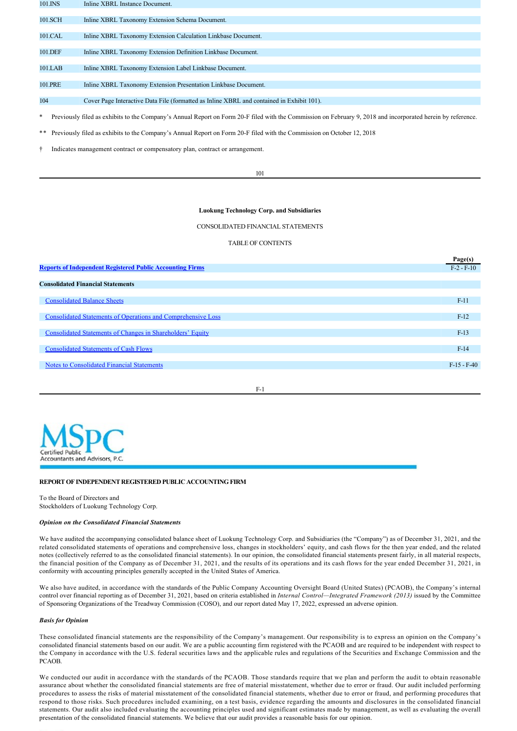| | |
|---|---|
| 101.INS | Inline XBRL Instance Document. |
| 101.SCH | Inline XBRL Taxonomy Extension Schema Document. |
| 101.CAL | Inline XBRL Taxonomy Extension Calculation Linkbase Document. |
| 101.DEF | Inline XBRL Taxonomy Extension Definition Linkbase Document. |
| 101.LAB | Inline XBRL Taxonomy Extension Label Linkbase Document. |
| 101.PRE | Inline XBRL Taxonomy Extension Presentation Linkbase Document. |
| 104 | Cover Page Interactive Data File (formatted as Inline XBRL and contained in Exhibit 101). |

\* Previously filed as exhibits to the Company's Annual Report on Form 20-F filed with the Commission on February 9, 2018 and incorporated herein by reference.

\*\* Previously filed as exhibits to the Company's Annual Report on Form 20-F filed with the Commission on October 12, 2018

† Indicates management contract or compensatory plan, contract or arrangement.

**Luokung Technology Corp. and Subsidiaries**

CONSOLIDATED FINANCIAL STATEMENTS

TABLE OF CONTENTS

| | Page(s) |
|---|---|
| Reports of Independent Registered Public Accounting Firms | F-2 - F-10 |
| **Consolidated Financial Statements** | |
| Consolidated Balance Sheets | F-11 |
| Consolidated Statements of Operations and Comprehensive Loss | F-12 |
| Consolidated Statements of Changes in Shareholders' Equity | F-13 |
| Consolidated Statements of Cash Flows | F-14 |
| Notes to Consolidated Financial Statements | F-15 - F-40 |

MSPC
Certified Public Accountants and Advisors, P.C.

**REPORT OF INDEPENDENT REGISTERED PUBLIC ACCOUNTING FIRM**

To the Board of Directors and
Stockholders of Luokung Technology Corp.

***Opinion on the Consolidated Financial Statements***

We have audited the accompanying consolidated balance sheet of Luokung Technology Corp. and Subsidiaries (the "Company") as of December 31, 2021, and the related consolidated statements of operations and comprehensive loss, changes in stockholders' equity, and cash flows for the then year ended, and the related notes (collectively referred to as the consolidated financial statements). In our opinion, the consolidated financial statements present fairly, in all material respects, the financial position of the Company as of December 31, 2021, and the results of its operations and its cash flows for the year ended December 31, 2021, in conformity with accounting principles generally accepted in the United States of America.

We also have audited, in accordance with the standards of the Public Company Accounting Oversight Board (United States) (PCAOB), the Company's internal control over financial reporting as of December 31, 2021, based on criteria established in *Internal Control—Integrated Framework (2013)* issued by the Committee of Sponsoring Organizations of the Treadway Commission (COSO), and our report dated May 17, 2022, expressed an adverse opinion.

***Basis for Opinion***

These consolidated financial statements are the responsibility of the Company's management. Our responsibility is to express an opinion on the Company's consolidated financial statements based on our audit. We are a public accounting firm registered with the PCAOB and are required to be independent with respect to the Company in accordance with the U.S. federal securities laws and the applicable rules and regulations of the Securities and Exchange Commission and the PCAOB.

We conducted our audit in accordance with the standards of the PCAOB. Those standards require that we plan and perform the audit to obtain reasonable assurance about whether the consolidated financial statements are free of material misstatement, whether due to error or fraud. Our audit included performing procedures to assess the risks of material misstatement of the consolidated financial statements, whether due to error or fraud, and performing procedures that respond to those risks. Such procedures included examining, on a test basis, evidence regarding the amounts and disclosures in the consolidated financial statements. Our audit also included evaluating the accounting principles used and significant estimates made by management, as well as evaluating the overall presentation of the consolidated financial statements. We believe that our audit provides a reasonable basis for our opinion.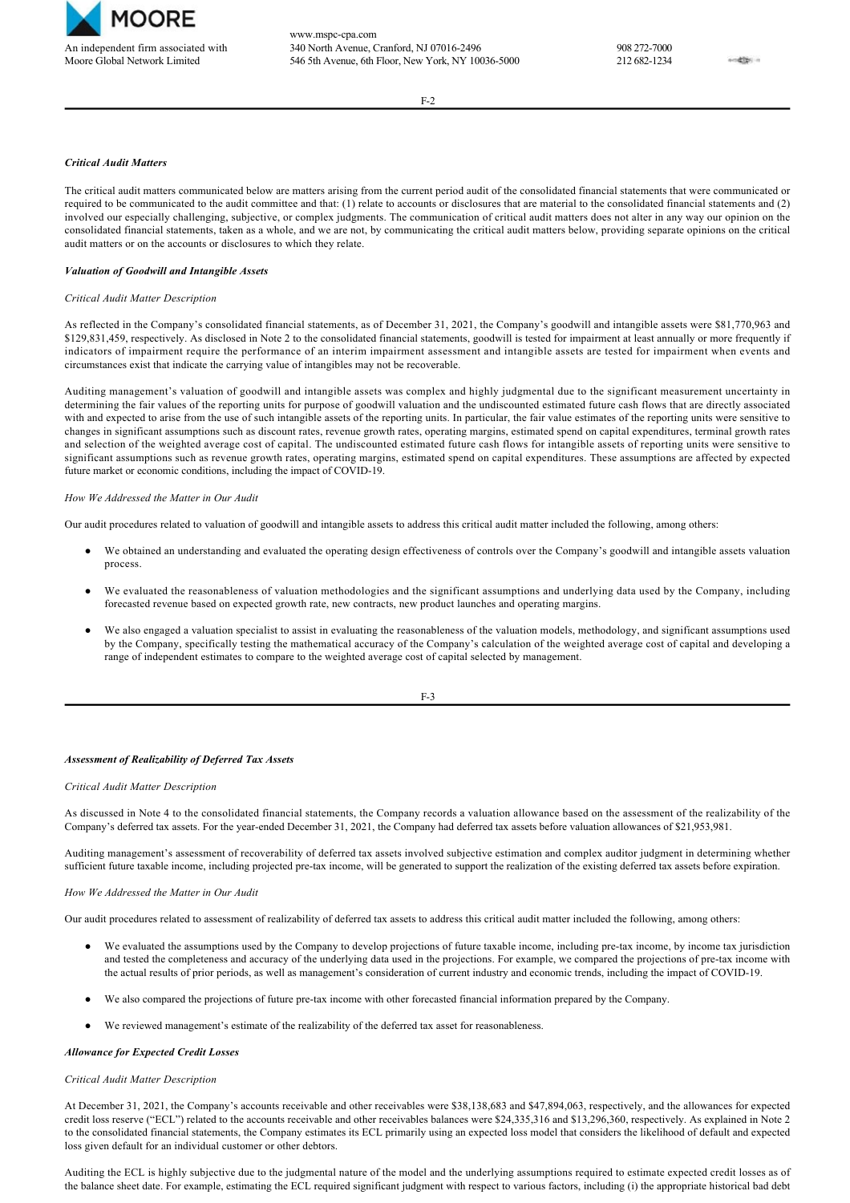***Critical Audit Matters***

The critical audit matters communicated below are matters arising from the current period audit of the consolidated financial statements that were communicated or required to be communicated to the audit committee and that: (1) relate to accounts or disclosures that are material to the consolidated financial statements and (2) involved our especially challenging, subjective, or complex judgments. The communication of critical audit matters does not alter in any way our opinion on the consolidated financial statements, taken as a whole, and we are not, by communicating the critical audit matters below, providing separate opinions on the critical audit matters or on the accounts or disclosures to which they relate.

***Valuation of Goodwill and Intangible Assets***

*Critical Audit Matter Description*

As reflected in the Company's consolidated financial statements, as of December 31, 2021, the Company's goodwill and intangible assets were $81,770,963 and $129,831,459, respectively. As disclosed in Note 2 to the consolidated financial statements, goodwill is tested for impairment at least annually or more frequently if indicators of impairment require the performance of an interim impairment assessment and intangible assets are tested for impairment when events and circumstances exist that indicate the carrying value of intangibles may not be recoverable.

Auditing management's valuation of goodwill and intangible assets was complex and highly judgmental due to the significant measurement uncertainty in determining the fair values of the reporting units for purpose of goodwill valuation and the undiscounted estimated future cash flows that are directly associated with and expected to arise from the use of such intangible assets of the reporting units. In particular, the fair value estimates of the reporting units were sensitive to changes in significant assumptions such as discount rates, revenue growth rates, operating margins, estimated spend on capital expenditures, terminal growth rates and selection of the weighted average cost of capital. The undiscounted estimated future cash flows for intangible assets of reporting units were sensitive to significant assumptions such as revenue growth rates, operating margins, estimated spend on capital expenditures. These assumptions are affected by expected future market or economic conditions, including the impact of COVID-19.

*How We Addressed the Matter in Our Audit*

Our audit procedures related to valuation of goodwill and intangible assets to address this critical audit matter included the following, among others:

- We obtained an understanding and evaluated the operating design effectiveness of controls over the Company's goodwill and intangible assets valuation process.
- We evaluated the reasonableness of valuation methodologies and the significant assumptions and underlying data used by the Company, including forecasted revenue based on expected growth rate, new contracts, new product launches and operating margins.
- We also engaged a valuation specialist to assist in evaluating the reasonableness of the valuation models, methodology, and significant assumptions used by the Company, specifically testing the mathematical accuracy of the Company's calculation of the weighted average cost of capital and developing a range of independent estimates to compare to the weighted average cost of capital selected by management.

***Assessment of Realizability of Deferred Tax Assets***

*Critical Audit Matter Description*

As discussed in Note 4 to the consolidated financial statements, the Company records a valuation allowance based on the assessment of the realizability of the Company's deferred tax assets. For the year-ended December 31, 2021, the Company had deferred tax assets before valuation allowances of $21,953,981.

Auditing management's assessment of recoverability of deferred tax assets involved subjective estimation and complex auditor judgment in determining whether sufficient future taxable income, including projected pre-tax income, will be generated to support the realization of the existing deferred tax assets before expiration.

*How We Addressed the Matter in Our Audit*

Our audit procedures related to assessment of realizability of deferred tax assets to address this critical audit matter included the following, among others:

- We evaluated the assumptions used by the Company to develop projections of future taxable income, including pre-tax income, by income tax jurisdiction and tested the completeness and accuracy of the underlying data used in the projections. For example, we compared the projections of pre-tax income with the actual results of prior periods, as well as management's consideration of current industry and economic trends, including the impact of COVID-19.
- We also compared the projections of future pre-tax income with other forecasted financial information prepared by the Company.
- We reviewed management's estimate of the realizability of the deferred tax asset for reasonableness.

***Allowance for Expected Credit Losses***

*Critical Audit Matter Description*

At December 31, 2021, the Company's accounts receivable and other receivables were $38,138,683 and $47,894,063, respectively, and the allowances for expected credit loss reserve ("ECL") related to the accounts receivable and other receivables balances were $24,335,316 and $13,296,360, respectively. As explained in Note 2 to the consolidated financial statements, the Company estimates its ECL primarily using an expected loss model that considers the likelihood of default and expected loss given default for an individual customer or other debtors.

Auditing the ECL is highly subjective due to the judgmental nature of the model and the underlying assumptions required to estimate expected credit losses as of the balance sheet date. For example, estimating the ECL required significant judgment with respect to various factors, including (i) the appropriate historical bad debt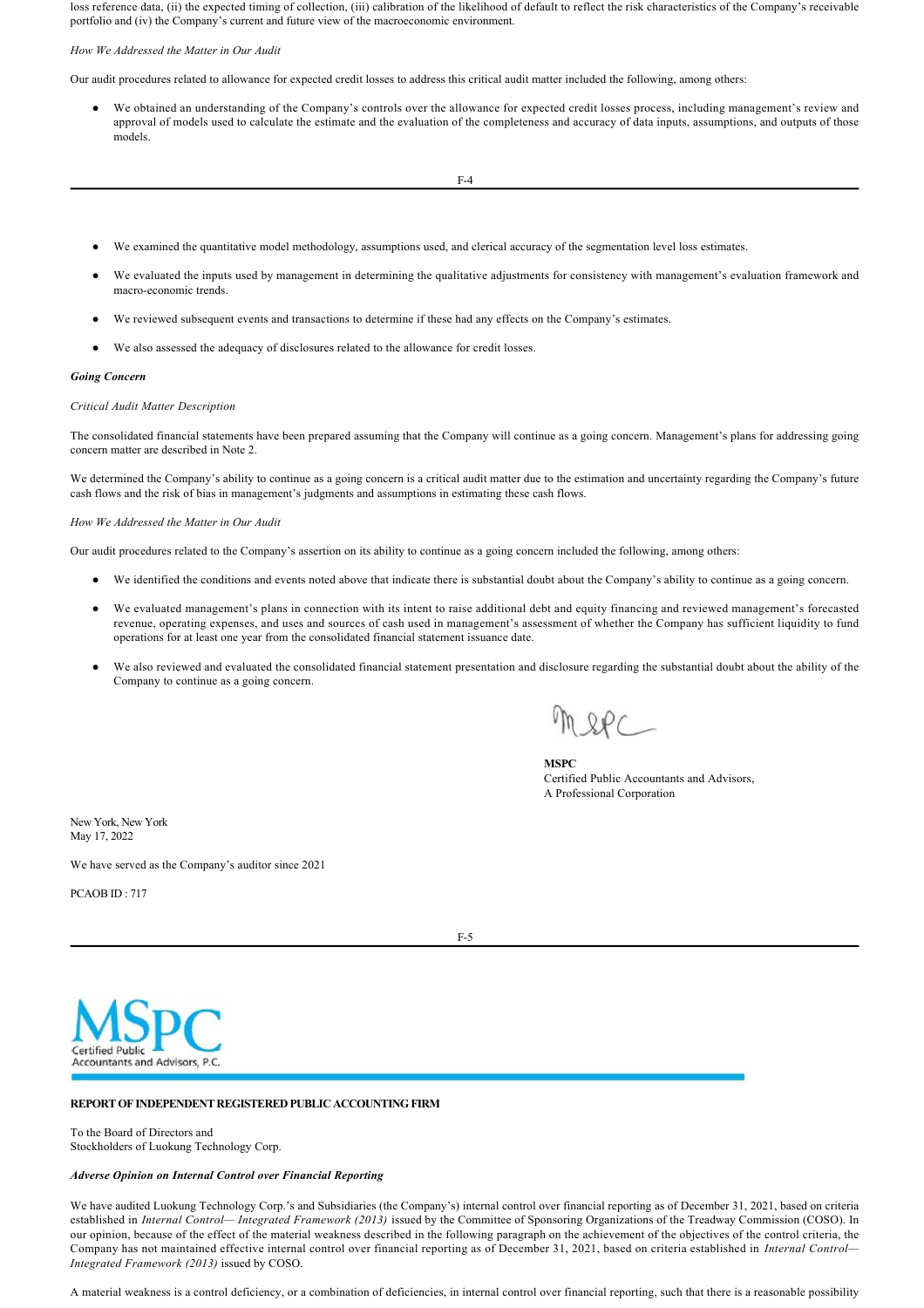loss reference data, (ii) the expected timing of collection, (iii) calibration of the likelihood of default to reflect the risk characteristics of the Company's receivable portfolio and (iv) the Company's current and future view of the macroeconomic environment.

*How We Addressed the Matter in Our Audit*

Our audit procedures related to allowance for expected credit losses to address this critical audit matter included the following, among others:

- We obtained an understanding of the Company's controls over the allowance for expected credit losses process, including management's review and approval of models used to calculate the estimate and the evaluation of the completeness and accuracy of data inputs, assumptions, and outputs of those models.

- We examined the quantitative model methodology, assumptions used, and clerical accuracy of the segmentation level loss estimates.
- We evaluated the inputs used by management in determining the qualitative adjustments for consistency with management's evaluation framework and macro-economic trends.
- We reviewed subsequent events and transactions to determine if these had any effects on the Company's estimates.
- We also assessed the adequacy of disclosures related to the allowance for credit losses.

***Going Concern***

*Critical Audit Matter Description*

The consolidated financial statements have been prepared assuming that the Company will continue as a going concern. Management's plans for addressing going concern matter are described in Note 2.

We determined the Company's ability to continue as a going concern is a critical audit matter due to the estimation and uncertainty regarding the Company's future cash flows and the risk of bias in management's judgments and assumptions in estimating these cash flows.

*How We Addressed the Matter in Our Audit*

Our audit procedures related to the Company's assertion on its ability to continue as a going concern included the following, among others:

- We identified the conditions and events noted above that indicate there is substantial doubt about the Company's ability to continue as a going concern.
- We evaluated management's plans in connection with its intent to raise additional debt and equity financing and reviewed management's forecasted revenue, operating expenses, and uses and sources of cash used in management's assessment of whether the Company has sufficient liquidity to fund operations for at least one year from the consolidated financial statement issuance date.
- We also reviewed and evaluated the consolidated financial statement presentation and disclosure regarding the substantial doubt about the ability of the Company to continue as a going concern.

**MSPC**
Certified Public Accountants and Advisors,
A Professional Corporation

New York, New York
May 17, 2022

We have served as the Company's auditor since 2021

PCAOB ID : 717

MSPC Certified Public Accountants and Advisors, P.C.

**REPORT OF INDEPENDENT REGISTERED PUBLIC ACCOUNTING FIRM**

To the Board of Directors and
Stockholders of Luokung Technology Corp.

***Adverse Opinion on Internal Control over Financial Reporting***

We have audited Luokung Technology Corp.'s and Subsidiaries (the Company's) internal control over financial reporting as of December 31, 2021, based on criteria established in *Internal Control— Integrated Framework (2013)* issued by the Committee of Sponsoring Organizations of the Treadway Commission (COSO). In our opinion, because of the effect of the material weakness described in the following paragraph on the achievement of the objectives of the control criteria, the Company has not maintained effective internal control over financial reporting as of December 31, 2021, based on criteria established in *Internal Control— Integrated Framework (2013)* issued by COSO.

A material weakness is a control deficiency, or a combination of deficiencies, in internal control over financial reporting, such that there is a reasonable possibility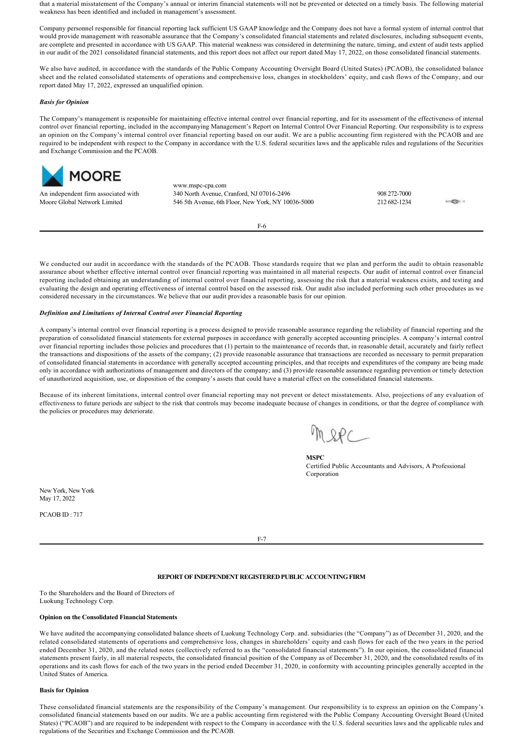that a material misstatement of the Company's annual or interim financial statements will not be prevented or detected on a timely basis. The following material weakness has been identified and included in management's assessment.

Company personnel responsible for financial reporting lack sufficient US GAAP knowledge and the Company does not have a formal system of internal control that would provide management with reasonable assurance that the Company's consolidated financial statements and related disclosures, including subsequent events, are complete and presented in accordance with US GAAP. This material weakness was considered in determining the nature, timing, and extent of audit tests applied in our audit of the 2021 consolidated financial statements, and this report does not affect our report dated May 17, 2022, on those consolidated financial statements.

We also have audited, in accordance with the standards of the Public Company Accounting Oversight Board (United States) (PCAOB), the consolidated balance sheet and the related consolidated statements of operations and comprehensive loss, changes in stockholders' equity, and cash flows of the Company, and our report dated May 17, 2022, expressed an unqualified opinion.

***Basis for Opinion***

The Company's management is responsible for maintaining effective internal control over financial reporting, and for its assessment of the effectiveness of internal control over financial reporting, included in the accompanying Management's Report on Internal Control Over Financial Reporting. Our responsibility is to express an opinion on the Company's internal control over financial reporting based on our audit. We are a public accounting firm registered with the PCAOB and are required to be independent with respect to the Company in accordance with the U.S. federal securities laws and the applicable rules and regulations of the Securities and Exchange Commission and the PCAOB.

MOORE

An independent firm associated with Moore Global Network Limited

www.mspc-cpa.com
340 North Avenue, Cranford, NJ 07016-2496 — 908 272-7000
546 5th Avenue, 6th Floor, New York, NY 10036-5000 — 212 682-1234

We conducted our audit in accordance with the standards of the PCAOB. Those standards require that we plan and perform the audit to obtain reasonable assurance about whether effective internal control over financial reporting was maintained in all material respects. Our audit of internal control over financial reporting included obtaining an understanding of internal control over financial reporting, assessing the risk that a material weakness exists, and testing and evaluating the design and operating effectiveness of internal control based on the assessed risk. Our audit also included performing such other procedures as we considered necessary in the circumstances. We believe that our audit provides a reasonable basis for our opinion.

***Definition and Limitations of Internal Control over Financial Reporting***

A company's internal control over financial reporting is a process designed to provide reasonable assurance regarding the reliability of financial reporting and the preparation of consolidated financial statements for external purposes in accordance with generally accepted accounting principles. A company's internal control over financial reporting includes those policies and procedures that (1) pertain to the maintenance of records that, in reasonable detail, accurately and fairly reflect the transactions and dispositions of the assets of the company; (2) provide reasonable assurance that transactions are recorded as necessary to permit preparation of consolidated financial statements in accordance with generally accepted accounting principles, and that receipts and expenditures of the company are being made only in accordance with authorizations of management and directors of the company; and (3) provide reasonable assurance regarding prevention or timely detection of unauthorized acquisition, use, or disposition of the company's assets that could have a material effect on the consolidated financial statements.

Because of its inherent limitations, internal control over financial reporting may not prevent or detect misstatements. Also, projections of any evaluation of effectiveness to future periods are subject to the risk that controls may become inadequate because of changes in conditions, or that the degree of compliance with the policies or procedures may deteriorate.

**MSPC**
Certified Public Accountants and Advisors, A Professional Corporation

New York, New York
May 17, 2022

PCAOB ID : 717

**REPORT OF INDEPENDENT REGISTERED PUBLIC ACCOUNTING FIRM**

To the Shareholders and the Board of Directors of
Luokung Technology Corp.

**Opinion on the Consolidated Financial Statements**

We have audited the accompanying consolidated balance sheets of Luokung Technology Corp. and. subsidiaries (the "Company") as of December 31, 2020, and the related consolidated statements of operations and comprehensive loss, changes in shareholders' equity and cash flows for each of the two years in the period ended December 31, 2020, and the related notes (collectively referred to as the "consolidated financial statements"). In our opinion, the consolidated financial statements present fairly, in all material respects, the consolidated financial position of the Company as of December 31, 2020, and the consolidated results of its operations and its cash flows for each of the two years in the period ended December 31, 2020, in conformity with accounting principles generally accepted in the United States of America.

**Basis for Opinion**

These consolidated financial statements are the responsibility of the Company's management. Our responsibility is to express an opinion on the Company's consolidated financial statements based on our audits. We are a public accounting firm registered with the Public Company Accounting Oversight Board (United States) ("PCAOB") and are required to be independent with respect to the Company in accordance with the U.S. federal securities laws and the applicable rules and regulations of the Securities and Exchange Commission and the PCAOB.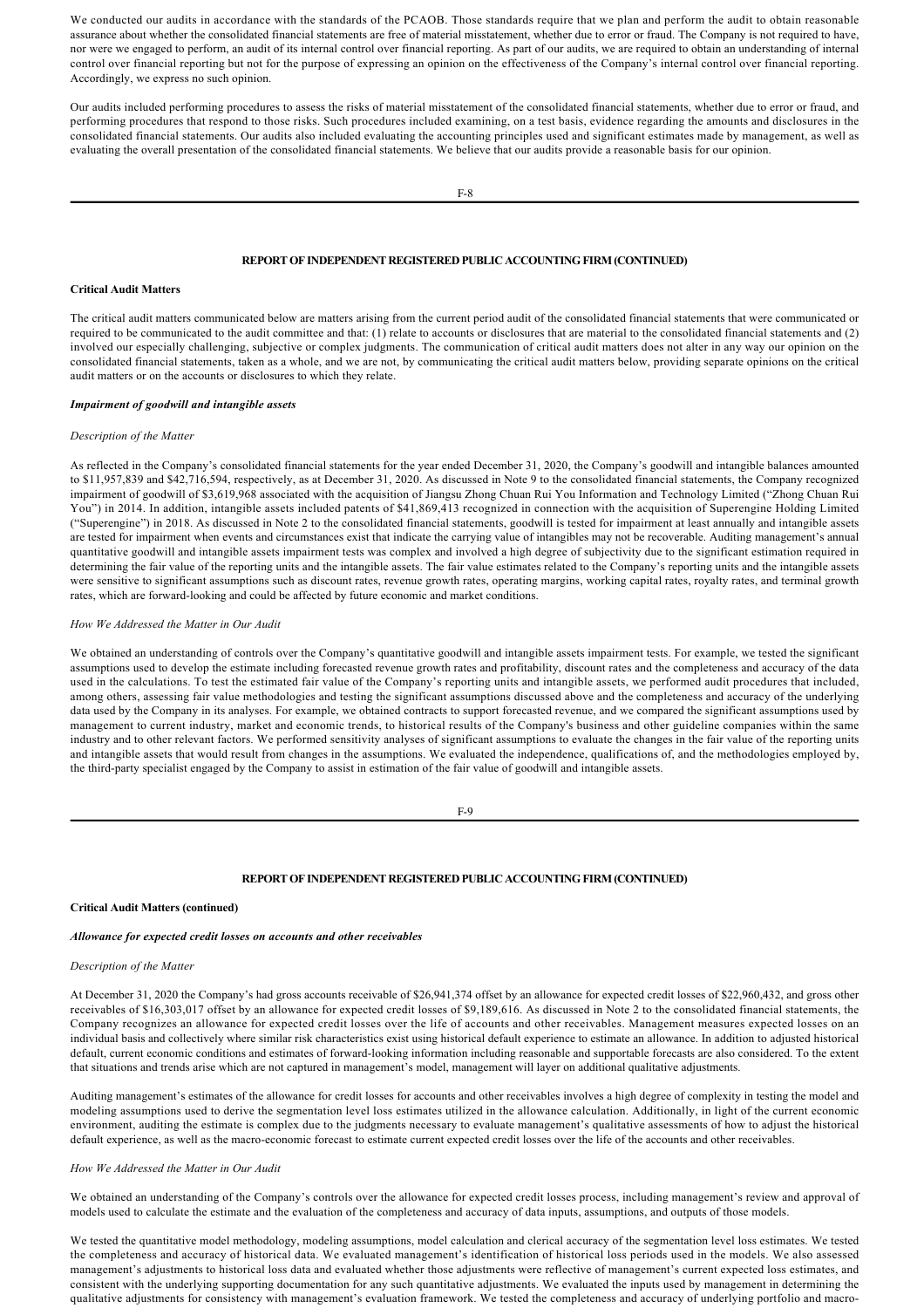We conducted our audits in accordance with the standards of the PCAOB. Those standards require that we plan and perform the audit to obtain reasonable assurance about whether the consolidated financial statements are free of material misstatement, whether due to error or fraud. The Company is not required to have, nor were we engaged to perform, an audit of its internal control over financial reporting. As part of our audits, we are required to obtain an understanding of internal control over financial reporting but not for the purpose of expressing an opinion on the effectiveness of the Company's internal control over financial reporting. Accordingly, we express no such opinion.

Our audits included performing procedures to assess the risks of material misstatement of the consolidated financial statements, whether due to error or fraud, and performing procedures that respond to those risks. Such procedures included examining, on a test basis, evidence regarding the amounts and disclosures in the consolidated financial statements. Our audits also included evaluating the accounting principles used and significant estimates made by management, as well as evaluating the overall presentation of the consolidated financial statements. We believe that our audits provide a reasonable basis for our opinion.

## REPORT OF INDEPENDENT REGISTERED PUBLIC ACCOUNTING FIRM (CONTINUED)

**Critical Audit Matters**

The critical audit matters communicated below are matters arising from the current period audit of the consolidated financial statements that were communicated or required to be communicated to the audit committee and that: (1) relate to accounts or disclosures that are material to the consolidated financial statements and (2) involved our especially challenging, subjective or complex judgments. The communication of critical audit matters does not alter in any way our opinion on the consolidated financial statements, taken as a whole, and we are not, by communicating the critical audit matters below, providing separate opinions on the critical audit matters or on the accounts or disclosures to which they relate.

***Impairment of goodwill and intangible assets***

*Description of the Matter*

As reflected in the Company's consolidated financial statements for the year ended December 31, 2020, the Company's goodwill and intangible balances amounted to $11,957,839 and $42,716,594, respectively, as at December 31, 2020. As discussed in Note 9 to the consolidated financial statements, the Company recognized impairment of goodwill of $3,619,968 associated with the acquisition of Jiangsu Zhong Chuan Rui You Information and Technology Limited ("Zhong Chuan Rui You") in 2014. In addition, intangible assets included patents of $41,869,413 recognized in connection with the acquisition of Superengine Holding Limited ("Superengine") in 2018. As discussed in Note 2 to the consolidated financial statements, goodwill is tested for impairment at least annually and intangible assets are tested for impairment when events and circumstances exist that indicate the carrying value of intangibles may not be recoverable. Auditing management's annual quantitative goodwill and intangible assets impairment tests was complex and involved a high degree of subjectivity due to the significant estimation required in determining the fair value of the reporting units and the intangible assets. The fair value estimates related to the Company's reporting units and the intangible assets were sensitive to significant assumptions such as discount rates, revenue growth rates, operating margins, working capital rates, royalty rates, and terminal growth rates, which are forward-looking and could be affected by future economic and market conditions.

*How We Addressed the Matter in Our Audit*

We obtained an understanding of controls over the Company's quantitative goodwill and intangible assets impairment tests. For example, we tested the significant assumptions used to develop the estimate including forecasted revenue growth rates and profitability, discount rates and the completeness and accuracy of the data used in the calculations. To test the estimated fair value of the Company's reporting units and intangible assets, we performed audit procedures that included, among others, assessing fair value methodologies and testing the significant assumptions discussed above and the completeness and accuracy of the underlying data used by the Company in its analyses. For example, we obtained contracts to support forecasted revenue, and we compared the significant assumptions used by management to current industry, market and economic trends, to historical results of the Company's business and other guideline companies within the same industry and to other relevant factors. We performed sensitivity analyses of significant assumptions to evaluate the changes in the fair value of the reporting units and intangible assets that would result from changes in the assumptions. We evaluated the independence, qualifications of, and the methodologies employed by, the third-party specialist engaged by the Company to assist in estimation of the fair value of goodwill and intangible assets.

## REPORT OF INDEPENDENT REGISTERED PUBLIC ACCOUNTING FIRM (CONTINUED)

**Critical Audit Matters (continued)**

***Allowance for expected credit losses on accounts and other receivables***

*Description of the Matter*

At December 31, 2020 the Company's had gross accounts receivable of $26,941,374 offset by an allowance for expected credit losses of $22,960,432, and gross other receivables of $16,303,017 offset by an allowance for expected credit losses of $9,189,616. As discussed in Note 2 to the consolidated financial statements, the Company recognizes an allowance for expected credit losses over the life of accounts and other receivables. Management measures expected losses on an individual basis and collectively where similar risk characteristics exist using historical default experience to estimate an allowance. In addition to adjusted historical default, current economic conditions and estimates of forward-looking information including reasonable and supportable forecasts are also considered. To the extent that situations and trends arise which are not captured in management's model, management will layer on additional qualitative adjustments.

Auditing management's estimates of the allowance for credit losses for accounts and other receivables involves a high degree of complexity in testing the model and modeling assumptions used to derive the segmentation level loss estimates utilized in the allowance calculation. Additionally, in light of the current economic environment, auditing the estimate is complex due to the judgments necessary to evaluate management's qualitative assessments of how to adjust the historical default experience, as well as the macro-economic forecast to estimate current expected credit losses over the life of the accounts and other receivables.

*How We Addressed the Matter in Our Audit*

We obtained an understanding of the Company's controls over the allowance for expected credit losses process, including management's review and approval of models used to calculate the estimate and the evaluation of the completeness and accuracy of data inputs, assumptions, and outputs of those models.

We tested the quantitative model methodology, modeling assumptions, model calculation and clerical accuracy of the segmentation level loss estimates. We tested the completeness and accuracy of historical data. We evaluated management's identification of historical loss periods used in the models. We also assessed management's adjustments to historical loss data and evaluated whether those adjustments were reflective of management's current expected loss estimates, and consistent with the underlying supporting documentation for any such quantitative adjustments. We evaluated the inputs used by management in determining the qualitative adjustments for consistency with management's evaluation framework. We tested the completeness and accuracy of underlying portfolio and macro-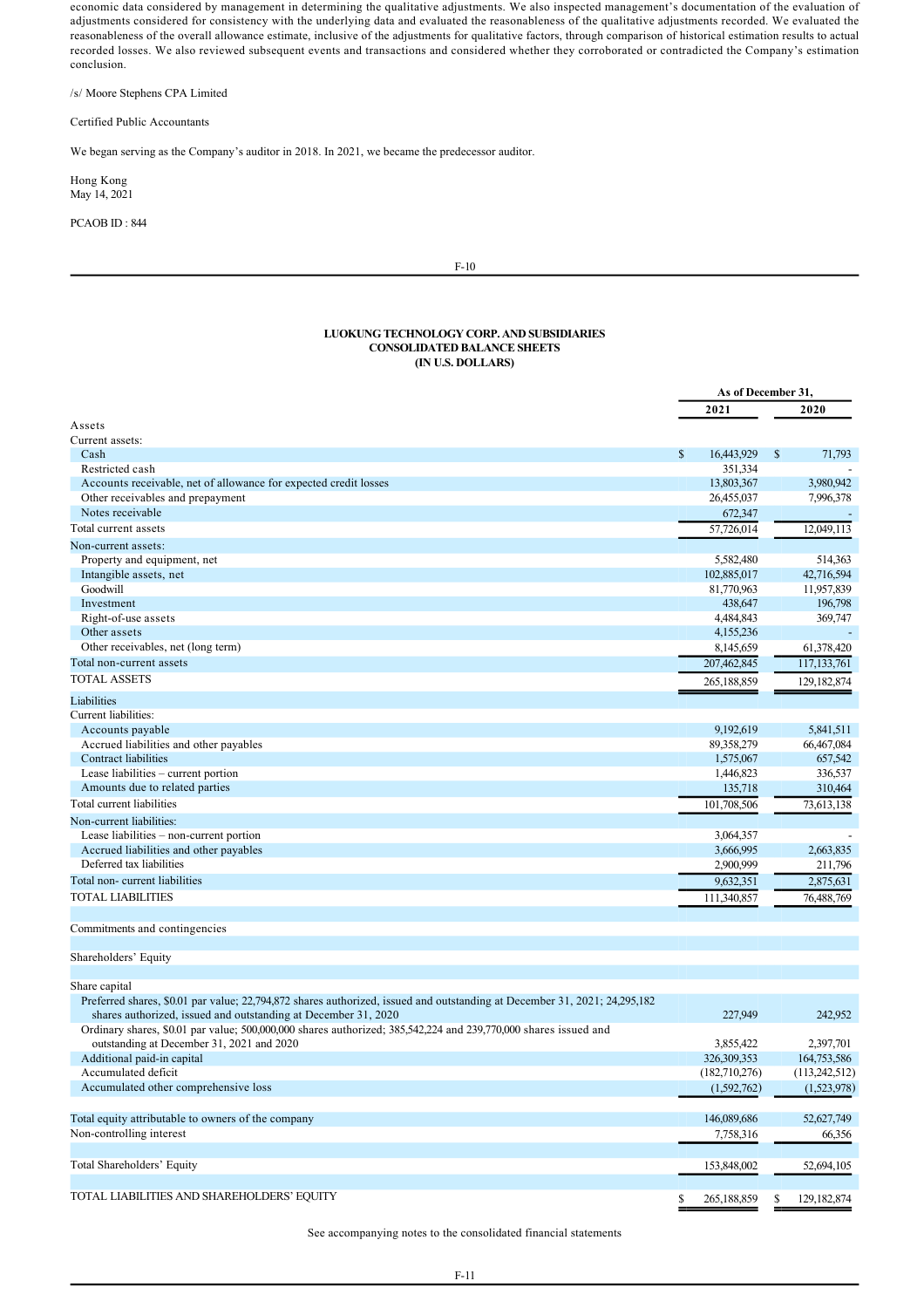economic data considered by management in determining the qualitative adjustments. We also inspected management's documentation of the evaluation of adjustments considered for consistency with the underlying data and evaluated the reasonableness of the qualitative adjustments recorded. We evaluated the reasonableness of the overall allowance estimate, inclusive of the adjustments for qualitative factors, through comparison of historical estimation results to actual recorded losses. We also reviewed subsequent events and transactions and considered whether they corroborated or contradicted the Company's estimation conclusion.

/s/ Moore Stephens CPA Limited

Certified Public Accountants

We began serving as the Company's auditor in 2018. In 2021, we became the predecessor auditor.

Hong Kong
May 14, 2021

PCAOB ID : 844

**LUOKUNG TECHNOLOGY CORP. AND SUBSIDIARIES**
**CONSOLIDATED BALANCE SHEETS**
**(IN U.S. DOLLARS)**

| | As of December 31, | |
|---|---|---|
| | **2021** | **2020** |
| Assets | | |
| Current assets: | | |
| Cash | $ 16,443,929 | $ 71,793 |
| Restricted cash | 351,334 | - |
| Accounts receivable, net of allowance for expected credit losses | 13,803,367 | 3,980,942 |
| Other receivables and prepayment | 26,455,037 | 7,996,378 |
| Notes receivable | 672,347 | - |
| Total current assets | 57,726,014 | 12,049,113 |
| Non-current assets: | | |
| Property and equipment, net | 5,582,480 | 514,363 |
| Intangible assets, net | 102,885,017 | 42,716,594 |
| Goodwill | 81,770,963 | 11,957,839 |
| Investment | 438,647 | 196,798 |
| Right-of-use assets | 4,484,843 | 369,747 |
| Other assets | 4,155,236 | - |
| Other receivables, net (long term) | 8,145,659 | 61,378,420 |
| Total non-current assets | 207,462,845 | 117,133,761 |
| TOTAL ASSETS | 265,188,859 | 129,182,874 |
| Liabilities | | |
| Current liabilities: | | |
| Accounts payable | 9,192,619 | 5,841,511 |
| Accrued liabilities and other payables | 89,358,279 | 66,467,084 |
| Contract liabilities | 1,575,067 | 657,542 |
| Lease liabilities – current portion | 1,446,823 | 336,537 |
| Amounts due to related parties | 135,718 | 310,464 |
| Total current liabilities | 101,708,506 | 73,613,138 |
| Non-current liabilities: | | |
| Lease liabilities – non-current portion | 3,064,357 | - |
| Accrued liabilities and other payables | 3,666,995 | 2,663,835 |
| Deferred tax liabilities | 2,900,999 | 211,796 |
| Total non- current liabilities | 9,632,351 | 2,875,631 |
| TOTAL LIABILITIES | 111,340,857 | 76,488,769 |
| | | |
| Commitments and contingencies | | |
| | | |
| Shareholders' Equity | | |
| | | |
| Share capital | | |
| Preferred shares, $0.01 par value; 22,794,872 shares authorized, issued and outstanding at December 31, 2021; 24,295,182 shares authorized, issued and outstanding at December 31, 2020 | 227,949 | 242,952 |
| Ordinary shares, $0.01 par value; 500,000,000 shares authorized; 385,542,224 and 239,770,000 shares issued and outstanding at December 31, 2021 and 2020 | 3,855,422 | 2,397,701 |
| Additional paid-in capital | 326,309,353 | 164,753,586 |
| Accumulated deficit | (182,710,276) | (113,242,512) |
| Accumulated other comprehensive loss | (1,592,762) | (1,523,978) |
| | | |
| Total equity attributable to owners of the company | 146,089,686 | 52,627,749 |
| Non-controlling interest | 7,758,316 | 66,356 |
| | | |
| Total Shareholders' Equity | 153,848,002 | 52,694,105 |
| | | |
| TOTAL LIABILITIES AND SHAREHOLDERS' EQUITY | $ 265,188,859 | $ 129,182,874 |

See accompanying notes to the consolidated financial statements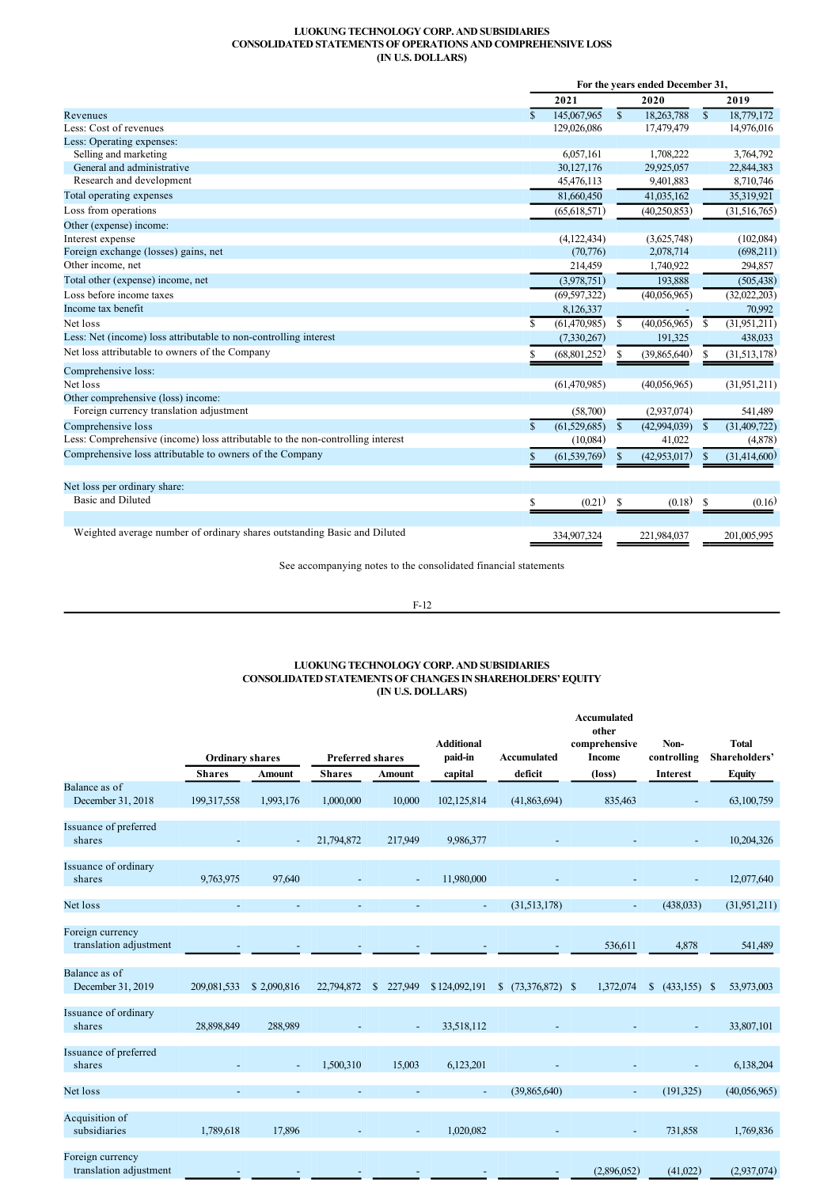## LUOKUNG TECHNOLOGY CORP. AND SUBSIDIARIES
## CONSOLIDATED STATEMENTS OF OPERATIONS AND COMPREHENSIVE LOSS
## (IN U.S. DOLLARS)

| | For the years ended December 31, | | |
|---|---|---|---|
| | 2021 | 2020 | 2019 |
| Revenues | $ 145,067,965 | $ 18,263,788 | $ 18,779,172 |
| Less: Cost of revenues | 129,026,086 | 17,479,479 | 14,976,016 |
| Less: Operating expenses: | | | |
| Selling and marketing | 6,057,161 | 1,708,222 | 3,764,792 |
| General and administrative | 30,127,176 | 29,925,057 | 22,844,383 |
| Research and development | 45,476,113 | 9,401,883 | 8,710,746 |
| Total operating expenses | 81,660,450 | 41,035,162 | 35,319,921 |
| Loss from operations | (65,618,571) | (40,250,853) | (31,516,765) |
| Other (expense) income: | | | |
| Interest expense | (4,122,434) | (3,625,748) | (102,084) |
| Foreign exchange (losses) gains, net | (70,776) | 2,078,714 | (698,211) |
| Other income, net | 214,459 | 1,740,922 | 294,857 |
| Total other (expense) income, net | (3,978,751) | 193,888 | (505,438) |
| Loss before income taxes | (69,597,322) | (40,056,965) | (32,022,203) |
| Income tax benefit | 8,126,337 | - | 70,992 |
| Net loss | $ (61,470,985) | $ (40,056,965) | $ (31,951,211) |
| Less: Net (income) loss attributable to non-controlling interest | (7,330,267) | 191,325 | 438,033 |
| Net loss attributable to owners of the Company | $ (68,801,252) | $ (39,865,640) | $ (31,513,178) |
| Comprehensive loss: | | | |
| Net loss | (61,470,985) | (40,056,965) | (31,951,211) |
| Other comprehensive (loss) income: | | | |
| Foreign currency translation adjustment | (58,700) | (2,937,074) | 541,489 |
| Comprehensive loss | $ (61,529,685) | $ (42,994,039) | $ (31,409,722) |
| Less: Comprehensive (income) loss attributable to the non-controlling interest | (10,084) | 41,022 | (4,878) |
| Comprehensive loss attributable to owners of the Company | $ (61,539,769) | $ (42,953,017) | $ (31,414,600) |
| Net loss per ordinary share: | | | |
| Basic and Diluted | $ (0.21) | $ (0.18) | $ (0.16) |
| Weighted average number of ordinary shares outstanding Basic and Diluted | 334,907,324 | 221,984,037 | 201,005,995 |

See accompanying notes to the consolidated financial statements

## LUOKUNG TECHNOLOGY CORP. AND SUBSIDIARIES
## CONSOLIDATED STATEMENTS OF CHANGES IN SHAREHOLDERS' EQUITY
## (IN U.S. DOLLARS)

| | Ordinary shares | | Preferred shares | | Additional paid-in capital | Accumulated deficit | Accumulated other comprehensive Income (loss) | Non-controlling Interest | Total Shareholders' Equity |
|---|---|---|---|---|---|---|---|---|---|
| | Shares | Amount | Shares | Amount | | | | | |
| Balance as of December 31, 2018 | 199,317,558 | 1,993,176 | 1,000,000 | 10,000 | 102,125,814 | (41,863,694) | 835,463 | - | 63,100,759 |
| Issuance of preferred shares | - | - | 21,794,872 | 217,949 | 9,986,377 | - | - | - | 10,204,326 |
| Issuance of ordinary shares | 9,763,975 | 97,640 | - | - | 11,980,000 | - | - | - | 12,077,640 |
| Net loss | - | - | - | - | - | (31,513,178) | - | (438,033) | (31,951,211) |
| Foreign currency translation adjustment | - | - | - | - | - | - | 536,611 | 4,878 | 541,489 |
| Balance as of December 31, 2019 | 209,081,533 | $ 2,090,816 | 22,794,872 | $ 227,949 | $ 124,092,191 | $ (73,376,872) | $ 1,372,074 | $ (433,155) | $ 53,973,003 |
| Issuance of ordinary shares | 28,898,849 | 288,989 | - | - | 33,518,112 | - | - | - | 33,807,101 |
| Issuance of preferred shares | - | - | 1,500,310 | 15,003 | 6,123,201 | - | - | - | 6,138,204 |
| Net loss | - | - | - | - | - | (39,865,640) | - | (191,325) | (40,056,965) |
| Acquisition of subsidiaries | 1,789,618 | 17,896 | - | - | 1,020,082 | - | - | 731,858 | 1,769,836 |
| Foreign currency translation adjustment | - | - | - | - | - | - | (2,896,052) | (41,022) | (2,937,074) |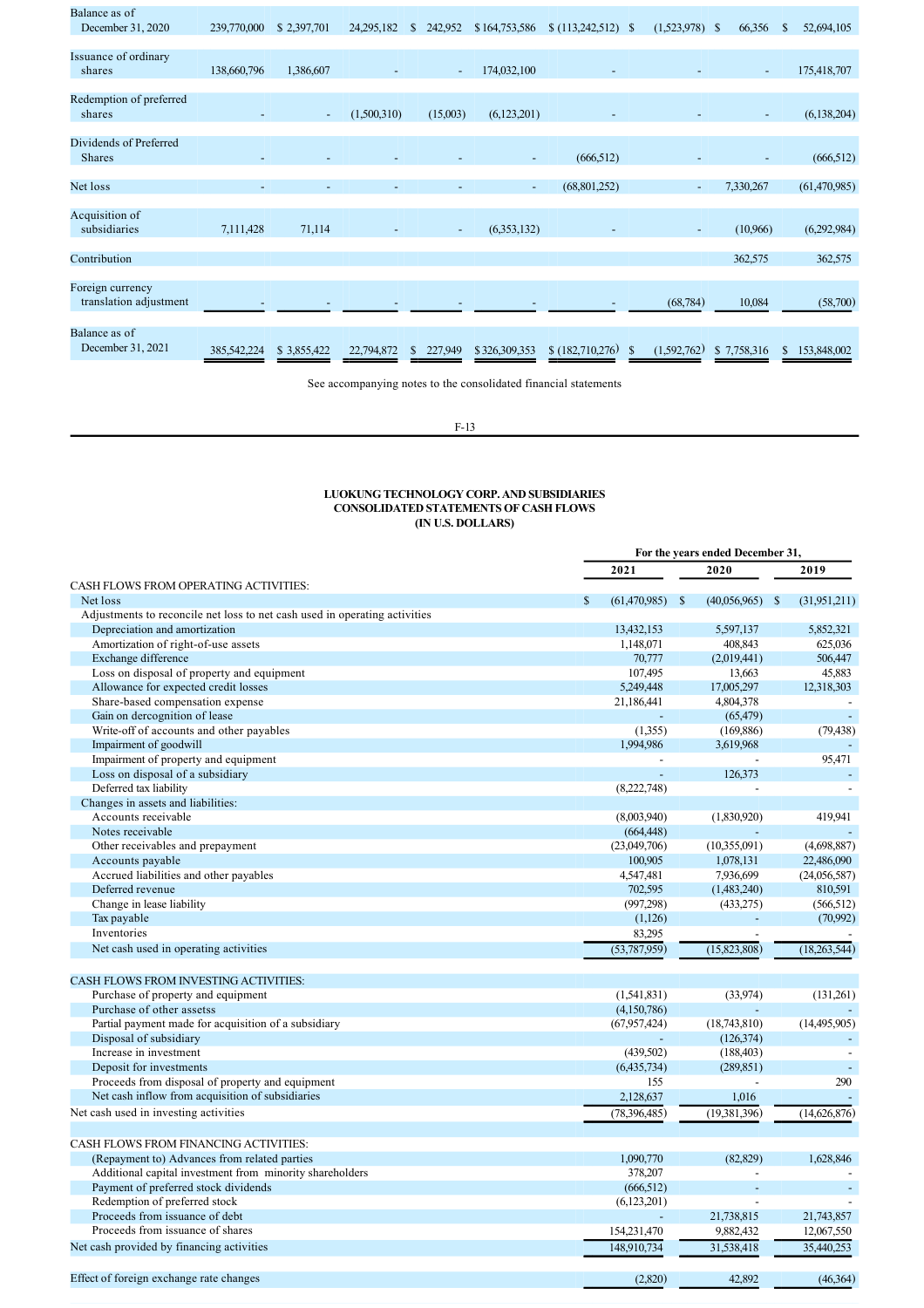| | Ordinary shares | | Preferred shares | | Additional paid-in capital | Accumulated deficit | Accumulated other comprehensive loss | Non-controlling interests | Total equity |
|---|---|---|---|---|---|---|---|---|---|
| Balance as of December 31, 2020 | 239,770,000 | $ 2,397,701 | 24,295,182 | $ 242,952 | $ 164,753,586 | $ (113,242,512) | $ (1,523,978) | $ 66,356 | $ 52,694,105 |
| Issuance of ordinary shares | 138,660,796 | 1,386,607 | - | - | 174,032,100 | - | - | - | 175,418,707 |
| Redemption of preferred shares | - | - | (1,500,310) | (15,003) | (6,123,201) | - | - | - | (6,138,204) |
| Dividends of Preferred Shares | - | - | - | - | - | (666,512) | - | - | (666,512) |
| Net loss | - | - | - | - | - | (68,801,252) | - | 7,330,267 | (61,470,985) |
| Acquisition of subsidiaries | 7,111,428 | 71,114 | - | - | (6,353,132) | - | - | (10,966) | (6,292,984) |
| Contribution | | | | | | | | 362,575 | 362,575 |
| Foreign currency translation adjustment | - | - | - | - | - | - | (68,784) | 10,084 | (58,700) |
| Balance as of December 31, 2021 | 385,542,224 | $ 3,855,422 | 22,794,872 | $ 227,949 | $ 326,309,353 | $ (182,710,276) | $ (1,592,762) | $ 7,758,316 | $ 153,848,002 |

See accompanying notes to the consolidated financial statements

F-13

**LUOKUNG TECHNOLOGY CORP. AND SUBSIDIARIES**
**CONSOLIDATED STATEMENTS OF CASH FLOWS**
**(IN U.S. DOLLARS)**

| | For the years ended December 31, | | |
|---|---|---|---|
| | **2021** | **2020** | **2019** |
| CASH FLOWS FROM OPERATING ACTIVITIES: | | | |
| Net loss | $ (61,470,985) | $ (40,056,965) | $ (31,951,211) |
| Adjustments to reconcile net loss to net cash used in operating activities | | | |
| Depreciation and amortization | 13,432,153 | 5,597,137 | 5,852,321 |
| Amortization of right-of-use assets | 1,148,071 | 408,843 | 625,036 |
| Exchange difference | 70,777 | (2,019,441) | 506,447 |
| Loss on disposal of property and equipment | 107,495 | 13,663 | 45,883 |
| Allowance for expected credit losses | 5,249,448 | 17,005,297 | 12,318,303 |
| Share-based compensation expense | 21,186,441 | 4,804,378 | - |
| Gain on dercognition of lease | - | (65,479) | - |
| Write-off of accounts and other payables | (1,355) | (169,886) | (79,438) |
| Impairment of goodwill | 1,994,986 | 3,619,968 | - |
| Impairment of property and equipment | - | - | 95,471 |
| Loss on disposal of a subsidiary | - | 126,373 | - |
| Deferred tax liability | (8,222,748) | - | - |
| Changes in assets and liabilities: | | | |
| Accounts receivable | (8,003,940) | (1,830,920) | 419,941 |
| Notes receivable | (664,448) | - | - |
| Other receivables and prepayment | (23,049,706) | (10,355,091) | (4,698,887) |
| Accounts payable | 100,905 | 1,078,131 | 22,486,090 |
| Accrued liabilities and other payables | 4,547,481 | 7,936,699 | (24,056,587) |
| Deferred revenue | 702,595 | (1,483,240) | 810,591 |
| Change in lease liability | (997,298) | (433,275) | (566,512) |
| Tax payable | (1,126) | - | (70,992) |
| Inventories | 83,295 | - | - |
| Net cash used in operating activities | (53,787,959) | (15,823,808) | (18,263,544) |
| | | | |
| CASH FLOWS FROM INVESTING ACTIVITIES: | | | |
| Purchase of property and equipment | (1,541,831) | (33,974) | (131,261) |
| Purchase of other assetss | (4,150,786) | - | - |
| Partial payment made for acquisition of a subsidiary | (67,957,424) | (18,743,810) | (14,495,905) |
| Disposal of subsidiary | - | (126,374) | - |
| Increase in investment | (439,502) | (188,403) | - |
| Deposit for investments | (6,435,734) | (289,851) | - |
| Proceeds from disposal of property and equipment | 155 | - | 290 |
| Net cash inflow from acquisition of subsidiaries | 2,128,637 | 1,016 | - |
| Net cash used in investing activities | (78,396,485) | (19,381,396) | (14,626,876) |
| | | | |
| CASH FLOWS FROM FINANCING ACTIVITIES: | | | |
| (Repayment to) Advances from related parties | 1,090,770 | (82,829) | 1,628,846 |
| Additional capital investment from minority shareholders | 378,207 | - | - |
| Payment of preferred stock dividends | (666,512) | - | - |
| Redemption of preferred stock | (6,123,201) | - | - |
| Proceeds from issuance of debt | - | 21,738,815 | 21,743,857 |
| Proceeds from issuance of shares | 154,231,470 | 9,882,432 | 12,067,550 |
| Net cash provided by financing activities | 148,910,734 | 31,538,418 | 35,440,253 |
| | | | |
| Effect of foreign exchange rate changes | (2,820) | 42,892 | (46,364) |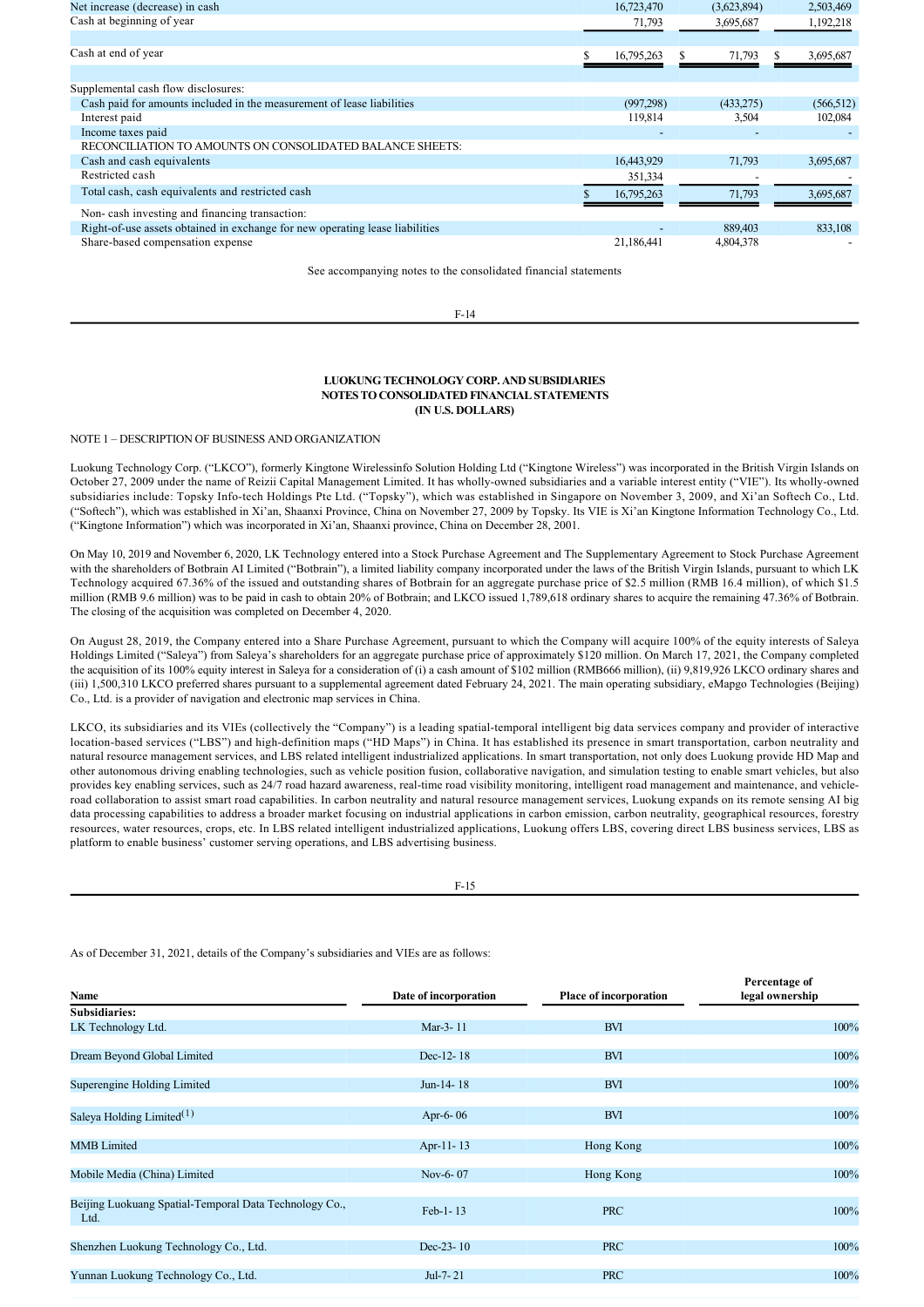| | | | |
|---|---|---|---|
| Net increase (decrease) in cash | 16,723,470 | (3,623,894) | 2,503,469 |
| Cash at beginning of year | 71,793 | 3,695,687 | 1,192,218 |
| Cash at end of year | $ 16,795,263 | $ 71,793 | $ 3,695,687 |
| Supplemental cash flow disclosures: | | | |
| Cash paid for amounts included in the measurement of lease liabilities | (997,298) | (433,275) | (566,512) |
| Interest paid | 119,814 | 3,504 | 102,084 |
| Income taxes paid | - | - | - |
| RECONCILIATION TO AMOUNTS ON CONSOLIDATED BALANCE SHEETS: | | | |
| Cash and cash equivalents | 16,443,929 | 71,793 | 3,695,687 |
| Restricted cash | 351,334 | - | - |
| Total cash, cash equivalents and restricted cash | $ 16,795,263 | 71,793 | 3,695,687 |
| Non- cash investing and financing transaction: | | | |
| Right-of-use assets obtained in exchange for new operating lease liabilities | - | 889,403 | 833,108 |
| Share-based compensation expense | 21,186,441 | 4,804,378 | - |

See accompanying notes to the consolidated financial statements

**LUOKUNG TECHNOLOGY CORP. AND SUBSIDIARIES**
**NOTES TO CONSOLIDATED FINANCIAL STATEMENTS**
**(IN U.S. DOLLARS)**

NOTE 1 – DESCRIPTION OF BUSINESS AND ORGANIZATION

Luokung Technology Corp. ("LKCO"), formerly Kingtone Wirelessinfo Solution Holding Ltd ("Kingtone Wireless") was incorporated in the British Virgin Islands on October 27, 2009 under the name of Reizii Capital Management Limited. It has wholly-owned subsidiaries and a variable interest entity ("VIE"). Its wholly-owned subsidiaries include: Topsky Info-tech Holdings Pte Ltd. ("Topsky"), which was established in Singapore on November 3, 2009, and Xi'an Softech Co., Ltd. ("Softech"), which was established in Xi'an, Shaanxi Province, China on November 27, 2009 by Topsky. Its VIE is Xi'an Kingtone Information Technology Co., Ltd. ("Kingtone Information") which was incorporated in Xi'an, Shaanxi province, China on December 28, 2001.

On May 10, 2019 and November 6, 2020, LK Technology entered into a Stock Purchase Agreement and The Supplementary Agreement to Stock Purchase Agreement with the shareholders of Botbrain AI Limited ("Botbrain"), a limited liability company incorporated under the laws of the British Virgin Islands, pursuant to which LK Technology acquired 67.36% of the issued and outstanding shares of Botbrain for an aggregate purchase price of $2.5 million (RMB 16.4 million), of which $1.5 million (RMB 9.6 million) was to be paid in cash to obtain 20% of Botbrain; and LKCO issued 1,789,618 ordinary shares to acquire the remaining 47.36% of Botbrain. The closing of the acquisition was completed on December 4, 2020.

On August 28, 2019, the Company entered into a Share Purchase Agreement, pursuant to which the Company will acquire 100% of the equity interests of Saleya Holdings Limited ("Saleya") from Saleya's shareholders for an aggregate purchase price of approximately $120 million. On March 17, 2021, the Company completed the acquisition of its 100% equity interest in Saleya for a consideration of (i) a cash amount of $102 million (RMB666 million), (ii) 9,819,926 LKCO ordinary shares and (iii) 1,500,310 LKCO preferred shares pursuant to a supplemental agreement dated February 24, 2021. The main operating subsidiary, eMapgo Technologies (Beijing) Co., Ltd. is a provider of navigation and electronic map services in China.

LKCO, its subsidiaries and its VIEs (collectively the "Company") is a leading spatial-temporal intelligent big data services company and provider of interactive location-based services ("LBS") and high-definition maps ("HD Maps") in China. It has established its presence in smart transportation, carbon neutrality and natural resource management services, and LBS related intelligent industrialized applications. In smart transportation, not only does Luokung provide HD Map and other autonomous driving enabling technologies, such as vehicle position fusion, collaborative navigation, and simulation testing to enable smart vehicles, but also provides key enabling services, such as 24/7 road hazard awareness, real-time road visibility monitoring, intelligent road management and maintenance, and vehicle-road collaboration to assist smart road capabilities. In carbon neutrality and natural resource management services, Luokung expands on its remote sensing AI big data processing capabilities to address a broader market focusing on industrial applications in carbon emission, carbon neutrality, geographical resources, forestry resources, water resources, crops, etc. In LBS related intelligent industrialized applications, Luokung offers LBS, covering direct LBS business services, LBS as platform to enable business' customer serving operations, and LBS advertising business.

As of December 31, 2021, details of the Company's subsidiaries and VIEs are as follows:

| Name | Date of incorporation | Place of incorporation | Percentage of legal ownership |
|---|---|---|---|
| **Subsidiaries:** | | | |
| LK Technology Ltd. | Mar-3- 11 | BVI | 100% |
| Dream Beyond Global Limited | Dec-12- 18 | BVI | 100% |
| Superengine Holding Limited | Jun-14- 18 | BVI | 100% |
| Saleya Holding Limited[(1)] | Apr-6- 06 | BVI | 100% |
| MMB Limited | Apr-11- 13 | Hong Kong | 100% |
| Mobile Media (China) Limited | Nov-6- 07 | Hong Kong | 100% |
| Beijing Luokuang Spatial-Temporal Data Technology Co., Ltd. | Feb-1- 13 | PRC | 100% |
| Shenzhen Luokung Technology Co., Ltd. | Dec-23- 10 | PRC | 100% |
| Yunnan Luokung Technology Co., Ltd. | Jul-7- 21 | PRC | 100% |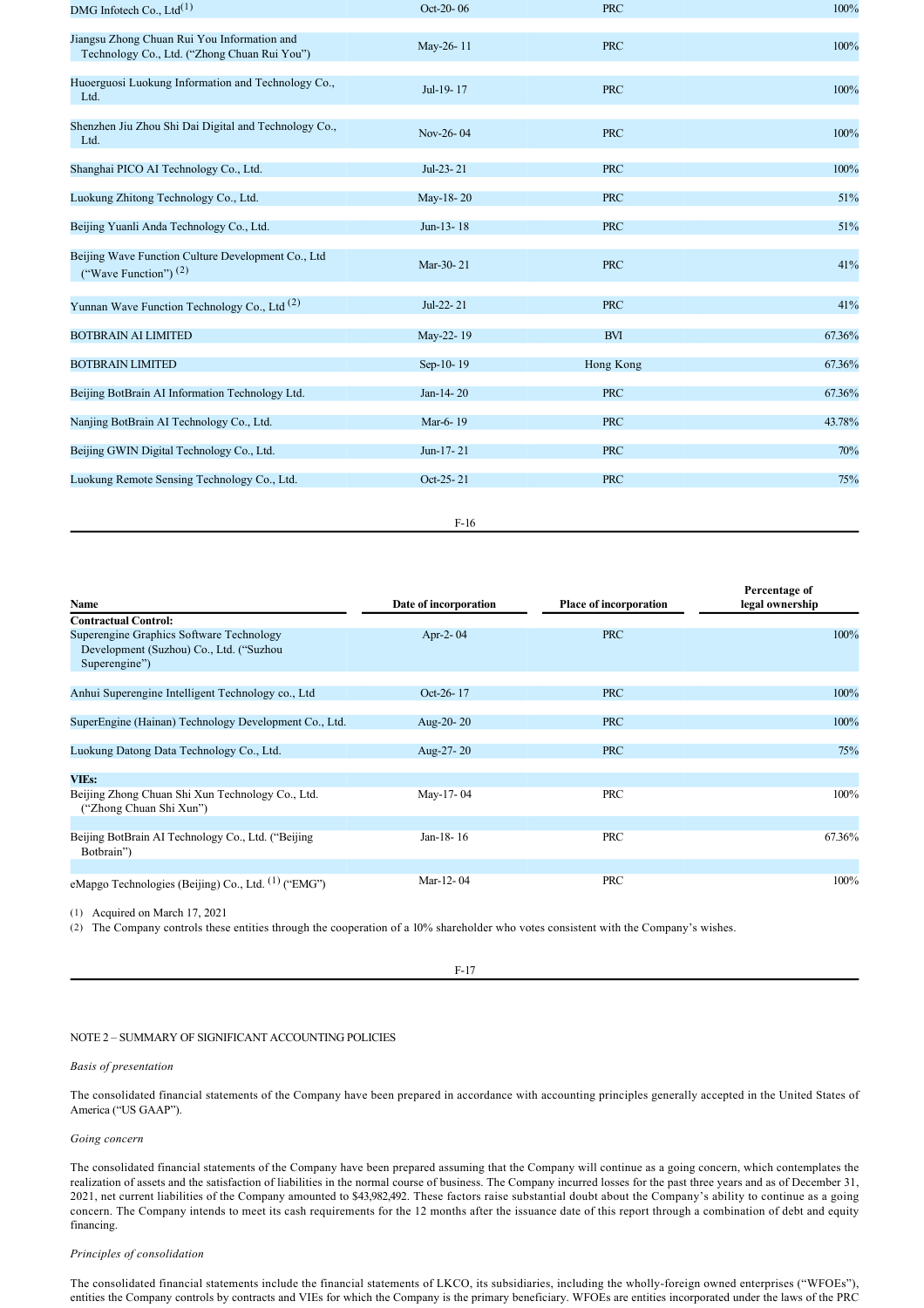| Name | Date of incorporation | Place of incorporation | Percentage of legal ownership |
|---|---|---|---|
| DMG Infotech Co., Ltd[(1)] | Oct-20- 06 | PRC | 100% |
| Jiangsu Zhong Chuan Rui You Information and Technology Co., Ltd. ("Zhong Chuan Rui You") | May-26- 11 | PRC | 100% |
| Huoerguosi Luokung Information and Technology Co., Ltd. | Jul-19- 17 | PRC | 100% |
| Shenzhen Jiu Zhou Shi Dai Digital and Technology Co., Ltd. | Nov-26- 04 | PRC | 100% |
| Shanghai PICO AI Technology Co., Ltd. | Jul-23- 21 | PRC | 100% |
| Luokung Zhitong Technology Co., Ltd. | May-18- 20 | PRC | 51% |
| Beijing Yuanli Anda Technology Co., Ltd. | Jun-13- 18 | PRC | 51% |
| Beijing Wave Function Culture Development Co., Ltd ("Wave Function") [(2)] | Mar-30- 21 | PRC | 41% |
| Yunnan Wave Function Technology Co., Ltd [(2)] | Jul-22- 21 | PRC | 41% |
| BOTBRAIN AI LIMITED | May-22- 19 | BVI | 67.36% |
| BOTBRAIN LIMITED | Sep-10- 19 | Hong Kong | 67.36% |
| Beijing BotBrain AI Information Technology Ltd. | Jan-14- 20 | PRC | 67.36% |
| Nanjing BotBrain AI Technology Co., Ltd. | Mar-6- 19 | PRC | 43.78% |
| Beijing GWIN Digital Technology Co., Ltd. | Jun-17- 21 | PRC | 70% |
| Luokung Remote Sensing Technology Co., Ltd. | Oct-25- 21 | PRC | 75% |
| **Contractual Control:** | | | |
| Superengine Graphics Software Technology Development (Suzhou) Co., Ltd. ("Suzhou Superengine") | Apr-2- 04 | PRC | 100% |
| Anhui Superengine Intelligent Technology co., Ltd | Oct-26- 17 | PRC | 100% |
| SuperEngine (Hainan) Technology Development Co., Ltd. | Aug-20- 20 | PRC | 100% |
| Luokung Datong Data Technology Co., Ltd. | Aug-27- 20 | PRC | 75% |
| **VIEs:** | | | |
| Beijing Zhong Chuan Shi Xun Technology Co., Ltd. ("Zhong Chuan Shi Xun") | May-17- 04 | PRC | 100% |
| Beijing BotBrain AI Technology Co., Ltd. ("Beijing Botbrain") | Jan-18- 16 | PRC | 67.36% |
| eMapgo Technologies (Beijing) Co., Ltd. [(1)] ("EMG") | Mar-12- 04 | PRC | 100% |

(1) Acquired on March 17, 2021

(2) The Company controls these entities through the cooperation of a 10% shareholder who votes consistent with the Company's wishes.

NOTE 2 – SUMMARY OF SIGNIFICANT ACCOUNTING POLICIES

*Basis of presentation*

The consolidated financial statements of the Company have been prepared in accordance with accounting principles generally accepted in the United States of America ("US GAAP").

*Going concern*

The consolidated financial statements of the Company have been prepared assuming that the Company will continue as a going concern, which contemplates the realization of assets and the satisfaction of liabilities in the normal course of business. The Company incurred losses for the past three years and as of December 31, 2021, net current liabilities of the Company amounted to $43,982,492. These factors raise substantial doubt about the Company's ability to continue as a going concern. The Company intends to meet its cash requirements for the 12 months after the issuance date of this report through a combination of debt and equity financing.

*Principles of consolidation*

The consolidated financial statements include the financial statements of LKCO, its subsidiaries, including the wholly-foreign owned enterprises ("WFOEs"), entities the Company controls by contracts and VIEs for which the Company is the primary beneficiary. WFOEs are entities incorporated under the laws of the PRC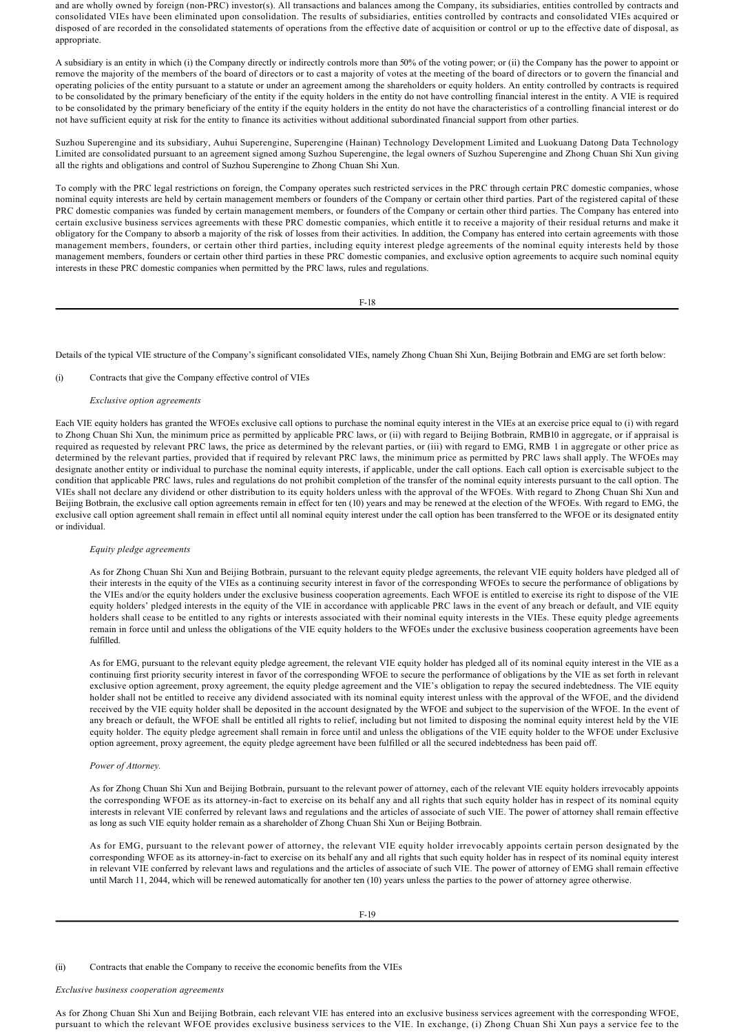and are wholly owned by foreign (non-PRC) investor(s). All transactions and balances among the Company, its subsidiaries, entities controlled by contracts and consolidated VIEs have been eliminated upon consolidation. The results of subsidiaries, entities controlled by contracts and consolidated VIEs acquired or disposed of are recorded in the consolidated statements of operations from the effective date of acquisition or control or up to the effective date of disposal, as appropriate.

A subsidiary is an entity in which (i) the Company directly or indirectly controls more than 50% of the voting power; or (ii) the Company has the power to appoint or remove the majority of the members of the board of directors or to cast a majority of votes at the meeting of the board of directors or to govern the financial and operating policies of the entity pursuant to a statute or under an agreement among the shareholders or equity holders. An entity controlled by contracts is required to be consolidated by the primary beneficiary of the entity if the equity holders in the entity do not have controlling financial interest in the entity. A VIE is required to be consolidated by the primary beneficiary of the entity if the equity holders in the entity do not have the characteristics of a controlling financial interest or do not have sufficient equity at risk for the entity to finance its activities without additional subordinated financial support from other parties.

Suzhou Superengine and its subsidiary, Auhui Superengine, Superengine (Hainan) Technology Development Limited and Luokuang Datong Data Technology Limited are consolidated pursuant to an agreement signed among Suzhou Superengine, the legal owners of Suzhou Superengine and Zhong Chuan Shi Xun giving all the rights and obligations and control of Suzhou Superengine to Zhong Chuan Shi Xun.

To comply with the PRC legal restrictions on foreign, the Company operates such restricted services in the PRC through certain PRC domestic companies, whose nominal equity interests are held by certain management members or founders of the Company or certain other third parties. Part of the registered capital of these PRC domestic companies was funded by certain management members, or founders of the Company or certain other third parties. The Company has entered into certain exclusive business services agreements with these PRC domestic companies, which entitle it to receive a majority of their residual returns and make it obligatory for the Company to absorb a majority of the risk of losses from their activities. In addition, the Company has entered into certain agreements with those management members, founders, or certain other third parties, including equity interest pledge agreements of the nominal equity interests held by those management members, founders or certain other third parties in these PRC domestic companies, and exclusive option agreements to acquire such nominal equity interests in these PRC domestic companies when permitted by the PRC laws, rules and regulations.

Details of the typical VIE structure of the Company's significant consolidated VIEs, namely Zhong Chuan Shi Xun, Beijing Botbrain and EMG are set forth below:

(i) Contracts that give the Company effective control of VIEs

*Exclusive option agreements*

Each VIE equity holders has granted the WFOEs exclusive call options to purchase the nominal equity interest in the VIEs at an exercise price equal to (i) with regard to Zhong Chuan Shi Xun, the minimum price as permitted by applicable PRC laws, or (ii) with regard to Beijing Botbrain, RMB10 in aggregate, or if appraisal is required as requested by relevant PRC laws, the price as determined by the relevant parties, or (iii) with regard to EMG, RMB 1 in aggregate or other price as determined by the relevant parties, provided that if required by relevant PRC laws, the minimum price as permitted by PRC laws shall apply. The WFOEs may designate another entity or individual to purchase the nominal equity interests, if applicable, under the call options. Each call option is exercisable subject to the condition that applicable PRC laws, rules and regulations do not prohibit completion of the transfer of the nominal equity interests pursuant to the call option. The VIEs shall not declare any dividend or other distribution to its equity holders unless with the approval of the WFOEs. With regard to Zhong Chuan Shi Xun and Beijing Botbrain, the exclusive call option agreements remain in effect for ten (10) years and may be renewed at the election of the WFOEs. With regard to EMG, the exclusive call option agreement shall remain in effect until all nominal equity interest under the call option has been transferred to the WFOE or its designated entity or individual.

*Equity pledge agreements*

As for Zhong Chuan Shi Xun and Beijing Botbrain, pursuant to the relevant equity pledge agreements, the relevant VIE equity holders have pledged all of their interests in the equity of the VIEs as a continuing security interest in favor of the corresponding WFOEs to secure the performance of obligations by the VIEs and/or the equity holders under the exclusive business cooperation agreements. Each WFOE is entitled to exercise its right to dispose of the VIE equity holders' pledged interests in the equity of the VIE in accordance with applicable PRC laws in the event of any breach or default, and VIE equity holders shall cease to be entitled to any rights or interests associated with their nominal equity interests in the VIEs. These equity pledge agreements remain in force until and unless the obligations of the VIE equity holders to the WFOEs under the exclusive business cooperation agreements have been fulfilled.

As for EMG, pursuant to the relevant equity pledge agreement, the relevant VIE equity holder has pledged all of its nominal equity interest in the VIE as a continuing first priority security interest in favor of the corresponding WFOE to secure the performance of obligations by the VIE as set forth in relevant exclusive option agreement, proxy agreement, the equity pledge agreement and the VIE's obligation to repay the secured indebtedness. The VIE equity holder shall not be entitled to receive any dividend associated with its nominal equity interest unless with the approval of the WFOE, and the dividend received by the VIE equity holder shall be deposited in the account designated by the WFOE and subject to the supervision of the WFOE. In the event of any breach or default, the WFOE shall be entitled all rights to relief, including but not limited to disposing the nominal equity interest held by the VIE equity holder. The equity pledge agreement shall remain in force until and unless the obligations of the VIE equity holder to the WFOE under Exclusive option agreement, proxy agreement, the equity pledge agreement have been fulfilled or all the secured indebtedness has been paid off.

*Power of Attorney.*

As for Zhong Chuan Shi Xun and Beijing Botbrain, pursuant to the relevant power of attorney, each of the relevant VIE equity holders irrevocably appoints the corresponding WFOE as its attorney-in-fact to exercise on its behalf any and all rights that such equity holder has in respect of its nominal equity interests in relevant VIE conferred by relevant laws and regulations and the articles of associate of such VIE. The power of attorney shall remain effective as long as such VIE equity holder remain as a shareholder of Zhong Chuan Shi Xun or Beijing Botbrain.

As for EMG, pursuant to the relevant power of attorney, the relevant VIE equity holder irrevocably appoints certain person designated by the corresponding WFOE as its attorney-in-fact to exercise on its behalf any and all rights that such equity holder has in respect of its nominal equity interest in relevant VIE conferred by relevant laws and regulations and the articles of associate of such VIE. The power of attorney of EMG shall remain effective until March 11, 2044, which will be renewed automatically for another ten (10) years unless the parties to the power of attorney agree otherwise.

(ii) Contracts that enable the Company to receive the economic benefits from the VIEs

*Exclusive business cooperation agreements*

As for Zhong Chuan Shi Xun and Beijing Botbrain, each relevant VIE has entered into an exclusive business services agreement with the corresponding WFOE, pursuant to which the relevant WFOE provides exclusive business services to the VIE. In exchange, (i) Zhong Chuan Shi Xun pays a service fee to the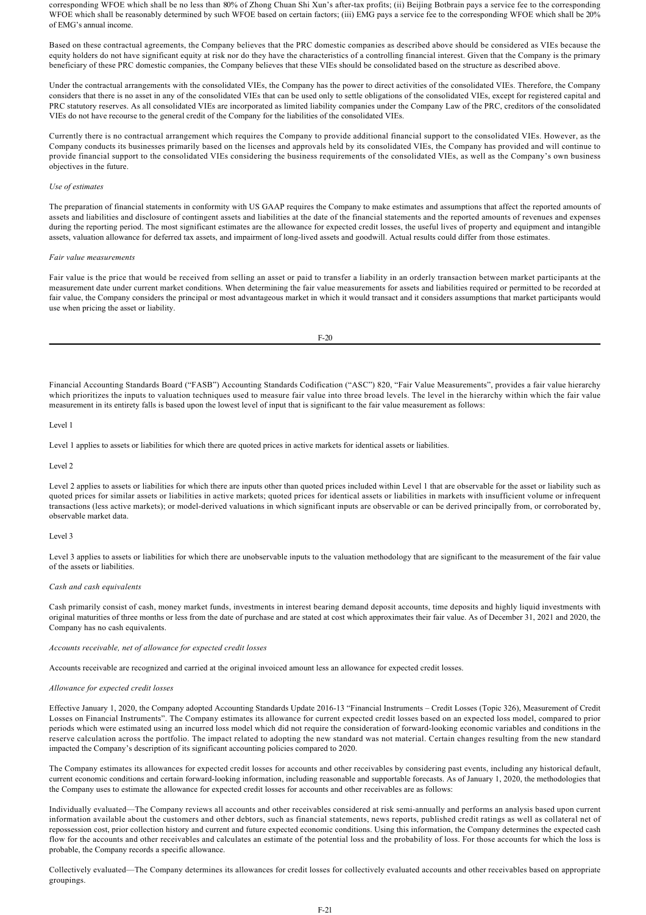corresponding WFOE which shall be no less than 80% of Zhong Chuan Shi Xun's after-tax profits; (ii) Beijing Botbrain pays a service fee to the corresponding WFOE which shall be reasonably determined by such WFOE based on certain factors; (iii) EMG pays a service fee to the corresponding WFOE which shall be 20% of EMG's annual income.

Based on these contractual agreements, the Company believes that the PRC domestic companies as described above should be considered as VIEs because the equity holders do not have significant equity at risk nor do they have the characteristics of a controlling financial interest. Given that the Company is the primary beneficiary of these PRC domestic companies, the Company believes that these VIEs should be consolidated based on the structure as described above.

Under the contractual arrangements with the consolidated VIEs, the Company has the power to direct activities of the consolidated VIEs. Therefore, the Company considers that there is no asset in any of the consolidated VIEs that can be used only to settle obligations of the consolidated VIEs, except for registered capital and PRC statutory reserves. As all consolidated VIEs are incorporated as limited liability companies under the Company Law of the PRC, creditors of the consolidated VIEs do not have recourse to the general credit of the Company for the liabilities of the consolidated VIEs.

Currently there is no contractual arrangement which requires the Company to provide additional financial support to the consolidated VIEs. However, as the Company conducts its businesses primarily based on the licenses and approvals held by its consolidated VIEs, the Company has provided and will continue to provide financial support to the consolidated VIEs considering the business requirements of the consolidated VIEs, as well as the Company's own business objectives in the future.

*Use of estimates*

The preparation of financial statements in conformity with US GAAP requires the Company to make estimates and assumptions that affect the reported amounts of assets and liabilities and disclosure of contingent assets and liabilities at the date of the financial statements and the reported amounts of revenues and expenses during the reporting period. The most significant estimates are the allowance for expected credit losses, the useful lives of property and equipment and intangible assets, valuation allowance for deferred tax assets, and impairment of long-lived assets and goodwill. Actual results could differ from those estimates.

*Fair value measurements*

Fair value is the price that would be received from selling an asset or paid to transfer a liability in an orderly transaction between market participants at the measurement date under current market conditions. When determining the fair value measurements for assets and liabilities required or permitted to be recorded at fair value, the Company considers the principal or most advantageous market in which it would transact and it considers assumptions that market participants would use when pricing the asset or liability.

Financial Accounting Standards Board ("FASB") Accounting Standards Codification ("ASC") 820, "Fair Value Measurements", provides a fair value hierarchy which prioritizes the inputs to valuation techniques used to measure fair value into three broad levels. The level in the hierarchy within which the fair value measurement in its entirety falls is based upon the lowest level of input that is significant to the fair value measurement as follows:

Level 1

Level 1 applies to assets or liabilities for which there are quoted prices in active markets for identical assets or liabilities.

Level 2

Level 2 applies to assets or liabilities for which there are inputs other than quoted prices included within Level 1 that are observable for the asset or liability such as quoted prices for similar assets or liabilities in active markets; quoted prices for identical assets or liabilities in markets with insufficient volume or infrequent transactions (less active markets); or model-derived valuations in which significant inputs are observable or can be derived principally from, or corroborated by, observable market data.

Level 3

Level 3 applies to assets or liabilities for which there are unobservable inputs to the valuation methodology that are significant to the measurement of the fair value of the assets or liabilities.

*Cash and cash equivalents*

Cash primarily consist of cash, money market funds, investments in interest bearing demand deposit accounts, time deposits and highly liquid investments with original maturities of three months or less from the date of purchase and are stated at cost which approximates their fair value. As of December 31, 2021 and 2020, the Company has no cash equivalents.

*Accounts receivable, net of allowance for expected credit losses*

Accounts receivable are recognized and carried at the original invoiced amount less an allowance for expected credit losses.

*Allowance for expected credit losses*

Effective January 1, 2020, the Company adopted Accounting Standards Update 2016-13 "Financial Instruments – Credit Losses (Topic 326), Measurement of Credit Losses on Financial Instruments". The Company estimates its allowance for current expected credit losses based on an expected loss model, compared to prior periods which were estimated using an incurred loss model which did not require the consideration of forward-looking economic variables and conditions in the reserve calculation across the portfolio. The impact related to adopting the new standard was not material. Certain changes resulting from the new standard impacted the Company's description of its significant accounting policies compared to 2020.

The Company estimates its allowances for expected credit losses for accounts and other receivables by considering past events, including any historical default, current economic conditions and certain forward-looking information, including reasonable and supportable forecasts. As of January 1, 2020, the methodologies that the Company uses to estimate the allowance for expected credit losses for accounts and other receivables are as follows:

Individually evaluated—The Company reviews all accounts and other receivables considered at risk semi-annually and performs an analysis based upon current information available about the customers and other debtors, such as financial statements, news reports, published credit ratings as well as collateral net of repossession cost, prior collection history and current and future expected economic conditions. Using this information, the Company determines the expected cash flow for the accounts and other receivables and calculates an estimate of the potential loss and the probability of loss. For those accounts for which the loss is probable, the Company records a specific allowance.

Collectively evaluated—The Company determines its allowances for credit losses for collectively evaluated accounts and other receivables based on appropriate groupings.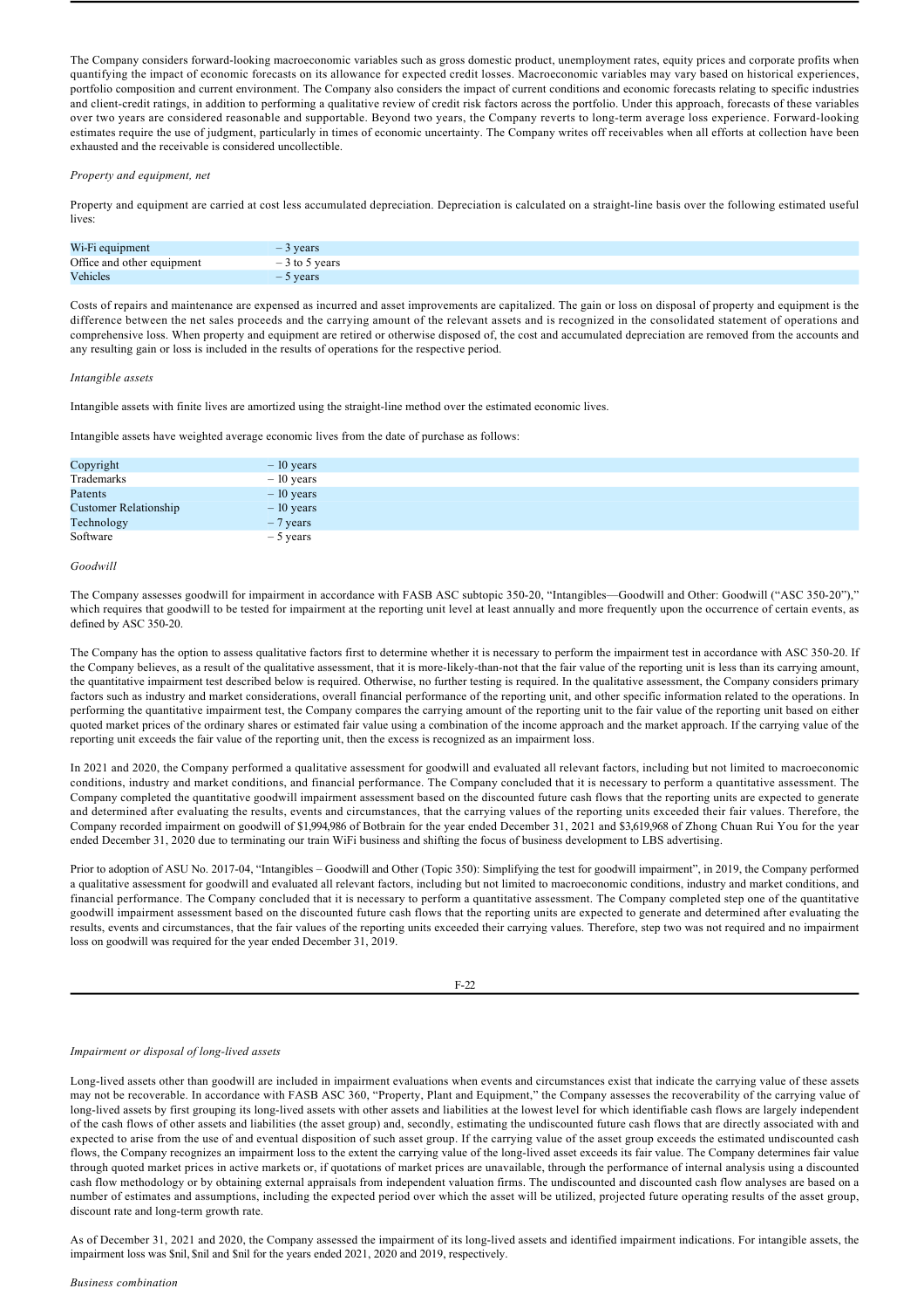The Company considers forward-looking macroeconomic variables such as gross domestic product, unemployment rates, equity prices and corporate profits when quantifying the impact of economic forecasts on its allowance for expected credit losses. Macroeconomic variables may vary based on historical experiences, portfolio composition and current environment. The Company also considers the impact of current conditions and economic forecasts relating to specific industries and client-credit ratings, in addition to performing a qualitative review of credit risk factors across the portfolio. Under this approach, forecasts of these variables over two years are considered reasonable and supportable. Beyond two years, the Company reverts to long-term average loss experience. Forward-looking estimates require the use of judgment, particularly in times of economic uncertainty. The Company writes off receivables when all efforts at collection have been exhausted and the receivable is considered uncollectible.

*Property and equipment, net*

Property and equipment are carried at cost less accumulated depreciation. Depreciation is calculated on a straight-line basis over the following estimated useful lives:

| | |
|---|---|
| Wi-Fi equipment | – 3 years |
| Office and other equipment | – 3 to 5 years |
| Vehicles | – 5 years |

Costs of repairs and maintenance are expensed as incurred and asset improvements are capitalized. The gain or loss on disposal of property and equipment is the difference between the net sales proceeds and the carrying amount of the relevant assets and is recognized in the consolidated statement of operations and comprehensive loss. When property and equipment are retired or otherwise disposed of, the cost and accumulated depreciation are removed from the accounts and any resulting gain or loss is included in the results of operations for the respective period.

*Intangible assets*

Intangible assets with finite lives are amortized using the straight-line method over the estimated economic lives.

Intangible assets have weighted average economic lives from the date of purchase as follows:

| | |
|---|---|
| Copyright | – 10 years |
| Trademarks | – 10 years |
| Patents | – 10 years |
| Customer Relationship | – 10 years |
| Technology | – 7 years |
| Software | – 5 years |

*Goodwill*

The Company assesses goodwill for impairment in accordance with FASB ASC subtopic 350-20, "Intangibles—Goodwill and Other: Goodwill ("ASC 350-20")," which requires that goodwill to be tested for impairment at the reporting unit level at least annually and more frequently upon the occurrence of certain events, as defined by ASC 350-20.

The Company has the option to assess qualitative factors first to determine whether it is necessary to perform the impairment test in accordance with ASC 350-20. If the Company believes, as a result of the qualitative assessment, that it is more-likely-than-not that the fair value of the reporting unit is less than its carrying amount, the quantitative impairment test described below is required. Otherwise, no further testing is required. In the qualitative assessment, the Company considers primary factors such as industry and market considerations, overall financial performance of the reporting unit, and other specific information related to the operations. In performing the quantitative impairment test, the Company compares the carrying amount of the reporting unit to the fair value of the reporting unit based on either quoted market prices of the ordinary shares or estimated fair value using a combination of the income approach and the market approach. If the carrying value of the reporting unit exceeds the fair value of the reporting unit, then the excess is recognized as an impairment loss.

In 2021 and 2020, the Company performed a qualitative assessment for goodwill and evaluated all relevant factors, including but not limited to macroeconomic conditions, industry and market conditions, and financial performance. The Company concluded that it is necessary to perform a quantitative assessment. The Company completed the quantitative goodwill impairment assessment based on the discounted future cash flows that the reporting units are expected to generate and determined after evaluating the results, events and circumstances, that the carrying values of the reporting units exceeded their fair values. Therefore, the Company recorded impairment on goodwill of $1,994,986 of Botbrain for the year ended December 31, 2021 and $3,619,968 of Zhong Chuan Rui You for the year ended December 31, 2020 due to terminating our train WiFi business and shifting the focus of business development to LBS advertising.

Prior to adoption of ASU No. 2017-04, "Intangibles – Goodwill and Other (Topic 350): Simplifying the test for goodwill impairment", in 2019, the Company performed a qualitative assessment for goodwill and evaluated all relevant factors, including but not limited to macroeconomic conditions, industry and market conditions, and financial performance. The Company concluded that it is necessary to perform a quantitative assessment. The Company completed step one of the quantitative goodwill impairment assessment based on the discounted future cash flows that the reporting units are expected to generate and determined after evaluating the results, events and circumstances, that the fair values of the reporting units exceeded their carrying values. Therefore, step two was not required and no impairment loss on goodwill was required for the year ended December 31, 2019.

*Impairment or disposal of long-lived assets*

Long-lived assets other than goodwill are included in impairment evaluations when events and circumstances exist that indicate the carrying value of these assets may not be recoverable. In accordance with FASB ASC 360, "Property, Plant and Equipment," the Company assesses the recoverability of the carrying value of long-lived assets by first grouping its long-lived assets with other assets and liabilities at the lowest level for which identifiable cash flows are largely independent of the cash flows of other assets and liabilities (the asset group) and, secondly, estimating the undiscounted future cash flows that are directly associated with and expected to arise from the use of and eventual disposition of such asset group. If the carrying value of the asset group exceeds the estimated undiscounted cash flows, the Company recognizes an impairment loss to the extent the carrying value of the long-lived asset exceeds its fair value. The Company determines fair value through quoted market prices in active markets or, if quotations of market prices are unavailable, through the performance of internal analysis using a discounted cash flow methodology or by obtaining external appraisals from independent valuation firms. The undiscounted and discounted cash flow analyses are based on a number of estimates and assumptions, including the expected period over which the asset will be utilized, projected future operating results of the asset group, discount rate and long-term growth rate.

As of December 31, 2021 and 2020, the Company assessed the impairment of its long-lived assets and identified impairment indications. For intangible assets, the impairment loss was $nil, $nil and $nil for the years ended 2021, 2020 and 2019, respectively.

*Business combination*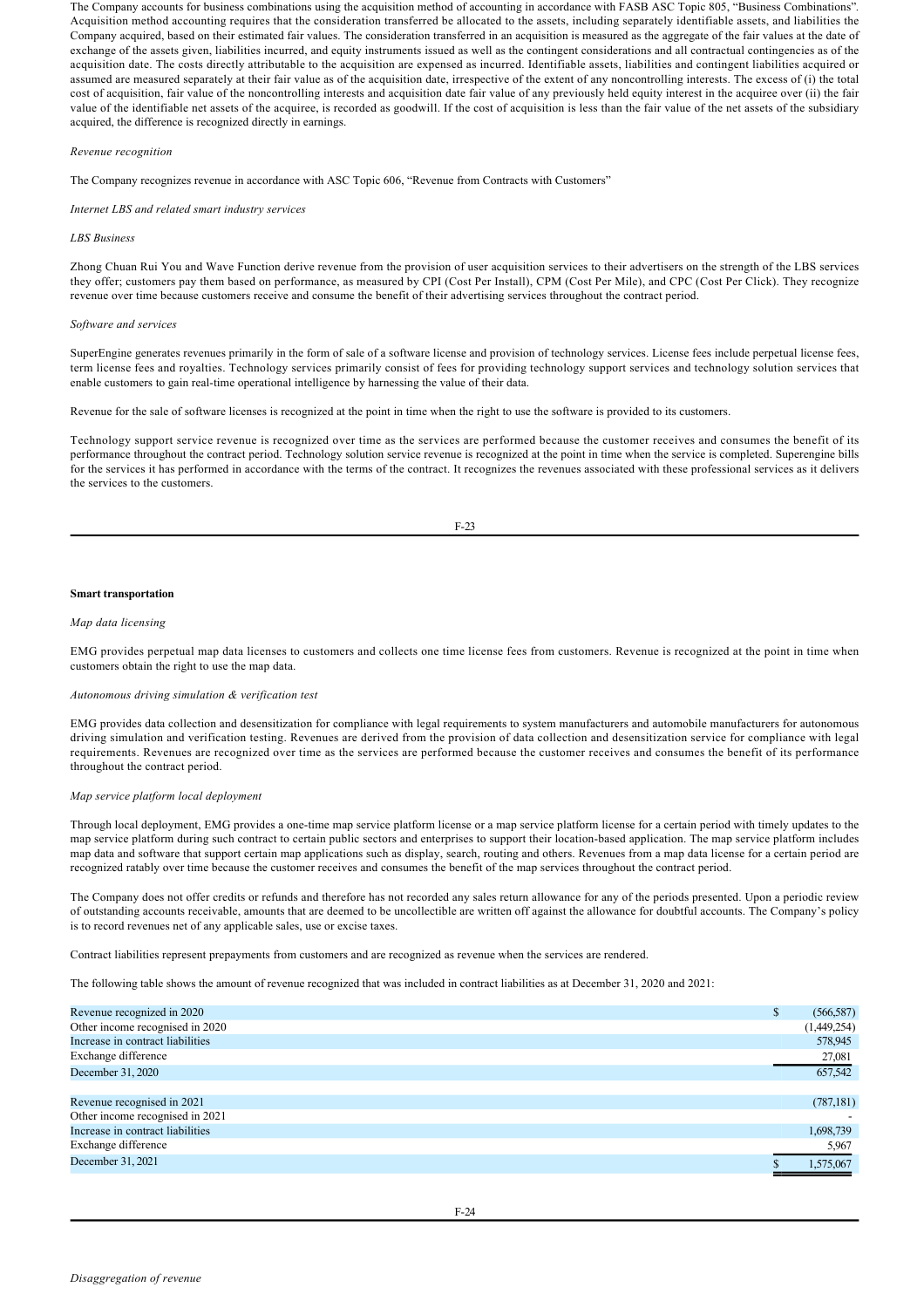The Company accounts for business combinations using the acquisition method of accounting in accordance with FASB ASC Topic 805, "Business Combinations". Acquisition method accounting requires that the consideration transferred be allocated to the assets, including separately identifiable assets, and liabilities the Company acquired, based on their estimated fair values. The consideration transferred in an acquisition is measured as the aggregate of the fair values at the date of exchange of the assets given, liabilities incurred, and equity instruments issued as well as the contingent considerations and all contractual contingencies as of the acquisition date. The costs directly attributable to the acquisition are expensed as incurred. Identifiable assets, liabilities and contingent liabilities acquired or assumed are measured separately at their fair value as of the acquisition date, irrespective of the extent of any noncontrolling interests. The excess of (i) the total cost of acquisition, fair value of the noncontrolling interests and acquisition date fair value of any previously held equity interest in the acquiree over (ii) the fair value of the identifiable net assets of the acquiree, is recorded as goodwill. If the cost of acquisition is less than the fair value of the net assets of the subsidiary acquired, the difference is recognized directly in earnings.

*Revenue recognition*

The Company recognizes revenue in accordance with ASC Topic 606, "Revenue from Contracts with Customers"

*Internet LBS and related smart industry services*

*LBS Business*

Zhong Chuan Rui You and Wave Function derive revenue from the provision of user acquisition services to their advertisers on the strength of the LBS services they offer; customers pay them based on performance, as measured by CPI (Cost Per Install), CPM (Cost Per Mile), and CPC (Cost Per Click). They recognize revenue over time because customers receive and consume the benefit of their advertising services throughout the contract period.

*Software and services*

SuperEngine generates revenues primarily in the form of sale of a software license and provision of technology services. License fees include perpetual license fees, term license fees and royalties. Technology services primarily consist of fees for providing technology support services and technology solution services that enable customers to gain real-time operational intelligence by harnessing the value of their data.

Revenue for the sale of software licenses is recognized at the point in time when the right to use the software is provided to its customers.

Technology support service revenue is recognized over time as the services are performed because the customer receives and consumes the benefit of its performance throughout the contract period. Technology solution service revenue is recognized at the point in time when the service is completed. Superengine bills for the services it has performed in accordance with the terms of the contract. It recognizes the revenues associated with these professional services as it delivers the services to the customers.

**Smart transportation**

*Map data licensing*

EMG provides perpetual map data licenses to customers and collects one time license fees from customers. Revenue is recognized at the point in time when customers obtain the right to use the map data.

*Autonomous driving simulation & verification test*

EMG provides data collection and desensitization for compliance with legal requirements to system manufacturers and automobile manufacturers for autonomous driving simulation and verification testing. Revenues are derived from the provision of data collection and desensitization service for compliance with legal requirements. Revenues are recognized over time as the services are performed because the customer receives and consumes the benefit of its performance throughout the contract period.

*Map service platform local deployment*

Through local deployment, EMG provides a one-time map service platform license or a map service platform license for a certain period with timely updates to the map service platform during such contract to certain public sectors and enterprises to support their location-based application. The map service platform includes map data and software that support certain map applications such as display, search, routing and others. Revenues from a map data license for a certain period are recognized ratably over time because the customer receives and consumes the benefit of the map services throughout the contract period.

The Company does not offer credits or refunds and therefore has not recorded any sales return allowance for any of the periods presented. Upon a periodic review of outstanding accounts receivable, amounts that are deemed to be uncollectible are written off against the allowance for doubtful accounts. The Company's policy is to record revenues net of any applicable sales, use or excise taxes.

Contract liabilities represent prepayments from customers and are recognized as revenue when the services are rendered.

The following table shows the amount of revenue recognized that was included in contract liabilities as at December 31, 2020 and 2021:

| | |
|---|---|
| Revenue recognized in 2020 | $ (566,587) |
| Other income recognised in 2020 | (1,449,254) |
| Increase in contract liabilities | 578,945 |
| Exchange difference | 27,081 |
| December 31, 2020 | 657,542 |
| | |
| Revenue recognised in 2021 | (787,181) |
| Other income recognised in 2021 | - |
| Increase in contract liabilities | 1,698,739 |
| Exchange difference | 5,967 |
| December 31, 2021 | $ 1,575,067 |

*Disaggregation of revenue*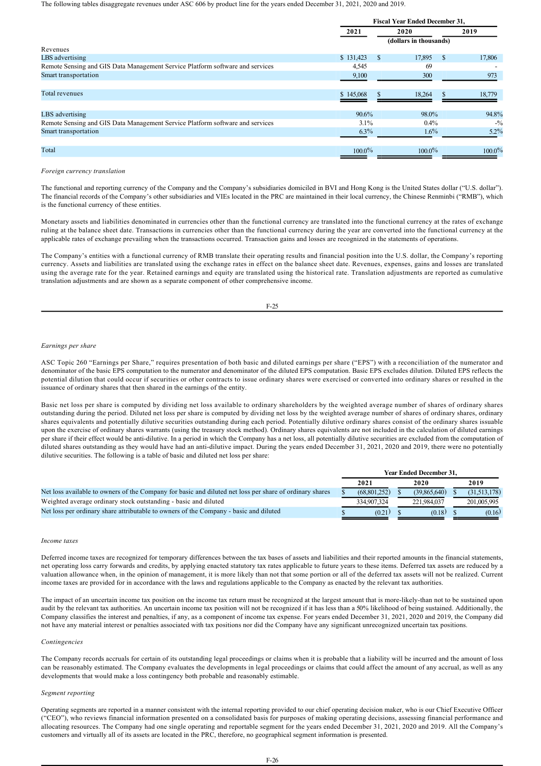The following tables disaggregate revenues under ASC 606 by product line for the years ended December 31, 2021, 2020 and 2019.

| | Fiscal Year Ended December 31, | | |
|---|---|---|---|
| | 2021 | 2020 | 2019 |
| | (dollars in thousands) | | |
| Revenues | | | |
| LBS advertising | $ 131,423 | $ 17,895 | $ 17,806 |
| Remote Sensing and GIS Data Management Service Platform software and services | 4,545 | 69 | - |
| Smart transportation | 9,100 | 300 | 973 |
| Total revenues | $ 145,068 | $ 18,264 | $ 18,779 |
| LBS advertising | 90.6% | 98.0% | 94.8% |
| Remote Sensing and GIS Data Management Service Platform software and services | 3.1% | 0.4% | -% |
| Smart transportation | 6.3% | 1.6% | 5.2% |
| Total | 100.0% | 100.0% | 100.0% |

*Foreign currency translation*

The functional and reporting currency of the Company and the Company's subsidiaries domiciled in BVI and Hong Kong is the United States dollar ("U.S. dollar"). The financial records of the Company's other subsidiaries and VIEs located in the PRC are maintained in their local currency, the Chinese Renminbi ("RMB"), which is the functional currency of these entities.

Monetary assets and liabilities denominated in currencies other than the functional currency are translated into the functional currency at the rates of exchange ruling at the balance sheet date. Transactions in currencies other than the functional currency during the year are converted into the functional currency at the applicable rates of exchange prevailing when the transactions occurred. Transaction gains and losses are recognized in the statements of operations.

The Company's entities with a functional currency of RMB translate their operating results and financial position into the U.S. dollar, the Company's reporting currency. Assets and liabilities are translated using the exchange rates in effect on the balance sheet date. Revenues, expenses, gains and losses are translated using the average rate for the year. Retained earnings and equity are translated using the historical rate. Translation adjustments are reported as cumulative translation adjustments and are shown as a separate component of other comprehensive income.

*Earnings per share*

ASC Topic 260 "Earnings per Share," requires presentation of both basic and diluted earnings per share ("EPS") with a reconciliation of the numerator and denominator of the basic EPS computation to the numerator and denominator of the diluted EPS computation. Basic EPS excludes dilution. Diluted EPS reflects the potential dilution that could occur if securities or other contracts to issue ordinary shares were exercised or converted into ordinary shares or resulted in the issuance of ordinary shares that then shared in the earnings of the entity.

Basic net loss per share is computed by dividing net loss available to ordinary shareholders by the weighted average number of shares of ordinary shares outstanding during the period. Diluted net loss per share is computed by dividing net loss by the weighted average number of shares of ordinary shares, ordinary shares equivalents and potentially dilutive securities outstanding during each period. Potentially dilutive ordinary shares consist of the ordinary shares issuable upon the exercise of ordinary shares warrants (using the treasury stock method). Ordinary shares equivalents are not included in the calculation of diluted earnings per share if their effect would be anti-dilutive. In a period in which the Company has a net loss, all potentially dilutive securities are excluded from the computation of diluted shares outstanding as they would have had an anti-dilutive impact. During the years ended December 31, 2021, 2020 and 2019, there were no potentially dilutive securities. The following is a table of basic and diluted net loss per share:

| | Year Ended December 31, | | |
|---|---|---|---|
| | 2021 | 2020 | 2019 |
| Net loss available to owners of the Company for basic and diluted net loss per share of ordinary shares | $ (68,801,252) | $ (39,865,640) | $ (31,513,178) |
| Weighted average ordinary stock outstanding - basic and diluted | 334,907,324 | 221,984,037 | 201,005,995 |
| Net loss per ordinary share attributable to owners of the Company - basic and diluted | $ (0.21) | $ (0.18) | $ (0.16) |

*Income taxes*

Deferred income taxes are recognized for temporary differences between the tax bases of assets and liabilities and their reported amounts in the financial statements, net operating loss carry forwards and credits, by applying enacted statutory tax rates applicable to future years to these items. Deferred tax assets are reduced by a valuation allowance when, in the opinion of management, it is more likely than not that some portion or all of the deferred tax assets will not be realized. Current income taxes are provided for in accordance with the laws and regulations applicable to the Company as enacted by the relevant tax authorities.

The impact of an uncertain income tax position on the income tax return must be recognized at the largest amount that is more-likely-than not to be sustained upon audit by the relevant tax authorities. An uncertain income tax position will not be recognized if it has less than a 50% likelihood of being sustained. Additionally, the Company classifies the interest and penalties, if any, as a component of income tax expense. For years ended December 31, 2021, 2020 and 2019, the Company did not have any material interest or penalties associated with tax positions nor did the Company have any significant unrecognized uncertain tax positions.

*Contingencies*

The Company records accruals for certain of its outstanding legal proceedings or claims when it is probable that a liability will be incurred and the amount of loss can be reasonably estimated. The Company evaluates the developments in legal proceedings or claims that could affect the amount of any accrual, as well as any developments that would make a loss contingency both probable and reasonably estimable.

*Segment reporting*

Operating segments are reported in a manner consistent with the internal reporting provided to our chief operating decision maker, who is our Chief Executive Officer ("CEO"), who reviews financial information presented on a consolidated basis for purposes of making operating decisions, assessing financial performance and allocating resources. The Company had one single operating and reportable segment for the years ended December 31, 2021, 2020 and 2019. All the Company's customers and virtually all of its assets are located in the PRC, therefore, no geographical segment information is presented.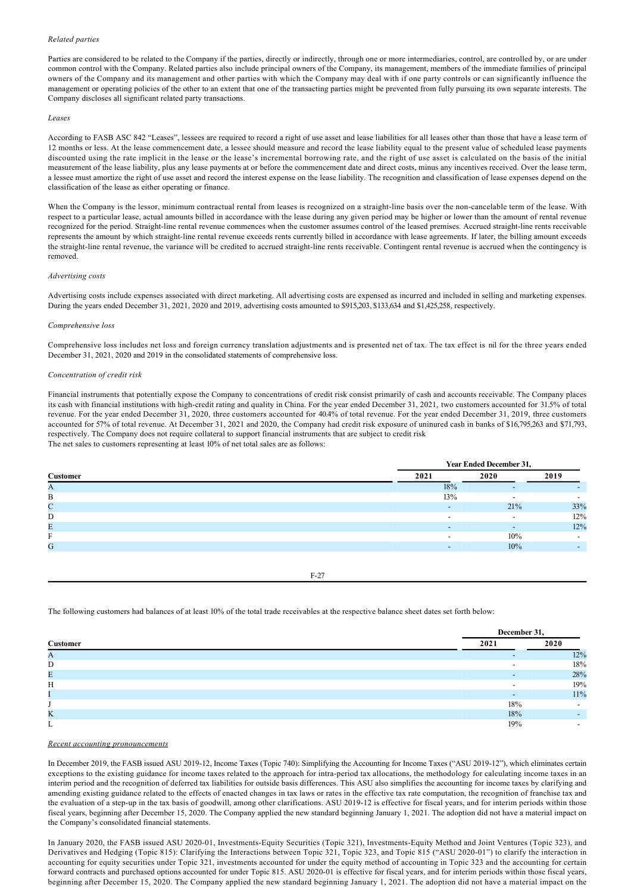*Related parties*

Parties are considered to be related to the Company if the parties, directly or indirectly, through one or more intermediaries, control, are controlled by, or are under common control with the Company. Related parties also include principal owners of the Company, its management, members of the immediate families of principal owners of the Company and its management and other parties with which the Company may deal with if one party controls or can significantly influence the management or operating policies of the other to an extent that one of the transacting parties might be prevented from fully pursuing its own separate interests. The Company discloses all significant related party transactions.

*Leases*

According to FASB ASC 842 "Leases", lessees are required to record a right of use asset and lease liabilities for all leases other than those that have a lease term of 12 months or less. At the lease commencement date, a lessee should measure and record the lease liability equal to the present value of scheduled lease payments discounted using the rate implicit in the lease or the lease's incremental borrowing rate, and the right of use asset is calculated on the basis of the initial measurement of the lease liability, plus any lease payments at or before the commencement date and direct costs, minus any incentives received. Over the lease term, a lessee must amortize the right of use asset and record the interest expense on the lease liability. The recognition and classification of lease expenses depend on the classification of the lease as either operating or finance.

When the Company is the lessor, minimum contractual rental from leases is recognized on a straight-line basis over the non-cancelable term of the lease. With respect to a particular lease, actual amounts billed in accordance with the lease during any given period may be higher or lower than the amount of rental revenue recognized for the period. Straight-line rental revenue commences when the customer assumes control of the leased premises. Accrued straight-line rents receivable represents the amount by which straight-line rental revenue exceeds rents currently billed in accordance with lease agreements. If later, the billing amount exceeds the straight-line rental revenue, the variance will be credited to accrued straight-line rents receivable. Contingent rental revenue is accrued when the contingency is removed.

*Advertising costs*

Advertising costs include expenses associated with direct marketing. All advertising costs are expensed as incurred and included in selling and marketing expenses. During the years ended December 31, 2021, 2020 and 2019, advertising costs amounted to $915,203, $133,634 and $1,425,258, respectively.

*Comprehensive loss*

Comprehensive loss includes net loss and foreign currency translation adjustments and is presented net of tax. The tax effect is nil for the three years ended December 31, 2021, 2020 and 2019 in the consolidated statements of comprehensive loss.

*Concentration of credit risk*

Financial instruments that potentially expose the Company to concentrations of credit risk consist primarily of cash and accounts receivable. The Company places its cash with financial institutions with high-credit rating and quality in China. For the year ended December 31, 2021, two customers accounted for 31.5% of total revenue. For the year ended December 31, 2020, three customers accounted for 40.4% of total revenue. For the year ended December 31, 2019, three customers accounted for 57% of total revenue. At December 31, 2021 and 2020, the Company had credit risk exposure of uninured cash in banks of $16,795,263 and $71,793, respectively. The Company does not require collateral to support financial instruments that are subject to credit risk

The net sales to customers representing at least 10% of net total sales are as follows:

| | Year Ended December 31, | | |
|---|---|---|---|
| Customer | 2021 | 2020 | 2019 |
| A | 18% | - | - |
| B | 13% | - | - |
| C | - | 21% | 33% |
| D | - | - | 12% |
| E | - | - | 12% |
| F | - | 10% | - |
| G | - | 10% | - |

The following customers had balances of at least 10% of the total trade receivables at the respective balance sheet dates set forth below:

| | December 31, | |
|---|---|---|
| Customer | 2021 | 2020 |
| A | - | 12% |
| D | - | 18% |
| E | - | 28% |
| H | - | 19% |
| I | - | 11% |
| J | 18% | - |
| K | 18% | - |
| L | 19% | - |

*Recent accounting pronouncements*

In December 2019, the FASB issued ASU 2019-12, Income Taxes (Topic 740): Simplifying the Accounting for Income Taxes ("ASU 2019-12"), which eliminates certain exceptions to the existing guidance for income taxes related to the approach for intra-period tax allocations, the methodology for calculating income taxes in an interim period and the recognition of deferred tax liabilities for outside basis differences. This ASU also simplifies the accounting for income taxes by clarifying and amending existing guidance related to the effects of enacted changes in tax laws or rates in the effective tax rate computation, the recognition of franchise tax and the evaluation of a step-up in the tax basis of goodwill, among other clarifications. ASU 2019-12 is effective for fiscal years, and for interim periods within those fiscal years, beginning after December 15, 2020. The Company applied the new standard beginning January 1, 2021. The adoption did not have a material impact on the Company's consolidated financial statements.

In January 2020, the FASB issued ASU 2020-01, Investments-Equity Securities (Topic 321), Investments-Equity Method and Joint Ventures (Topic 323), and Derivatives and Hedging (Topic 815): Clarifying the Interactions between Topic 321, Topic 323, and Topic 815 ("ASU 2020-01") to clarify the interaction in accounting for equity securities under Topic 321, investments accounted for under the equity method of accounting in Topic 323 and the accounting for certain forward contracts and purchased options accounted for under Topic 815. ASU 2020-01 is effective for fiscal years, and for interim periods within those fiscal years, beginning after December 15, 2020. The Company applied the new standard beginning January 1, 2021. The adoption did not have a material impact on the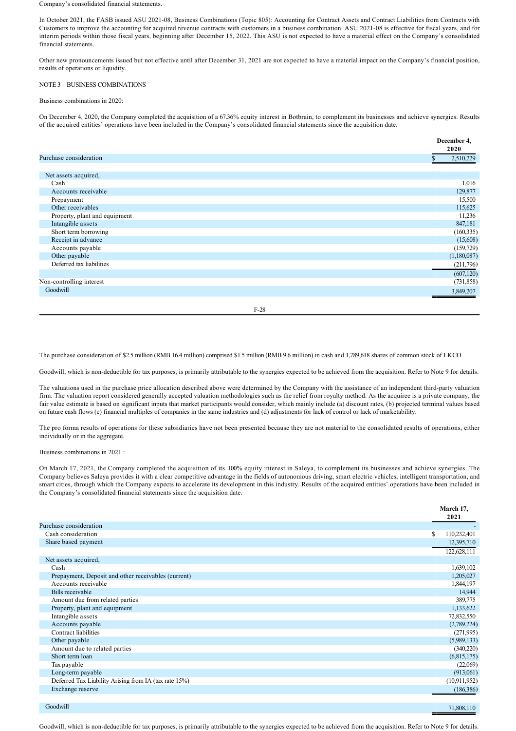Company's consolidated financial statements.

In October 2021, the FASB issued ASU 2021-08, Business Combinations (Topic 805): Accounting for Contract Assets and Contract Liabilities from Contracts with Customers to improve the accounting for acquired revenue contracts with customers in a business combination. ASU 2021-08 is effective for fiscal years, and for interim periods within those fiscal years, beginning after December 15, 2022. This ASU is not expected to have a material effect on the Company's consolidated financial statements.

Other new pronouncements issued but not effective until after December 31, 2021 are not expected to have a material impact on the Company's financial position, results of operations or liquidity.

NOTE 3 – BUSINESS COMBINATIONS

Business combinations in 2020:

On December 4, 2020, the Company completed the acquisition of a 67.36% equity interest in Botbrain, to complement its businesses and achieve synergies. Results of the acquired entities' operations have been included in the Company's consolidated financial statements since the acquisition date.

| | December 4, 2020 |
|---|---|
| Purchase consideration | $ 2,510,229 |
| | |
| Net assets acquired, | |
| Cash | 1,016 |
| Accounts receivable | 129,877 |
| Prepayment | 15,500 |
| Other receivables | 115,625 |
| Property, plant and equipment | 11,236 |
| Intangible assets | 847,181 |
| Short term borrowing | (160,335) |
| Receipt in advance | (15,608) |
| Accounts payable | (159,729) |
| Other payable | (1,180,087) |
| Deferred tax liabilities | (211,796) |
| | (607,120) |
| Non-controlling interest | (731,858) |
| Goodwill | 3,849,207 |

The purchase consideration of $2.5 million (RMB 16.4 million) comprised $1.5 million (RMB 9.6 million) in cash and 1,789,618 shares of common stock of LKCO.

Goodwill, which is non-deductible for tax purposes, is primarily attributable to the synergies expected to be achieved from the acquisition. Refer to Note 9 for details.

The valuations used in the purchase price allocation described above were determined by the Company with the assistance of an independent third-party valuation firm. The valuation report considered generally accepted valuation methodologies such as the relief from royalty method. As the acquiree is a private company, the fair value estimate is based on significant inputs that market participants would consider, which mainly include (a) discount rates, (b) projected terminal values based on future cash flows (c) financial multiples of companies in the same industries and (d) adjustments for lack of control or lack of marketability.

The pro forma results of operations for these subsidiaries have not been presented because they are not material to the consolidated results of operations, either individually or in the aggregate.

Business combinations in 2021 :

On March 17, 2021, the Company completed the acquisition of its 100% equity interest in Saleya, to complement its businesses and achieve synergies. The Company believes Saleya provides it with a clear competitive advantage in the fields of autonomous driving, smart electric vehicles, intelligent transportation, and smart cities, through which the Company expects to accelerate its development in this industry. Results of the acquired entities' operations have been included in the Company's consolidated financial statements since the acquisition date.

| | March 17, 2021 |
|---|---|
| Purchase consideration | - |
| Cash consideration | $ 110,232,401 |
| Share based payment | 12,395,710 |
| | 122,628,111 |
| | |
| Net assets acquired, | |
| Cash | 1,639,102 |
| Prepayment, Deposit and other receivables (current) | 1,205,027 |
| Accounts receivable | 1,844,197 |
| Bills receivable | 14,944 |
| Amount due from related parties | 389,775 |
| Property, plant and equipment | 1,133,622 |
| Intangible assets | 72,832,550 |
| Accounts payable | (2,789,224) |
| Contract liabilities | (271,995) |
| Other payable | (5,989,133) |
| Amount due to related parties | (340,220) |
| Short term loan | (6,815,175) |
| Tax payable | (22,069) |
| Long-term payable | (913,061) |
| Deferred Tax Liability Arising from IA (tax rate 15%) | (10,911,952) |
| Exchange reserve | (186,386) |
| | |
| Goodwill | 71,808,110 |

Goodwill, which is non-deductible for tax purposes, is primarily attributable to the synergies expected to be achieved from the acquisition. Refer to Note 9 for details.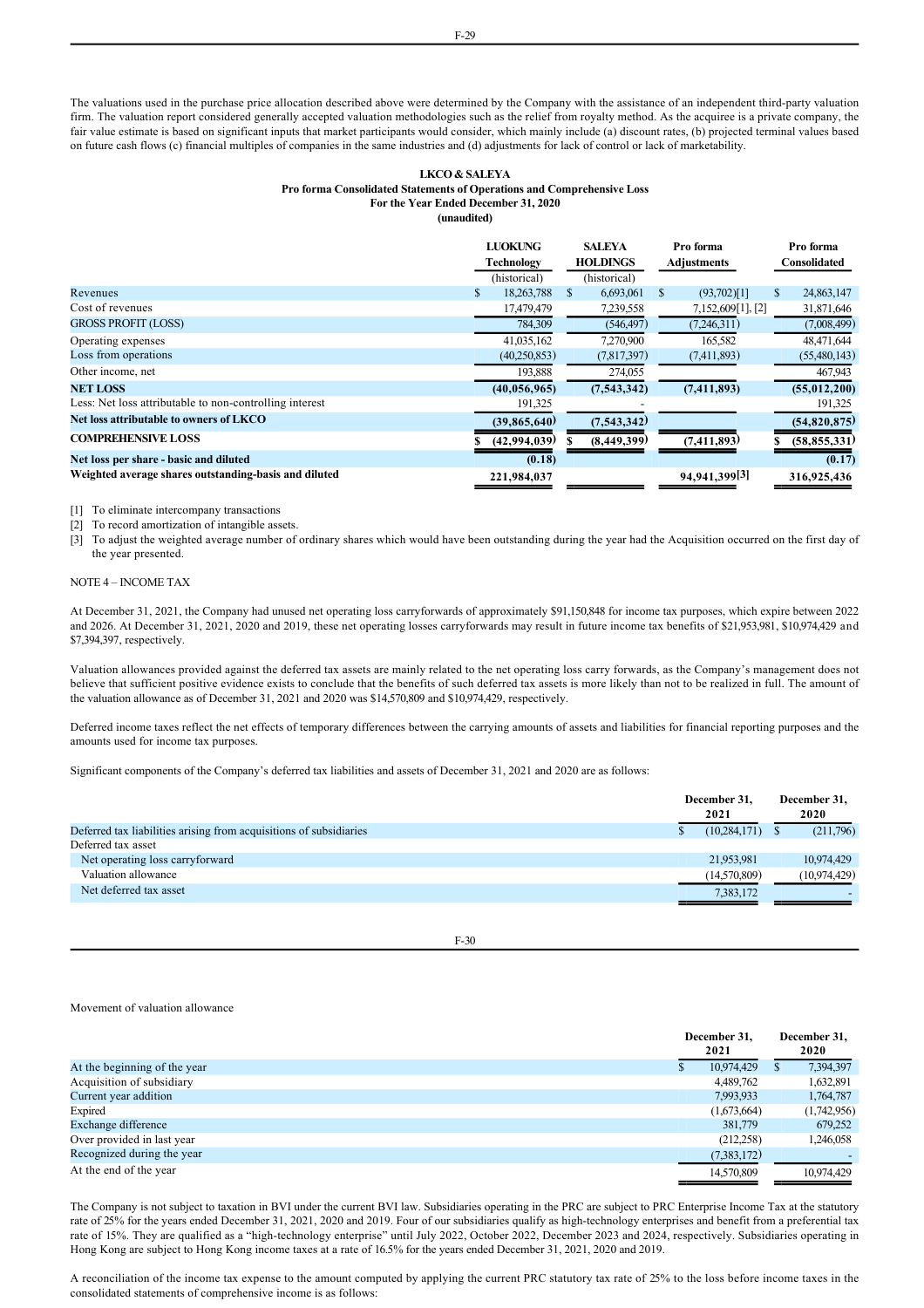The valuations used in the purchase price allocation described above were determined by the Company with the assistance of an independent third-party valuation firm. The valuation report considered generally accepted valuation methodologies such as the relief from royalty method. As the acquiree is a private company, the fair value estimate is based on significant inputs that market participants would consider, which mainly include (a) discount rates, (b) projected terminal values based on future cash flows (c) financial multiples of companies in the same industries and (d) adjustments for lack of control or lack of marketability.

**LKCO & SALEYA**
**Pro forma Consolidated Statements of Operations and Comprehensive Loss**
**For the Year Ended December 31, 2020**
**(unaudited)**

| | LUOKUNG Technology (historical) | SALEYA HOLDINGS (historical) | Pro forma Adjustments | Pro forma Consolidated |
|---|---|---|---|---|
| Revenues | $ 18,263,788 | $ 6,693,061 | $ (93,702)[1] | $ 24,863,147 |
| Cost of revenues | 17,479,479 | 7,239,558 | 7,152,609[1], [2] | 31,871,646 |
| GROSS PROFIT (LOSS) | 784,309 | (546,497) | (7,246,311) | (7,008,499) |
| Operating expenses | 41,035,162 | 7,270,900 | 165,582 | 48,471,644 |
| Loss from operations | (40,250,853) | (7,817,397) | (7,411,893) | (55,480,143) |
| Other income, net | 193,888 | 274,055 | | 467,943 |
| **NET LOSS** | **(40,056,965)** | **(7,543,342)** | **(7,411,893)** | **(55,012,200)** |
| Less: Net loss attributable to non-controlling interest | 191,325 | - | | 191,325 |
| **Net loss attributable to owners of LKCO** | **(39,865,640)** | **(7,543,342)** | | **(54,820,875)** |
| **COMPREHENSIVE LOSS** | **$ (42,994,039)** | **$ (8,449,399)** | **(7,411,893)** | **$ (58,855,331)** |
| **Net loss per share - basic and diluted** | **(0.18)** | | | **(0.17)** |
| **Weighted average shares outstanding-basis and diluted** | **221,984,037** | | **94,941,399[3]** | **316,925,436** |

[1] To eliminate intercompany transactions

[2] To record amortization of intangible assets.

[3] To adjust the weighted average number of ordinary shares which would have been outstanding during the year had the Acquisition occurred on the first day of the year presented.

NOTE 4 – INCOME TAX

At December 31, 2021, the Company had unused net operating loss carryforwards of approximately $91,150,848 for income tax purposes, which expire between 2022 and 2026. At December 31, 2021, 2020 and 2019, these net operating losses carryforwards may result in future income tax benefits of $21,953,981, $10,974,429 and $7,394,397, respectively.

Valuation allowances provided against the deferred tax assets are mainly related to the net operating loss carry forwards, as the Company's management does not believe that sufficient positive evidence exists to conclude that the benefits of such deferred tax assets is more likely than not to be realized in full. The amount of the valuation allowance as of December 31, 2021 and 2020 was $14,570,809 and $10,974,429, respectively.

Deferred income taxes reflect the net effects of temporary differences between the carrying amounts of assets and liabilities for financial reporting purposes and the amounts used for income tax purposes.

Significant components of the Company's deferred tax liabilities and assets of December 31, 2021 and 2020 are as follows:

| | December 31, 2021 | December 31, 2020 |
|---|---|---|
| Deferred tax liabilities arising from acquisitions of subsidiaries | $ (10,284,171) | $ (211,796) |
| Deferred tax asset | | |
| Net operating loss carryforward | 21,953,981 | 10,974,429 |
| Valuation allowance | (14,570,809) | (10,974,429) |
| Net deferred tax asset | 7,383,172 | - |

Movement of valuation allowance

| | December 31, 2021 | December 31, 2020 |
|---|---|---|
| At the beginning of the year | $ 10,974,429 | $ 7,394,397 |
| Acquisition of subsidiary | 4,489,762 | 1,632,891 |
| Current year addition | 7,993,933 | 1,764,787 |
| Expired | (1,673,664) | (1,742,956) |
| Exchange difference | 381,779 | 679,252 |
| Over provided in last year | (212,258) | 1,246,058 |
| Recognized during the year | (7,383,172) | - |
| At the end of the year | 14,570,809 | 10,974,429 |

The Company is not subject to taxation in BVI under the current BVI law. Subsidiaries operating in the PRC are subject to PRC Enterprise Income Tax at the statutory rate of 25% for the years ended December 31, 2021, 2020 and 2019. Four of our subsidiaries qualify as high-technology enterprises and benefit from a preferential tax rate of 15%. They are qualified as a "high-technology enterprise" until July 2022, October 2022, December 2023 and 2024, respectively. Subsidiaries operating in Hong Kong are subject to Hong Kong income taxes at a rate of 16.5% for the years ended December 31, 2021, 2020 and 2019.

A reconciliation of the income tax expense to the amount computed by applying the current PRC statutory tax rate of 25% to the loss before income taxes in the consolidated statements of comprehensive income is as follows: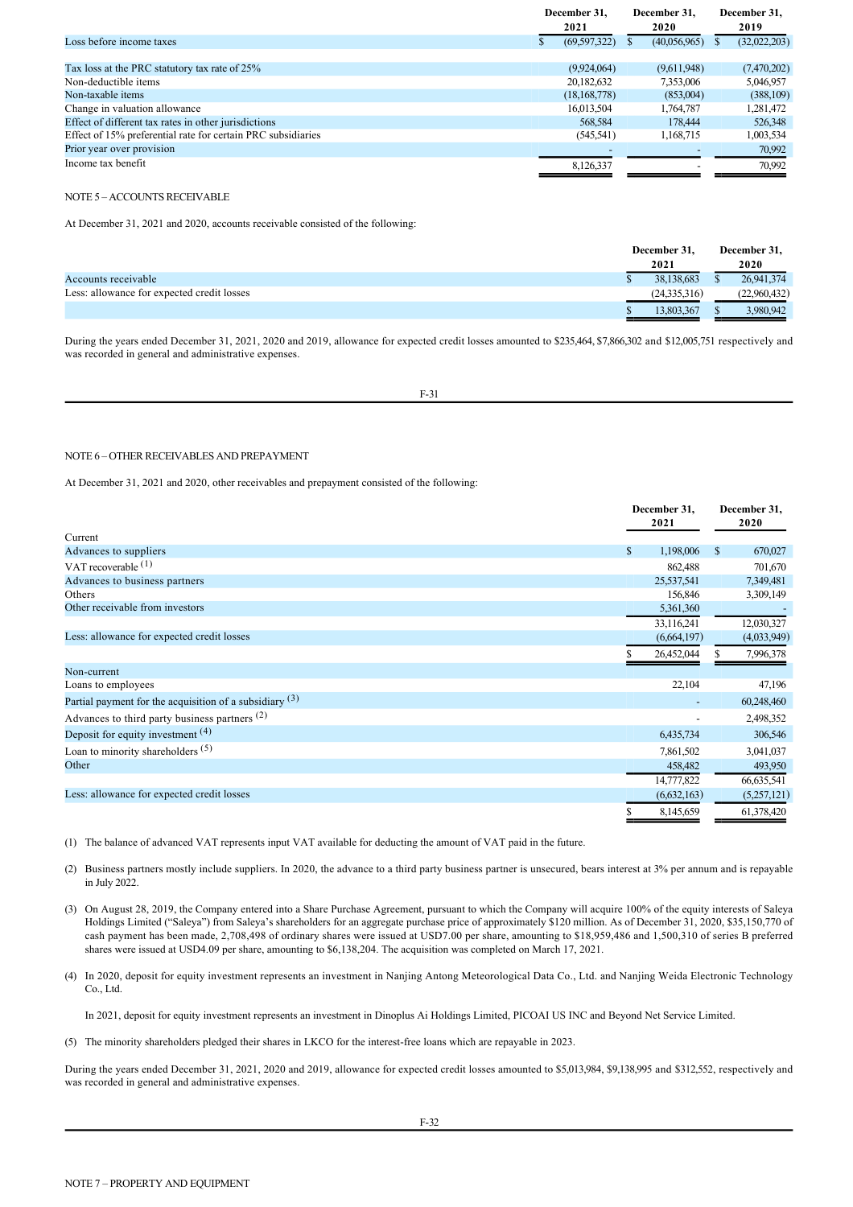| | December 31, 2021 | December 31, 2020 | December 31, 2019 |
|---|---|---|---|
| Loss before income taxes | $ (69,597,322) | $ (40,056,965) | $ (32,022,203) |
| | | | |
| Tax loss at the PRC statutory tax rate of 25% | (9,924,064) | (9,611,948) | (7,470,202) |
| Non-deductible items | 20,182,632 | 7,353,006 | 5,046,957 |
| Non-taxable items | (18,168,778) | (853,004) | (388,109) |
| Change in valuation allowance | 16,013,504 | 1,764,787 | 1,281,472 |
| Effect of different tax rates in other jurisdictions | 568,584 | 178,444 | 526,348 |
| Effect of 15% preferential rate for certain PRC subsidiaries | (545,541) | 1,168,715 | 1,003,534 |
| Prior year over provision | - | - | 70,992 |
| Income tax benefit | 8,126,337 | - | 70,992 |

NOTE 5 – ACCOUNTS RECEIVABLE

At December 31, 2021 and 2020, accounts receivable consisted of the following:

| | December 31, 2021 | December 31, 2020 |
|---|---|---|
| Accounts receivable | $ 38,138,683 | $ 26,941,374 |
| Less: allowance for expected credit losses | (24,335,316) | (22,960,432) |
| | $ 13,803,367 | $ 3,980,942 |

During the years ended December 31, 2021, 2020 and 2019, allowance for expected credit losses amounted to $235,464, $7,866,302 and $12,005,751 respectively and was recorded in general and administrative expenses.

NOTE 6 – OTHER RECEIVABLES AND PREPAYMENT

At December 31, 2021 and 2020, other receivables and prepayment consisted of the following:

| | December 31, 2021 | December 31, 2020 |
|---|---|---|
| Current | | |
| Advances to suppliers | $ 1,198,006 | $ 670,027 |
| VAT recoverable (1) | 862,488 | 701,670 |
| Advances to business partners | 25,537,541 | 7,349,481 |
| Others | 156,846 | 3,309,149 |
| Other receivable from investors | 5,361,360 | - |
| | 33,116,241 | 12,030,327 |
| Less: allowance for expected credit losses | (6,664,197) | (4,033,949) |
| | $ 26,452,044 | $ 7,996,378 |
| | | |
| Non-current | | |
| Loans to employees | 22,104 | 47,196 |
| Partial payment for the acquisition of a subsidiary (3) | - | 60,248,460 |
| Advances to third party business partners (2) | - | 2,498,352 |
| Deposit for equity investment (4) | 6,435,734 | 306,546 |
| Loan to minority shareholders (5) | 7,861,502 | 3,041,037 |
| Other | 458,482 | 493,950 |
| | 14,777,822 | 66,635,541 |
| Less: allowance for expected credit losses | (6,632,163) | (5,257,121) |
| | $ 8,145,659 | 61,378,420 |

(1) The balance of advanced VAT represents input VAT available for deducting the amount of VAT paid in the future.

(2) Business partners mostly include suppliers. In 2020, the advance to a third party business partner is unsecured, bears interest at 3% per annum and is repayable in July 2022.

(3) On August 28, 2019, the Company entered into a Share Purchase Agreement, pursuant to which the Company will acquire 100% of the equity interests of Saleya Holdings Limited ("Saleya") from Saleya's shareholders for an aggregate purchase price of approximately $120 million. As of December 31, 2020, $35,150,770 of cash payment has been made, 2,708,498 of ordinary shares were issued at USD7.00 per share, amounting to $18,959,486 and 1,500,310 of series B preferred shares were issued at USD4.09 per share, amounting to $6,138,204. The acquisition was completed on March 17, 2021.

(4) In 2020, deposit for equity investment represents an investment in Nanjing Antong Meteorological Data Co., Ltd. and Nanjing Weida Electronic Technology Co., Ltd.

In 2021, deposit for equity investment represents an investment in Dinoplus Ai Holdings Limited, PICOAI US INC and Beyond Net Service Limited.

(5) The minority shareholders pledged their shares in LKCO for the interest-free loans which are repayable in 2023.

During the years ended December 31, 2021, 2020 and 2019, allowance for expected credit losses amounted to $5,013,984, $9,138,995 and $312,552, respectively and was recorded in general and administrative expenses.

NOTE 7 – PROPERTY AND EQUIPMENT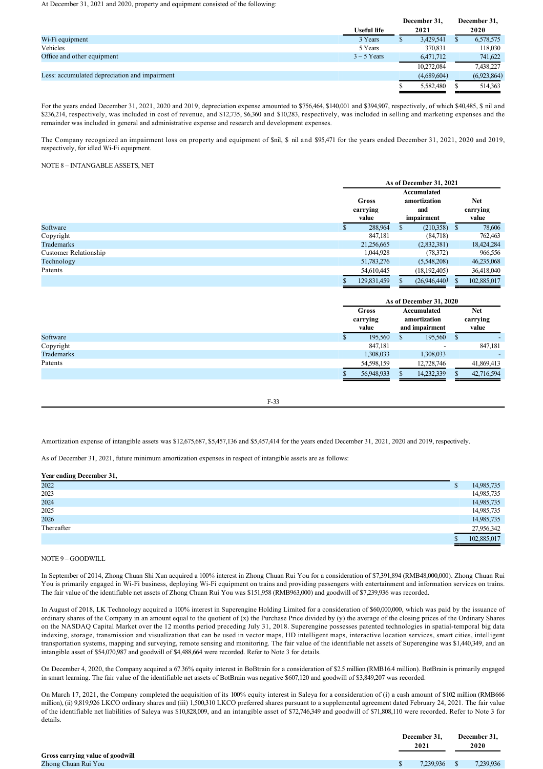At December 31, 2021 and 2020, property and equipment consisted of the following:

| | Useful life | December 31, 2021 | December 31, 2020 |
|---|---|---|---|
| Wi-Fi equipment | 3 Years | $ 3,429,541 | $ 6,578,575 |
| Vehicles | 5 Years | 370,831 | 118,030 |
| Office and other equipment | 3 – 5 Years | 6,471,712 | 741,622 |
| | | 10,272,084 | 7,438,227 |
| Less: accumulated depreciation and impairment | | (4,689,604) | (6,923,864) |
| | | $ 5,582,480 | $ 514,363 |

For the years ended December 31, 2021, 2020 and 2019, depreciation expense amounted to $756,464, $140,001 and $394,907, respectively, of which $40,485, $ nil and $236,214, respectively, was included in cost of revenue, and $12,735, $6,360 and $10,283, respectively, was included in selling and marketing expenses and the remainder was included in general and administrative expense and research and development expenses.

The Company recognized an impairment loss on property and equipment of $nil, $ nil and $95,471 for the years ended December 31, 2021, 2020 and 2019, respectively, for idled Wi-Fi equipment.

NOTE 8 – INTANGIBLE ASSETS, NET

| | As of December 31, 2021 | | |
|---|---|---|---|
| | Gross carrying value | Accumulated amortization and impairment | Net carrying value |
| Software | $ 288,964 | $ (210,358) | $ 78,606 |
| Copyright | 847,181 | (84,718) | 762,463 |
| Trademarks | 21,256,665 | (2,832,381) | 18,424,284 |
| Customer Relationship | 1,044,928 | (78,372) | 966,556 |
| Technology | 51,783,276 | (5,548,208) | 46,235,068 |
| Patents | 54,610,445 | (18,192,405) | 36,418,040 |
| | $ 129,831,459 | $ (26,946,440) | $ 102,885,017 |

| | As of December 31, 2020 | | |
|---|---|---|---|
| | Gross carrying value | Accumulated amortization and impairment | Net carrying value |
| Software | $ 195,560 | $ 195,560 | $ - |
| Copyright | 847,181 | - | 847,181 |
| Trademarks | 1,308,033 | 1,308,033 | - |
| Patents | 54,598,159 | 12,728,746 | 41,869,413 |
| | $ 56,948,933 | $ 14,232,339 | $ 42,716,594 |

Amortization expense of intangible assets was $12,675,687, $5,457,136 and $5,457,414 for the years ended December 31, 2021, 2020 and 2019, respectively.

As of December 31, 2021, future minimum amortization expenses in respect of intangible assets are as follows:

| Year ending December 31, | |
|---|---|
| 2022 | $ 14,985,735 |
| 2023 | 14,985,735 |
| 2024 | 14,985,735 |
| 2025 | 14,985,735 |
| 2026 | 14,985,735 |
| Thereafter | 27,956,342 |
| | $ 102,885,017 |

NOTE 9 – GOODWILL

In September of 2014, Zhong Chuan Shi Xun acquired a 100% interest in Zhong Chuan Rui You for a consideration of $7,391,894 (RMB48,000,000). Zhong Chuan Rui You is primarily engaged in Wi-Fi business, deploying Wi-Fi equipment on trains and providing passengers with entertainment and information services on trains. The fair value of the identifiable net assets of Zhong Chuan Rui You was $151,958 (RMB963,000) and goodwill of $7,239,936 was recorded.

In August of 2018, LK Technology acquired a 100% interest in Superengine Holding Limited for a consideration of $60,000,000, which was paid by the issuance of ordinary shares of the Company in an amount equal to the quotient of (x) the Purchase Price divided by (y) the average of the closing prices of the Ordinary Shares on the NASDAQ Capital Market over the 12 months period preceding July 31, 2018. Superengine possesses patented technologies in spatial-temporal big data indexing, storage, transmission and visualization that can be used in vector maps, HD intelligent maps, interactive location services, smart cities, intelligent transportation systems, mapping and surveying, remote sensing and monitoring. The fair value of the identifiable net assets of Superengine was $1,440,349, and an intangible asset of $54,070,987 and goodwill of $4,488,664 were recorded. Refer to Note 3 for details.

On December 4, 2020, the Company acquired a 67.36% equity interest in BoBtrain for a consideration of $2.5 million (RMB16.4 million). BotBrain is primarily engaged in smart learning. The fair value of the identifiable net assets of BotBrain was negative $607,120 and goodwill of $3,849,207 was recorded.

On March 17, 2021, the Company completed the acquisition of its 100% equity interest in Saleya for a consideration of (i) a cash amount of $102 million (RMB666 million), (ii) 9,819,926 LKCO ordinary shares and (iii) 1,500,310 LKCO preferred shares pursuant to a supplemental agreement dated February 24, 2021. The fair value of the identifiable net liabilities of Saleya was $10,828,009, and an intangible asset of $72,746,349 and goodwill of $71,808,110 were recorded. Refer to Note 3 for details.

| | December 31, 2021 | December 31, 2020 |
|---|---|---|
| **Gross carrying value of goodwill** | | |
| Zhong Chuan Rui You | $ 7,239,936 | $ 7,239,936 |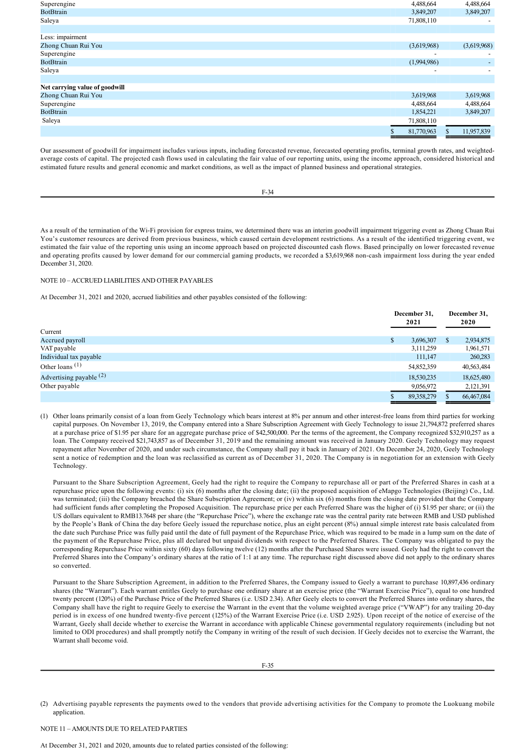| | | |
|---|---|---|
| Superengine | 4,488,664 | 4,488,664 |
| BotBtrain | 3,849,207 | 3,849,207 |
| Saleya | 71,808,110 | - |
| | | |
| Less: impairment | | |
| Zhong Chuan Rui You | (3,619,968) | (3,619,968) |
| Superengine | - | - |
| BotBtrain | (1,994,986) | - |
| Saleya | - | - |
| | | |
| **Net carrying value of goodwill** | | |
| Zhong Chuan Rui You | 3,619,968 | 3,619,968 |
| Superengine | 4,488,664 | 4,488,664 |
| BotBtrain | 1,854,221 | 3,849,207 |
| Saleya | 71,808,110 | |
| | $ 81,770,963 | $ 11,957,839 |

Our assessment of goodwill for impairment includes various inputs, including forecasted revenue, forecasted operating profits, terminal growth rates, and weighted-average costs of capital. The projected cash flows used in calculating the fair value of our reporting units, using the income approach, considered historical and estimated future results and general economic and market conditions, as well as the impact of planned business and operational strategies.

As a result of the termination of the Wi-Fi provision for express trains, we determined there was an interim goodwill impairment triggering event as Zhong Chuan Rui You's customer resources are derived from previous business, which caused certain development restrictions. As a result of the identified triggering event, we estimated the fair value of the reporting unis using an income approach based on projected discounted cash flows. Based principally on lower forecasted revenue and operating profits caused by lower demand for our commercial gaming products, we recorded a $3,619,968 non-cash impairment loss during the year ended December 31, 2020.

NOTE 10 – ACCRUED LIABILITIES AND OTHER PAYABLES

At December 31, 2021 and 2020, accrued liabilities and other payables consisted of the following:

| | December 31, 2021 | December 31, 2020 |
|---|---|---|
| Current | | |
| Accrued payroll | $ 3,696,307 | $ 2,934,875 |
| VAT payable | 3,111,259 | 1,961,571 |
| Individual tax payable | 111,147 | 260,283 |
| Other loans [1] | 54,852,359 | 40,563,484 |
| Advertising payable [2] | 18,530,235 | 18,625,480 |
| Other payable | 9,056,972 | 2,121,391 |
| | $ 89,358,279 | $ 66,467,084 |

(1) Other loans primarily consist of a loan from Geely Technology which bears interest at 8% per annum and other interest-free loans from third parties for working capital purposes. On November 13, 2019, the Company entered into a Share Subscription Agreement with Geely Technology to issue 21,794,872 preferred shares at a purchase price of $1.95 per share for an aggregate purchase price of $42,500,000. Per the terms of the agreement, the Company recognized $32,910,257 as a loan. The Company received $21,743,857 as of December 31, 2019 and the remaining amount was received in January 2020. Geely Technology may request repayment after November of 2020, and under such circumstance, the Company shall pay it back in January of 2021. On December 24, 2020, Geely Technology sent a notice of redemption and the loan was reclassified as current as of December 31, 2020. The Company is in negotiation for an extension with Geely Technology.

Pursuant to the Share Subscription Agreement, Geely had the right to require the Company to repurchase all or part of the Preferred Shares in cash at a repurchase price upon the following events: (i) six (6) months after the closing date; (ii) the proposed acquisition of eMapgo Technologies (Beijing) Co., Ltd. was terminated; (iii) the Company breached the Share Subscription Agreement; or (iv) within six (6) months from the closing date provided that the Company had sufficient funds after completing the Proposed Acquisition. The repurchase price per each Preferred Share was the higher of (i) $1.95 per share; or (ii) the US dollars equivalent to RMB13.7648 per share (the "Repurchase Price"), where the exchange rate was the central parity rate between RMB and USD published by the People's Bank of China the day before Geely issued the repurchase notice, plus an eight percent (8%) annual simple interest rate basis calculated from the date such Purchase Price was fully paid until the date of full payment of the Repurchase Price, which was required to be made in a lump sum on the date of the payment of the Repurchase Price, plus all declared but unpaid dividends with respect to the Preferred Shares. The Company was obligated to pay the corresponding Repurchase Price within sixty (60) days following twelve (12) months after the Purchased Shares were issued. Geely had the right to convert the Preferred Shares into the Company's ordinary shares at the ratio of 1:1 at any time. The repurchase right discussed above did not apply to the ordinary shares so converted.

Pursuant to the Share Subscription Agreement, in addition to the Preferred Shares, the Company issued to Geely a warrant to purchase 10,897,436 ordinary shares (the "Warrant"). Each warrant entitles Geely to purchase one ordinary share at an exercise price (the "Warrant Exercise Price"), equal to one hundred twenty percent (120%) of the Purchase Price of the Preferred Shares (i.e. USD 2.34). After Geely elects to convert the Preferred Shares into ordinary shares, the Company shall have the right to require Geely to exercise the Warrant in the event that the volume weighted average price ("VWAP") for any trailing 20-day period is in excess of one hundred twenty-five percent (125%) of the Warrant Exercise Price (i.e. USD 2.925). Upon receipt of the notice of exercise of the Warrant, Geely shall decide whether to exercise the Warrant in accordance with applicable Chinese governmental regulatory requirements (including but not limited to ODI procedures) and shall promptly notify the Company in writing of the result of such decision. If Geely decides not to exercise the Warrant, the Warrant shall become void.

(2) Advertising payable represents the payments owed to the vendors that provide advertising activities for the Company to promote the Luokuang mobile application.

NOTE 11 – AMOUNTS DUE TO RELATED PARTIES

At December 31, 2021 and 2020, amounts due to related parties consisted of the following: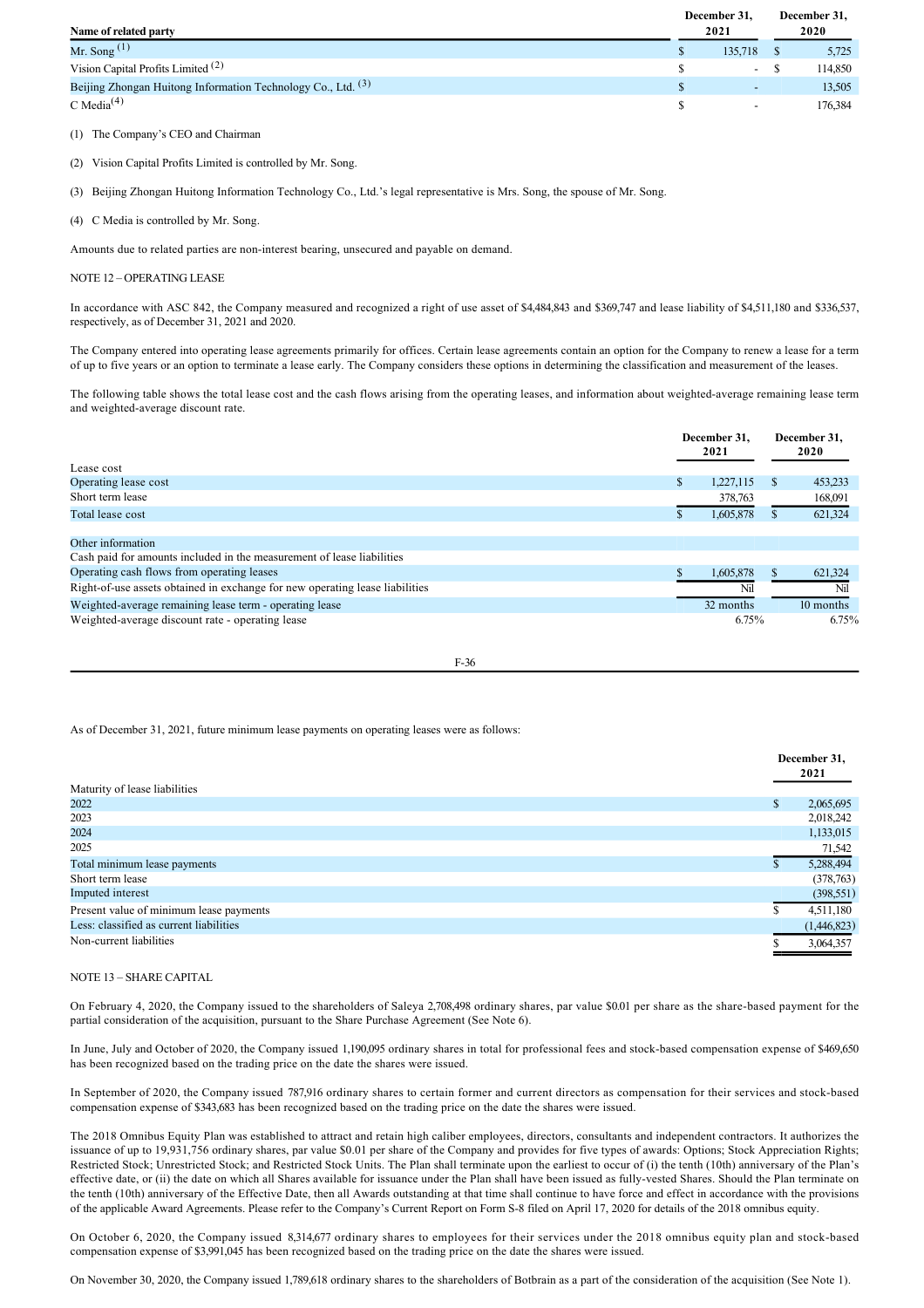| Name of related party | December 31, 2021 | December 31, 2020 |
|---|---|---|
| Mr. Song [(1)] | $ 135,718 | $ 5,725 |
| Vision Capital Profits Limited [(2)] | $ - | $ 114,850 |
| Beijing Zhongan Huitong Information Technology Co., Ltd. [(3)] | $ - | 13,505 |
| C Media [(4)] | $ - | 176,384 |

(1) The Company's CEO and Chairman

(2) Vision Capital Profits Limited is controlled by Mr. Song.

(3) Beijing Zhongan Huitong Information Technology Co., Ltd.'s legal representative is Mrs. Song, the spouse of Mr. Song.

(4) C Media is controlled by Mr. Song.

Amounts due to related parties are non-interest bearing, unsecured and payable on demand.

NOTE 12 – OPERATING LEASE

In accordance with ASC 842, the Company measured and recognized a right of use asset of $4,484,843 and $369,747 and lease liability of $4,511,180 and $336,537, respectively, as of December 31, 2021 and 2020.

The Company entered into operating lease agreements primarily for offices. Certain lease agreements contain an option for the Company to renew a lease for a term of up to five years or an option to terminate a lease early. The Company considers these options in determining the classification and measurement of the leases.

The following table shows the total lease cost and the cash flows arising from the operating leases, and information about weighted-average remaining lease term and weighted-average discount rate.

| | December 31, 2021 | December 31, 2020 |
|---|---|---|
| Lease cost | | |
| Operating lease cost | $ 1,227,115 | $ 453,233 |
| Short term lease | 378,763 | 168,091 |
| Total lease cost | $ 1,605,878 | $ 621,324 |
| | | |
| Other information | | |
| Cash paid for amounts included in the measurement of lease liabilities | | |
| Operating cash flows from operating leases | $ 1,605,878 | $ 621,324 |
| Right-of-use assets obtained in exchange for new operating lease liabilities | Nil | Nil |
| Weighted-average remaining lease term - operating lease | 32 months | 10 months |
| Weighted-average discount rate - operating lease | 6.75% | 6.75% |

As of December 31, 2021, future minimum lease payments on operating leases were as follows:

| | December 31, 2021 |
|---|---|
| Maturity of lease liabilities | |
| 2022 | $ 2,065,695 |
| 2023 | 2,018,242 |
| 2024 | 1,133,015 |
| 2025 | 71,542 |
| Total minimum lease payments | $ 5,288,494 |
| Short term lease | (378,763) |
| Imputed interest | (398,551) |
| Present value of minimum lease payments | $ 4,511,180 |
| Less: classified as current liabilities | (1,446,823) |
| Non-current liabilities | $ 3,064,357 |

NOTE 13 – SHARE CAPITAL

On February 4, 2020, the Company issued to the shareholders of Saleya 2,708,498 ordinary shares, par value $0.01 per share as the share-based payment for the partial consideration of the acquisition, pursuant to the Share Purchase Agreement (See Note 6).

In June, July and October of 2020, the Company issued 1,190,095 ordinary shares in total for professional fees and stock-based compensation expense of $469,650 has been recognized based on the trading price on the date the shares were issued.

In September of 2020, the Company issued 787,916 ordinary shares to certain former and current directors as compensation for their services and stock-based compensation expense of $343,683 has been recognized based on the trading price on the date the shares were issued.

The 2018 Omnibus Equity Plan was established to attract and retain high caliber employees, directors, consultants and independent contractors. It authorizes the issuance of up to 19,931,756 ordinary shares, par value $0.01 per share of the Company and provides for five types of awards: Options; Stock Appreciation Rights; Restricted Stock; Unrestricted Stock; and Restricted Stock Units. The Plan shall terminate upon the earliest to occur of (i) the tenth (10th) anniversary of the Plan's effective date, or (ii) the date on which all Shares available for issuance under the Plan shall have been issued as fully-vested Shares. Should the Plan terminate on the tenth (10th) anniversary of the Effective Date, then all Awards outstanding at that time shall continue to have force and effect in accordance with the provisions of the applicable Award Agreements. Please refer to the Company's Current Report on Form S-8 filed on April 17, 2020 for details of the 2018 omnibus equity.

On October 6, 2020, the Company issued 8,314,677 ordinary shares to employees for their services under the 2018 omnibus equity plan and stock-based compensation expense of $3,991,045 has been recognized based on the trading price on the date the shares were issued.

On November 30, 2020, the Company issued 1,789,618 ordinary shares to the shareholders of Botbrain as a part of the consideration of the acquisition (See Note 1).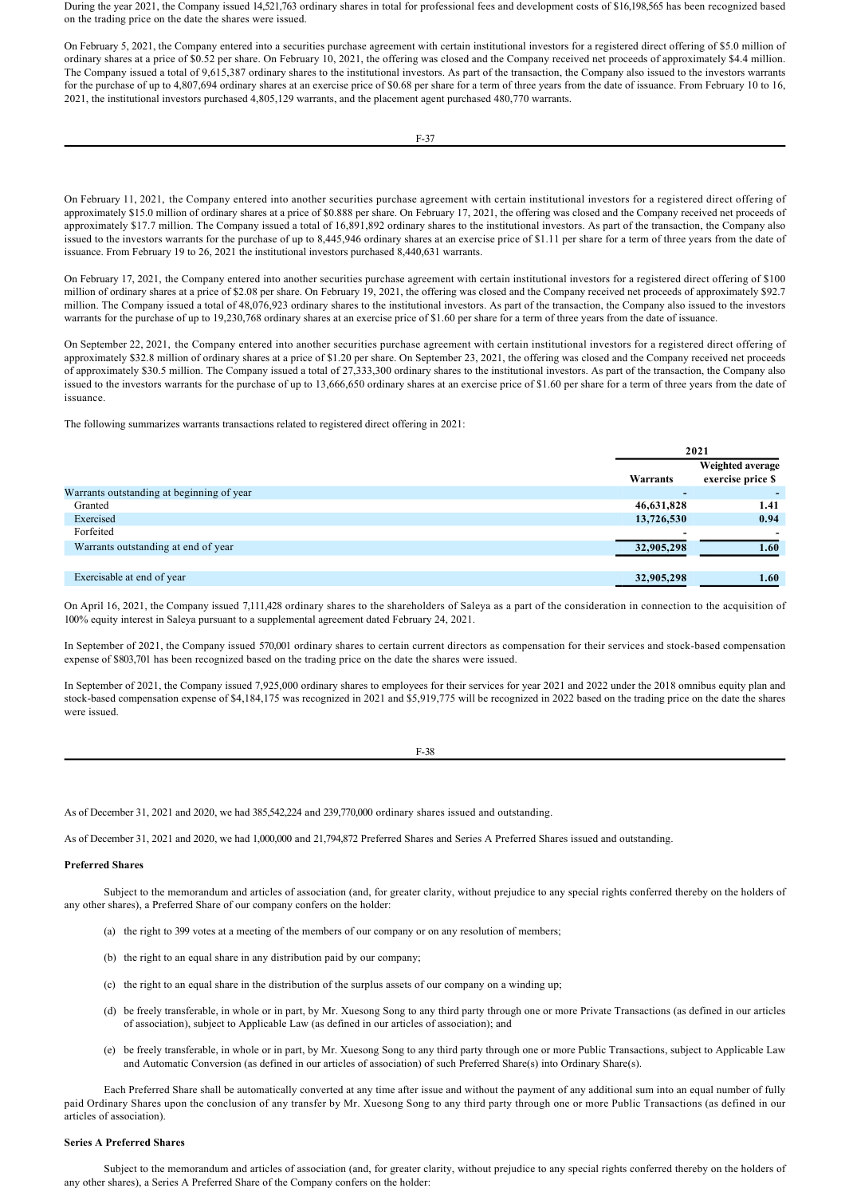During the year 2021, the Company issued 14,521,763 ordinary shares in total for professional fees and development costs of $16,198,565 has been recognized based on the trading price on the date the shares were issued.

On February 5, 2021, the Company entered into a securities purchase agreement with certain institutional investors for a registered direct offering of $5.0 million of ordinary shares at a price of $0.52 per share. On February 10, 2021, the offering was closed and the Company received net proceeds of approximately $4.4 million. The Company issued a total of 9,615,387 ordinary shares to the institutional investors. As part of the transaction, the Company also issued to the investors warrants for the purchase of up to 4,807,694 ordinary shares at an exercise price of $0.68 per share for a term of three years from the date of issuance. From February 10 to 16, 2021, the institutional investors purchased 4,805,129 warrants, and the placement agent purchased 480,770 warrants.

On February 11, 2021, the Company entered into another securities purchase agreement with certain institutional investors for a registered direct offering of approximately $15.0 million of ordinary shares at a price of $0.888 per share. On February 17, 2021, the offering was closed and the Company received net proceeds of approximately $17.7 million. The Company issued a total of 16,891,892 ordinary shares to the institutional investors. As part of the transaction, the Company also issued to the investors warrants for the purchase of up to 8,445,946 ordinary shares at an exercise price of $1.11 per share for a term of three years from the date of issuance. From February 19 to 26, 2021 the institutional investors purchased 8,440,631 warrants.

On February 17, 2021, the Company entered into another securities purchase agreement with certain institutional investors for a registered direct offering of $100 million of ordinary shares at a price of $2.08 per share. On February 19, 2021, the offering was closed and the Company received net proceeds of approximately $92.7 million. The Company issued a total of 48,076,923 ordinary shares to the institutional investors. As part of the transaction, the Company also issued to the investors warrants for the purchase of up to 19,230,768 ordinary shares at an exercise price of $1.60 per share for a term of three years from the date of issuance.

On September 22, 2021, the Company entered into another securities purchase agreement with certain institutional investors for a registered direct offering of approximately $32.8 million of ordinary shares at a price of $1.20 per share. On September 23, 2021, the offering was closed and the Company received net proceeds of approximately $30.5 million. The Company issued a total of 27,333,300 ordinary shares to the institutional investors. As part of the transaction, the Company also issued to the investors warrants for the purchase of up to 13,666,650 ordinary shares at an exercise price of $1.60 per share for a term of three years from the date of issuance.

The following summarizes warrants transactions related to registered direct offering in 2021:

| | 2021 | |
|---|---|---|
| | Warrants | Weighted average exercise price $ |
| Warrants outstanding at beginning of year | - | - |
| Granted | 46,631,828 | 1.41 |
| Exercised | 13,726,530 | 0.94 |
| Forfeited | - | - |
| Warrants outstanding at end of year | 32,905,298 | 1.60 |
| Exercisable at end of year | 32,905,298 | 1.60 |

On April 16, 2021, the Company issued 7,111,428 ordinary shares to the shareholders of Saleya as a part of the consideration in connection to the acquisition of 100% equity interest in Saleya pursuant to a supplemental agreement dated February 24, 2021.

In September of 2021, the Company issued 570,001 ordinary shares to certain current directors as compensation for their services and stock-based compensation expense of $803,701 has been recognized based on the trading price on the date the shares were issued.

In September of 2021, the Company issued 7,925,000 ordinary shares to employees for their services for year 2021 and 2022 under the 2018 omnibus equity plan and stock-based compensation expense of $4,184,175 was recognized in 2021 and $5,919,775 will be recognized in 2022 based on the trading price on the date the shares were issued.

As of December 31, 2021 and 2020, we had 385,542,224 and 239,770,000 ordinary shares issued and outstanding.

As of December 31, 2021 and 2020, we had 1,000,000 and 21,794,872 Preferred Shares and Series A Preferred Shares issued and outstanding.

**Preferred Shares**

Subject to the memorandum and articles of association (and, for greater clarity, without prejudice to any special rights conferred thereby on the holders of any other shares), a Preferred Share of our company confers on the holder:

(a) the right to 399 votes at a meeting of the members of our company or on any resolution of members;

(b) the right to an equal share in any distribution paid by our company;

(c) the right to an equal share in the distribution of the surplus assets of our company on a winding up;

(d) be freely transferable, in whole or in part, by Mr. Xuesong Song to any third party through one or more Private Transactions (as defined in our articles of association), subject to Applicable Law (as defined in our articles of association); and

(e) be freely transferable, in whole or in part, by Mr. Xuesong Song to any third party through one or more Public Transactions, subject to Applicable Law and Automatic Conversion (as defined in our articles of association) of such Preferred Share(s) into Ordinary Share(s).

Each Preferred Share shall be automatically converted at any time after issue and without the payment of any additional sum into an equal number of fully paid Ordinary Shares upon the conclusion of any transfer by Mr. Xuesong Song to any third party through one or more Public Transactions (as defined in our articles of association).

**Series A Preferred Shares**

Subject to the memorandum and articles of association (and, for greater clarity, without prejudice to any special rights conferred thereby on the holders of any other shares), a Series A Preferred Share of the Company confers on the holder: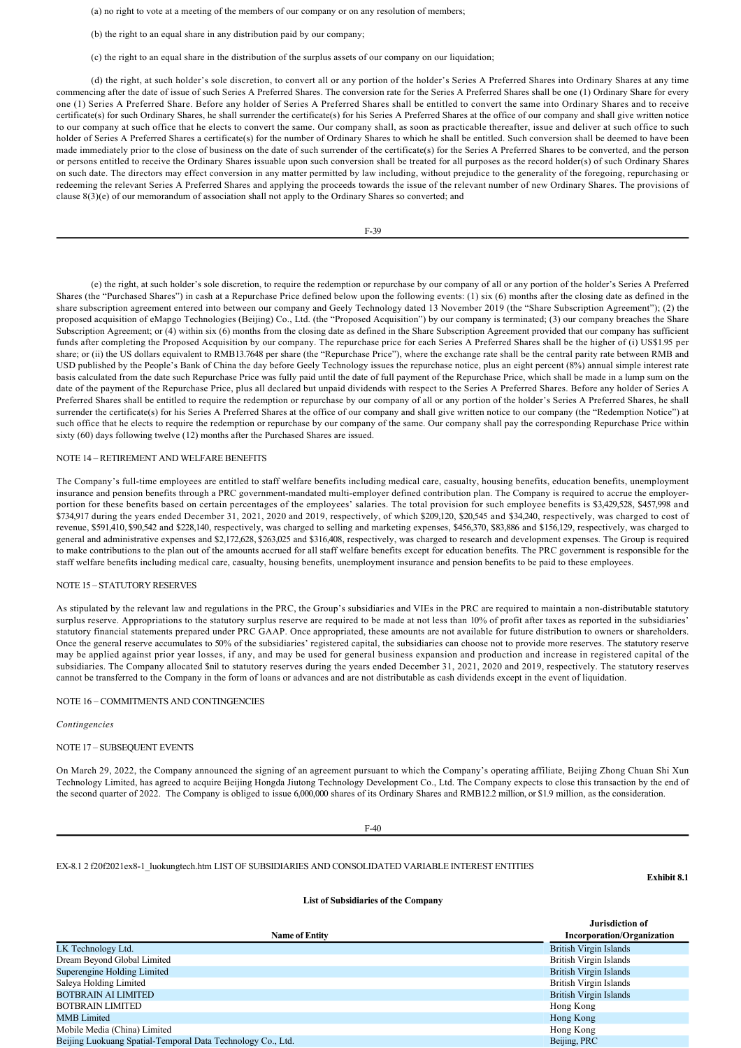(a) no right to vote at a meeting of the members of our company or on any resolution of members;

(b) the right to an equal share in any distribution paid by our company;

(c) the right to an equal share in the distribution of the surplus assets of our company on our liquidation;

(d) the right, at such holder's sole discretion, to convert all or any portion of the holder's Series A Preferred Shares into Ordinary Shares at any time commencing after the date of issue of such Series A Preferred Shares. The conversion rate for the Series A Preferred Shares shall be one (1) Ordinary Share for every one (1) Series A Preferred Share. Before any holder of Series A Preferred Shares shall be entitled to convert the same into Ordinary Shares and to receive certificate(s) for such Ordinary Shares, he shall surrender the certificate(s) for his Series A Preferred Shares at the office of our company and shall give written notice to our company at such office that he elects to convert the same. Our company shall, as soon as practicable thereafter, issue and deliver at such office to such holder of Series A Preferred Shares a certificate(s) for the number of Ordinary Shares to which he shall be entitled. Such conversion shall be deemed to have been made immediately prior to the close of business on the date of such surrender of the certificate(s) for the Series A Preferred Shares to be converted, and the person or persons entitled to receive the Ordinary Shares issuable upon such conversion shall be treated for all purposes as the record holder(s) of such Ordinary Shares on such date. The directors may effect conversion in any matter permitted by law including, without prejudice to the generality of the foregoing, repurchasing or redeeming the relevant Series A Preferred Shares and applying the proceeds towards the issue of the relevant number of new Ordinary Shares. The provisions of clause 8(3)(e) of our memorandum of association shall not apply to the Ordinary Shares so converted; and

(e) the right, at such holder's sole discretion, to require the redemption or repurchase by our company of all or any portion of the holder's Series A Preferred Shares (the "Purchased Shares") in cash at a Repurchase Price defined below upon the following events: (1) six (6) months after the closing date as defined in the share subscription agreement entered into between our company and Geely Technology dated 13 November 2019 (the "Share Subscription Agreement"); (2) the proposed acquisition of eMapgo Technologies (Beijing) Co., Ltd. (the "Proposed Acquisition") by our company is terminated; (3) our company breaches the Share Subscription Agreement; or (4) within six (6) months from the closing date as defined in the Share Subscription Agreement provided that our company has sufficient funds after completing the Proposed Acquisition by our company. The repurchase price for each Series A Preferred Shares shall be the higher of (i) US$1.95 per share; or (ii) the US dollars equivalent to RMB13.7648 per share (the "Repurchase Price"), where the exchange rate shall be the central parity rate between RMB and USD published by the People's Bank of China the day before Geely Technology issues the repurchase notice, plus an eight percent (8%) annual simple interest rate basis calculated from the date such Repurchase Price was fully paid until the date of full payment of the Repurchase Price, which shall be made in a lump sum on the date of the payment of the Repurchase Price, plus all declared but unpaid dividends with respect to the Series A Preferred Shares. Before any holder of Series A Preferred Shares shall be entitled to require the redemption or repurchase by our company of all or any portion of the holder's Series A Preferred Shares, he shall surrender the certificate(s) for his Series A Preferred Shares at the office of our company and shall give written notice to our company (the "Redemption Notice") at such office that he elects to require the redemption or repurchase by our company of the same. Our company shall pay the corresponding Repurchase Price within sixty (60) days following twelve (12) months after the Purchased Shares are issued.

## NOTE 14 – RETIREMENT AND WELFARE BENEFITS

The Company's full-time employees are entitled to staff welfare benefits including medical care, casualty, housing benefits, education benefits, unemployment insurance and pension benefits through a PRC government-mandated multi-employer defined contribution plan. The Company is required to accrue the employer-portion for these benefits based on certain percentages of the employees' salaries. The total provision for such employee benefits is $3,429,528, $457,998 and $734,917 during the years ended December 31, 2021, 2020 and 2019, respectively, of which $209,120, $20,545 and $34,240, respectively, was charged to cost of revenue, $591,410, $90,542 and $228,140, respectively, was charged to selling and marketing expenses, $456,370, $83,886 and $156,129, respectively, was charged to general and administrative expenses and $2,172,628, $263,025 and $316,408, respectively, was charged to research and development expenses. The Group is required to make contributions to the plan out of the amounts accrued for all staff welfare benefits except for education benefits. The PRC government is responsible for the staff welfare benefits including medical care, casualty, housing benefits, unemployment insurance and pension benefits to be paid to these employees.

## NOTE 15 – STATUTORY RESERVES

As stipulated by the relevant law and regulations in the PRC, the Group's subsidiaries and VIEs in the PRC are required to maintain a non-distributable statutory surplus reserve. Appropriations to the statutory surplus reserve are required to be made at not less than 10% of profit after taxes as reported in the subsidiaries' statutory financial statements prepared under PRC GAAP. Once appropriated, these amounts are not available for future distribution to owners or shareholders. Once the general reserve accumulates to 50% of the subsidiaries' registered capital, the subsidiaries can choose not to provide more reserves. The statutory reserve may be applied against prior year losses, if any, and may be used for general business expansion and production and increase in registered capital of the subsidiaries. The Company allocated $nil to statutory reserves during the years ended December 31, 2021, 2020 and 2019, respectively. The statutory reserves cannot be transferred to the Company in the form of loans or advances and are not distributable as cash dividends except in the event of liquidation.

## NOTE 16 – COMMITMENTS AND CONTINGENCIES

*Contingencies*

## NOTE 17 – SUBSEQUENT EVENTS

On March 29, 2022, the Company announced the signing of an agreement pursuant to which the Company's operating affiliate, Beijing Zhong Chuan Shi Xun Technology Limited, has agreed to acquire Beijing Hongda Jiutong Technology Development Co., Ltd. The Company expects to close this transaction by the end of the second quarter of 2022. The Company is obliged to issue 6,000,000 shares of its Ordinary Shares and RMB12.2 million, or $1.9 million, as the consideration.

EX-8.1 2 f20f2021ex8-1_luokungtech.htm LIST OF SUBSIDIARIES AND CONSOLIDATED VARIABLE INTEREST ENTITIES

**Exhibit 8.1**

**List of Subsidiaries of the Company**

| Name of Entity | Jurisdiction of Incorporation/Organization |
|---|---|
| LK Technology Ltd. | British Virgin Islands |
| Dream Beyond Global Limited | British Virgin Islands |
| Superengine Holding Limited | British Virgin Islands |
| Saleya Holding Limited | British Virgin Islands |
| BOTBRAIN AI LIMITED | British Virgin Islands |
| BOTBRAIN LIMITED | Hong Kong |
| MMB Limited | Hong Kong |
| Mobile Media (China) Limited | Hong Kong |
| Beijing Luokuang Spatial-Temporal Data Technology Co., Ltd. | Beijing, PRC |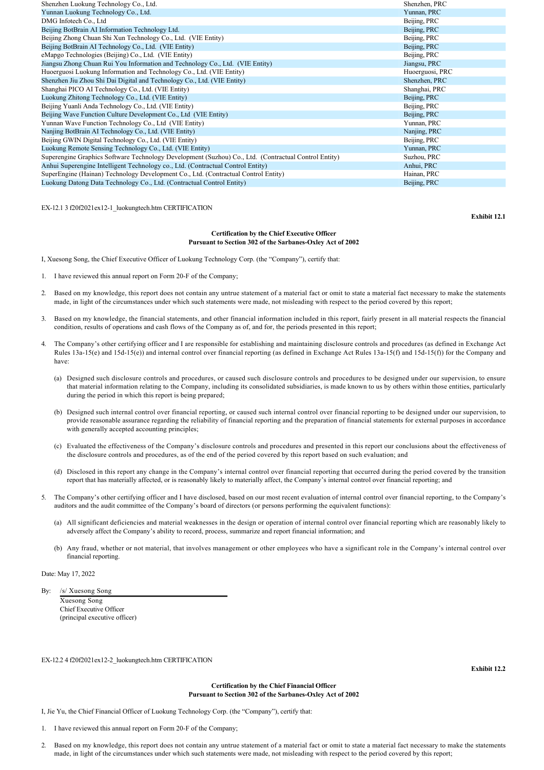| | |
|---|---|
| Shenzhen Luokung Technology Co., Ltd. | Shenzhen, PRC |
| Yunnan Luokung Technology Co., Ltd. | Yunnan, PRC |
| DMG Infotech Co., Ltd | Beijing, PRC |
| Beijing BotBrain AI Information Technology Ltd. | Beijing, PRC |
| Beijing Zhong Chuan Shi Xun Technology Co., Ltd. (VIE Entity) | Beijing, PRC |
| Beijing BotBrain AI Technology Co., Ltd. (VIE Entity) | Beijing, PRC |
| eMapgo Technologies (Beijing) Co., Ltd. (VIE Entity) | Beijing, PRC |
| Jiangsu Zhong Chuan Rui You Information and Technology Co., Ltd. (VIE Entity) | Jiangsu, PRC |
| Huoerguosi Luokung Information and Technology Co., Ltd. (VIE Entity) | Huoerguosi, PRC |
| Shenzhen Jiu Zhou Shi Dai Digital and Technology Co., Ltd. (VIE Entity) | Shenzhen, PRC |
| Shanghai PICO AI Technology Co., Ltd. (VIE Entity) | Shanghai, PRC |
| Luokung Zhitong Technology Co., Ltd. (VIE Entity) | Beijing, PRC |
| Beijing Yuanli Anda Technology Co., Ltd. (VIE Entity) | Beijing, PRC |
| Beijing Wave Function Culture Development Co., Ltd (VIE Entity) | Beijing, PRC |
| Yunnan Wave Function Technology Co., Ltd (VIE Entity) | Yunnan, PRC |
| Nanjing BotBrain AI Technology Co., Ltd. (VIE Entity) | Nanjing, PRC |
| Beijing GWIN Digital Technology Co., Ltd. (VIE Entity) | Beijing, PRC |
| Luokung Remote Sensing Technology Co., Ltd. (VIE Entity) | Yunnan, PRC |
| Superengine Graphics Software Technology Development (Suzhou) Co., Ltd. (Contractual Control Entity) | Suzhou, PRC |
| Anhui Superengine Intelligent Technology co., Ltd. (Contractual Control Entity) | Anhui, PRC |
| SuperEngine (Hainan) Technology Development Co., Ltd. (Contractual Control Entity) | Hainan, PRC |
| Luokung Datong Data Technology Co., Ltd. (Contractual Control Entity) | Beijing, PRC |

EX-12.1 3 f20f2021ex12-1_luokungtech.htm CERTIFICATION

**Exhibit 12.1**

**Certification by the Chief Executive Officer**
**Pursuant to Section 302 of the Sarbanes-Oxley Act of 2002**

I, Xuesong Song, the Chief Executive Officer of Luokung Technology Corp. (the "Company"), certify that:

1. I have reviewed this annual report on Form 20-F of the Company;

2. Based on my knowledge, this report does not contain any untrue statement of a material fact or omit to state a material fact necessary to make the statements made, in light of the circumstances under which such statements were made, not misleading with respect to the period covered by this report;

3. Based on my knowledge, the financial statements, and other financial information included in this report, fairly present in all material respects the financial condition, results of operations and cash flows of the Company as of, and for, the periods presented in this report;

4. The Company's other certifying officer and I are responsible for establishing and maintaining disclosure controls and procedures (as defined in Exchange Act Rules 13a-15(e) and 15d-15(e)) and internal control over financial reporting (as defined in Exchange Act Rules 13a-15(f) and 15d-15(f)) for the Company and have:

   (a) Designed such disclosure controls and procedures, or caused such disclosure controls and procedures to be designed under our supervision, to ensure that material information relating to the Company, including its consolidated subsidiaries, is made known to us by others within those entities, particularly during the period in which this report is being prepared;

   (b) Designed such internal control over financial reporting, or caused such internal control over financial reporting to be designed under our supervision, to provide reasonable assurance regarding the reliability of financial reporting and the preparation of financial statements for external purposes in accordance with generally accepted accounting principles;

   (c) Evaluated the effectiveness of the Company's disclosure controls and procedures and presented in this report our conclusions about the effectiveness of the disclosure controls and procedures, as of the end of the period covered by this report based on such evaluation; and

   (d) Disclosed in this report any change in the Company's internal control over financial reporting that occurred during the period covered by the transition report that has materially affected, or is reasonably likely to materially affect, the Company's internal control over financial reporting; and

5. The Company's other certifying officer and I have disclosed, based on our most recent evaluation of internal control over financial reporting, to the Company's auditors and the audit committee of the Company's board of directors (or persons performing the equivalent functions):

   (a) All significant deficiencies and material weaknesses in the design or operation of internal control over financial reporting which are reasonably likely to adversely affect the Company's ability to record, process, summarize and report financial information; and

   (b) Any fraud, whether or not material, that involves management or other employees who have a significant role in the Company's internal control over financial reporting.

Date: May 17, 2022

By: /s/ Xuesong Song
Xuesong Song
Chief Executive Officer
(principal executive officer)

EX-12.2 4 f20f2021ex12-2_luokungtech.htm CERTIFICATION

**Exhibit 12.2**

**Certification by the Chief Financial Officer**
**Pursuant to Section 302 of the Sarbanes-Oxley Act of 2002**

I, Jie Yu, the Chief Financial Officer of Luokung Technology Corp. (the "Company"), certify that:

1. I have reviewed this annual report on Form 20-F of the Company;

2. Based on my knowledge, this report does not contain any untrue statement of a material fact or omit to state a material fact necessary to make the statements made, in light of the circumstances under which such statements were made, not misleading with respect to the period covered by this report;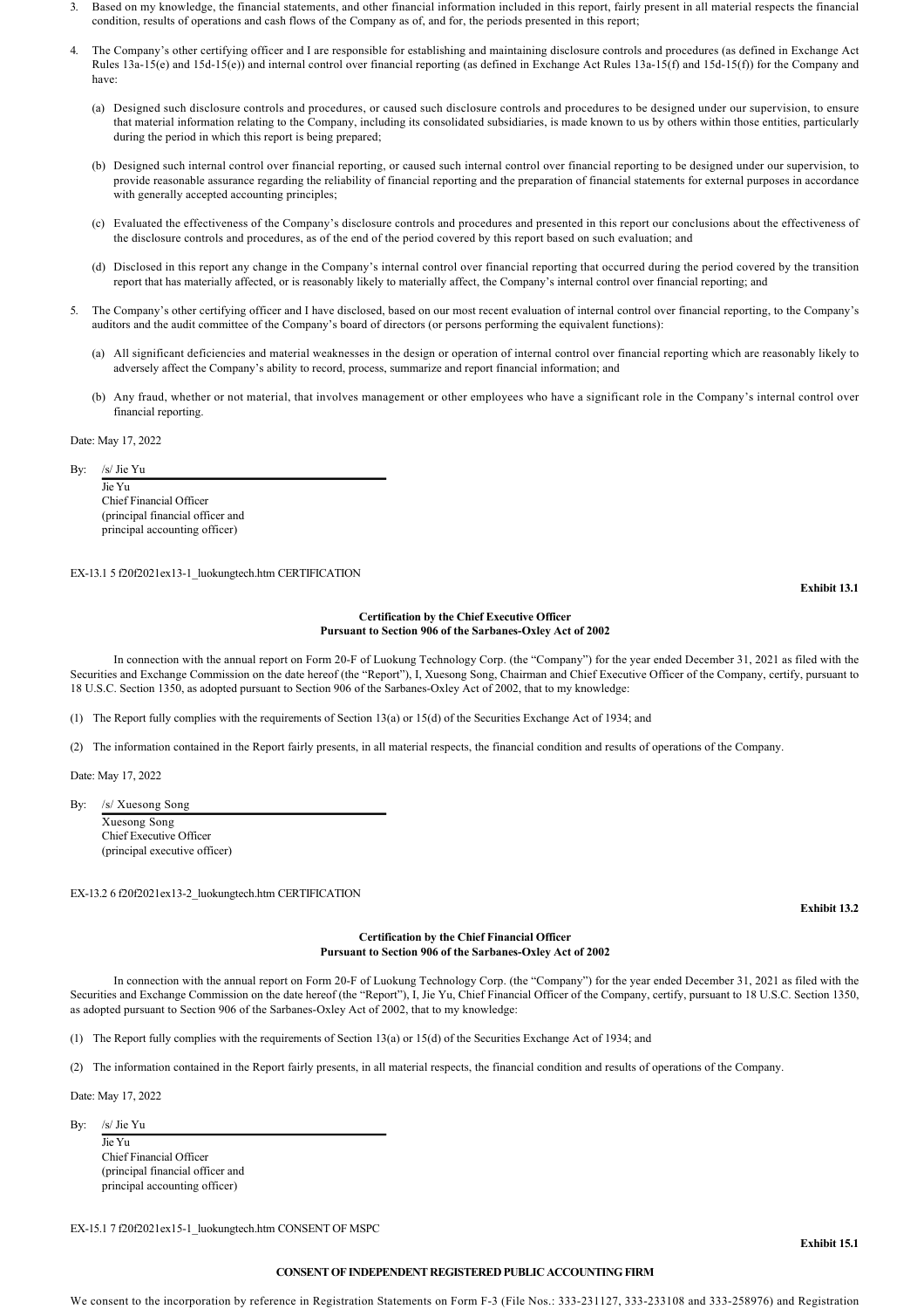3. Based on my knowledge, the financial statements, and other financial information included in this report, fairly present in all material respects the financial condition, results of operations and cash flows of the Company as of, and for, the periods presented in this report;

4. The Company's other certifying officer and I are responsible for establishing and maintaining disclosure controls and procedures (as defined in Exchange Act Rules 13a-15(e) and 15d-15(e)) and internal control over financial reporting (as defined in Exchange Act Rules 13a-15(f) and 15d-15(f)) for the Company and have:

   (a) Designed such disclosure controls and procedures, or caused such disclosure controls and procedures to be designed under our supervision, to ensure that material information relating to the Company, including its consolidated subsidiaries, is made known to us by others within those entities, particularly during the period in which this report is being prepared;

   (b) Designed such internal control over financial reporting, or caused such internal control over financial reporting to be designed under our supervision, to provide reasonable assurance regarding the reliability of financial reporting and the preparation of financial statements for external purposes in accordance with generally accepted accounting principles;

   (c) Evaluated the effectiveness of the Company's disclosure controls and procedures and presented in this report our conclusions about the effectiveness of the disclosure controls and procedures, as of the end of the period covered by this report based on such evaluation; and

   (d) Disclosed in this report any change in the Company's internal control over financial reporting that occurred during the period covered by the transition report that has materially affected, or is reasonably likely to materially affect, the Company's internal control over financial reporting; and

5. The Company's other certifying officer and I have disclosed, based on our most recent evaluation of internal control over financial reporting, to the Company's auditors and the audit committee of the Company's board of directors (or persons performing the equivalent functions):

   (a) All significant deficiencies and material weaknesses in the design or operation of internal control over financial reporting which are reasonably likely to adversely affect the Company's ability to record, process, summarize and report financial information; and

   (b) Any fraud, whether or not material, that involves management or other employees who have a significant role in the Company's internal control over financial reporting.

Date: May 17, 2022

By: /s/ Jie Yu
Jie Yu
Chief Financial Officer
(principal financial officer and
principal accounting officer)

EX-13.1 5 f20f2021ex13-1_luokungtech.htm CERTIFICATION

**Exhibit 13.1**

**Certification by the Chief Executive Officer**
**Pursuant to Section 906 of the Sarbanes-Oxley Act of 2002**

In connection with the annual report on Form 20-F of Luokung Technology Corp. (the "Company") for the year ended December 31, 2021 as filed with the Securities and Exchange Commission on the date hereof (the "Report"), I, Xuesong Song, Chairman and Chief Executive Officer of the Company, certify, pursuant to 18 U.S.C. Section 1350, as adopted pursuant to Section 906 of the Sarbanes-Oxley Act of 2002, that to my knowledge:

(1) The Report fully complies with the requirements of Section 13(a) or 15(d) of the Securities Exchange Act of 1934; and

(2) The information contained in the Report fairly presents, in all material respects, the financial condition and results of operations of the Company.

Date: May 17, 2022

By: /s/ Xuesong Song
Xuesong Song
Chief Executive Officer
(principal executive officer)

EX-13.2 6 f20f2021ex13-2_luokungtech.htm CERTIFICATION

**Exhibit 13.2**

**Certification by the Chief Financial Officer**
**Pursuant to Section 906 of the Sarbanes-Oxley Act of 2002**

In connection with the annual report on Form 20-F of Luokung Technology Corp. (the "Company") for the year ended December 31, 2021 as filed with the Securities and Exchange Commission on the date hereof (the "Report"), I, Jie Yu, Chief Financial Officer of the Company, certify, pursuant to 18 U.S.C. Section 1350, as adopted pursuant to Section 906 of the Sarbanes-Oxley Act of 2002, that to my knowledge:

(1) The Report fully complies with the requirements of Section 13(a) or 15(d) of the Securities Exchange Act of 1934; and

(2) The information contained in the Report fairly presents, in all material respects, the financial condition and results of operations of the Company.

Date: May 17, 2022

By: /s/ Jie Yu
Jie Yu
Chief Financial Officer
(principal financial officer and
principal accounting officer)

EX-15.1 7 f20f2021ex15-1_luokungtech.htm CONSENT OF MSPC

**Exhibit 15.1**

**CONSENT OF INDEPENDENT REGISTERED PUBLIC ACCOUNTING FIRM**

We consent to the incorporation by reference in Registration Statements on Form F-3 (File Nos.: 333-231127, 333-233108 and 333-258976) and Registration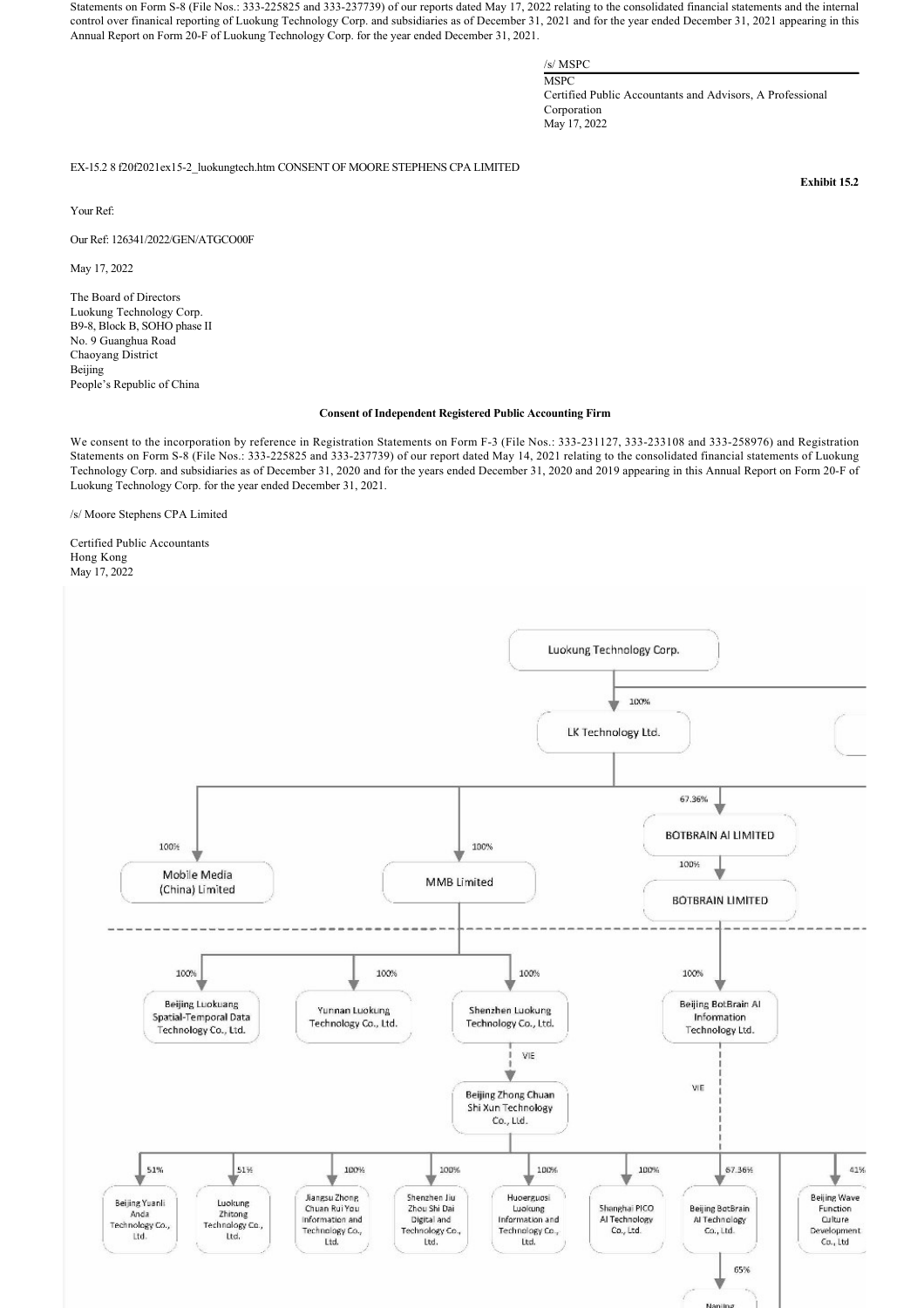Statements on Form S-8 (File Nos.: 333-225825 and 333-237739) of our reports dated May 17, 2022 relating to the consolidated financial statements and the internal control over finanical reporting of Luokung Technology Corp. and subsidiaries as of December 31, 2021 and for the year ended December 31, 2021 appearing in this Annual Report on Form 20-F of Luokung Technology Corp. for the year ended December 31, 2021.

/s/ MSPC

MSPC
Certified Public Accountants and Advisors, A Professional Corporation
May 17, 2022

EX-15.2 8 f20f2021ex15-2_luokungtech.htm CONSENT OF MOORE STEPHENS CPA LIMITED

**Exhibit 15.2**

Your Ref:

Our Ref: 126341/2022/GEN/ATGCO00F

May 17, 2022

The Board of Directors
Luokung Technology Corp.
B9-8, Block B, SOHO phase II
No. 9 Guanghua Road
Chaoyang District
Beijing
People's Republic of China

**Consent of Independent Registered Public Accounting Firm**

We consent to the incorporation by reference in Registration Statements on Form F-3 (File Nos.: 333-231127, 333-233108 and 333-258976) and Registration Statements on Form S-8 (File Nos.: 333-225825 and 333-237739) of our report dated May 14, 2021 relating to the consolidated financial statements of Luokung Technology Corp. and subsidiaries as of December 31, 2020 and for the years ended December 31, 2020 and 2019 appearing in this Annual Report on Form 20-F of Luokung Technology Corp. for the year ended December 31, 2021.

/s/ Moore Stephens CPA Limited

Certified Public Accountants
Hong Kong
May 17, 2022

- Luokung Technology Corp.
  - 100% LK Technology Ltd.
    - 100% Mobile Media (China) Limited
      - 100% Beijing Luokuang Spatial-Temporal Data Technology Co., Ltd.
    - 100% MMB Limited
      - 100% Yunnan Luokung Technology Co., Ltd.
      - 100% Shenzhen Luokung Technology Co., Ltd.
        - VIE: Beijing Zhong Chuan Shi Xun Technology Co., Ltd.
          - 51% Beijing Yuanli Anda Technology Co., Ltd.
          - 51% Luokung Zhitong Technology Co., Ltd.
          - 100% Jiangsu Zhong Chuan Rui You Information and Technology Co., Ltd.
          - 100% Shenzhen Jiu Zhou Shi Dai Digital and Technology Co., Ltd.
          - 100% Huoerguosi Luokung Information and Technology Co., Ltd.
          - 100% Shanghai PICO AI Technology Co., Ltd.
          - 67.36% Beijing BotBrain AI Technology Co., Ltd.
            - 65% Nanjing
          - 41% Beijing Wave Function Culture Development Co., Ltd
    - 67.36% BOTBRAIN AI LIMITED
      - 100% BOTBRAIN LIMITED
        - 100% Beijing BotBrain AI Information Technology Ltd.
          - VIE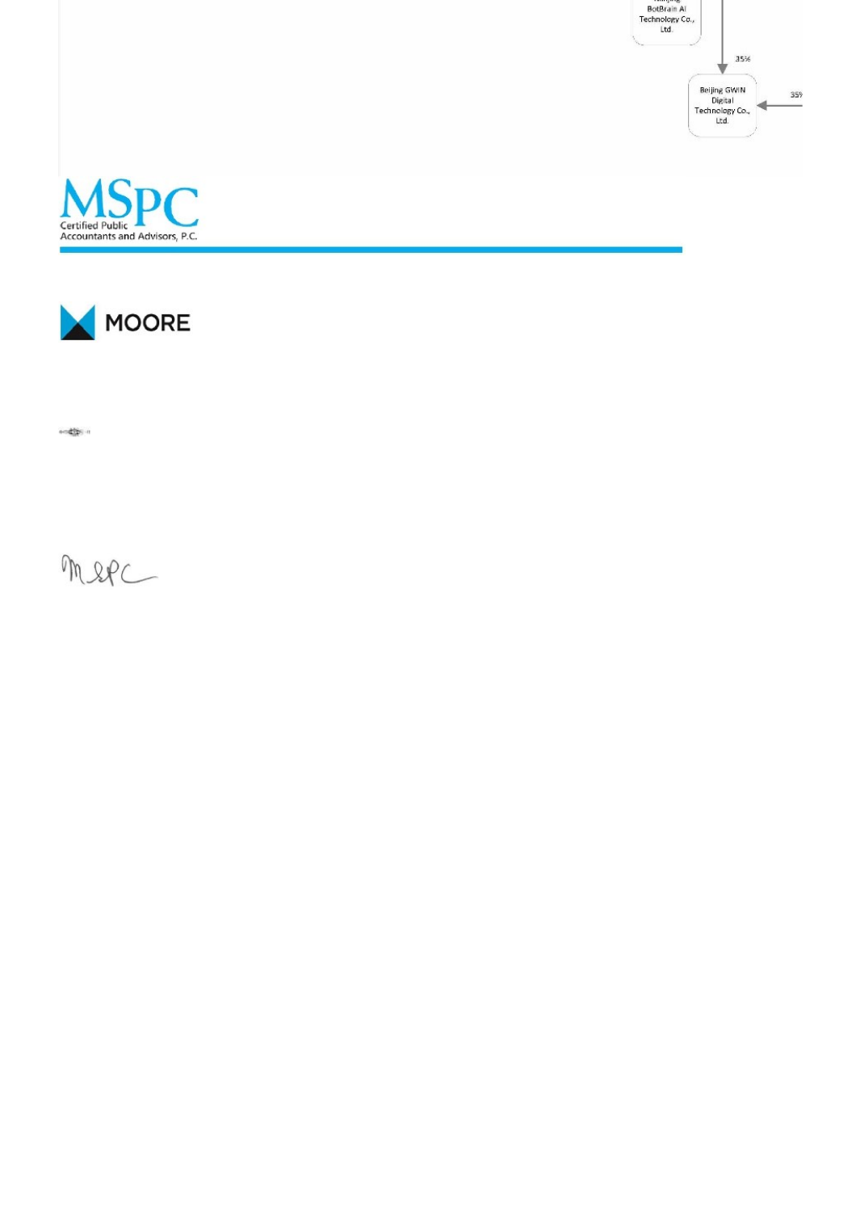BotBrain AI Technology Co., Ltd.

35%

Beijing GWIN Digital Technology Co., Ltd.

35%

MSPC

Certified Public Accountants and Advisors, P.C.

MOORE